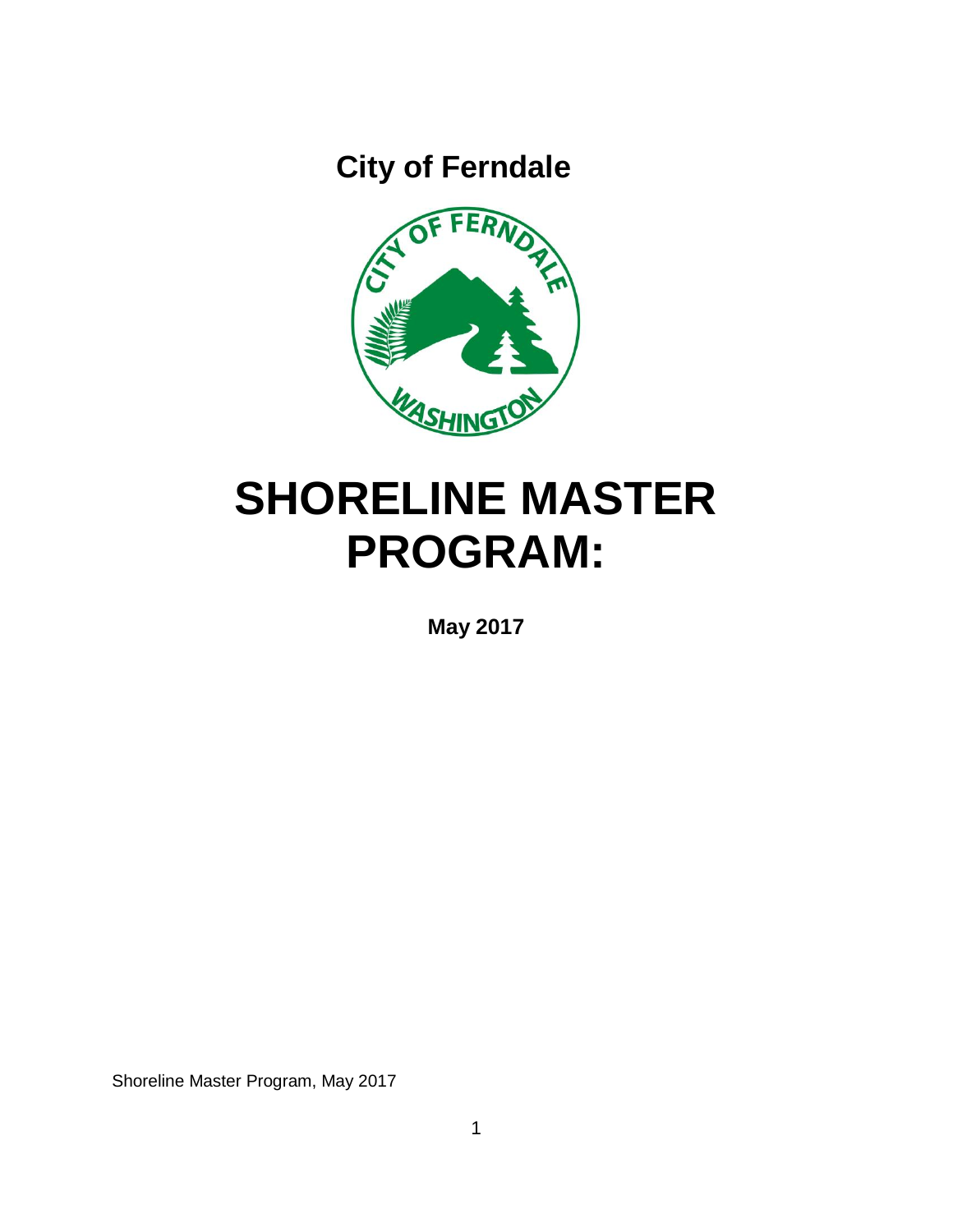# City of Ferndale

# SHORELINE MASTER PROGRAM:

**May 2017**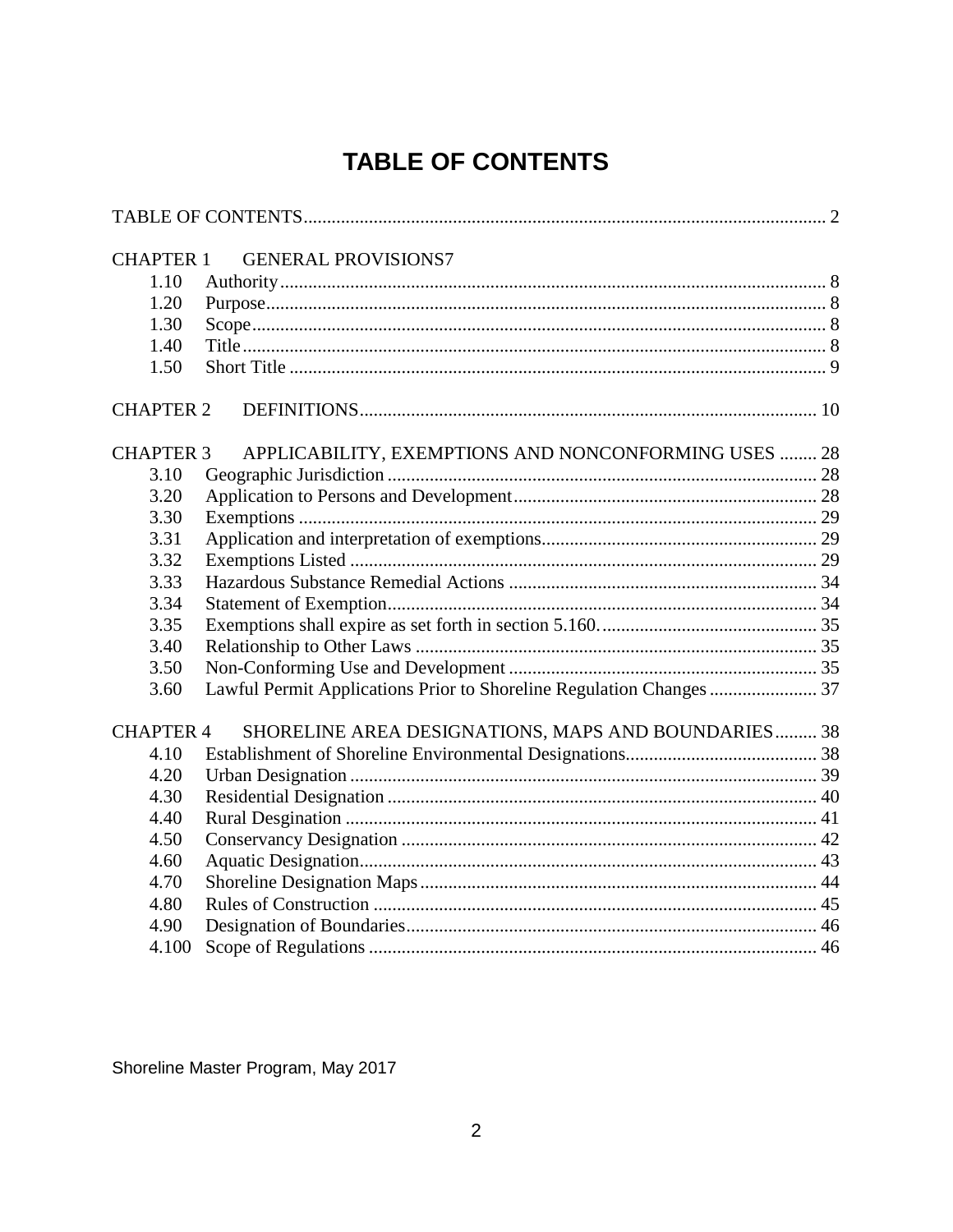# TABLE OF CONTENTS

TABLE OF CONTENTS ..... 2

CHAPTER 1 GENERAL PROVISIONS7

- 1.10 Authority ..... 8
- 1.20 Purpose ..... 8
- 1.30 Scope ..... 8
- 1.40 Title ..... 8
- 1.50 Short Title ..... 9

CHAPTER 2 DEFINITIONS ..... 10

CHAPTER 3 APPLICABILITY, EXEMPTIONS AND NONCONFORMING USES ..... 28

- 3.10 Geographic Jurisdiction ..... 28
- 3.20 Application to Persons and Development ..... 28
- 3.30 Exemptions ..... 29
- 3.31 Application and interpretation of exemptions ..... 29
- 3.32 Exemptions Listed ..... 29
- 3.33 Hazardous Substance Remedial Actions ..... 34
- 3.34 Statement of Exemption ..... 34
- 3.35 Exemptions shall expire as set forth in section 5.160. ..... 35
- 3.40 Relationship to Other Laws ..... 35
- 3.50 Non-Conforming Use and Development ..... 35
- 3.60 Lawful Permit Applications Prior to Shoreline Regulation Changes ..... 37

CHAPTER 4 SHORELINE AREA DESIGNATIONS, MAPS AND BOUNDARIES ..... 38

- 4.10 Establishment of Shoreline Environmental Designations ..... 38
- 4.20 Urban Designation ..... 39
- 4.30 Residential Designation ..... 40
- 4.40 Rural Desgination ..... 41
- 4.50 Conservancy Designation ..... 42
- 4.60 Aquatic Designation ..... 43
- 4.70 Shoreline Designation Maps ..... 44
- 4.80 Rules of Construction ..... 45
- 4.90 Designation of Boundaries ..... 46
- 4.100 Scope of Regulations ..... 46

Shoreline Master Program, May 2017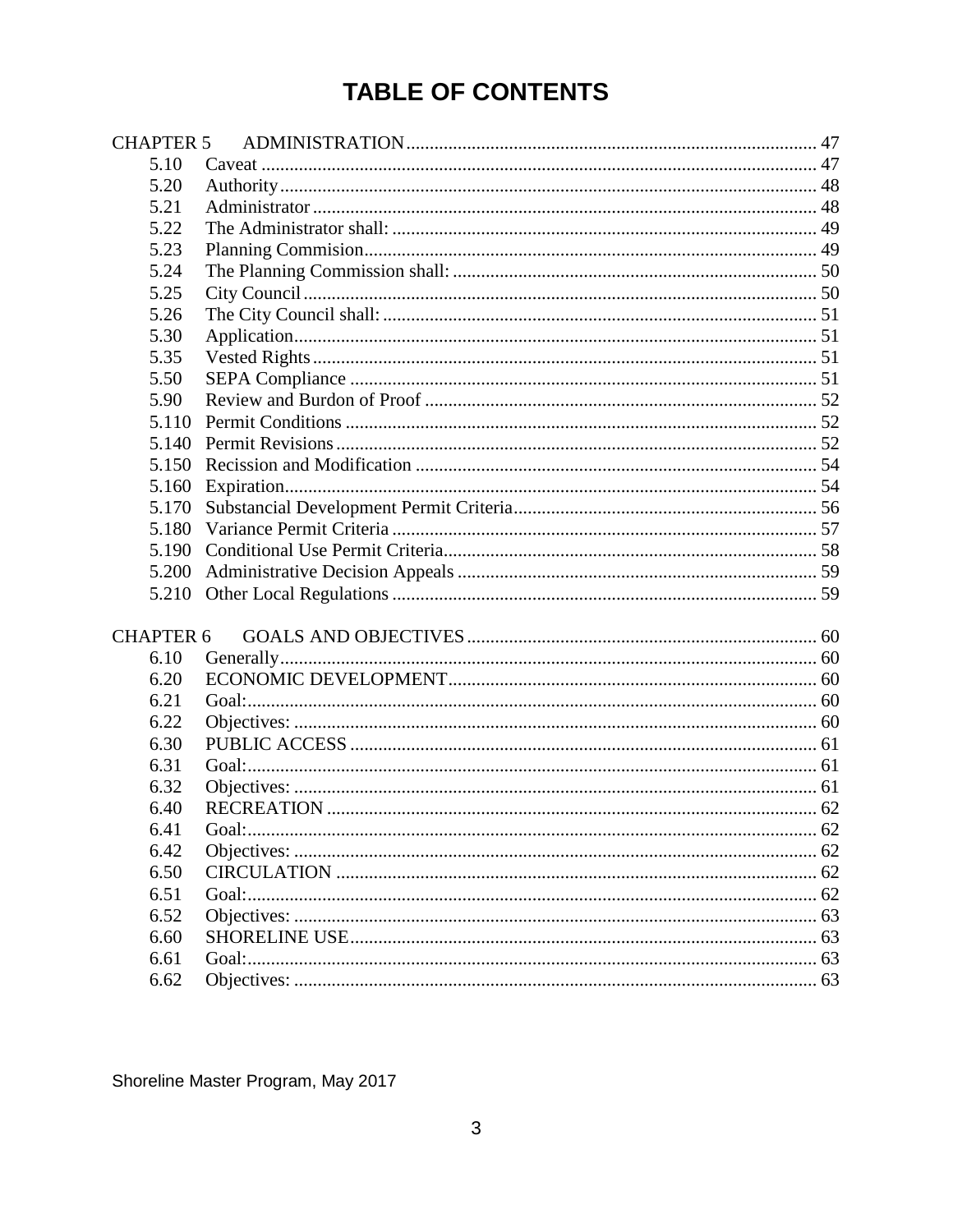# TABLE OF CONTENTS

| | | |
|---|---|---|
| CHAPTER 5 | ADMINISTRATION | 47 |
| 5.10 | Caveat | 47 |
| 5.20 | Authority | 48 |
| 5.21 | Administrator | 48 |
| 5.22 | The Administrator shall: | 49 |
| 5.23 | Planning Commision | 49 |
| 5.24 | The Planning Commission shall: | 50 |
| 5.25 | City Council | 50 |
| 5.26 | The City Council shall: | 51 |
| 5.30 | Application | 51 |
| 5.35 | Vested Rights | 51 |
| 5.50 | SEPA Compliance | 51 |
| 5.90 | Review and Burdon of Proof | 52 |
| 5.110 | Permit Conditions | 52 |
| 5.140 | Permit Revisions | 52 |
| 5.150 | Recission and Modification | 54 |
| 5.160 | Expiration | 54 |
| 5.170 | Substancial Development Permit Criteria | 56 |
| 5.180 | Variance Permit Criteria | 57 |
| 5.190 | Conditional Use Permit Criteria | 58 |
| 5.200 | Administrative Decision Appeals | 59 |
| 5.210 | Other Local Regulations | 59 |
| CHAPTER 6 | GOALS AND OBJECTIVES | 60 |
| 6.10 | Generally | 60 |
| 6.20 | ECONOMIC DEVELOPMENT | 60 |
| 6.21 | Goal: | 60 |
| 6.22 | Objectives: | 60 |
| 6.30 | PUBLIC ACCESS | 61 |
| 6.31 | Goal: | 61 |
| 6.32 | Objectives: | 61 |
| 6.40 | RECREATION | 62 |
| 6.41 | Goal: | 62 |
| 6.42 | Objectives: | 62 |
| 6.50 | CIRCULATION | 62 |
| 6.51 | Goal: | 62 |
| 6.52 | Objectives: | 63 |
| 6.60 | SHORELINE USE | 63 |
| 6.61 | Goal: | 63 |
| 6.62 | Objectives: | 63 |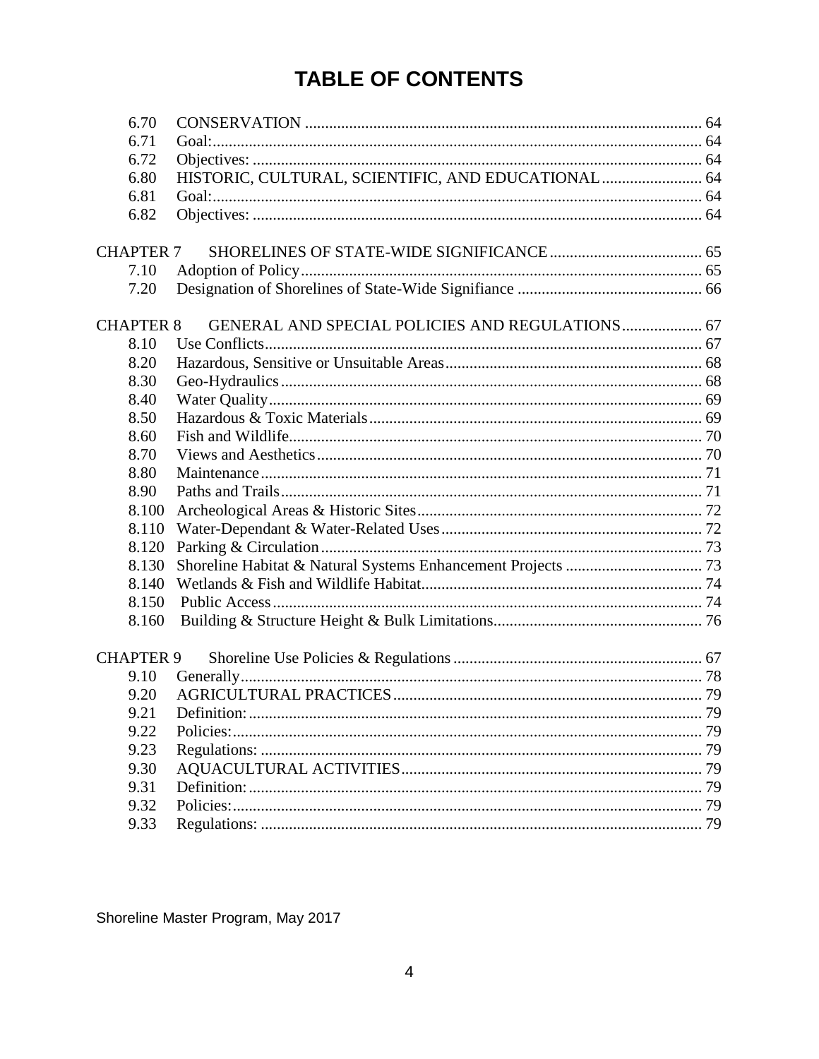# TABLE OF CONTENTS

| | | |
|---|---|---|
| 6.70 | CONSERVATION | 64 |
| 6.71 | Goal: | 64 |
| 6.72 | Objectives: | 64 |
| 6.80 | HISTORIC, CULTURAL, SCIENTIFIC, AND EDUCATIONAL | 64 |
| 6.81 | Goal: | 64 |
| 6.82 | Objectives: | 64 |
| CHAPTER 7 | SHORELINES OF STATE-WIDE SIGNIFICANCE | 65 |
| 7.10 | Adoption of Policy | 65 |
| 7.20 | Designation of Shorelines of State-Wide Signifiance | 66 |
| CHAPTER 8 | GENERAL AND SPECIAL POLICIES AND REGULATIONS | 67 |
| 8.10 | Use Conflicts | 67 |
| 8.20 | Hazardous, Sensitive or Unsuitable Areas | 68 |
| 8.30 | Geo-Hydraulics | 68 |
| 8.40 | Water Quality | 69 |
| 8.50 | Hazardous & Toxic Materials | 69 |
| 8.60 | Fish and Wildlife | 70 |
| 8.70 | Views and Aesthetics | 70 |
| 8.80 | Maintenance | 71 |
| 8.90 | Paths and Trails | 71 |
| 8.100 | Archeological Areas & Historic Sites | 72 |
| 8.110 | Water-Dependant & Water-Related Uses | 72 |
| 8.120 | Parking & Circulation | 73 |
| 8.130 | Shoreline Habitat & Natural Systems Enhancement Projects | 73 |
| 8.140 | Wetlands & Fish and Wildlife Habitat | 74 |
| 8.150 | Public Access | 74 |
| 8.160 | Building & Structure Height & Bulk Limitations | 76 |
| CHAPTER 9 | Shoreline Use Policies & Regulations | 67 |
| 9.10 | Generally | 78 |
| 9.20 | AGRICULTURAL PRACTICES | 79 |
| 9.21 | Definition: | 79 |
| 9.22 | Policies: | 79 |
| 9.23 | Regulations: | 79 |
| 9.30 | AQUACULTURAL ACTIVITIES | 79 |
| 9.31 | Definition: | 79 |
| 9.32 | Policies: | 79 |
| 9.33 | Regulations: | 79 |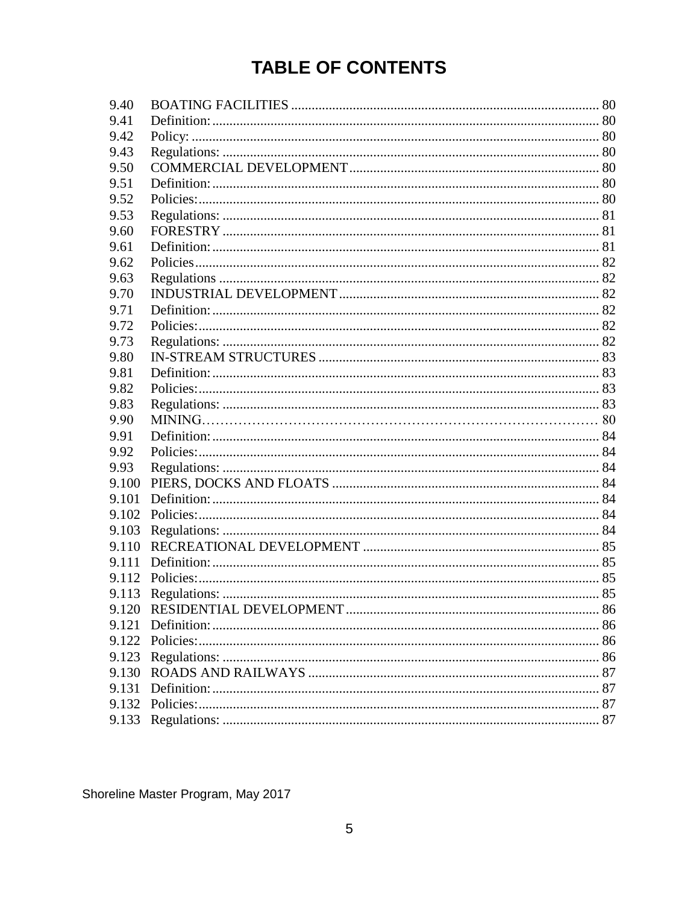# TABLE OF CONTENTS

| | | |
|---|---|---|
| 9.40 | BOATING FACILITIES | 80 |
| 9.41 | Definition: | 80 |
| 9.42 | Policy: | 80 |
| 9.43 | Regulations: | 80 |
| 9.50 | COMMERCIAL DEVELOPMENT | 80 |
| 9.51 | Definition: | 80 |
| 9.52 | Policies: | 80 |
| 9.53 | Regulations: | 81 |
| 9.60 | FORESTRY | 81 |
| 9.61 | Definition: | 81 |
| 9.62 | Policies | 82 |
| 9.63 | Regulations | 82 |
| 9.70 | INDUSTRIAL DEVELOPMENT | 82 |
| 9.71 | Definition: | 82 |
| 9.72 | Policies: | 82 |
| 9.73 | Regulations: | 82 |
| 9.80 | IN-STREAM STRUCTURES | 83 |
| 9.81 | Definition: | 83 |
| 9.82 | Policies: | 83 |
| 9.83 | Regulations: | 83 |
| 9.90 | MINING | 80 |
| 9.91 | Definition: | 84 |
| 9.92 | Policies: | 84 |
| 9.93 | Regulations: | 84 |
| 9.100 | PIERS, DOCKS AND FLOATS | 84 |
| 9.101 | Definition: | 84 |
| 9.102 | Policies: | 84 |
| 9.103 | Regulations: | 84 |
| 9.110 | RECREATIONAL DEVELOPMENT | 85 |
| 9.111 | Definition: | 85 |
| 9.112 | Policies: | 85 |
| 9.113 | Regulations: | 85 |
| 9.120 | RESIDENTIAL DEVELOPMENT | 86 |
| 9.121 | Definition: | 86 |
| 9.122 | Policies: | 86 |
| 9.123 | Regulations: | 86 |
| 9.130 | ROADS AND RAILWAYS | 87 |
| 9.131 | Definition: | 87 |
| 9.132 | Policies: | 87 |
| 9.133 | Regulations: | 87 |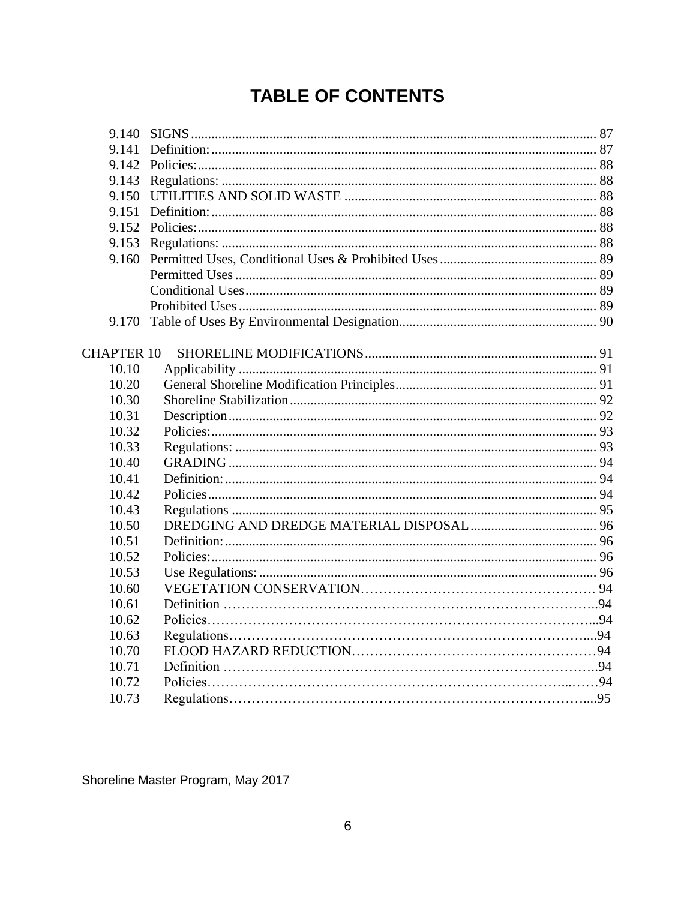# TABLE OF CONTENTS

| | | |
|---|---|---|
| 9.140 | SIGNS | 87 |
| 9.141 | Definition: | 87 |
| 9.142 | Policies: | 88 |
| 9.143 | Regulations: | 88 |
| 9.150 | UTILITIES AND SOLID WASTE | 88 |
| 9.151 | Definition: | 88 |
| 9.152 | Policies: | 88 |
| 9.153 | Regulations: | 88 |
| 9.160 | Permitted Uses, Conditional Uses & Prohibited Uses | 89 |
| | Permitted Uses | 89 |
| | Conditional Uses | 89 |
| | Prohibited Uses | 89 |
| 9.170 | Table of Uses By Environmental Designation | 90 |
| | | |
| CHAPTER 10 | SHORELINE MODIFICATIONS | 91 |
| 10.10 | Applicability | 91 |
| 10.20 | General Shoreline Modification Principles | 91 |
| 10.30 | Shoreline Stabilization | 92 |
| 10.31 | Description | 92 |
| 10.32 | Policies: | 93 |
| 10.33 | Regulations: | 93 |
| 10.40 | GRADING | 94 |
| 10.41 | Definition: | 94 |
| 10.42 | Policies | 94 |
| 10.43 | Regulations | 95 |
| 10.50 | DREDGING AND DREDGE MATERIAL DISPOSAL | 96 |
| 10.51 | Definition: | 96 |
| 10.52 | Policies: | 96 |
| 10.53 | Use Regulations: | 96 |
| 10.60 | VEGETATION CONSERVATION | 94 |
| 10.61 | Definition | 94 |
| 10.62 | Policies | 94 |
| 10.63 | Regulations | 94 |
| 10.70 | FLOOD HAZARD REDUCTION | 94 |
| 10.71 | Definition | 94 |
| 10.72 | Policies | 94 |
| 10.73 | Regulations | 95 |

Shoreline Master Program, May 2017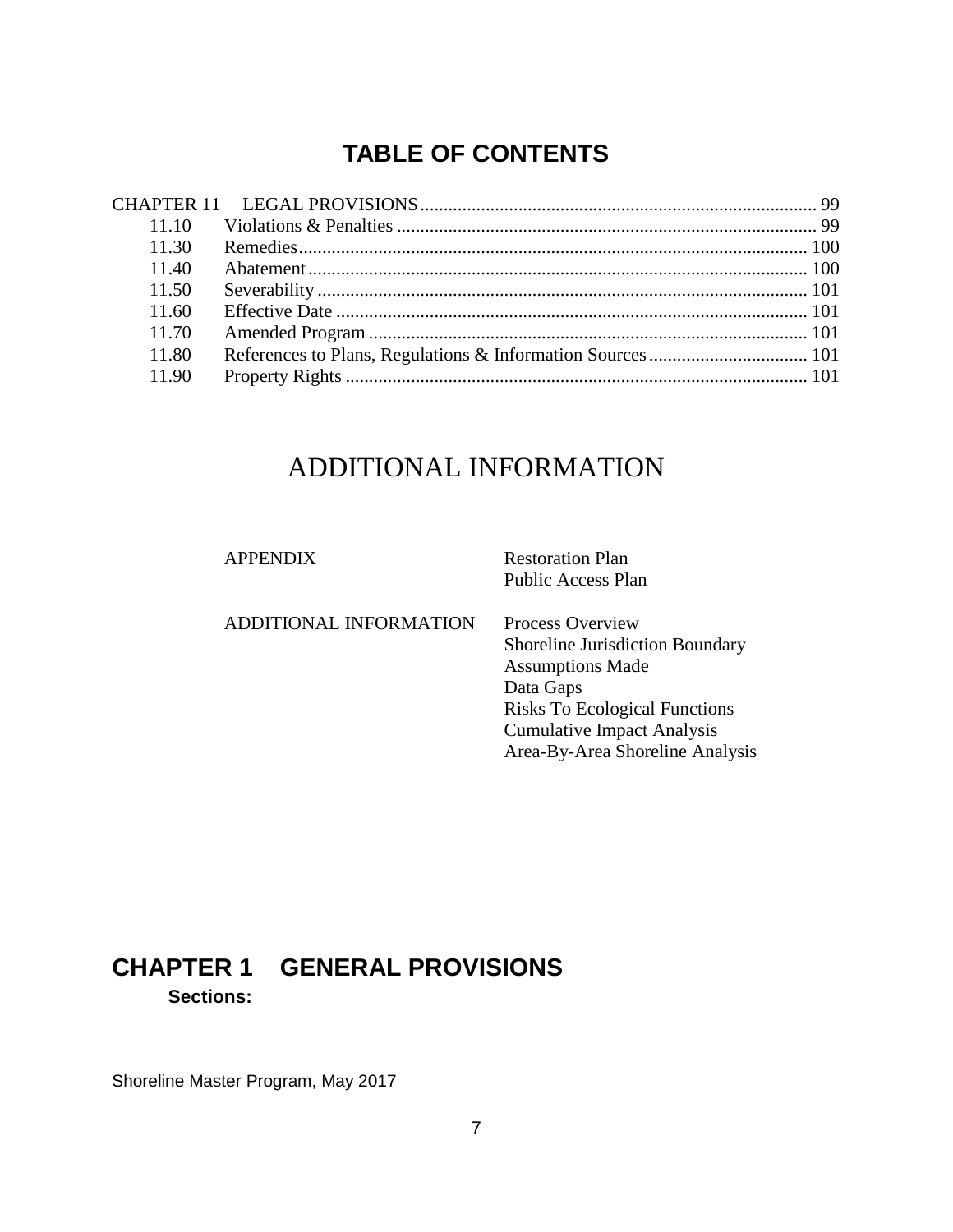## TABLE OF CONTENTS

| | | |
|---|---|---|
| CHAPTER 11 | LEGAL PROVISIONS | 99 |
| 11.10 | Violations & Penalties | 99 |
| 11.30 | Remedies | 100 |
| 11.40 | Abatement | 100 |
| 11.50 | Severability | 101 |
| 11.60 | Effective Date | 101 |
| 11.70 | Amended Program | 101 |
| 11.80 | References to Plans, Regulations & Information Sources | 101 |
| 11.90 | Property Rights | 101 |

# ADDITIONAL INFORMATION

| | |
|---|---|
| APPENDIX | Restoration Plan<br>Public Access Plan |
| ADDITIONAL INFORMATION | Process Overview<br>Shoreline Jurisdiction Boundary<br>Assumptions Made<br>Data Gaps<br>Risks To Ecological Functions<br>Cumulative Impact Analysis<br>Area-By-Area Shoreline Analysis |

# CHAPTER 1 GENERAL PROVISIONS

**Sections:**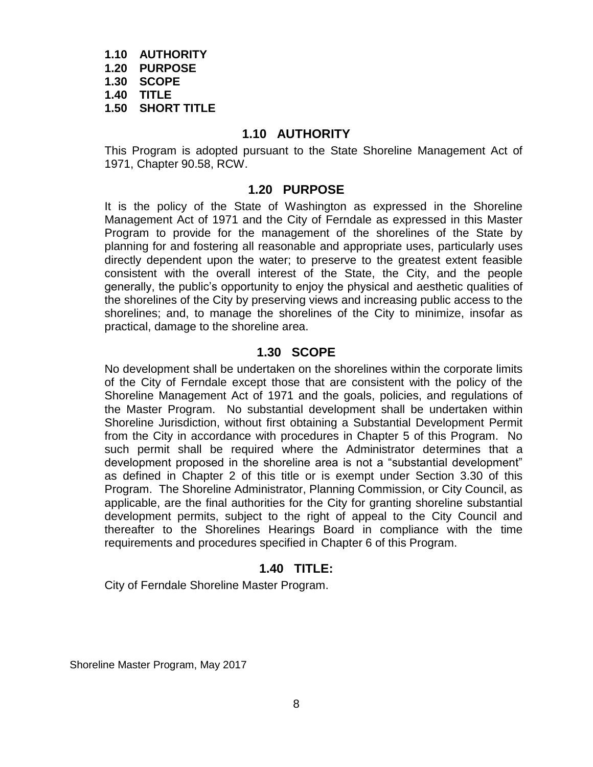**1.10 AUTHORITY**
**1.20 PURPOSE**
**1.30 SCOPE**
**1.40 TITLE**
**1.50 SHORT TITLE**

## 1.10 AUTHORITY

This Program is adopted pursuant to the State Shoreline Management Act of 1971, Chapter 90.58, RCW.

## 1.20 PURPOSE

It is the policy of the State of Washington as expressed in the Shoreline Management Act of 1971 and the City of Ferndale as expressed in this Master Program to provide for the management of the shorelines of the State by planning for and fostering all reasonable and appropriate uses, particularly uses directly dependent upon the water; to preserve to the greatest extent feasible consistent with the overall interest of the State, the City, and the people generally, the public's opportunity to enjoy the physical and aesthetic qualities of the shorelines of the City by preserving views and increasing public access to the shorelines; and, to manage the shorelines of the City to minimize, insofar as practical, damage to the shoreline area.

## 1.30 SCOPE

No development shall be undertaken on the shorelines within the corporate limits of the City of Ferndale except those that are consistent with the policy of the Shoreline Management Act of 1971 and the goals, policies, and regulations of the Master Program. No substantial development shall be undertaken within Shoreline Jurisdiction, without first obtaining a Substantial Development Permit from the City in accordance with procedures in Chapter 5 of this Program. No such permit shall be required where the Administrator determines that a development proposed in the shoreline area is not a "substantial development" as defined in Chapter 2 of this title or is exempt under Section 3.30 of this Program. The Shoreline Administrator, Planning Commission, or City Council, as applicable, are the final authorities for the City for granting shoreline substantial development permits, subject to the right of appeal to the City Council and thereafter to the Shorelines Hearings Board in compliance with the time requirements and procedures specified in Chapter 6 of this Program.

## 1.40 TITLE:

City of Ferndale Shoreline Master Program.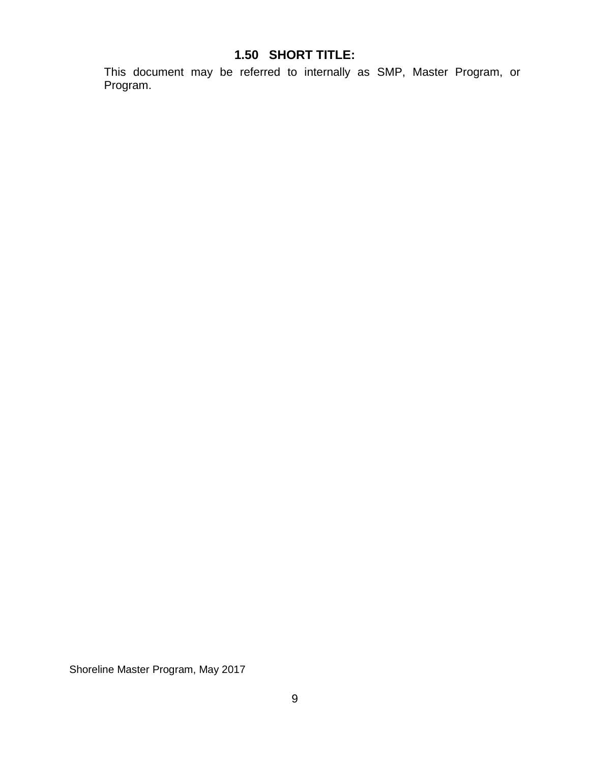## 1.50 SHORT TITLE:

This document may be referred to internally as SMP, Master Program, or Program.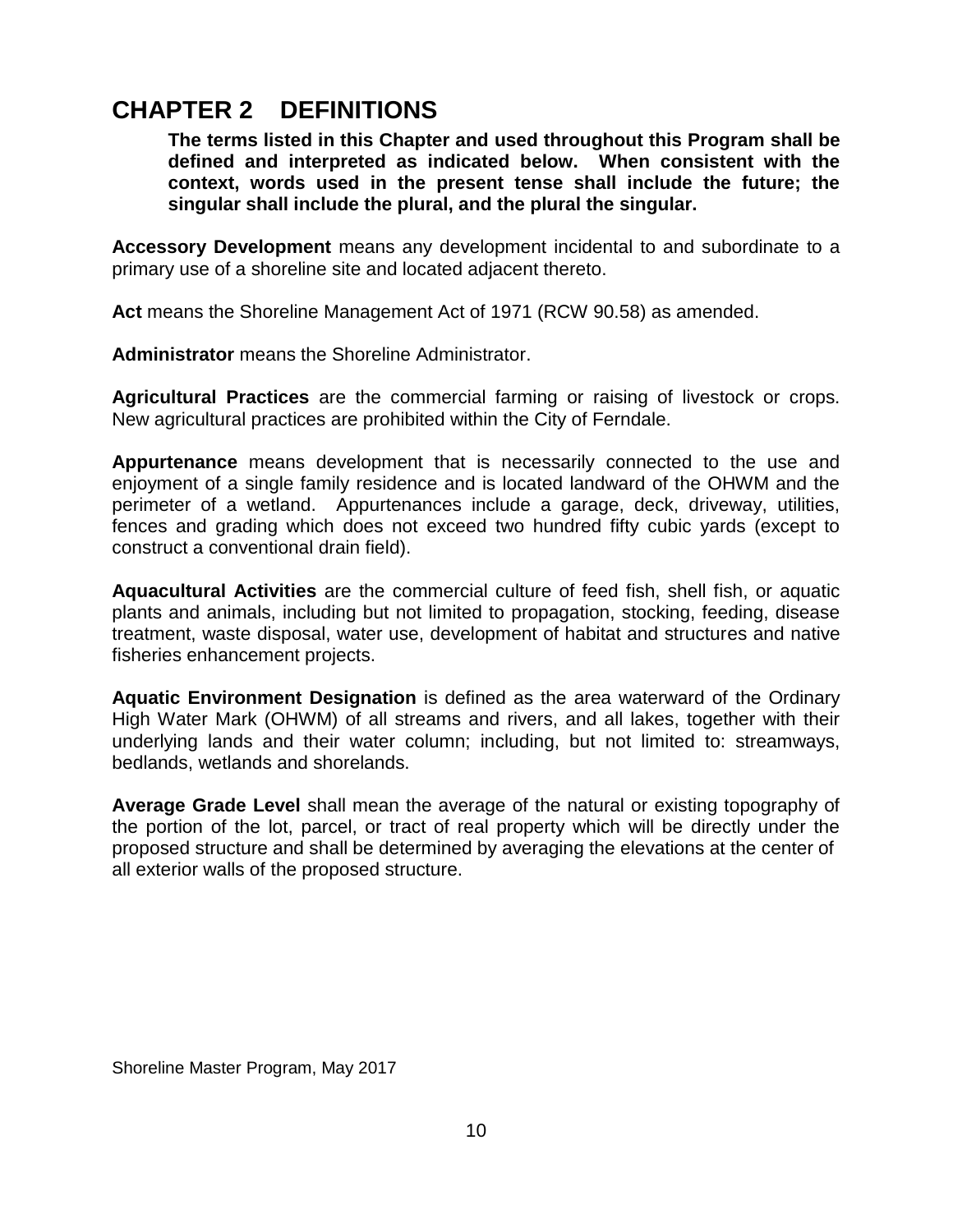# CHAPTER 2 DEFINITIONS

**The terms listed in this Chapter and used throughout this Program shall be defined and interpreted as indicated below. When consistent with the context, words used in the present tense shall include the future; the singular shall include the plural, and the plural the singular.**

**Accessory Development** means any development incidental to and subordinate to a primary use of a shoreline site and located adjacent thereto.

**Act** means the Shoreline Management Act of 1971 (RCW 90.58) as amended.

**Administrator** means the Shoreline Administrator.

**Agricultural Practices** are the commercial farming or raising of livestock or crops. New agricultural practices are prohibited within the City of Ferndale.

**Appurtenance** means development that is necessarily connected to the use and enjoyment of a single family residence and is located landward of the OHWM and the perimeter of a wetland. Appurtenances include a garage, deck, driveway, utilities, fences and grading which does not exceed two hundred fifty cubic yards (except to construct a conventional drain field).

**Aquacultural Activities** are the commercial culture of feed fish, shell fish, or aquatic plants and animals, including but not limited to propagation, stocking, feeding, disease treatment, waste disposal, water use, development of habitat and structures and native fisheries enhancement projects.

**Aquatic Environment Designation** is defined as the area waterward of the Ordinary High Water Mark (OHWM) of all streams and rivers, and all lakes, together with their underlying lands and their water column; including, but not limited to: streamways, bedlands, wetlands and shorelands.

**Average Grade Level** shall mean the average of the natural or existing topography of the portion of the lot, parcel, or tract of real property which will be directly under the proposed structure and shall be determined by averaging the elevations at the center of all exterior walls of the proposed structure.

Shoreline Master Program, May 2017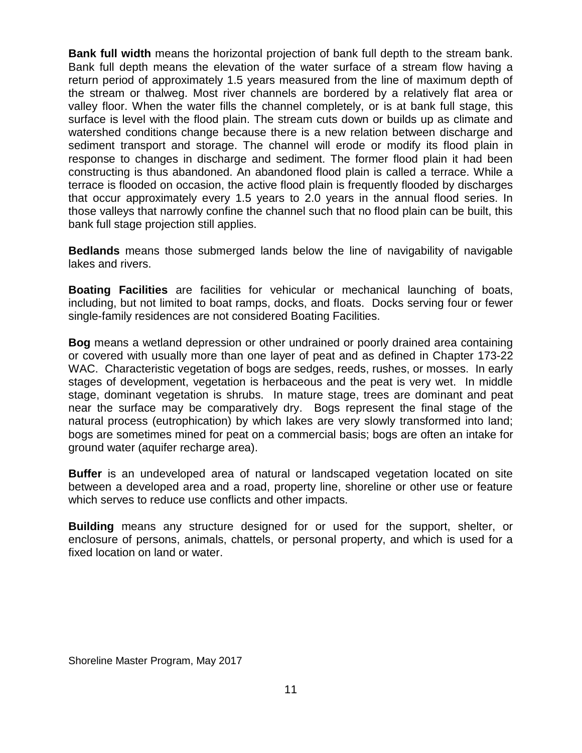**Bank full width** means the horizontal projection of bank full depth to the stream bank. Bank full depth means the elevation of the water surface of a stream flow having a return period of approximately 1.5 years measured from the line of maximum depth of the stream or thalweg. Most river channels are bordered by a relatively flat area or valley floor. When the water fills the channel completely, or is at bank full stage, this surface is level with the flood plain. The stream cuts down or builds up as climate and watershed conditions change because there is a new relation between discharge and sediment transport and storage. The channel will erode or modify its flood plain in response to changes in discharge and sediment. The former flood plain it had been constructing is thus abandoned. An abandoned flood plain is called a terrace. While a terrace is flooded on occasion, the active flood plain is frequently flooded by discharges that occur approximately every 1.5 years to 2.0 years in the annual flood series. In those valleys that narrowly confine the channel such that no flood plain can be built, this bank full stage projection still applies.

**Bedlands** means those submerged lands below the line of navigability of navigable lakes and rivers.

**Boating Facilities** are facilities for vehicular or mechanical launching of boats, including, but not limited to boat ramps, docks, and floats. Docks serving four or fewer single-family residences are not considered Boating Facilities.

**Bog** means a wetland depression or other undrained or poorly drained area containing or covered with usually more than one layer of peat and as defined in Chapter 173-22 WAC. Characteristic vegetation of bogs are sedges, reeds, rushes, or mosses. In early stages of development, vegetation is herbaceous and the peat is very wet. In middle stage, dominant vegetation is shrubs. In mature stage, trees are dominant and peat near the surface may be comparatively dry. Bogs represent the final stage of the natural process (eutrophication) by which lakes are very slowly transformed into land; bogs are sometimes mined for peat on a commercial basis; bogs are often an intake for ground water (aquifer recharge area).

**Buffer** is an undeveloped area of natural or landscaped vegetation located on site between a developed area and a road, property line, shoreline or other use or feature which serves to reduce use conflicts and other impacts.

**Building** means any structure designed for or used for the support, shelter, or enclosure of persons, animals, chattels, or personal property, and which is used for a fixed location on land or water.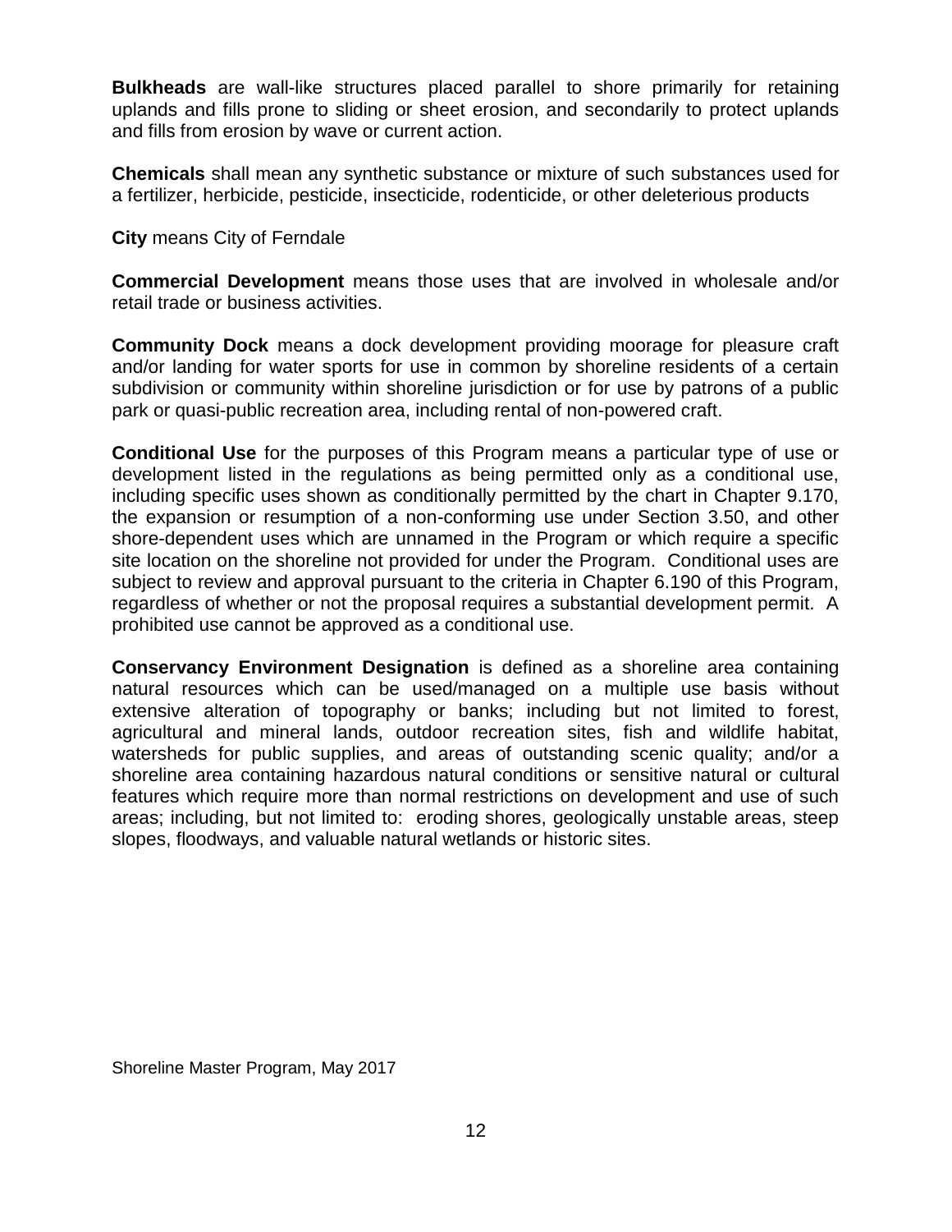**Bulkheads** are wall-like structures placed parallel to shore primarily for retaining uplands and fills prone to sliding or sheet erosion, and secondarily to protect uplands and fills from erosion by wave or current action.

**Chemicals** shall mean any synthetic substance or mixture of such substances used for a fertilizer, herbicide, pesticide, insecticide, rodenticide, or other deleterious products

**City** means City of Ferndale

**Commercial Development** means those uses that are involved in wholesale and/or retail trade or business activities.

**Community Dock** means a dock development providing moorage for pleasure craft and/or landing for water sports for use in common by shoreline residents of a certain subdivision or community within shoreline jurisdiction or for use by patrons of a public park or quasi-public recreation area, including rental of non-powered craft.

**Conditional Use** for the purposes of this Program means a particular type of use or development listed in the regulations as being permitted only as a conditional use, including specific uses shown as conditionally permitted by the chart in Chapter 9.170, the expansion or resumption of a non-conforming use under Section 3.50, and other shore-dependent uses which are unnamed in the Program or which require a specific site location on the shoreline not provided for under the Program. Conditional uses are subject to review and approval pursuant to the criteria in Chapter 6.190 of this Program, regardless of whether or not the proposal requires a substantial development permit. A prohibited use cannot be approved as a conditional use.

**Conservancy Environment Designation** is defined as a shoreline area containing natural resources which can be used/managed on a multiple use basis without extensive alteration of topography or banks; including but not limited to forest, agricultural and mineral lands, outdoor recreation sites, fish and wildlife habitat, watersheds for public supplies, and areas of outstanding scenic quality; and/or a shoreline area containing hazardous natural conditions or sensitive natural or cultural features which require more than normal restrictions on development and use of such areas; including, but not limited to: eroding shores, geologically unstable areas, steep slopes, floodways, and valuable natural wetlands or historic sites.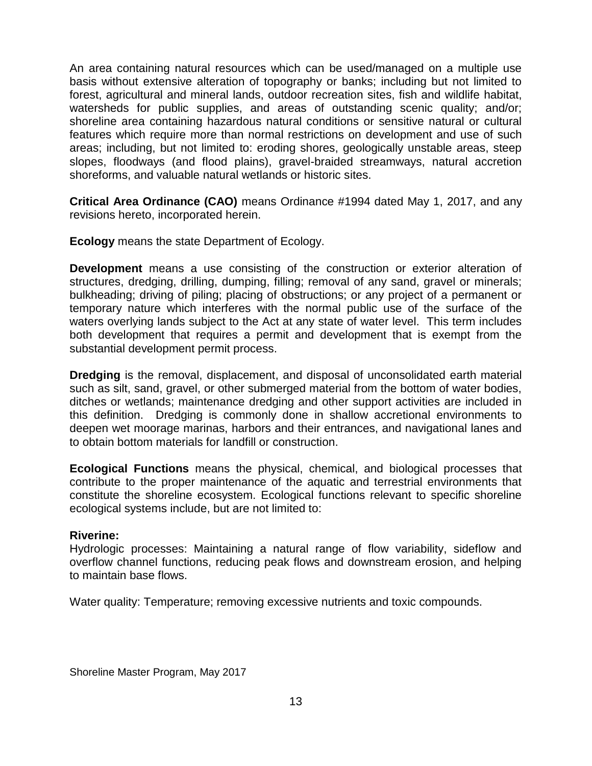An area containing natural resources which can be used/managed on a multiple use basis without extensive alteration of topography or banks; including but not limited to forest, agricultural and mineral lands, outdoor recreation sites, fish and wildlife habitat, watersheds for public supplies, and areas of outstanding scenic quality; and/or; shoreline area containing hazardous natural conditions or sensitive natural or cultural features which require more than normal restrictions on development and use of such areas; including, but not limited to: eroding shores, geologically unstable areas, steep slopes, floodways (and flood plains), gravel-braided streamways, natural accretion shoreforms, and valuable natural wetlands or historic sites.

**Critical Area Ordinance (CAO)** means Ordinance #1994 dated May 1, 2017, and any revisions hereto, incorporated herein.

**Ecology** means the state Department of Ecology.

**Development** means a use consisting of the construction or exterior alteration of structures, dredging, drilling, dumping, filling; removal of any sand, gravel or minerals; bulkheading; driving of piling; placing of obstructions; or any project of a permanent or temporary nature which interferes with the normal public use of the surface of the waters overlying lands subject to the Act at any state of water level. This term includes both development that requires a permit and development that is exempt from the substantial development permit process.

**Dredging** is the removal, displacement, and disposal of unconsolidated earth material such as silt, sand, gravel, or other submerged material from the bottom of water bodies, ditches or wetlands; maintenance dredging and other support activities are included in this definition. Dredging is commonly done in shallow accretional environments to deepen wet moorage marinas, harbors and their entrances, and navigational lanes and to obtain bottom materials for landfill or construction.

**Ecological Functions** means the physical, chemical, and biological processes that contribute to the proper maintenance of the aquatic and terrestrial environments that constitute the shoreline ecosystem. Ecological functions relevant to specific shoreline ecological systems include, but are not limited to:

**Riverine:**

Hydrologic processes: Maintaining a natural range of flow variability, sideflow and overflow channel functions, reducing peak flows and downstream erosion, and helping to maintain base flows.

Water quality: Temperature; removing excessive nutrients and toxic compounds.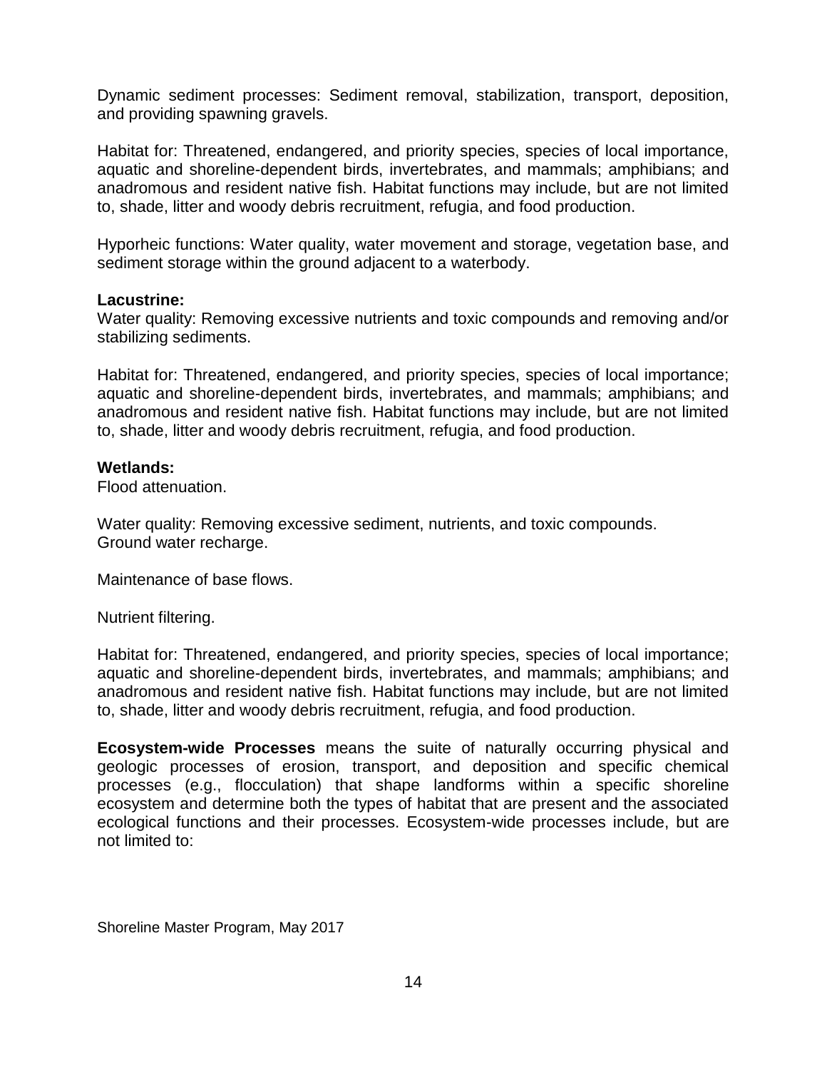Dynamic sediment processes: Sediment removal, stabilization, transport, deposition, and providing spawning gravels.

Habitat for: Threatened, endangered, and priority species, species of local importance, aquatic and shoreline-dependent birds, invertebrates, and mammals; amphibians; and anadromous and resident native fish. Habitat functions may include, but are not limited to, shade, litter and woody debris recruitment, refugia, and food production.

Hyporheic functions: Water quality, water movement and storage, vegetation base, and sediment storage within the ground adjacent to a waterbody.

**Lacustrine:**
Water quality: Removing excessive nutrients and toxic compounds and removing and/or stabilizing sediments.

Habitat for: Threatened, endangered, and priority species, species of local importance; aquatic and shoreline-dependent birds, invertebrates, and mammals; amphibians; and anadromous and resident native fish. Habitat functions may include, but are not limited to, shade, litter and woody debris recruitment, refugia, and food production.

**Wetlands:**
Flood attenuation.

Water quality: Removing excessive sediment, nutrients, and toxic compounds.
Ground water recharge.

Maintenance of base flows.

Nutrient filtering.

Habitat for: Threatened, endangered, and priority species, species of local importance; aquatic and shoreline-dependent birds, invertebrates, and mammals; amphibians; and anadromous and resident native fish. Habitat functions may include, but are not limited to, shade, litter and woody debris recruitment, refugia, and food production.

**Ecosystem-wide Processes** means the suite of naturally occurring physical and geologic processes of erosion, transport, and deposition and specific chemical processes (e.g., flocculation) that shape landforms within a specific shoreline ecosystem and determine both the types of habitat that are present and the associated ecological functions and their processes. Ecosystem-wide processes include, but are not limited to: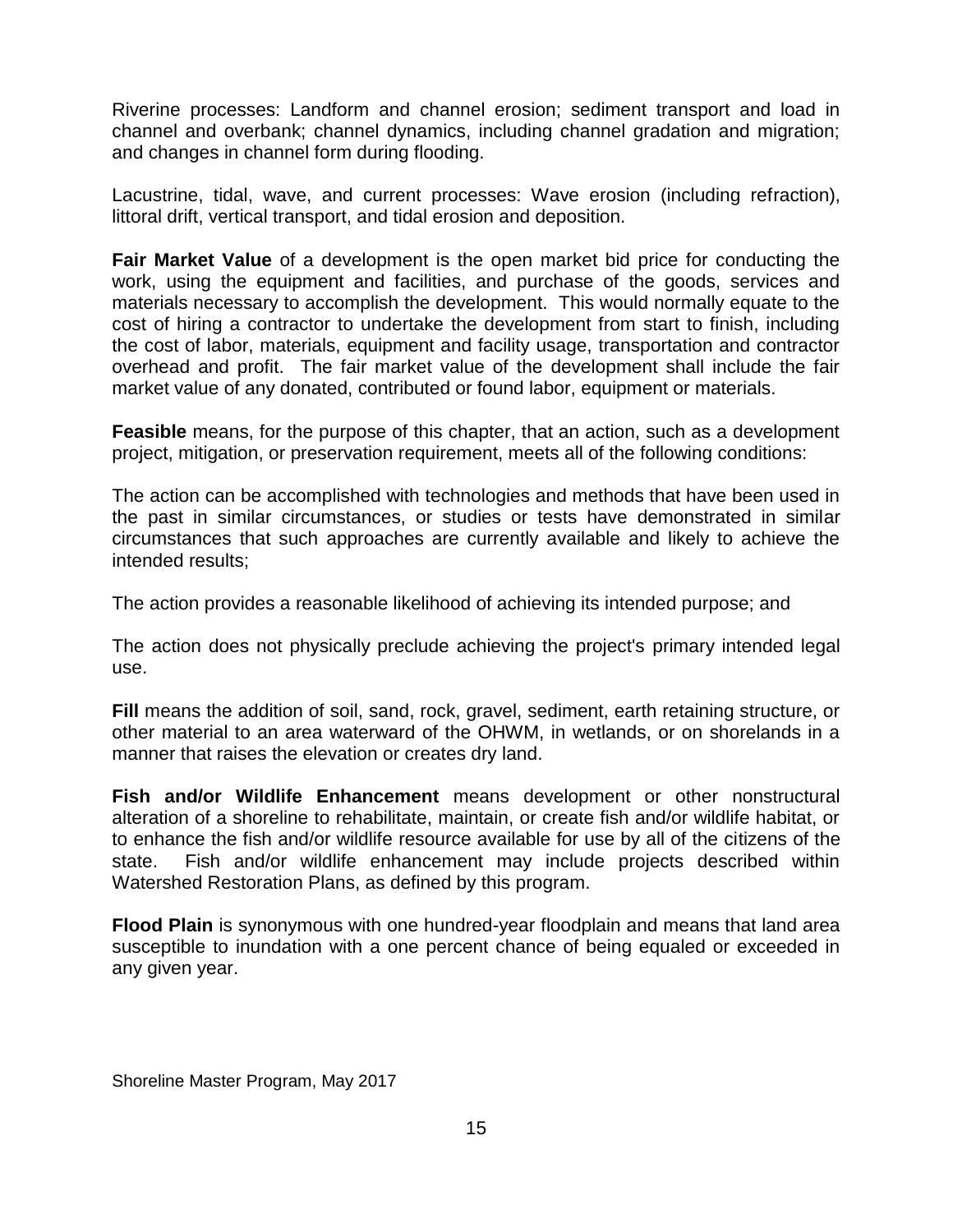Riverine processes: Landform and channel erosion; sediment transport and load in channel and overbank; channel dynamics, including channel gradation and migration; and changes in channel form during flooding.

Lacustrine, tidal, wave, and current processes: Wave erosion (including refraction), littoral drift, vertical transport, and tidal erosion and deposition.

**Fair Market Value** of a development is the open market bid price for conducting the work, using the equipment and facilities, and purchase of the goods, services and materials necessary to accomplish the development. This would normally equate to the cost of hiring a contractor to undertake the development from start to finish, including the cost of labor, materials, equipment and facility usage, transportation and contractor overhead and profit. The fair market value of the development shall include the fair market value of any donated, contributed or found labor, equipment or materials.

**Feasible** means, for the purpose of this chapter, that an action, such as a development project, mitigation, or preservation requirement, meets all of the following conditions:

The action can be accomplished with technologies and methods that have been used in the past in similar circumstances, or studies or tests have demonstrated in similar circumstances that such approaches are currently available and likely to achieve the intended results;

The action provides a reasonable likelihood of achieving its intended purpose; and

The action does not physically preclude achieving the project's primary intended legal use.

**Fill** means the addition of soil, sand, rock, gravel, sediment, earth retaining structure, or other material to an area waterward of the OHWM, in wetlands, or on shorelands in a manner that raises the elevation or creates dry land.

**Fish and/or Wildlife Enhancement** means development or other nonstructural alteration of a shoreline to rehabilitate, maintain, or create fish and/or wildlife habitat, or to enhance the fish and/or wildlife resource available for use by all of the citizens of the state. Fish and/or wildlife enhancement may include projects described within Watershed Restoration Plans, as defined by this program.

**Flood Plain** is synonymous with one hundred-year floodplain and means that land area susceptible to inundation with a one percent chance of being equaled or exceeded in any given year.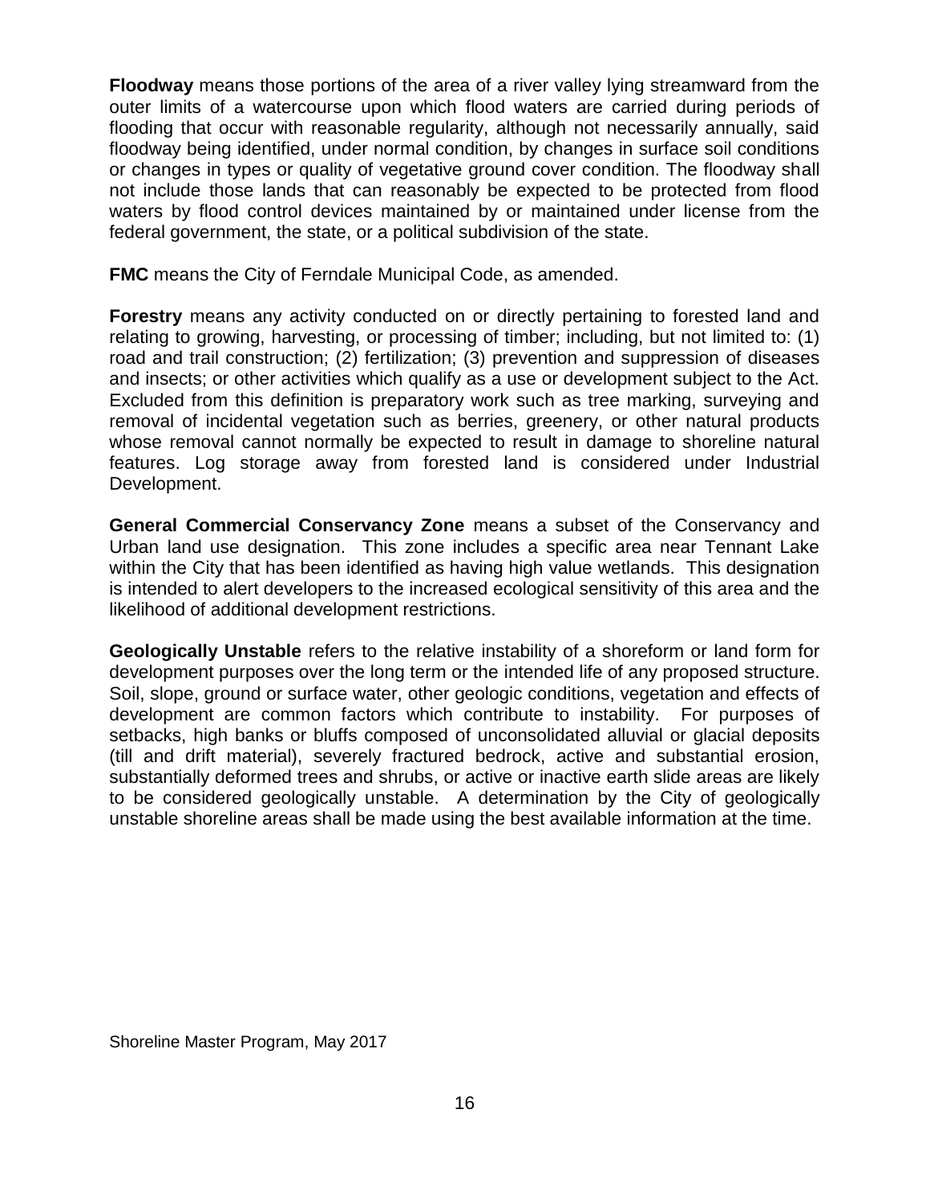**Floodway** means those portions of the area of a river valley lying streamward from the outer limits of a watercourse upon which flood waters are carried during periods of flooding that occur with reasonable regularity, although not necessarily annually, said floodway being identified, under normal condition, by changes in surface soil conditions or changes in types or quality of vegetative ground cover condition. The floodway shall not include those lands that can reasonably be expected to be protected from flood waters by flood control devices maintained by or maintained under license from the federal government, the state, or a political subdivision of the state.

**FMC** means the City of Ferndale Municipal Code, as amended.

**Forestry** means any activity conducted on or directly pertaining to forested land and relating to growing, harvesting, or processing of timber; including, but not limited to: (1) road and trail construction; (2) fertilization; (3) prevention and suppression of diseases and insects; or other activities which qualify as a use or development subject to the Act. Excluded from this definition is preparatory work such as tree marking, surveying and removal of incidental vegetation such as berries, greenery, or other natural products whose removal cannot normally be expected to result in damage to shoreline natural features. Log storage away from forested land is considered under Industrial Development.

**General Commercial Conservancy Zone** means a subset of the Conservancy and Urban land use designation. This zone includes a specific area near Tennant Lake within the City that has been identified as having high value wetlands. This designation is intended to alert developers to the increased ecological sensitivity of this area and the likelihood of additional development restrictions.

**Geologically Unstable** refers to the relative instability of a shoreform or land form for development purposes over the long term or the intended life of any proposed structure. Soil, slope, ground or surface water, other geologic conditions, vegetation and effects of development are common factors which contribute to instability. For purposes of setbacks, high banks or bluffs composed of unconsolidated alluvial or glacial deposits (till and drift material), severely fractured bedrock, active and substantial erosion, substantially deformed trees and shrubs, or active or inactive earth slide areas are likely to be considered geologically unstable. A determination by the City of geologically unstable shoreline areas shall be made using the best available information at the time.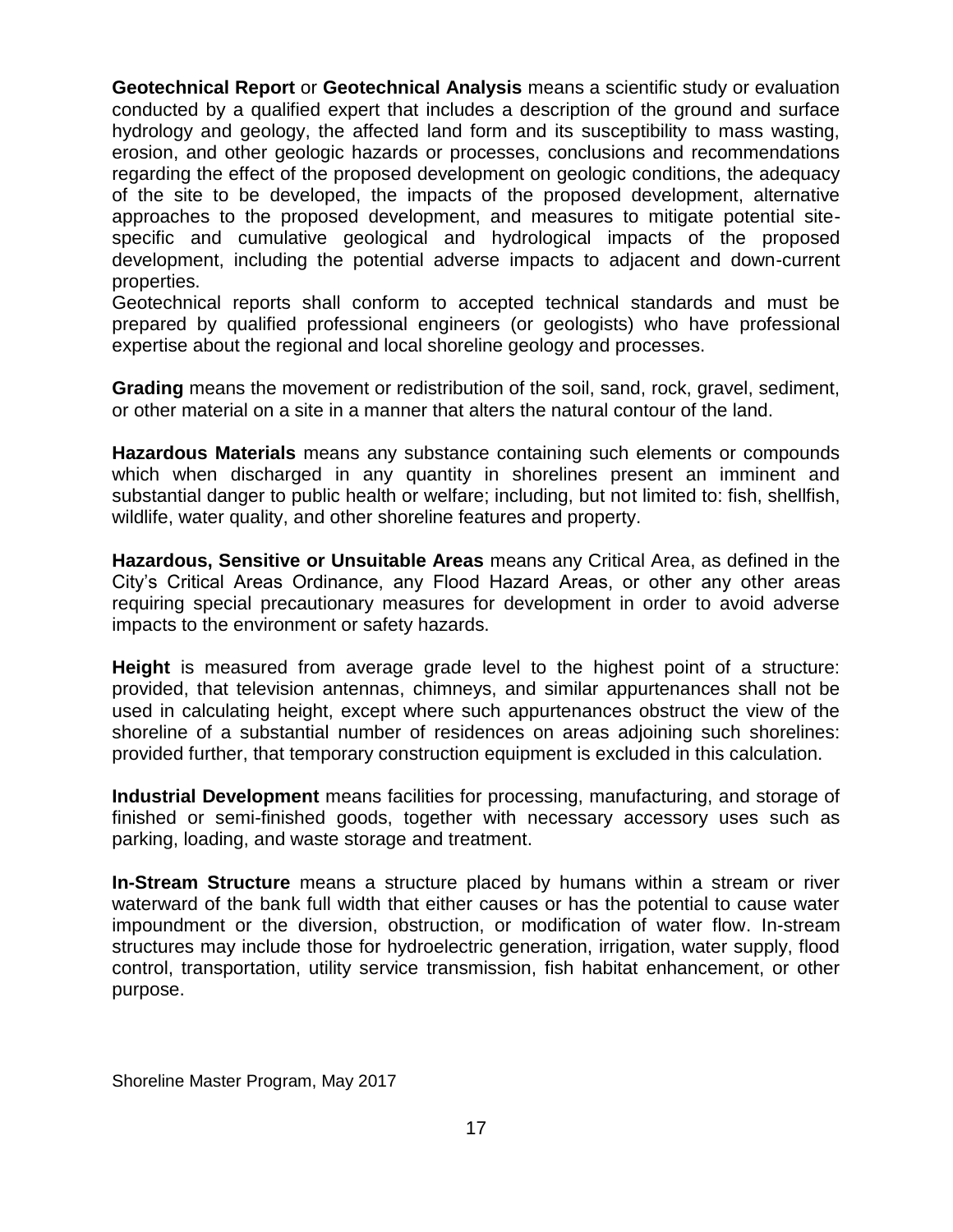**Geotechnical Report** or **Geotechnical Analysis** means a scientific study or evaluation conducted by a qualified expert that includes a description of the ground and surface hydrology and geology, the affected land form and its susceptibility to mass wasting, erosion, and other geologic hazards or processes, conclusions and recommendations regarding the effect of the proposed development on geologic conditions, the adequacy of the site to be developed, the impacts of the proposed development, alternative approaches to the proposed development, and measures to mitigate potential site-specific and cumulative geological and hydrological impacts of the proposed development, including the potential adverse impacts to adjacent and down-current properties.
Geotechnical reports shall conform to accepted technical standards and must be prepared by qualified professional engineers (or geologists) who have professional expertise about the regional and local shoreline geology and processes.

**Grading** means the movement or redistribution of the soil, sand, rock, gravel, sediment, or other material on a site in a manner that alters the natural contour of the land.

**Hazardous Materials** means any substance containing such elements or compounds which when discharged in any quantity in shorelines present an imminent and substantial danger to public health or welfare; including, but not limited to: fish, shellfish, wildlife, water quality, and other shoreline features and property.

**Hazardous, Sensitive or Unsuitable Areas** means any Critical Area, as defined in the City's Critical Areas Ordinance, any Flood Hazard Areas, or other any other areas requiring special precautionary measures for development in order to avoid adverse impacts to the environment or safety hazards.

**Height** is measured from average grade level to the highest point of a structure: provided, that television antennas, chimneys, and similar appurtenances shall not be used in calculating height, except where such appurtenances obstruct the view of the shoreline of a substantial number of residences on areas adjoining such shorelines: provided further, that temporary construction equipment is excluded in this calculation.

**Industrial Development** means facilities for processing, manufacturing, and storage of finished or semi-finished goods, together with necessary accessory uses such as parking, loading, and waste storage and treatment.

**In-Stream Structure** means a structure placed by humans within a stream or river waterward of the bank full width that either causes or has the potential to cause water impoundment or the diversion, obstruction, or modification of water flow. In-stream structures may include those for hydroelectric generation, irrigation, water supply, flood control, transportation, utility service transmission, fish habitat enhancement, or other purpose.

Shoreline Master Program, May 2017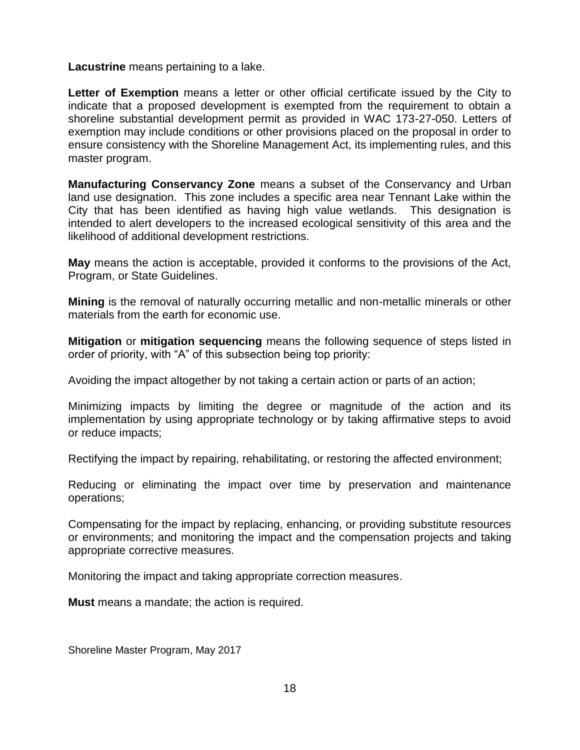**Lacustrine** means pertaining to a lake.

**Letter of Exemption** means a letter or other official certificate issued by the City to indicate that a proposed development is exempted from the requirement to obtain a shoreline substantial development permit as provided in WAC 173-27-050. Letters of exemption may include conditions or other provisions placed on the proposal in order to ensure consistency with the Shoreline Management Act, its implementing rules, and this master program.

**Manufacturing Conservancy Zone** means a subset of the Conservancy and Urban land use designation. This zone includes a specific area near Tennant Lake within the City that has been identified as having high value wetlands. This designation is intended to alert developers to the increased ecological sensitivity of this area and the likelihood of additional development restrictions.

**May** means the action is acceptable, provided it conforms to the provisions of the Act, Program, or State Guidelines.

**Mining** is the removal of naturally occurring metallic and non-metallic minerals or other materials from the earth for economic use.

**Mitigation** or **mitigation sequencing** means the following sequence of steps listed in order of priority, with "A" of this subsection being top priority:

Avoiding the impact altogether by not taking a certain action or parts of an action;

Minimizing impacts by limiting the degree or magnitude of the action and its implementation by using appropriate technology or by taking affirmative steps to avoid or reduce impacts;

Rectifying the impact by repairing, rehabilitating, or restoring the affected environment;

Reducing or eliminating the impact over time by preservation and maintenance operations;

Compensating for the impact by replacing, enhancing, or providing substitute resources or environments; and monitoring the impact and the compensation projects and taking appropriate corrective measures.

Monitoring the impact and taking appropriate correction measures.

**Must** means a mandate; the action is required.

Shoreline Master Program, May 2017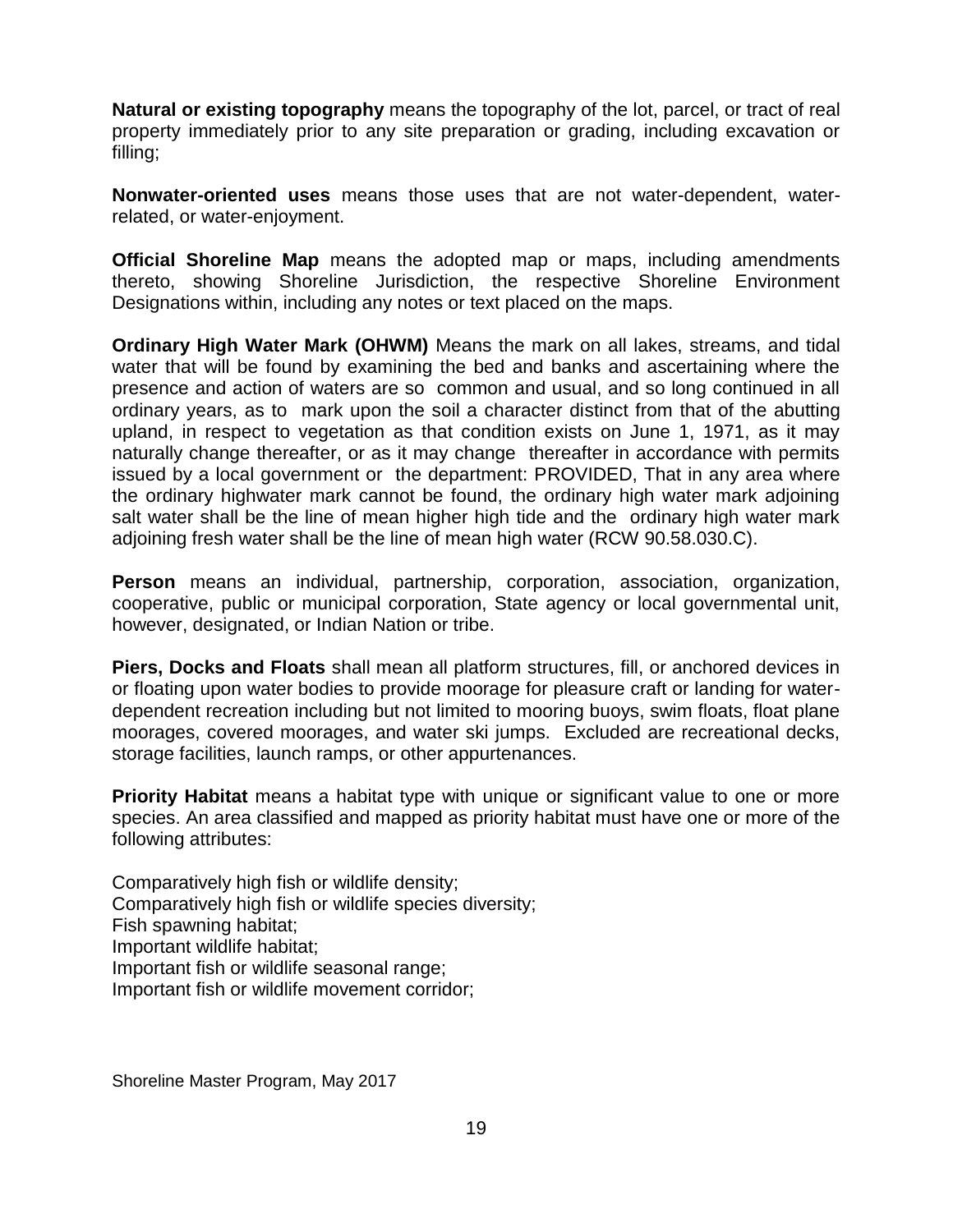**Natural or existing topography** means the topography of the lot, parcel, or tract of real property immediately prior to any site preparation or grading, including excavation or filling;

**Nonwater-oriented uses** means those uses that are not water-dependent, water-related, or water-enjoyment.

**Official Shoreline Map** means the adopted map or maps, including amendments thereto, showing Shoreline Jurisdiction, the respective Shoreline Environment Designations within, including any notes or text placed on the maps.

**Ordinary High Water Mark (OHWM)** Means the mark on all lakes, streams, and tidal water that will be found by examining the bed and banks and ascertaining where the presence and action of waters are so common and usual, and so long continued in all ordinary years, as to mark upon the soil a character distinct from that of the abutting upland, in respect to vegetation as that condition exists on June 1, 1971, as it may naturally change thereafter, or as it may change thereafter in accordance with permits issued by a local government or the department: PROVIDED, That in any area where the ordinary highwater mark cannot be found, the ordinary high water mark adjoining salt water shall be the line of mean higher high tide and the ordinary high water mark adjoining fresh water shall be the line of mean high water (RCW 90.58.030.C).

**Person** means an individual, partnership, corporation, association, organization, cooperative, public or municipal corporation, State agency or local governmental unit, however, designated, or Indian Nation or tribe.

**Piers, Docks and Floats** shall mean all platform structures, fill, or anchored devices in or floating upon water bodies to provide moorage for pleasure craft or landing for water-dependent recreation including but not limited to mooring buoys, swim floats, float plane moorages, covered moorages, and water ski jumps. Excluded are recreational decks, storage facilities, launch ramps, or other appurtenances.

**Priority Habitat** means a habitat type with unique or significant value to one or more species. An area classified and mapped as priority habitat must have one or more of the following attributes:

Comparatively high fish or wildlife density;
Comparatively high fish or wildlife species diversity;
Fish spawning habitat;
Important wildlife habitat;
Important fish or wildlife seasonal range;
Important fish or wildlife movement corridor;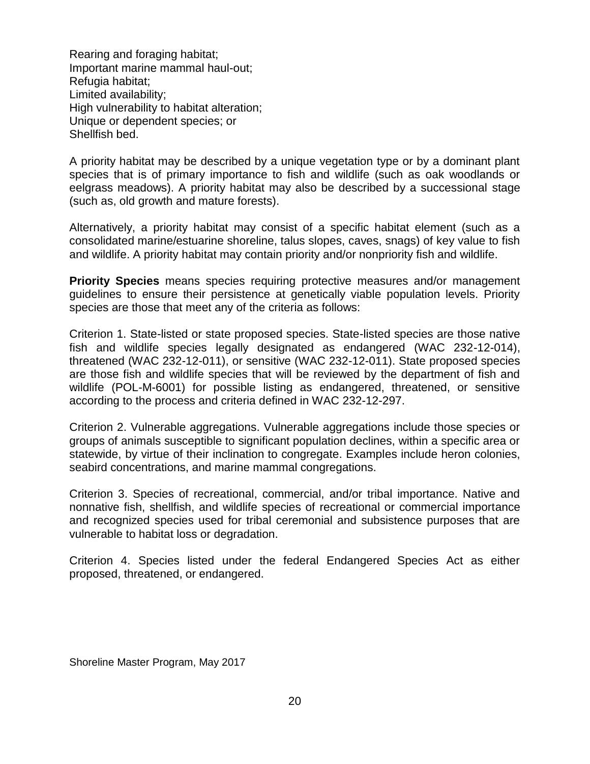Rearing and foraging habitat;
Important marine mammal haul-out;
Refugia habitat;
Limited availability;
High vulnerability to habitat alteration;
Unique or dependent species; or
Shellfish bed.

A priority habitat may be described by a unique vegetation type or by a dominant plant species that is of primary importance to fish and wildlife (such as oak woodlands or eelgrass meadows). A priority habitat may also be described by a successional stage (such as, old growth and mature forests).

Alternatively, a priority habitat may consist of a specific habitat element (such as a consolidated marine/estuarine shoreline, talus slopes, caves, snags) of key value to fish and wildlife. A priority habitat may contain priority and/or nonpriority fish and wildlife.

**Priority Species** means species requiring protective measures and/or management guidelines to ensure their persistence at genetically viable population levels. Priority species are those that meet any of the criteria as follows:

Criterion 1. State-listed or state proposed species. State-listed species are those native fish and wildlife species legally designated as endangered (WAC 232-12-014), threatened (WAC 232-12-011), or sensitive (WAC 232-12-011). State proposed species are those fish and wildlife species that will be reviewed by the department of fish and wildlife (POL-M-6001) for possible listing as endangered, threatened, or sensitive according to the process and criteria defined in WAC 232-12-297.

Criterion 2. Vulnerable aggregations. Vulnerable aggregations include those species or groups of animals susceptible to significant population declines, within a specific area or statewide, by virtue of their inclination to congregate. Examples include heron colonies, seabird concentrations, and marine mammal congregations.

Criterion 3. Species of recreational, commercial, and/or tribal importance. Native and nonnative fish, shellfish, and wildlife species of recreational or commercial importance and recognized species used for tribal ceremonial and subsistence purposes that are vulnerable to habitat loss or degradation.

Criterion 4. Species listed under the federal Endangered Species Act as either proposed, threatened, or endangered.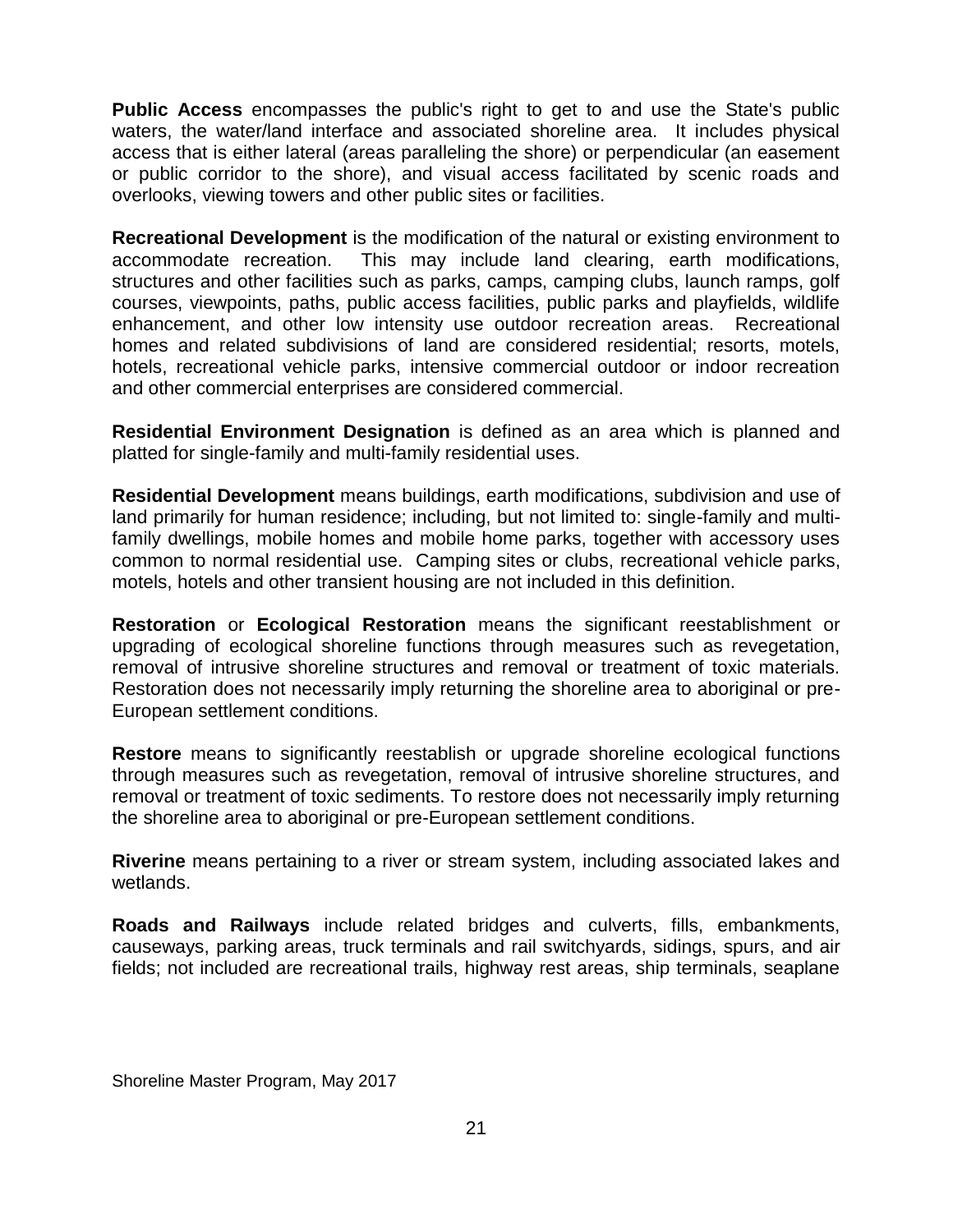**Public Access** encompasses the public's right to get to and use the State's public waters, the water/land interface and associated shoreline area. It includes physical access that is either lateral (areas paralleling the shore) or perpendicular (an easement or public corridor to the shore), and visual access facilitated by scenic roads and overlooks, viewing towers and other public sites or facilities.

**Recreational Development** is the modification of the natural or existing environment to accommodate recreation. This may include land clearing, earth modifications, structures and other facilities such as parks, camps, camping clubs, launch ramps, golf courses, viewpoints, paths, public access facilities, public parks and playfields, wildlife enhancement, and other low intensity use outdoor recreation areas. Recreational homes and related subdivisions of land are considered residential; resorts, motels, hotels, recreational vehicle parks, intensive commercial outdoor or indoor recreation and other commercial enterprises are considered commercial.

**Residential Environment Designation** is defined as an area which is planned and platted for single-family and multi-family residential uses.

**Residential Development** means buildings, earth modifications, subdivision and use of land primarily for human residence; including, but not limited to: single-family and multi-family dwellings, mobile homes and mobile home parks, together with accessory uses common to normal residential use. Camping sites or clubs, recreational vehicle parks, motels, hotels and other transient housing are not included in this definition.

**Restoration** or **Ecological Restoration** means the significant reestablishment or upgrading of ecological shoreline functions through measures such as revegetation, removal of intrusive shoreline structures and removal or treatment of toxic materials. Restoration does not necessarily imply returning the shoreline area to aboriginal or pre-European settlement conditions.

**Restore** means to significantly reestablish or upgrade shoreline ecological functions through measures such as revegetation, removal of intrusive shoreline structures, and removal or treatment of toxic sediments. To restore does not necessarily imply returning the shoreline area to aboriginal or pre-European settlement conditions.

**Riverine** means pertaining to a river or stream system, including associated lakes and wetlands.

**Roads and Railways** include related bridges and culverts, fills, embankments, causeways, parking areas, truck terminals and rail switchyards, sidings, spurs, and air fields; not included are recreational trails, highway rest areas, ship terminals, seaplane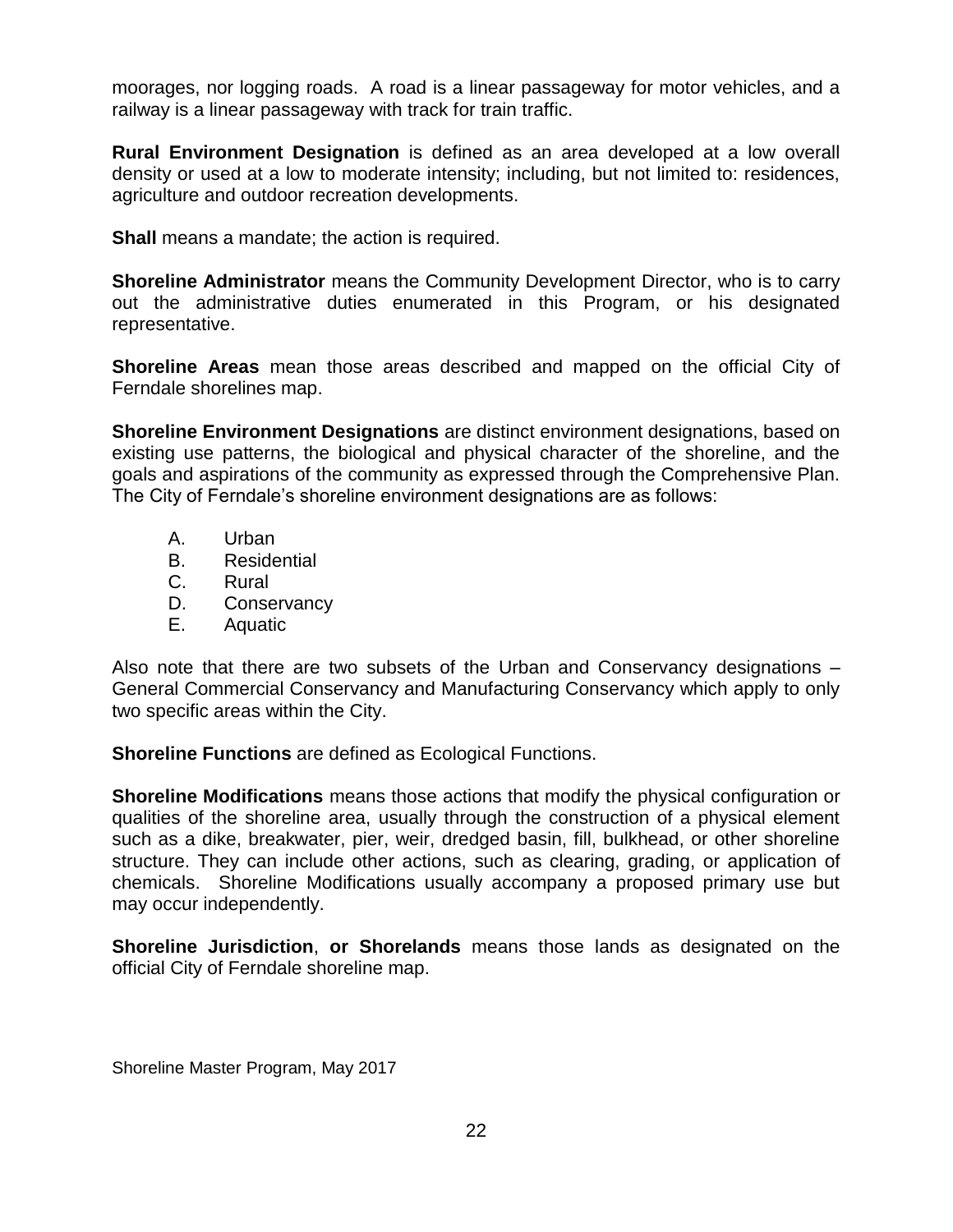moorages, nor logging roads. A road is a linear passageway for motor vehicles, and a railway is a linear passageway with track for train traffic.

**Rural Environment Designation** is defined as an area developed at a low overall density or used at a low to moderate intensity; including, but not limited to: residences, agriculture and outdoor recreation developments.

**Shall** means a mandate; the action is required.

**Shoreline Administrator** means the Community Development Director, who is to carry out the administrative duties enumerated in this Program, or his designated representative.

**Shoreline Areas** mean those areas described and mapped on the official City of Ferndale shorelines map.

**Shoreline Environment Designations** are distinct environment designations, based on existing use patterns, the biological and physical character of the shoreline, and the goals and aspirations of the community as expressed through the Comprehensive Plan. The City of Ferndale's shoreline environment designations are as follows:

A. Urban
B. Residential
C. Rural
D. Conservancy
E. Aquatic

Also note that there are two subsets of the Urban and Conservancy designations – General Commercial Conservancy and Manufacturing Conservancy which apply to only two specific areas within the City.

**Shoreline Functions** are defined as Ecological Functions.

**Shoreline Modifications** means those actions that modify the physical configuration or qualities of the shoreline area, usually through the construction of a physical element such as a dike, breakwater, pier, weir, dredged basin, fill, bulkhead, or other shoreline structure. They can include other actions, such as clearing, grading, or application of chemicals. Shoreline Modifications usually accompany a proposed primary use but may occur independently.

**Shoreline Jurisdiction**, **or Shorelands** means those lands as designated on the official City of Ferndale shoreline map.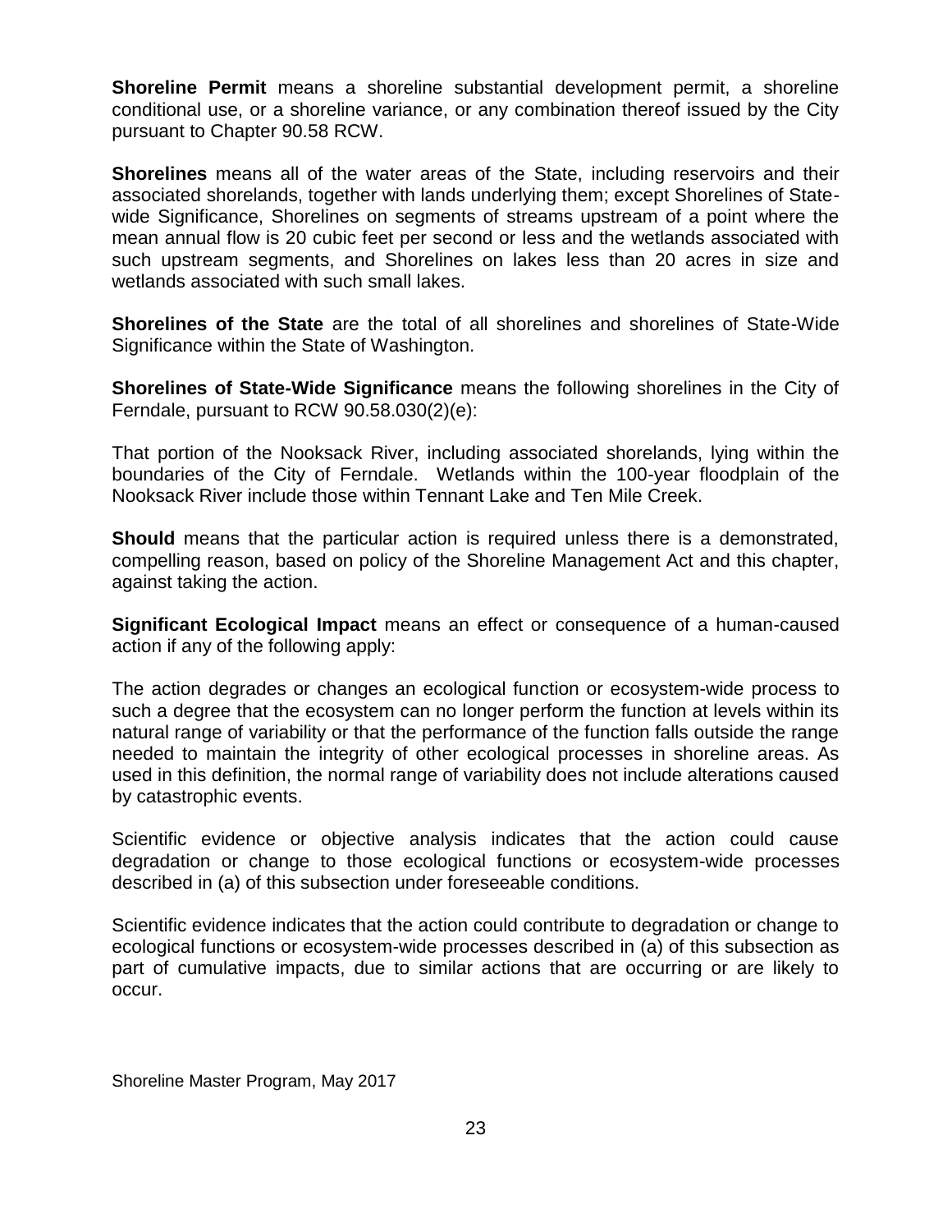**Shoreline Permit** means a shoreline substantial development permit, a shoreline conditional use, or a shoreline variance, or any combination thereof issued by the City pursuant to Chapter 90.58 RCW.

**Shorelines** means all of the water areas of the State, including reservoirs and their associated shorelands, together with lands underlying them; except Shorelines of State-wide Significance, Shorelines on segments of streams upstream of a point where the mean annual flow is 20 cubic feet per second or less and the wetlands associated with such upstream segments, and Shorelines on lakes less than 20 acres in size and wetlands associated with such small lakes.

**Shorelines of the State** are the total of all shorelines and shorelines of State-Wide Significance within the State of Washington.

**Shorelines of State-Wide Significance** means the following shorelines in the City of Ferndale, pursuant to RCW 90.58.030(2)(e):

That portion of the Nooksack River, including associated shorelands, lying within the boundaries of the City of Ferndale. Wetlands within the 100-year floodplain of the Nooksack River include those within Tennant Lake and Ten Mile Creek.

**Should** means that the particular action is required unless there is a demonstrated, compelling reason, based on policy of the Shoreline Management Act and this chapter, against taking the action.

**Significant Ecological Impact** means an effect or consequence of a human-caused action if any of the following apply:

The action degrades or changes an ecological function or ecosystem-wide process to such a degree that the ecosystem can no longer perform the function at levels within its natural range of variability or that the performance of the function falls outside the range needed to maintain the integrity of other ecological processes in shoreline areas. As used in this definition, the normal range of variability does not include alterations caused by catastrophic events.

Scientific evidence or objective analysis indicates that the action could cause degradation or change to those ecological functions or ecosystem-wide processes described in (a) of this subsection under foreseeable conditions.

Scientific evidence indicates that the action could contribute to degradation or change to ecological functions or ecosystem-wide processes described in (a) of this subsection as part of cumulative impacts, due to similar actions that are occurring or are likely to occur.

Shoreline Master Program, May 2017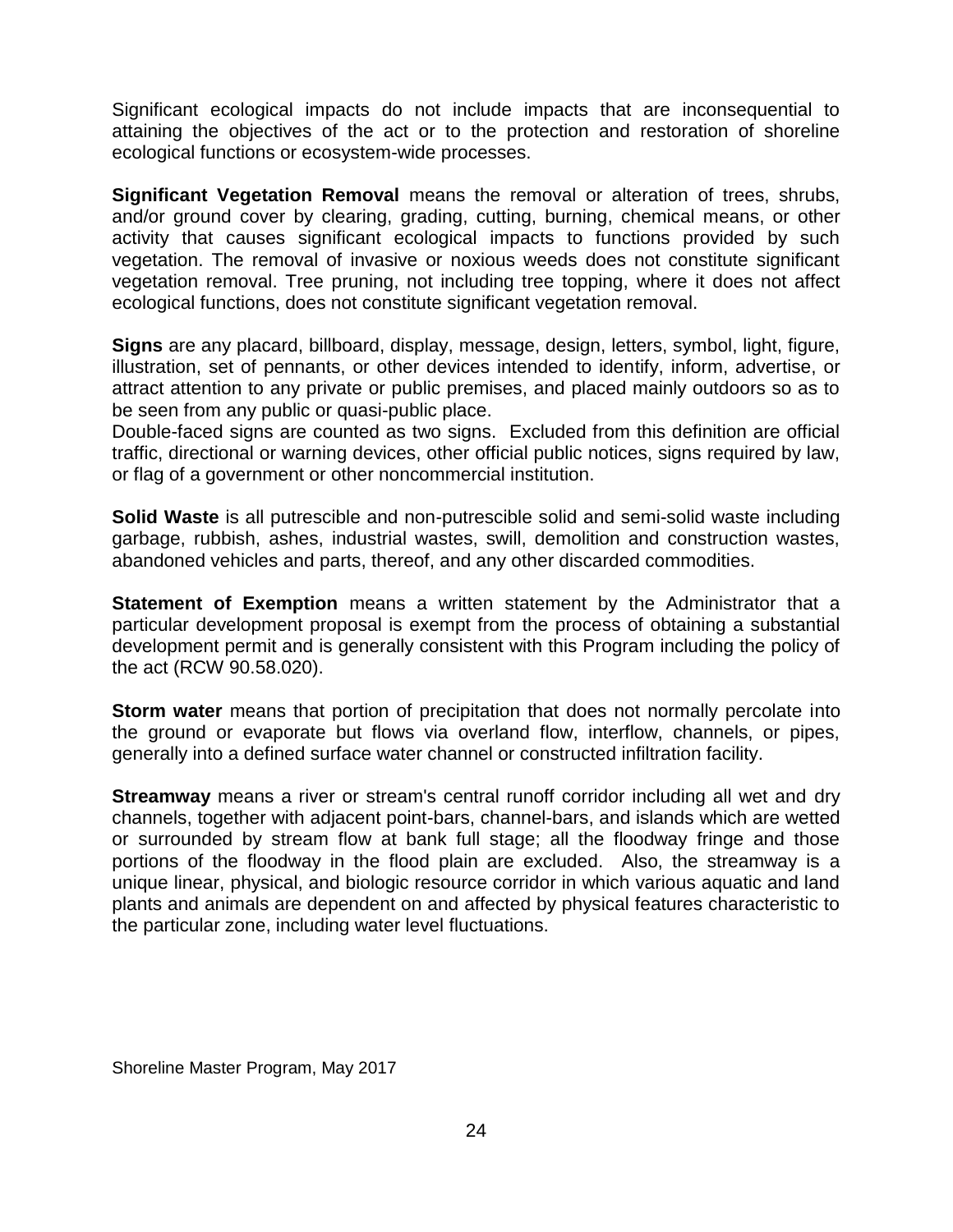Significant ecological impacts do not include impacts that are inconsequential to attaining the objectives of the act or to the protection and restoration of shoreline ecological functions or ecosystem-wide processes.

**Significant Vegetation Removal** means the removal or alteration of trees, shrubs, and/or ground cover by clearing, grading, cutting, burning, chemical means, or other activity that causes significant ecological impacts to functions provided by such vegetation. The removal of invasive or noxious weeds does not constitute significant vegetation removal. Tree pruning, not including tree topping, where it does not affect ecological functions, does not constitute significant vegetation removal.

**Signs** are any placard, billboard, display, message, design, letters, symbol, light, figure, illustration, set of pennants, or other devices intended to identify, inform, advertise, or attract attention to any private or public premises, and placed mainly outdoors so as to be seen from any public or quasi-public place.
Double-faced signs are counted as two signs. Excluded from this definition are official traffic, directional or warning devices, other official public notices, signs required by law, or flag of a government or other noncommercial institution.

**Solid Waste** is all putrescible and non-putrescible solid and semi-solid waste including garbage, rubbish, ashes, industrial wastes, swill, demolition and construction wastes, abandoned vehicles and parts, thereof, and any other discarded commodities.

**Statement of Exemption** means a written statement by the Administrator that a particular development proposal is exempt from the process of obtaining a substantial development permit and is generally consistent with this Program including the policy of the act (RCW 90.58.020).

**Storm water** means that portion of precipitation that does not normally percolate into the ground or evaporate but flows via overland flow, interflow, channels, or pipes, generally into a defined surface water channel or constructed infiltration facility.

**Streamway** means a river or stream's central runoff corridor including all wet and dry channels, together with adjacent point-bars, channel-bars, and islands which are wetted or surrounded by stream flow at bank full stage; all the floodway fringe and those portions of the floodway in the flood plain are excluded. Also, the streamway is a unique linear, physical, and biologic resource corridor in which various aquatic and land plants and animals are dependent on and affected by physical features characteristic to the particular zone, including water level fluctuations.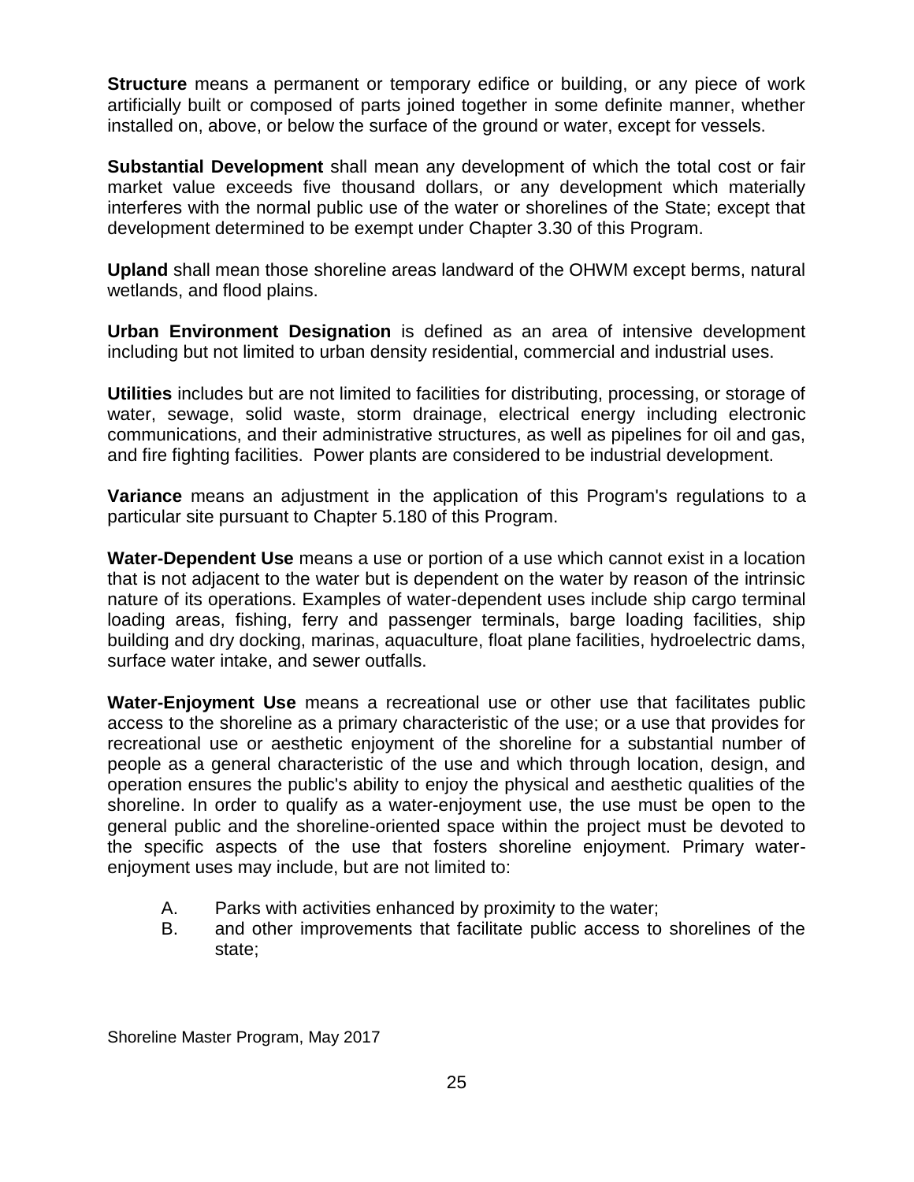**Structure** means a permanent or temporary edifice or building, or any piece of work artificially built or composed of parts joined together in some definite manner, whether installed on, above, or below the surface of the ground or water, except for vessels.

**Substantial Development** shall mean any development of which the total cost or fair market value exceeds five thousand dollars, or any development which materially interferes with the normal public use of the water or shorelines of the State; except that development determined to be exempt under Chapter 3.30 of this Program.

**Upland** shall mean those shoreline areas landward of the OHWM except berms, natural wetlands, and flood plains.

**Urban Environment Designation** is defined as an area of intensive development including but not limited to urban density residential, commercial and industrial uses.

**Utilities** includes but are not limited to facilities for distributing, processing, or storage of water, sewage, solid waste, storm drainage, electrical energy including electronic communications, and their administrative structures, as well as pipelines for oil and gas, and fire fighting facilities. Power plants are considered to be industrial development.

**Variance** means an adjustment in the application of this Program's regulations to a particular site pursuant to Chapter 5.180 of this Program.

**Water-Dependent Use** means a use or portion of a use which cannot exist in a location that is not adjacent to the water but is dependent on the water by reason of the intrinsic nature of its operations. Examples of water-dependent uses include ship cargo terminal loading areas, fishing, ferry and passenger terminals, barge loading facilities, ship building and dry docking, marinas, aquaculture, float plane facilities, hydroelectric dams, surface water intake, and sewer outfalls.

**Water-Enjoyment Use** means a recreational use or other use that facilitates public access to the shoreline as a primary characteristic of the use; or a use that provides for recreational use or aesthetic enjoyment of the shoreline for a substantial number of people as a general characteristic of the use and which through location, design, and operation ensures the public's ability to enjoy the physical and aesthetic qualities of the shoreline. In order to qualify as a water-enjoyment use, the use must be open to the general public and the shoreline-oriented space within the project must be devoted to the specific aspects of the use that fosters shoreline enjoyment. Primary water-enjoyment uses may include, but are not limited to:

A. Parks with activities enhanced by proximity to the water;
B. and other improvements that facilitate public access to shorelines of the state;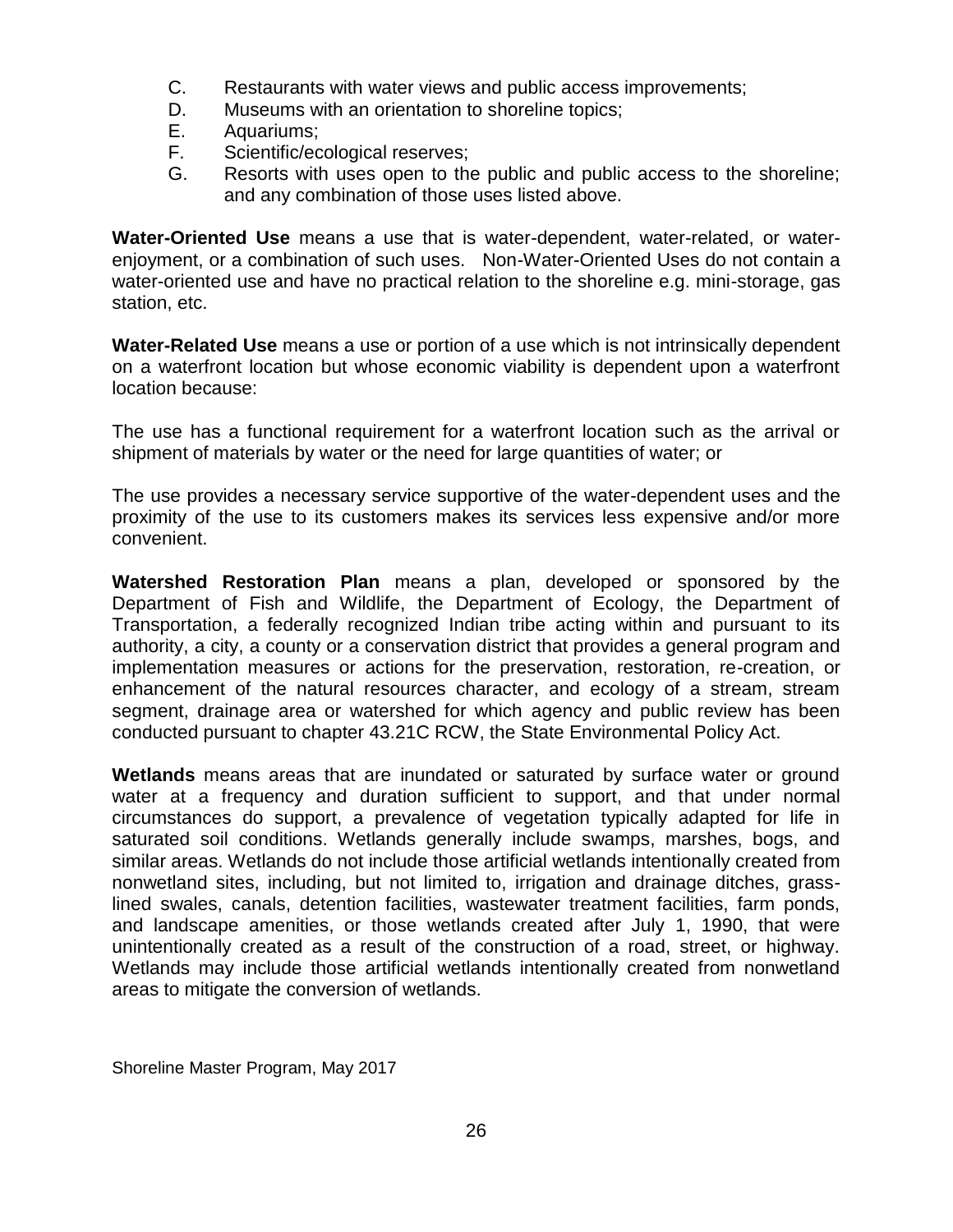C. Restaurants with water views and public access improvements;
D. Museums with an orientation to shoreline topics;
E. Aquariums;
F. Scientific/ecological reserves;
G. Resorts with uses open to the public and public access to the shoreline; and any combination of those uses listed above.

**Water-Oriented Use** means a use that is water-dependent, water-related, or water-enjoyment, or a combination of such uses. Non-Water-Oriented Uses do not contain a water-oriented use and have no practical relation to the shoreline e.g. mini-storage, gas station, etc.

**Water-Related Use** means a use or portion of a use which is not intrinsically dependent on a waterfront location but whose economic viability is dependent upon a waterfront location because:

The use has a functional requirement for a waterfront location such as the arrival or shipment of materials by water or the need for large quantities of water; or

The use provides a necessary service supportive of the water-dependent uses and the proximity of the use to its customers makes its services less expensive and/or more convenient.

**Watershed Restoration Plan** means a plan, developed or sponsored by the Department of Fish and Wildlife, the Department of Ecology, the Department of Transportation, a federally recognized Indian tribe acting within and pursuant to its authority, a city, a county or a conservation district that provides a general program and implementation measures or actions for the preservation, restoration, re-creation, or enhancement of the natural resources character, and ecology of a stream, stream segment, drainage area or watershed for which agency and public review has been conducted pursuant to chapter 43.21C RCW, the State Environmental Policy Act.

**Wetlands** means areas that are inundated or saturated by surface water or ground water at a frequency and duration sufficient to support, and that under normal circumstances do support, a prevalence of vegetation typically adapted for life in saturated soil conditions. Wetlands generally include swamps, marshes, bogs, and similar areas. Wetlands do not include those artificial wetlands intentionally created from nonwetland sites, including, but not limited to, irrigation and drainage ditches, grass-lined swales, canals, detention facilities, wastewater treatment facilities, farm ponds, and landscape amenities, or those wetlands created after July 1, 1990, that were unintentionally created as a result of the construction of a road, street, or highway. Wetlands may include those artificial wetlands intentionally created from nonwetland areas to mitigate the conversion of wetlands.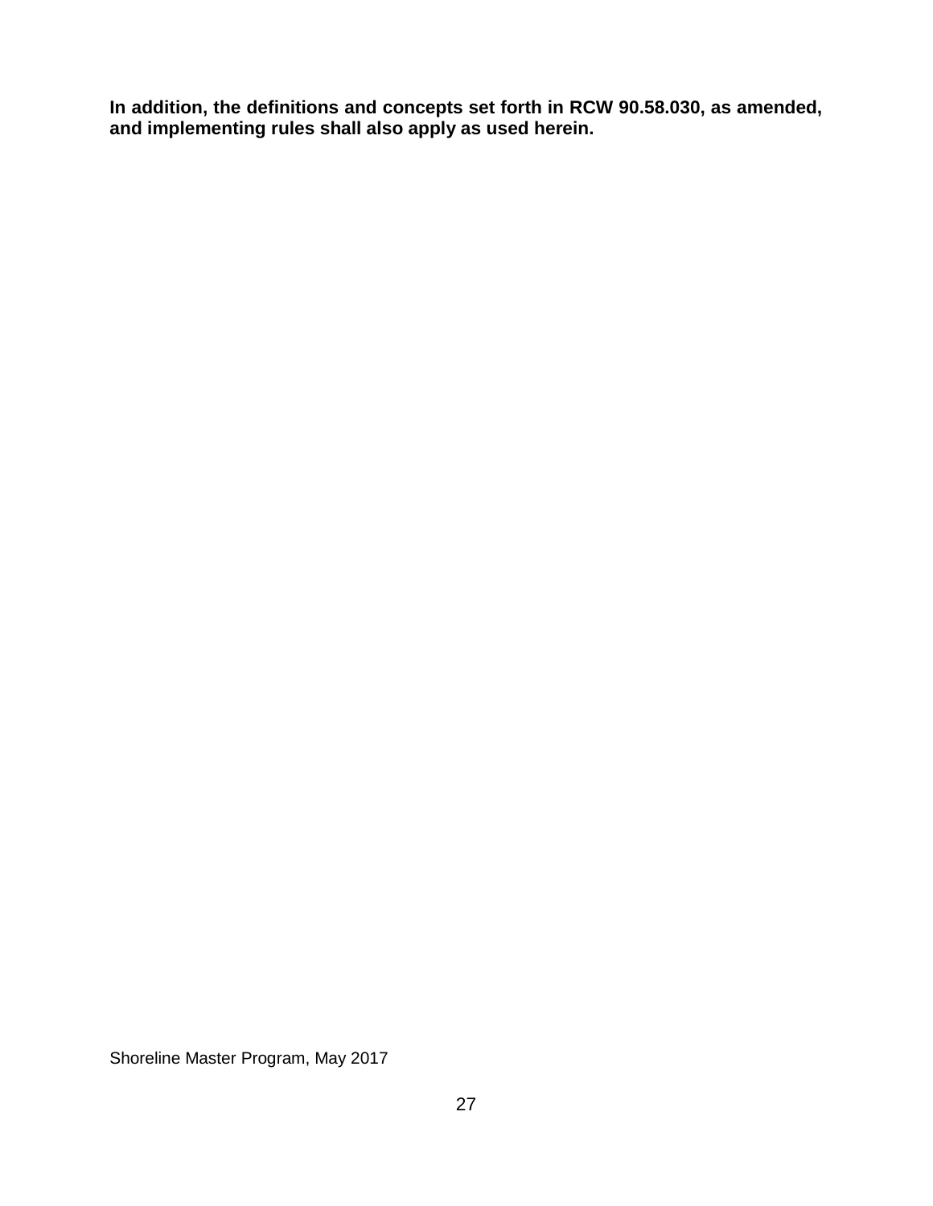**In addition, the definitions and concepts set forth in RCW 90.58.030, as amended, and implementing rules shall also apply as used herein.**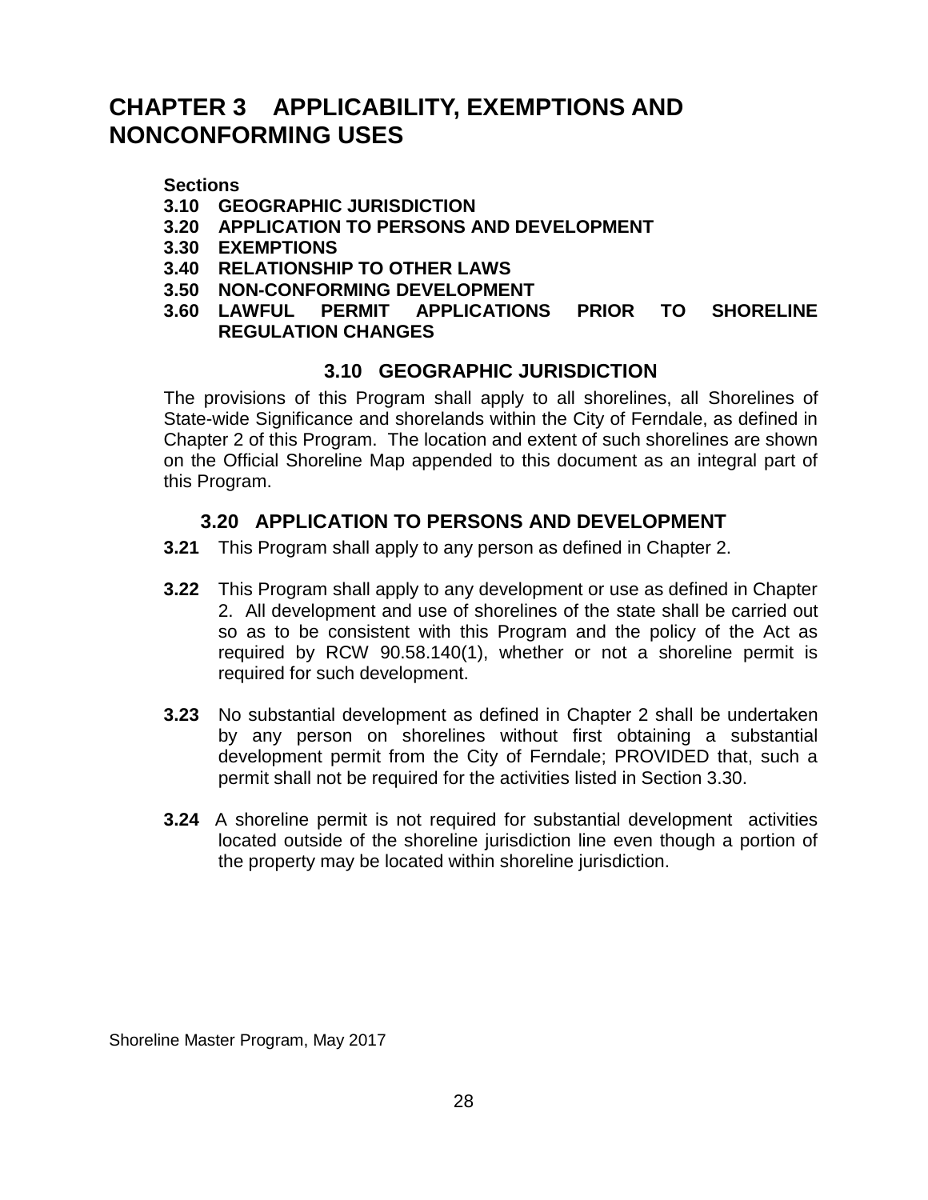# CHAPTER 3 APPLICABILITY, EXEMPTIONS AND NONCONFORMING USES

**Sections**
**3.10 GEOGRAPHIC JURISDICTION**
**3.20 APPLICATION TO PERSONS AND DEVELOPMENT**
**3.30 EXEMPTIONS**
**3.40 RELATIONSHIP TO OTHER LAWS**
**3.50 NON-CONFORMING DEVELOPMENT**
**3.60 LAWFUL PERMIT APPLICATIONS PRIOR TO SHORELINE REGULATION CHANGES**

## 3.10 GEOGRAPHIC JURISDICTION

The provisions of this Program shall apply to all shorelines, all Shorelines of State-wide Significance and shorelands within the City of Ferndale, as defined in Chapter 2 of this Program. The location and extent of such shorelines are shown on the Official Shoreline Map appended to this document as an integral part of this Program.

## 3.20 APPLICATION TO PERSONS AND DEVELOPMENT

**3.21** This Program shall apply to any person as defined in Chapter 2.

**3.22** This Program shall apply to any development or use as defined in Chapter 2. All development and use of shorelines of the state shall be carried out so as to be consistent with this Program and the policy of the Act as required by RCW 90.58.140(1), whether or not a shoreline permit is required for such development.

**3.23** No substantial development as defined in Chapter 2 shall be undertaken by any person on shorelines without first obtaining a substantial development permit from the City of Ferndale; PROVIDED that, such a permit shall not be required for the activities listed in Section 3.30.

**3.24** A shoreline permit is not required for substantial development activities located outside of the shoreline jurisdiction line even though a portion of the property may be located within shoreline jurisdiction.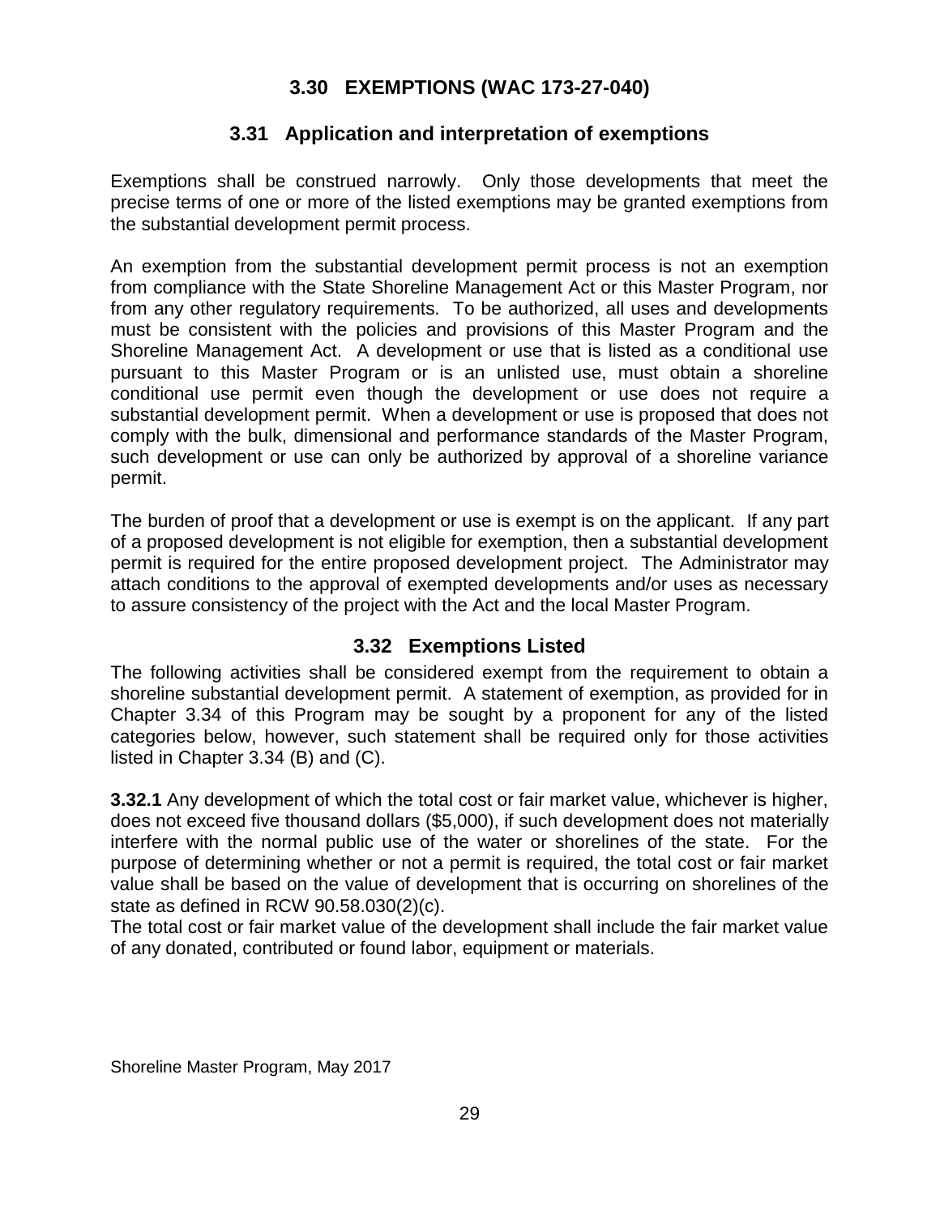## 3.30 EXEMPTIONS (WAC 173-27-040)

### 3.31 Application and interpretation of exemptions

Exemptions shall be construed narrowly. Only those developments that meet the precise terms of one or more of the listed exemptions may be granted exemptions from the substantial development permit process.

An exemption from the substantial development permit process is not an exemption from compliance with the State Shoreline Management Act or this Master Program, nor from any other regulatory requirements. To be authorized, all uses and developments must be consistent with the policies and provisions of this Master Program and the Shoreline Management Act. A development or use that is listed as a conditional use pursuant to this Master Program or is an unlisted use, must obtain a shoreline conditional use permit even though the development or use does not require a substantial development permit. When a development or use is proposed that does not comply with the bulk, dimensional and performance standards of the Master Program, such development or use can only be authorized by approval of a shoreline variance permit.

The burden of proof that a development or use is exempt is on the applicant. If any part of a proposed development is not eligible for exemption, then a substantial development permit is required for the entire proposed development project. The Administrator may attach conditions to the approval of exempted developments and/or uses as necessary to assure consistency of the project with the Act and the local Master Program.

### 3.32 Exemptions Listed

The following activities shall be considered exempt from the requirement to obtain a shoreline substantial development permit. A statement of exemption, as provided for in Chapter 3.34 of this Program may be sought by a proponent for any of the listed categories below, however, such statement shall be required only for those activities listed in Chapter 3.34 (B) and (C).

**3.32.1** Any development of which the total cost or fair market value, whichever is higher, does not exceed five thousand dollars ($5,000), if such development does not materially interfere with the normal public use of the water or shorelines of the state. For the purpose of determining whether or not a permit is required, the total cost or fair market value shall be based on the value of development that is occurring on shorelines of the state as defined in RCW 90.58.030(2)(c).
The total cost or fair market value of the development shall include the fair market value of any donated, contributed or found labor, equipment or materials.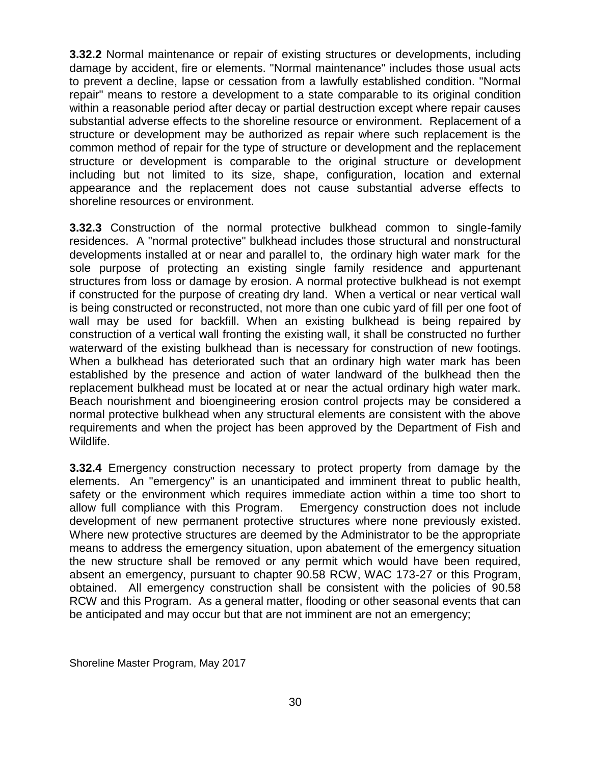**3.32.2** Normal maintenance or repair of existing structures or developments, including damage by accident, fire or elements. "Normal maintenance" includes those usual acts to prevent a decline, lapse or cessation from a lawfully established condition. "Normal repair" means to restore a development to a state comparable to its original condition within a reasonable period after decay or partial destruction except where repair causes substantial adverse effects to the shoreline resource or environment. Replacement of a structure or development may be authorized as repair where such replacement is the common method of repair for the type of structure or development and the replacement structure or development is comparable to the original structure or development including but not limited to its size, shape, configuration, location and external appearance and the replacement does not cause substantial adverse effects to shoreline resources or environment.

**3.32.3** Construction of the normal protective bulkhead common to single-family residences. A "normal protective" bulkhead includes those structural and nonstructural developments installed at or near and parallel to, the ordinary high water mark for the sole purpose of protecting an existing single family residence and appurtenant structures from loss or damage by erosion. A normal protective bulkhead is not exempt if constructed for the purpose of creating dry land. When a vertical or near vertical wall is being constructed or reconstructed, not more than one cubic yard of fill per one foot of wall may be used for backfill. When an existing bulkhead is being repaired by construction of a vertical wall fronting the existing wall, it shall be constructed no further waterward of the existing bulkhead than is necessary for construction of new footings. When a bulkhead has deteriorated such that an ordinary high water mark has been established by the presence and action of water landward of the bulkhead then the replacement bulkhead must be located at or near the actual ordinary high water mark. Beach nourishment and bioengineering erosion control projects may be considered a normal protective bulkhead when any structural elements are consistent with the above requirements and when the project has been approved by the Department of Fish and Wildlife.

**3.32.4** Emergency construction necessary to protect property from damage by the elements. An "emergency" is an unanticipated and imminent threat to public health, safety or the environment which requires immediate action within a time too short to allow full compliance with this Program. Emergency construction does not include development of new permanent protective structures where none previously existed. Where new protective structures are deemed by the Administrator to be the appropriate means to address the emergency situation, upon abatement of the emergency situation the new structure shall be removed or any permit which would have been required, absent an emergency, pursuant to chapter 90.58 RCW, WAC 173-27 or this Program, obtained. All emergency construction shall be consistent with the policies of 90.58 RCW and this Program. As a general matter, flooding or other seasonal events that can be anticipated and may occur but that are not imminent are not an emergency;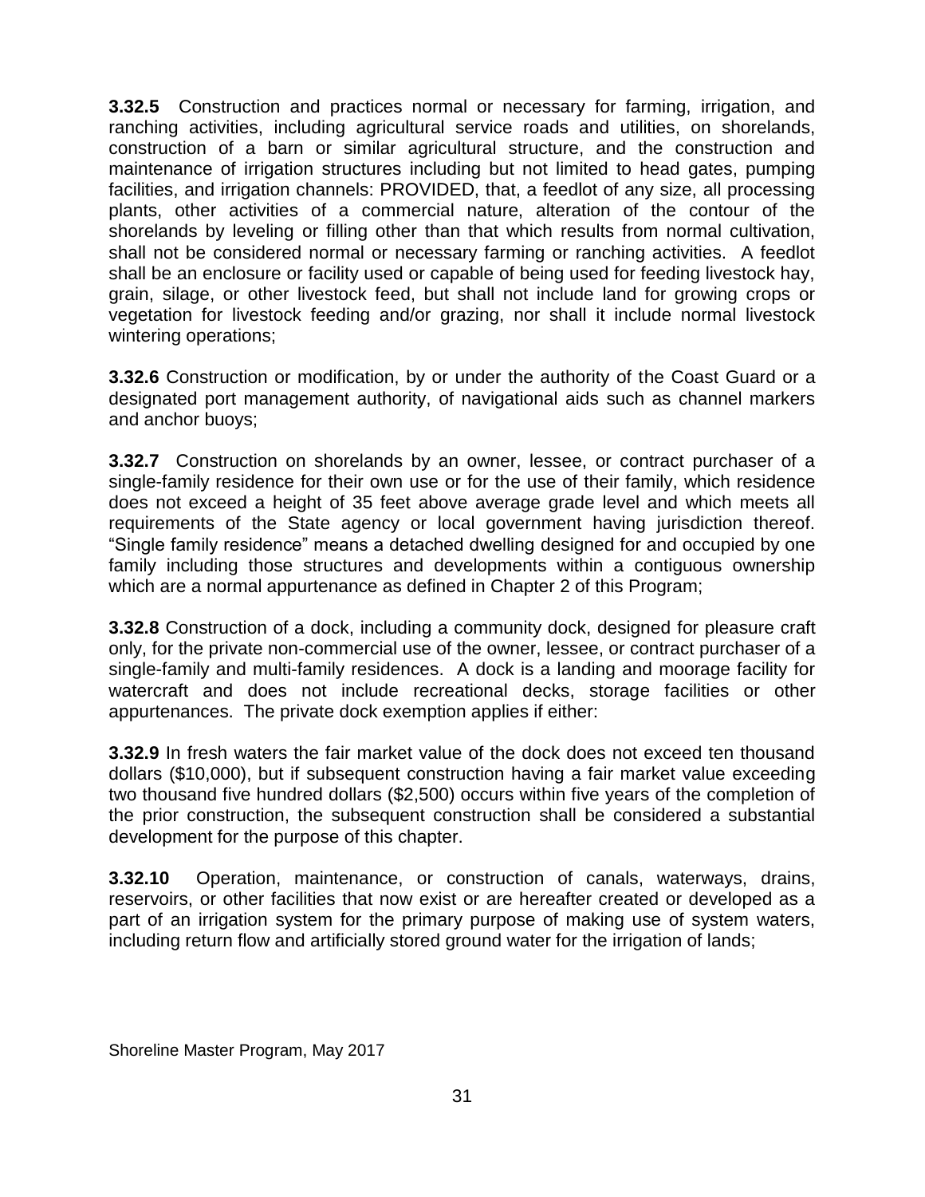**3.32.5** Construction and practices normal or necessary for farming, irrigation, and ranching activities, including agricultural service roads and utilities, on shorelands, construction of a barn or similar agricultural structure, and the construction and maintenance of irrigation structures including but not limited to head gates, pumping facilities, and irrigation channels: PROVIDED, that, a feedlot of any size, all processing plants, other activities of a commercial nature, alteration of the contour of the shorelands by leveling or filling other than that which results from normal cultivation, shall not be considered normal or necessary farming or ranching activities. A feedlot shall be an enclosure or facility used or capable of being used for feeding livestock hay, grain, silage, or other livestock feed, but shall not include land for growing crops or vegetation for livestock feeding and/or grazing, nor shall it include normal livestock wintering operations;

**3.32.6** Construction or modification, by or under the authority of the Coast Guard or a designated port management authority, of navigational aids such as channel markers and anchor buoys;

**3.32.7** Construction on shorelands by an owner, lessee, or contract purchaser of a single-family residence for their own use or for the use of their family, which residence does not exceed a height of 35 feet above average grade level and which meets all requirements of the State agency or local government having jurisdiction thereof. "Single family residence" means a detached dwelling designed for and occupied by one family including those structures and developments within a contiguous ownership which are a normal appurtenance as defined in Chapter 2 of this Program;

**3.32.8** Construction of a dock, including a community dock, designed for pleasure craft only, for the private non-commercial use of the owner, lessee, or contract purchaser of a single-family and multi-family residences. A dock is a landing and moorage facility for watercraft and does not include recreational decks, storage facilities or other appurtenances. The private dock exemption applies if either:

**3.32.9** In fresh waters the fair market value of the dock does not exceed ten thousand dollars ($10,000), but if subsequent construction having a fair market value exceeding two thousand five hundred dollars ($2,500) occurs within five years of the completion of the prior construction, the subsequent construction shall be considered a substantial development for the purpose of this chapter.

**3.32.10** Operation, maintenance, or construction of canals, waterways, drains, reservoirs, or other facilities that now exist or are hereafter created or developed as a part of an irrigation system for the primary purpose of making use of system waters, including return flow and artificially stored ground water for the irrigation of lands;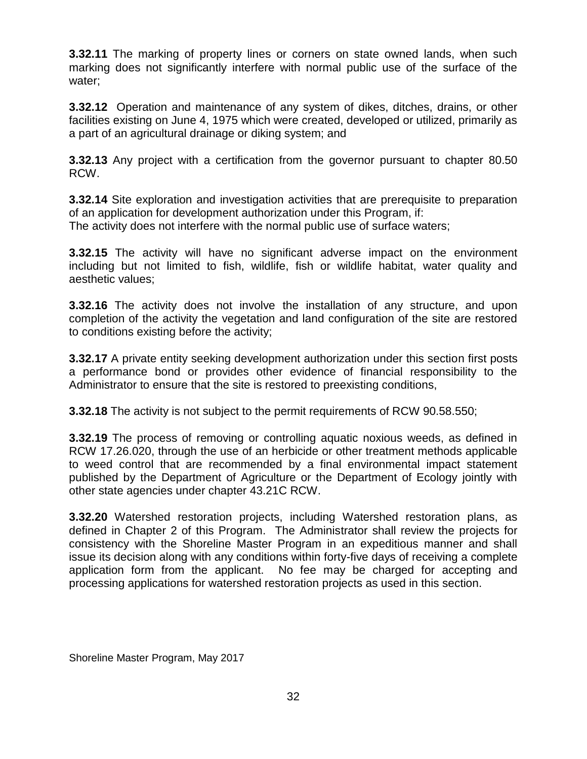**3.32.11** The marking of property lines or corners on state owned lands, when such marking does not significantly interfere with normal public use of the surface of the water;

**3.32.12** Operation and maintenance of any system of dikes, ditches, drains, or other facilities existing on June 4, 1975 which were created, developed or utilized, primarily as a part of an agricultural drainage or diking system; and

**3.32.13** Any project with a certification from the governor pursuant to chapter 80.50 RCW.

**3.32.14** Site exploration and investigation activities that are prerequisite to preparation of an application for development authorization under this Program, if:
The activity does not interfere with the normal public use of surface waters;

**3.32.15** The activity will have no significant adverse impact on the environment including but not limited to fish, wildlife, fish or wildlife habitat, water quality and aesthetic values;

**3.32.16** The activity does not involve the installation of any structure, and upon completion of the activity the vegetation and land configuration of the site are restored to conditions existing before the activity;

**3.32.17** A private entity seeking development authorization under this section first posts a performance bond or provides other evidence of financial responsibility to the Administrator to ensure that the site is restored to preexisting conditions,

**3.32.18** The activity is not subject to the permit requirements of RCW 90.58.550;

**3.32.19** The process of removing or controlling aquatic noxious weeds, as defined in RCW 17.26.020, through the use of an herbicide or other treatment methods applicable to weed control that are recommended by a final environmental impact statement published by the Department of Agriculture or the Department of Ecology jointly with other state agencies under chapter 43.21C RCW.

**3.32.20** Watershed restoration projects, including Watershed restoration plans, as defined in Chapter 2 of this Program. The Administrator shall review the projects for consistency with the Shoreline Master Program in an expeditious manner and shall issue its decision along with any conditions within forty-five days of receiving a complete application form from the applicant. No fee may be charged for accepting and processing applications for watershed restoration projects as used in this section.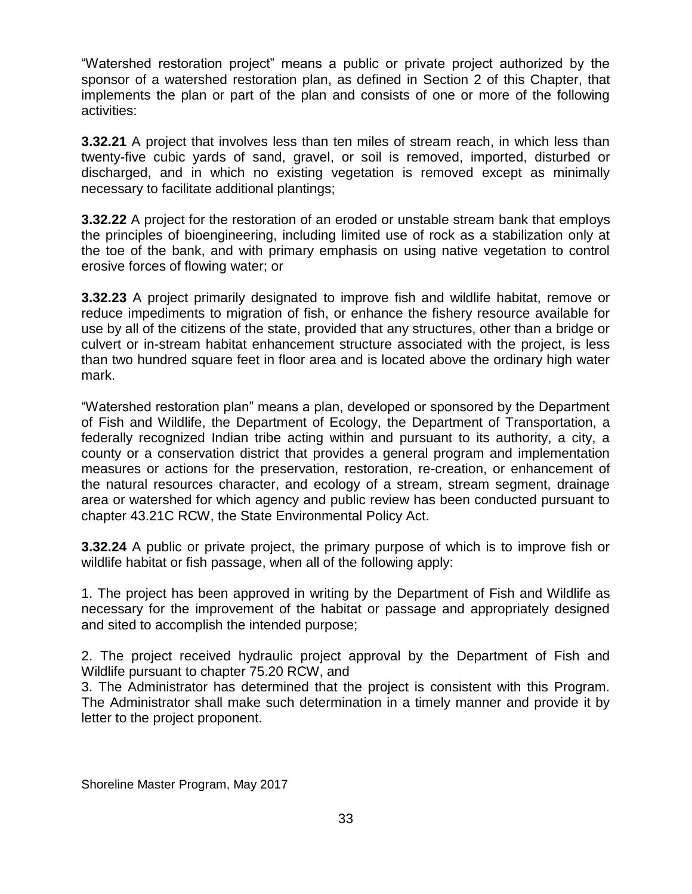"Watershed restoration project" means a public or private project authorized by the sponsor of a watershed restoration plan, as defined in Section 2 of this Chapter, that implements the plan or part of the plan and consists of one or more of the following activities:

**3.32.21** A project that involves less than ten miles of stream reach, in which less than twenty-five cubic yards of sand, gravel, or soil is removed, imported, disturbed or discharged, and in which no existing vegetation is removed except as minimally necessary to facilitate additional plantings;

**3.32.22** A project for the restoration of an eroded or unstable stream bank that employs the principles of bioengineering, including limited use of rock as a stabilization only at the toe of the bank, and with primary emphasis on using native vegetation to control erosive forces of flowing water; or

**3.32.23** A project primarily designated to improve fish and wildlife habitat, remove or reduce impediments to migration of fish, or enhance the fishery resource available for use by all of the citizens of the state, provided that any structures, other than a bridge or culvert or in-stream habitat enhancement structure associated with the project, is less than two hundred square feet in floor area and is located above the ordinary high water mark.

"Watershed restoration plan" means a plan, developed or sponsored by the Department of Fish and Wildlife, the Department of Ecology, the Department of Transportation, a federally recognized Indian tribe acting within and pursuant to its authority, a city, a county or a conservation district that provides a general program and implementation measures or actions for the preservation, restoration, re-creation, or enhancement of the natural resources character, and ecology of a stream, stream segment, drainage area or watershed for which agency and public review has been conducted pursuant to chapter 43.21C RCW, the State Environmental Policy Act.

**3.32.24** A public or private project, the primary purpose of which is to improve fish or wildlife habitat or fish passage, when all of the following apply:

1. The project has been approved in writing by the Department of Fish and Wildlife as necessary for the improvement of the habitat or passage and appropriately designed and sited to accomplish the intended purpose;

2. The project received hydraulic project approval by the Department of Fish and Wildlife pursuant to chapter 75.20 RCW, and

3. The Administrator has determined that the project is consistent with this Program. The Administrator shall make such determination in a timely manner and provide it by letter to the project proponent.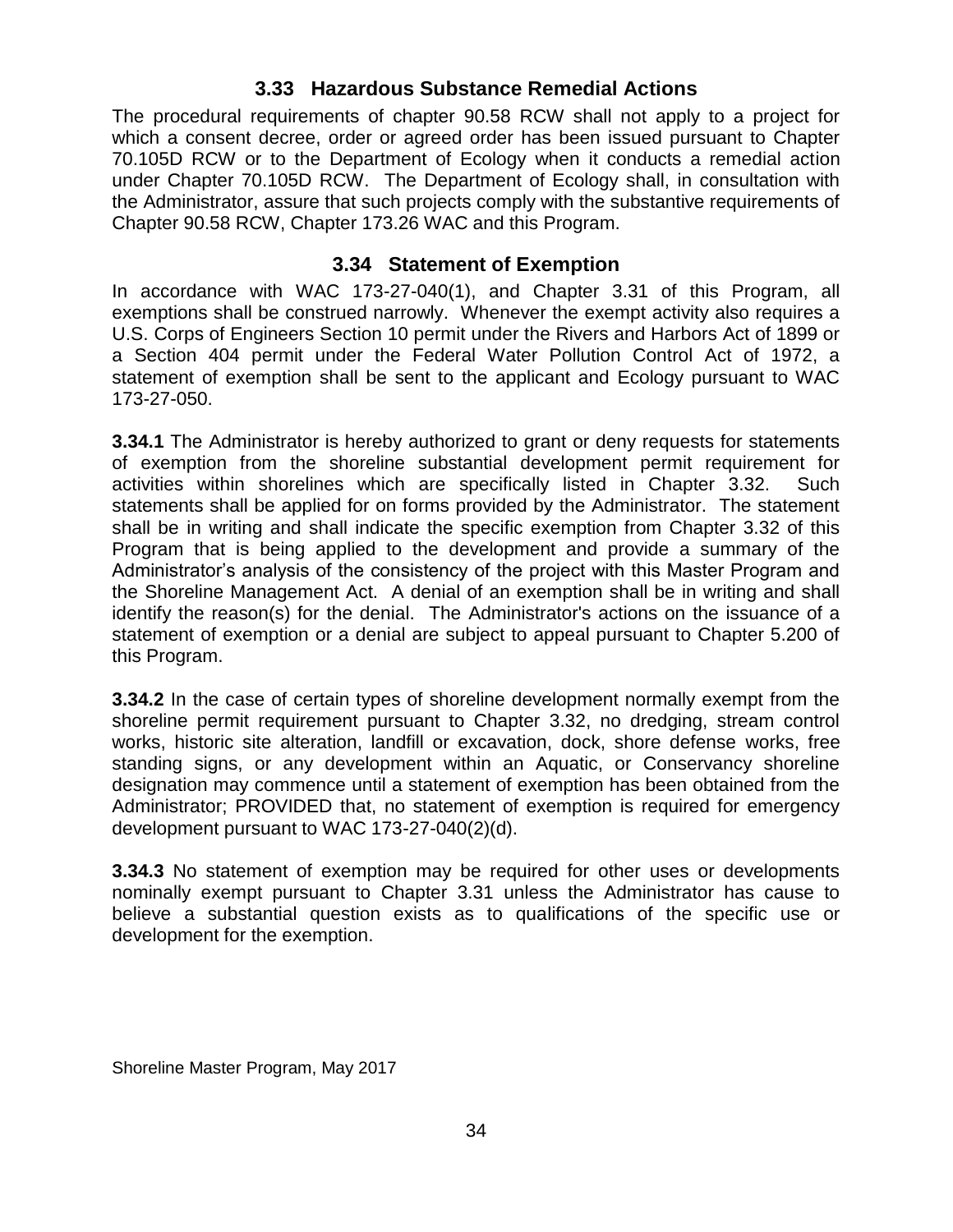## 3.33 Hazardous Substance Remedial Actions

The procedural requirements of chapter 90.58 RCW shall not apply to a project for which a consent decree, order or agreed order has been issued pursuant to Chapter 70.105D RCW or to the Department of Ecology when it conducts a remedial action under Chapter 70.105D RCW. The Department of Ecology shall, in consultation with the Administrator, assure that such projects comply with the substantive requirements of Chapter 90.58 RCW, Chapter 173.26 WAC and this Program.

## 3.34 Statement of Exemption

In accordance with WAC 173-27-040(1), and Chapter 3.31 of this Program, all exemptions shall be construed narrowly. Whenever the exempt activity also requires a U.S. Corps of Engineers Section 10 permit under the Rivers and Harbors Act of 1899 or a Section 404 permit under the Federal Water Pollution Control Act of 1972, a statement of exemption shall be sent to the applicant and Ecology pursuant to WAC 173-27-050.

**3.34.1** The Administrator is hereby authorized to grant or deny requests for statements of exemption from the shoreline substantial development permit requirement for activities within shorelines which are specifically listed in Chapter 3.32. Such statements shall be applied for on forms provided by the Administrator. The statement shall be in writing and shall indicate the specific exemption from Chapter 3.32 of this Program that is being applied to the development and provide a summary of the Administrator's analysis of the consistency of the project with this Master Program and the Shoreline Management Act. A denial of an exemption shall be in writing and shall identify the reason(s) for the denial. The Administrator's actions on the issuance of a statement of exemption or a denial are subject to appeal pursuant to Chapter 5.200 of this Program.

**3.34.2** In the case of certain types of shoreline development normally exempt from the shoreline permit requirement pursuant to Chapter 3.32, no dredging, stream control works, historic site alteration, landfill or excavation, dock, shore defense works, free standing signs, or any development within an Aquatic, or Conservancy shoreline designation may commence until a statement of exemption has been obtained from the Administrator; PROVIDED that, no statement of exemption is required for emergency development pursuant to WAC 173-27-040(2)(d).

**3.34.3** No statement of exemption may be required for other uses or developments nominally exempt pursuant to Chapter 3.31 unless the Administrator has cause to believe a substantial question exists as to qualifications of the specific use or development for the exemption.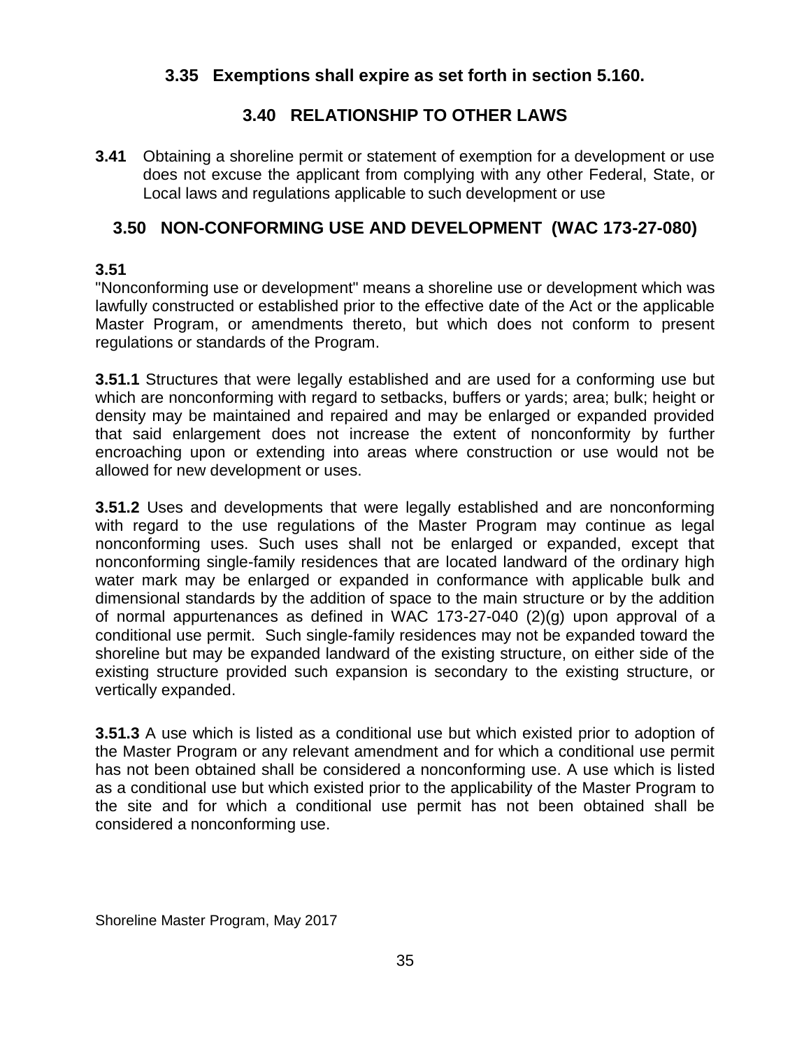### 3.35 Exemptions shall expire as set forth in section 5.160.

## 3.40 RELATIONSHIP TO OTHER LAWS

**3.41** Obtaining a shoreline permit or statement of exemption for a development or use does not excuse the applicant from complying with any other Federal, State, or Local laws and regulations applicable to such development or use

## 3.50 NON-CONFORMING USE AND DEVELOPMENT (WAC 173-27-080)

**3.51**

"Nonconforming use or development" means a shoreline use or development which was lawfully constructed or established prior to the effective date of the Act or the applicable Master Program, or amendments thereto, but which does not conform to present regulations or standards of the Program.

**3.51.1** Structures that were legally established and are used for a conforming use but which are nonconforming with regard to setbacks, buffers or yards; area; bulk; height or density may be maintained and repaired and may be enlarged or expanded provided that said enlargement does not increase the extent of nonconformity by further encroaching upon or extending into areas where construction or use would not be allowed for new development or uses.

**3.51.2** Uses and developments that were legally established and are nonconforming with regard to the use regulations of the Master Program may continue as legal nonconforming uses. Such uses shall not be enlarged or expanded, except that nonconforming single-family residences that are located landward of the ordinary high water mark may be enlarged or expanded in conformance with applicable bulk and dimensional standards by the addition of space to the main structure or by the addition of normal appurtenances as defined in WAC 173-27-040 (2)(g) upon approval of a conditional use permit. Such single-family residences may not be expanded toward the shoreline but may be expanded landward of the existing structure, on either side of the existing structure provided such expansion is secondary to the existing structure, or vertically expanded.

**3.51.3** A use which is listed as a conditional use but which existed prior to adoption of the Master Program or any relevant amendment and for which a conditional use permit has not been obtained shall be considered a nonconforming use. A use which is listed as a conditional use but which existed prior to the applicability of the Master Program to the site and for which a conditional use permit has not been obtained shall be considered a nonconforming use.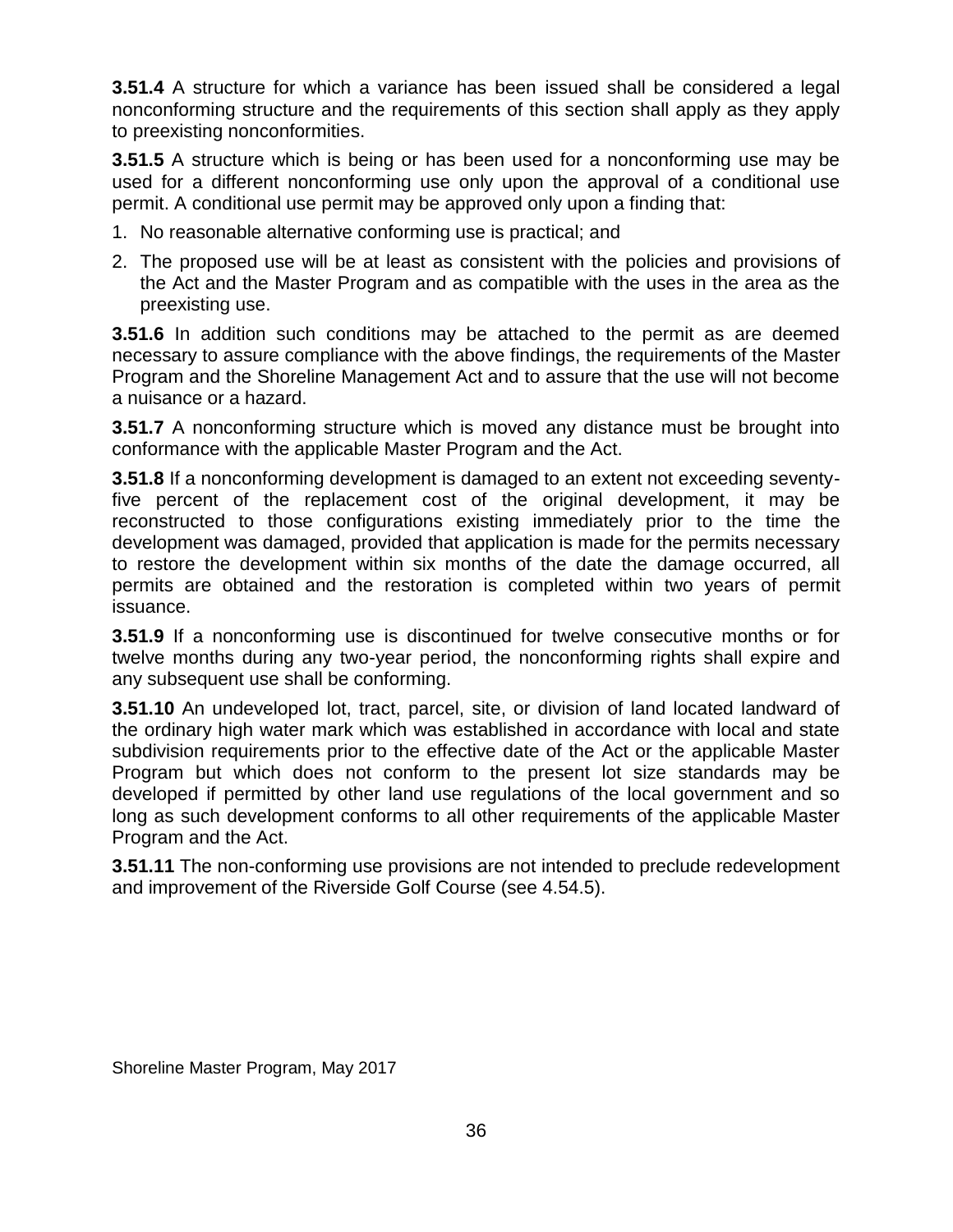**3.51.4** A structure for which a variance has been issued shall be considered a legal nonconforming structure and the requirements of this section shall apply as they apply to preexisting nonconformities.

**3.51.5** A structure which is being or has been used for a nonconforming use may be used for a different nonconforming use only upon the approval of a conditional use permit. A conditional use permit may be approved only upon a finding that:

1. No reasonable alternative conforming use is practical; and
2. The proposed use will be at least as consistent with the policies and provisions of the Act and the Master Program and as compatible with the uses in the area as the preexisting use.

**3.51.6** In addition such conditions may be attached to the permit as are deemed necessary to assure compliance with the above findings, the requirements of the Master Program and the Shoreline Management Act and to assure that the use will not become a nuisance or a hazard.

**3.51.7** A nonconforming structure which is moved any distance must be brought into conformance with the applicable Master Program and the Act.

**3.51.8** If a nonconforming development is damaged to an extent not exceeding seventy-five percent of the replacement cost of the original development, it may be reconstructed to those configurations existing immediately prior to the time the development was damaged, provided that application is made for the permits necessary to restore the development within six months of the date the damage occurred, all permits are obtained and the restoration is completed within two years of permit issuance.

**3.51.9** If a nonconforming use is discontinued for twelve consecutive months or for twelve months during any two-year period, the nonconforming rights shall expire and any subsequent use shall be conforming.

**3.51.10** An undeveloped lot, tract, parcel, site, or division of land located landward of the ordinary high water mark which was established in accordance with local and state subdivision requirements prior to the effective date of the Act or the applicable Master Program but which does not conform to the present lot size standards may be developed if permitted by other land use regulations of the local government and so long as such development conforms to all other requirements of the applicable Master Program and the Act.

**3.51.11** The non-conforming use provisions are not intended to preclude redevelopment and improvement of the Riverside Golf Course (see 4.54.5).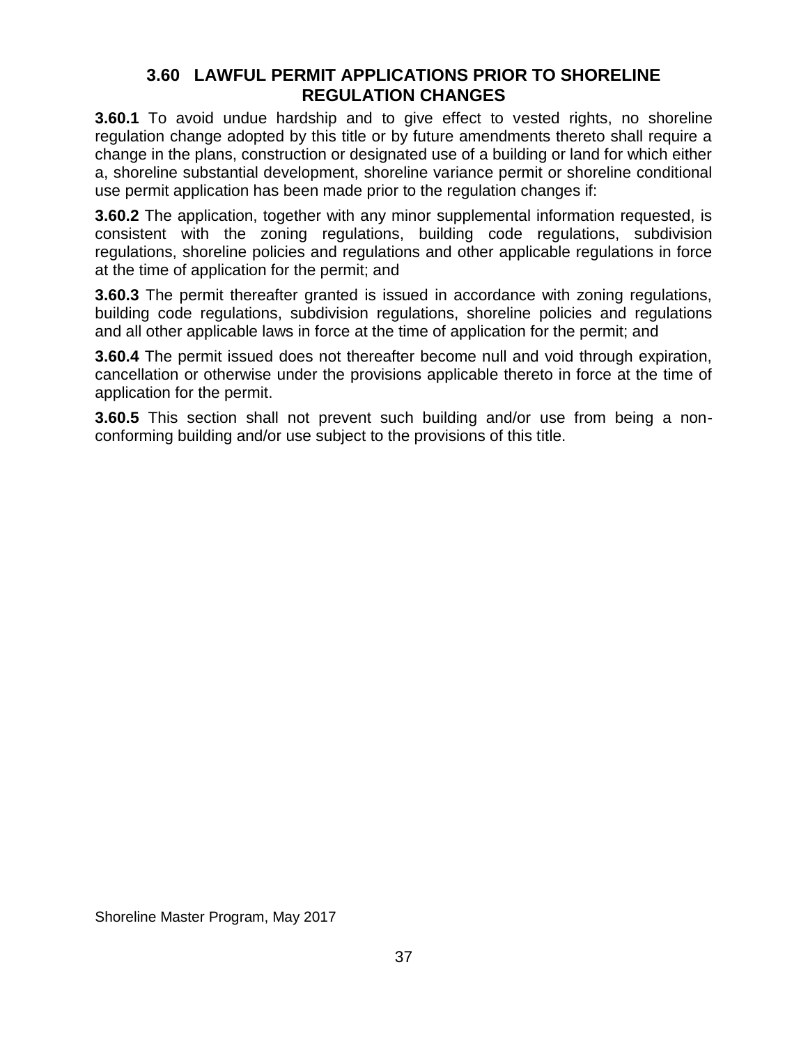## 3.60 LAWFUL PERMIT APPLICATIONS PRIOR TO SHORELINE REGULATION CHANGES

**3.60.1** To avoid undue hardship and to give effect to vested rights, no shoreline regulation change adopted by this title or by future amendments thereto shall require a change in the plans, construction or designated use of a building or land for which either a, shoreline substantial development, shoreline variance permit or shoreline conditional use permit application has been made prior to the regulation changes if:

**3.60.2** The application, together with any minor supplemental information requested, is consistent with the zoning regulations, building code regulations, subdivision regulations, shoreline policies and regulations and other applicable regulations in force at the time of application for the permit; and

**3.60.3** The permit thereafter granted is issued in accordance with zoning regulations, building code regulations, subdivision regulations, shoreline policies and regulations and all other applicable laws in force at the time of application for the permit; and

**3.60.4** The permit issued does not thereafter become null and void through expiration, cancellation or otherwise under the provisions applicable thereto in force at the time of application for the permit.

**3.60.5** This section shall not prevent such building and/or use from being a non-conforming building and/or use subject to the provisions of this title.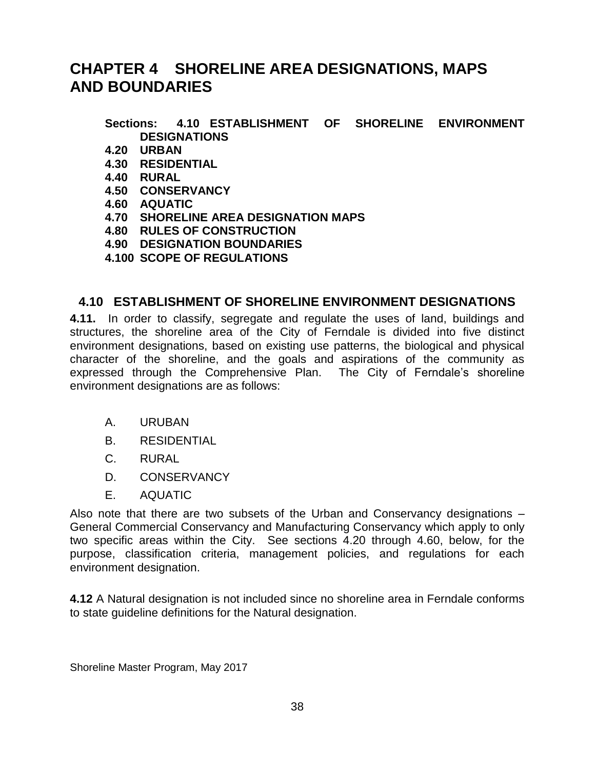# CHAPTER 4 SHORELINE AREA DESIGNATIONS, MAPS AND BOUNDARIES

**Sections: 4.10 ESTABLISHMENT OF SHORELINE ENVIRONMENT DESIGNATIONS**
**4.20 URBAN**
**4.30 RESIDENTIAL**
**4.40 RURAL**
**4.50 CONSERVANCY**
**4.60 AQUATIC**
**4.70 SHORELINE AREA DESIGNATION MAPS**
**4.80 RULES OF CONSTRUCTION**
**4.90 DESIGNATION BOUNDARIES**
**4.100 SCOPE OF REGULATIONS**

## 4.10 ESTABLISHMENT OF SHORELINE ENVIRONMENT DESIGNATIONS

**4.11.** In order to classify, segregate and regulate the uses of land, buildings and structures, the shoreline area of the City of Ferndale is divided into five distinct environment designations, based on existing use patterns, the biological and physical character of the shoreline, and the goals and aspirations of the community as expressed through the Comprehensive Plan. The City of Ferndale's shoreline environment designations are as follows:

A. URUBAN
B. RESIDENTIAL
C. RURAL
D. CONSERVANCY
E. AQUATIC

Also note that there are two subsets of the Urban and Conservancy designations – General Commercial Conservancy and Manufacturing Conservancy which apply to only two specific areas within the City. See sections 4.20 through 4.60, below, for the purpose, classification criteria, management policies, and regulations for each environment designation.

**4.12** A Natural designation is not included since no shoreline area in Ferndale conforms to state guideline definitions for the Natural designation.

Shoreline Master Program, May 2017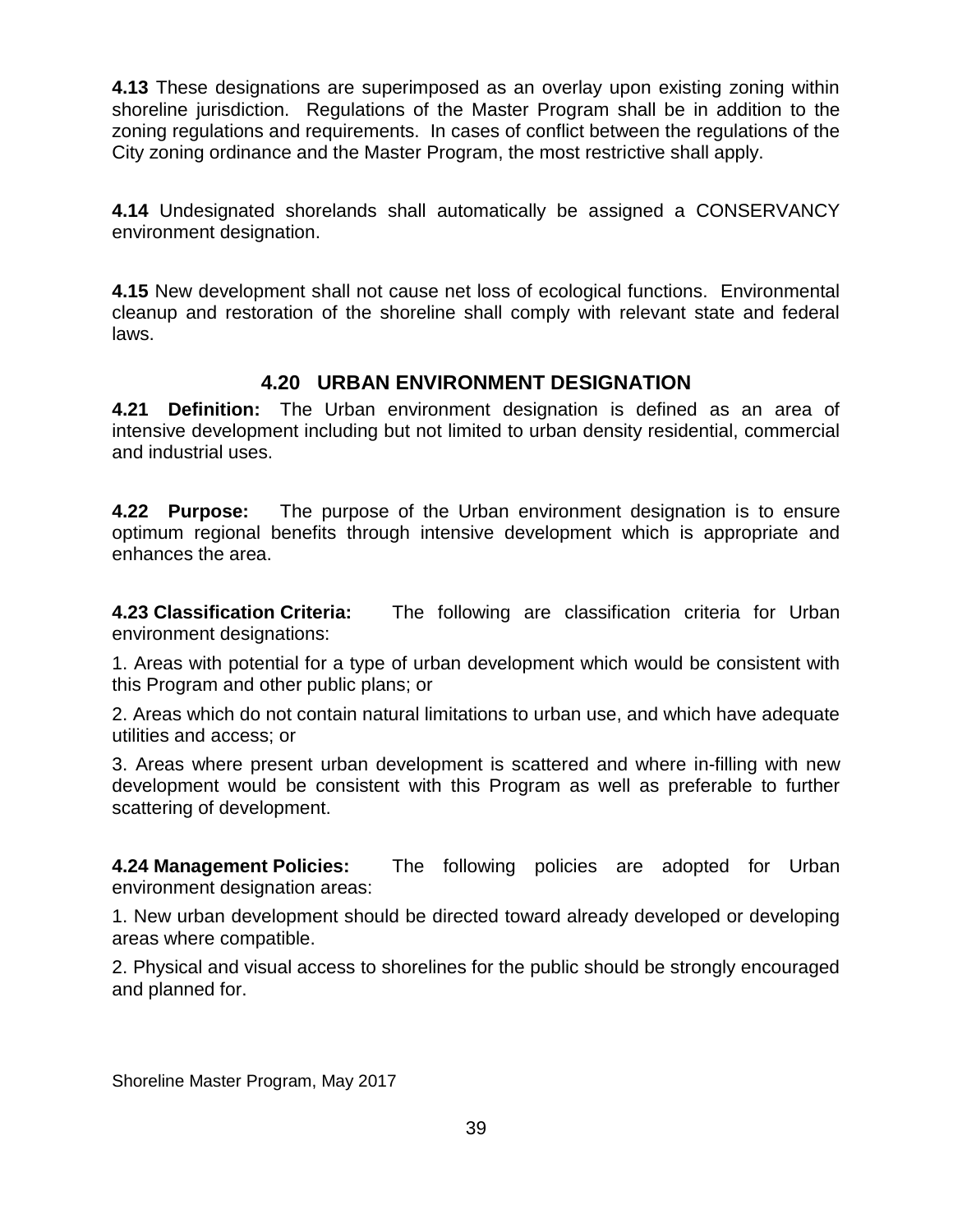**4.13** These designations are superimposed as an overlay upon existing zoning within shoreline jurisdiction. Regulations of the Master Program shall be in addition to the zoning regulations and requirements. In cases of conflict between the regulations of the City zoning ordinance and the Master Program, the most restrictive shall apply.

**4.14** Undesignated shorelands shall automatically be assigned a CONSERVANCY environment designation.

**4.15** New development shall not cause net loss of ecological functions. Environmental cleanup and restoration of the shoreline shall comply with relevant state and federal laws.

## 4.20 URBAN ENVIRONMENT DESIGNATION

**4.21 Definition:** The Urban environment designation is defined as an area of intensive development including but not limited to urban density residential, commercial and industrial uses.

**4.22 Purpose:** The purpose of the Urban environment designation is to ensure optimum regional benefits through intensive development which is appropriate and enhances the area.

**4.23 Classification Criteria:** The following are classification criteria for Urban environment designations:

1. Areas with potential for a type of urban development which would be consistent with this Program and other public plans; or

2. Areas which do not contain natural limitations to urban use, and which have adequate utilities and access; or

3. Areas where present urban development is scattered and where in-filling with new development would be consistent with this Program as well as preferable to further scattering of development.

**4.24 Management Policies:** The following policies are adopted for Urban environment designation areas:

1. New urban development should be directed toward already developed or developing areas where compatible.

2. Physical and visual access to shorelines for the public should be strongly encouraged and planned for.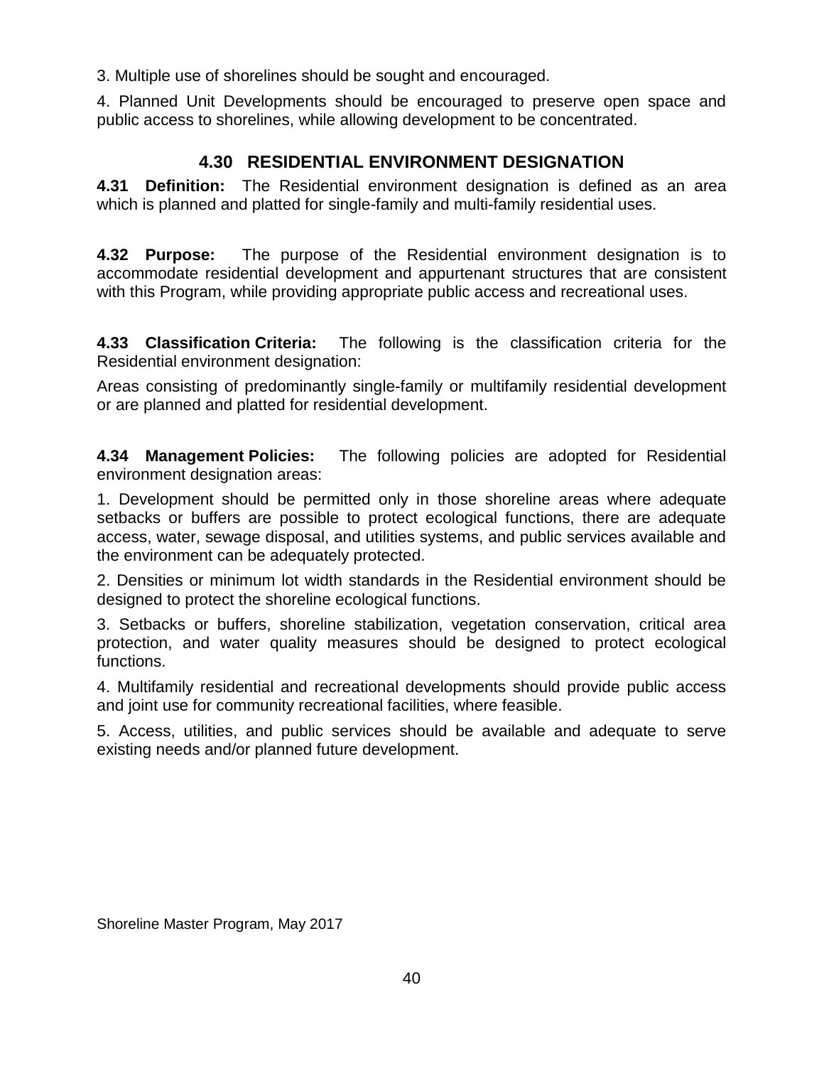3. Multiple use of shorelines should be sought and encouraged.

4. Planned Unit Developments should be encouraged to preserve open space and public access to shorelines, while allowing development to be concentrated.

## 4.30 RESIDENTIAL ENVIRONMENT DESIGNATION

**4.31 Definition:** The Residential environment designation is defined as an area which is planned and platted for single-family and multi-family residential uses.

**4.32 Purpose:** The purpose of the Residential environment designation is to accommodate residential development and appurtenant structures that are consistent with this Program, while providing appropriate public access and recreational uses.

**4.33 Classification Criteria:** The following is the classification criteria for the Residential environment designation:

Areas consisting of predominantly single-family or multifamily residential development or are planned and platted for residential development.

**4.34 Management Policies:** The following policies are adopted for Residential environment designation areas:

1. Development should be permitted only in those shoreline areas where adequate setbacks or buffers are possible to protect ecological functions, there are adequate access, water, sewage disposal, and utilities systems, and public services available and the environment can be adequately protected.

2. Densities or minimum lot width standards in the Residential environment should be designed to protect the shoreline ecological functions.

3. Setbacks or buffers, shoreline stabilization, vegetation conservation, critical area protection, and water quality measures should be designed to protect ecological functions.

4. Multifamily residential and recreational developments should provide public access and joint use for community recreational facilities, where feasible.

5. Access, utilities, and public services should be available and adequate to serve existing needs and/or planned future development.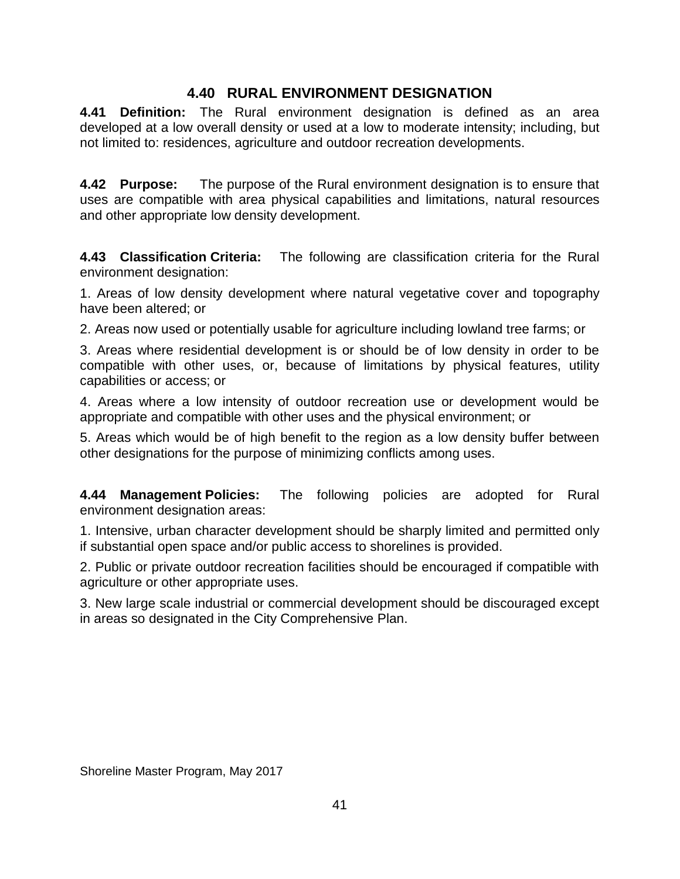## 4.40 RURAL ENVIRONMENT DESIGNATION

**4.41 Definition:** The Rural environment designation is defined as an area developed at a low overall density or used at a low to moderate intensity; including, but not limited to: residences, agriculture and outdoor recreation developments.

**4.42 Purpose:** The purpose of the Rural environment designation is to ensure that uses are compatible with area physical capabilities and limitations, natural resources and other appropriate low density development.

**4.43 Classification Criteria:** The following are classification criteria for the Rural environment designation:

1. Areas of low density development where natural vegetative cover and topography have been altered; or

2. Areas now used or potentially usable for agriculture including lowland tree farms; or

3. Areas where residential development is or should be of low density in order to be compatible with other uses, or, because of limitations by physical features, utility capabilities or access; or

4. Areas where a low intensity of outdoor recreation use or development would be appropriate and compatible with other uses and the physical environment; or

5. Areas which would be of high benefit to the region as a low density buffer between other designations for the purpose of minimizing conflicts among uses.

**4.44 Management Policies:** The following policies are adopted for Rural environment designation areas:

1. Intensive, urban character development should be sharply limited and permitted only if substantial open space and/or public access to shorelines is provided.

2. Public or private outdoor recreation facilities should be encouraged if compatible with agriculture or other appropriate uses.

3. New large scale industrial or commercial development should be discouraged except in areas so designated in the City Comprehensive Plan.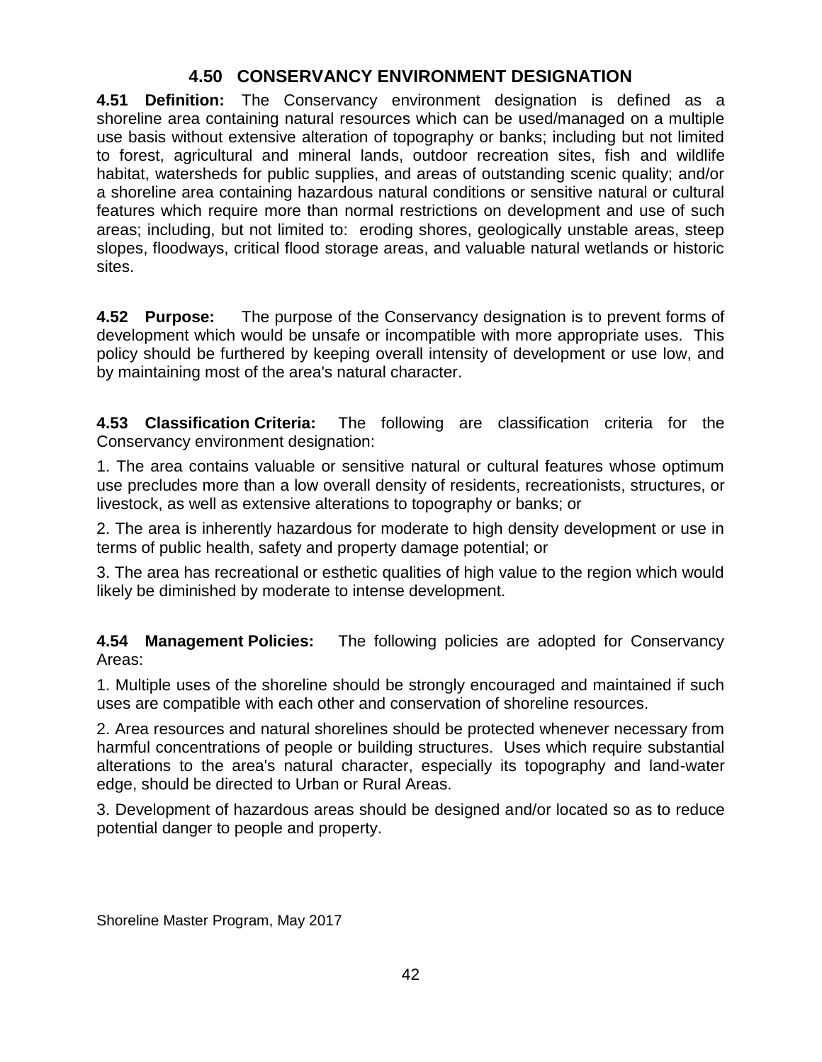## 4.50 CONSERVANCY ENVIRONMENT DESIGNATION

**4.51 Definition:** The Conservancy environment designation is defined as a shoreline area containing natural resources which can be used/managed on a multiple use basis without extensive alteration of topography or banks; including but not limited to forest, agricultural and mineral lands, outdoor recreation sites, fish and wildlife habitat, watersheds for public supplies, and areas of outstanding scenic quality; and/or a shoreline area containing hazardous natural conditions or sensitive natural or cultural features which require more than normal restrictions on development and use of such areas; including, but not limited to: eroding shores, geologically unstable areas, steep slopes, floodways, critical flood storage areas, and valuable natural wetlands or historic sites.

**4.52 Purpose:** The purpose of the Conservancy designation is to prevent forms of development which would be unsafe or incompatible with more appropriate uses. This policy should be furthered by keeping overall intensity of development or use low, and by maintaining most of the area's natural character.

**4.53 Classification Criteria:** The following are classification criteria for the Conservancy environment designation:

1. The area contains valuable or sensitive natural or cultural features whose optimum use precludes more than a low overall density of residents, recreationists, structures, or livestock, as well as extensive alterations to topography or banks; or

2. The area is inherently hazardous for moderate to high density development or use in terms of public health, safety and property damage potential; or

3. The area has recreational or esthetic qualities of high value to the region which would likely be diminished by moderate to intense development.

**4.54 Management Policies:** The following policies are adopted for Conservancy Areas:

1. Multiple uses of the shoreline should be strongly encouraged and maintained if such uses are compatible with each other and conservation of shoreline resources.

2. Area resources and natural shorelines should be protected whenever necessary from harmful concentrations of people or building structures. Uses which require substantial alterations to the area's natural character, especially its topography and land-water edge, should be directed to Urban or Rural Areas.

3. Development of hazardous areas should be designed and/or located so as to reduce potential danger to people and property.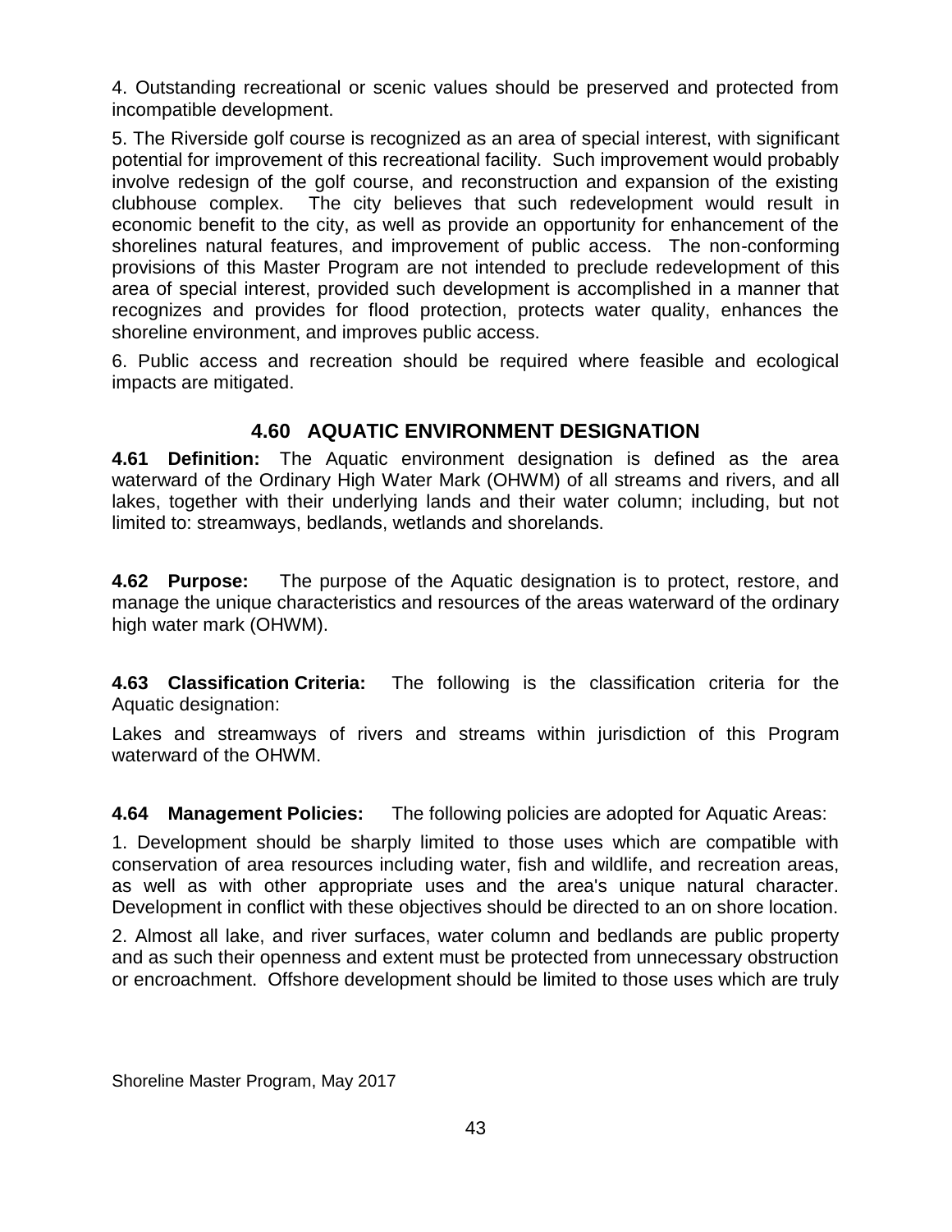4. Outstanding recreational or scenic values should be preserved and protected from incompatible development.

5. The Riverside golf course is recognized as an area of special interest, with significant potential for improvement of this recreational facility. Such improvement would probably involve redesign of the golf course, and reconstruction and expansion of the existing clubhouse complex. The city believes that such redevelopment would result in economic benefit to the city, as well as provide an opportunity for enhancement of the shorelines natural features, and improvement of public access. The non-conforming provisions of this Master Program are not intended to preclude redevelopment of this area of special interest, provided such development is accomplished in a manner that recognizes and provides for flood protection, protects water quality, enhances the shoreline environment, and improves public access.

6. Public access and recreation should be required where feasible and ecological impacts are mitigated.

## 4.60 AQUATIC ENVIRONMENT DESIGNATION

**4.61 Definition:** The Aquatic environment designation is defined as the area waterward of the Ordinary High Water Mark (OHWM) of all streams and rivers, and all lakes, together with their underlying lands and their water column; including, but not limited to: streamways, bedlands, wetlands and shorelands.

**4.62 Purpose:** The purpose of the Aquatic designation is to protect, restore, and manage the unique characteristics and resources of the areas waterward of the ordinary high water mark (OHWM).

**4.63 Classification Criteria:** The following is the classification criteria for the Aquatic designation:

Lakes and streamways of rivers and streams within jurisdiction of this Program waterward of the OHWM.

**4.64 Management Policies:** The following policies are adopted for Aquatic Areas:

1. Development should be sharply limited to those uses which are compatible with conservation of area resources including water, fish and wildlife, and recreation areas, as well as with other appropriate uses and the area's unique natural character. Development in conflict with these objectives should be directed to an on shore location.

2. Almost all lake, and river surfaces, water column and bedlands are public property and as such their openness and extent must be protected from unnecessary obstruction or encroachment. Offshore development should be limited to those uses which are truly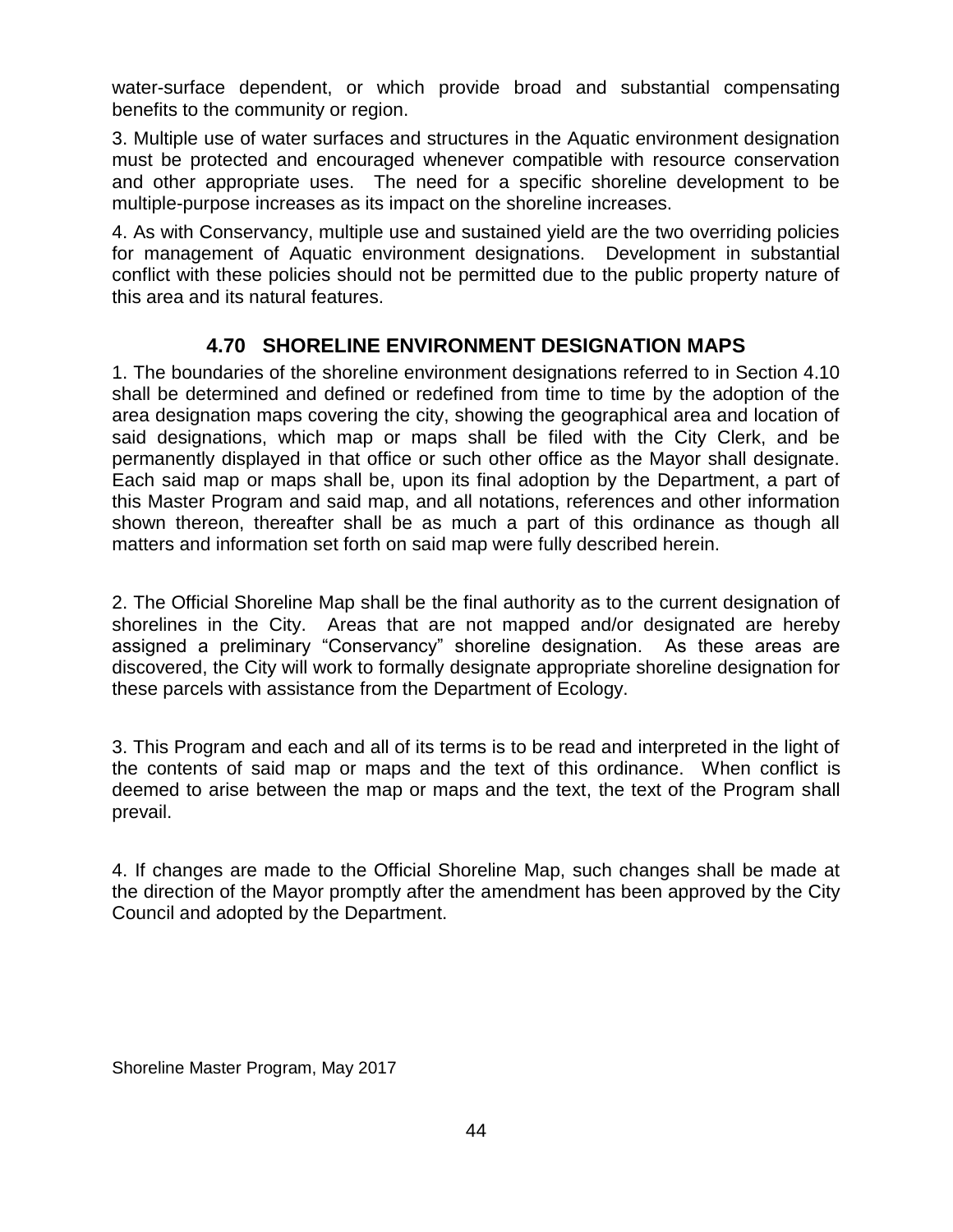water-surface dependent, or which provide broad and substantial compensating benefits to the community or region.

3. Multiple use of water surfaces and structures in the Aquatic environment designation must be protected and encouraged whenever compatible with resource conservation and other appropriate uses. The need for a specific shoreline development to be multiple-purpose increases as its impact on the shoreline increases.

4. As with Conservancy, multiple use and sustained yield are the two overriding policies for management of Aquatic environment designations. Development in substantial conflict with these policies should not be permitted due to the public property nature of this area and its natural features.

## 4.70 SHORELINE ENVIRONMENT DESIGNATION MAPS

1. The boundaries of the shoreline environment designations referred to in Section 4.10 shall be determined and defined or redefined from time to time by the adoption of the area designation maps covering the city, showing the geographical area and location of said designations, which map or maps shall be filed with the City Clerk, and be permanently displayed in that office or such other office as the Mayor shall designate. Each said map or maps shall be, upon its final adoption by the Department, a part of this Master Program and said map, and all notations, references and other information shown thereon, thereafter shall be as much a part of this ordinance as though all matters and information set forth on said map were fully described herein.

2. The Official Shoreline Map shall be the final authority as to the current designation of shorelines in the City. Areas that are not mapped and/or designated are hereby assigned a preliminary "Conservancy" shoreline designation. As these areas are discovered, the City will work to formally designate appropriate shoreline designation for these parcels with assistance from the Department of Ecology.

3. This Program and each and all of its terms is to be read and interpreted in the light of the contents of said map or maps and the text of this ordinance. When conflict is deemed to arise between the map or maps and the text, the text of the Program shall prevail.

4. If changes are made to the Official Shoreline Map, such changes shall be made at the direction of the Mayor promptly after the amendment has been approved by the City Council and adopted by the Department.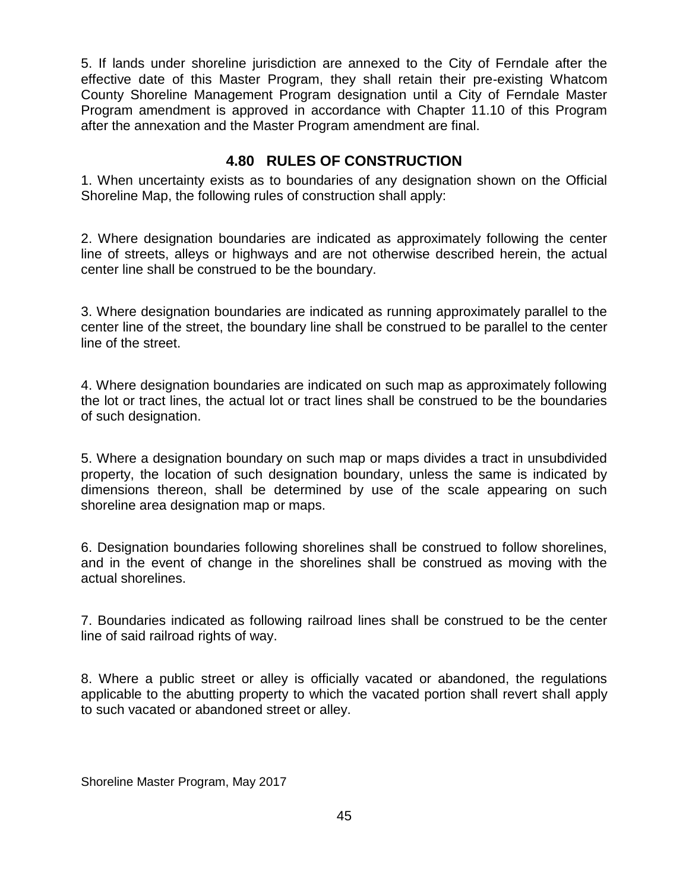5. If lands under shoreline jurisdiction are annexed to the City of Ferndale after the effective date of this Master Program, they shall retain their pre-existing Whatcom County Shoreline Management Program designation until a City of Ferndale Master Program amendment is approved in accordance with Chapter 11.10 of this Program after the annexation and the Master Program amendment are final.

## 4.80 RULES OF CONSTRUCTION

1. When uncertainty exists as to boundaries of any designation shown on the Official Shoreline Map, the following rules of construction shall apply:

2. Where designation boundaries are indicated as approximately following the center line of streets, alleys or highways and are not otherwise described herein, the actual center line shall be construed to be the boundary.

3. Where designation boundaries are indicated as running approximately parallel to the center line of the street, the boundary line shall be construed to be parallel to the center line of the street.

4. Where designation boundaries are indicated on such map as approximately following the lot or tract lines, the actual lot or tract lines shall be construed to be the boundaries of such designation.

5. Where a designation boundary on such map or maps divides a tract in unsubdivided property, the location of such designation boundary, unless the same is indicated by dimensions thereon, shall be determined by use of the scale appearing on such shoreline area designation map or maps.

6. Designation boundaries following shorelines shall be construed to follow shorelines, and in the event of change in the shorelines shall be construed as moving with the actual shorelines.

7. Boundaries indicated as following railroad lines shall be construed to be the center line of said railroad rights of way.

8. Where a public street or alley is officially vacated or abandoned, the regulations applicable to the abutting property to which the vacated portion shall revert shall apply to such vacated or abandoned street or alley.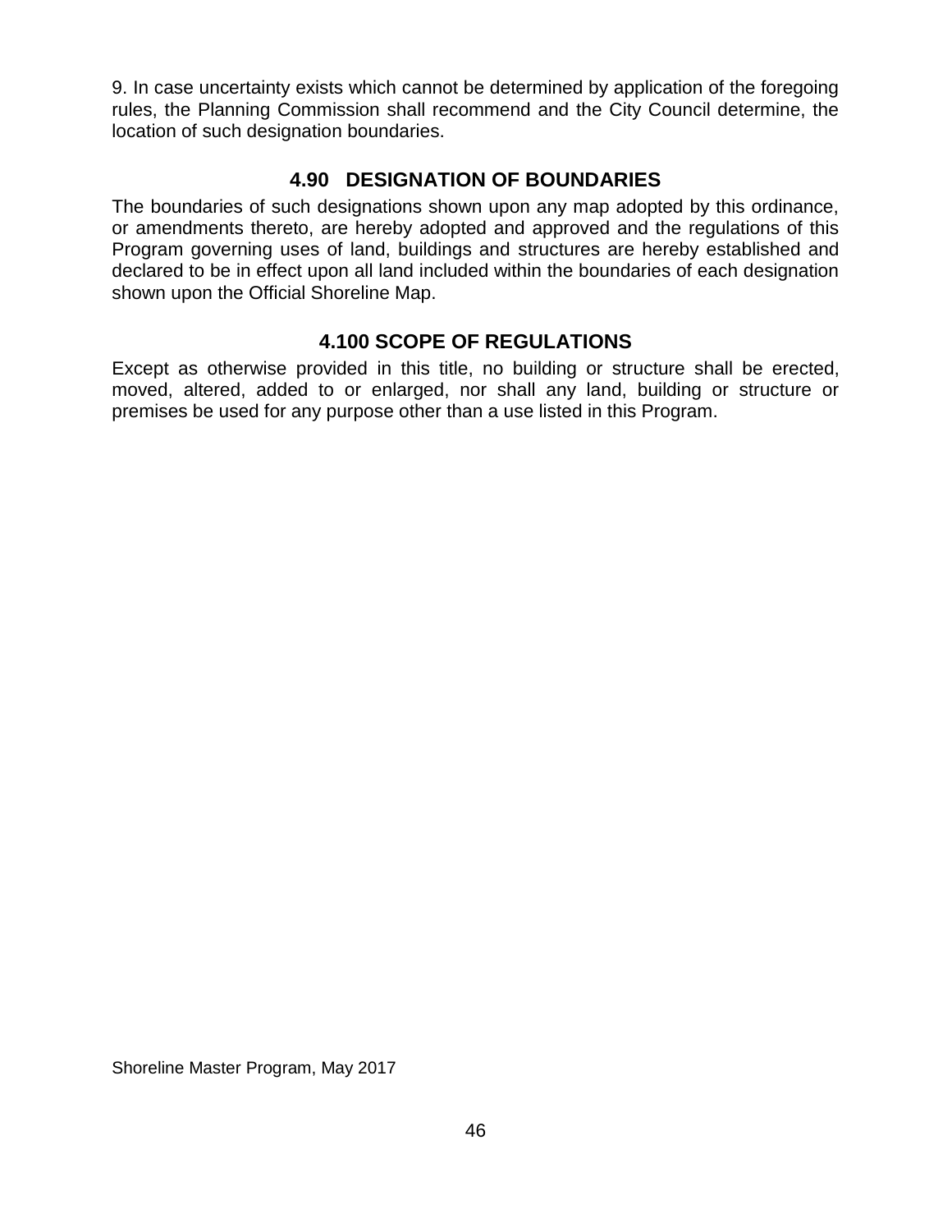9. In case uncertainty exists which cannot be determined by application of the foregoing rules, the Planning Commission shall recommend and the City Council determine, the location of such designation boundaries.

## 4.90 DESIGNATION OF BOUNDARIES

The boundaries of such designations shown upon any map adopted by this ordinance, or amendments thereto, are hereby adopted and approved and the regulations of this Program governing uses of land, buildings and structures are hereby established and declared to be in effect upon all land included within the boundaries of each designation shown upon the Official Shoreline Map.

## 4.100 SCOPE OF REGULATIONS

Except as otherwise provided in this title, no building or structure shall be erected, moved, altered, added to or enlarged, nor shall any land, building or structure or premises be used for any purpose other than a use listed in this Program.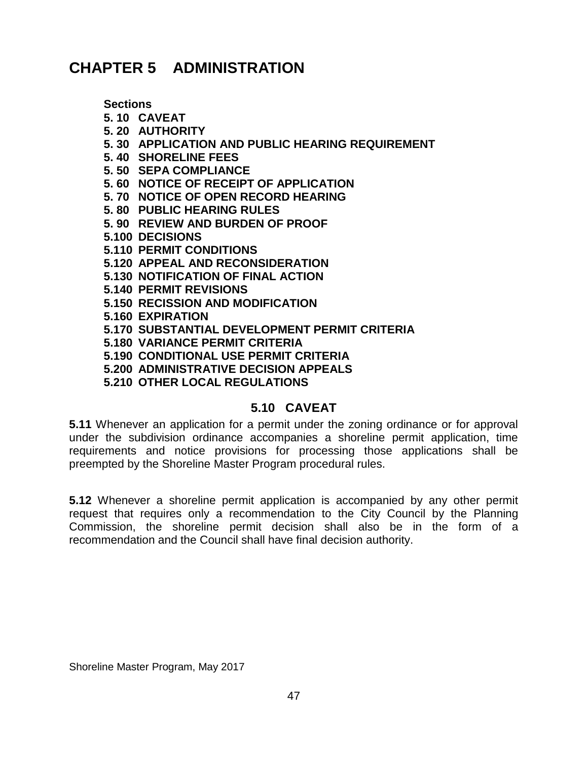# CHAPTER 5 ADMINISTRATION

**Sections**

**5. 10 CAVEAT**
**5. 20 AUTHORITY**
**5. 30 APPLICATION AND PUBLIC HEARING REQUIREMENT**
**5. 40 SHORELINE FEES**
**5. 50 SEPA COMPLIANCE**
**5. 60 NOTICE OF RECEIPT OF APPLICATION**
**5. 70 NOTICE OF OPEN RECORD HEARING**
**5. 80 PUBLIC HEARING RULES**
**5. 90 REVIEW AND BURDEN OF PROOF**
**5.100 DECISIONS**
**5.110 PERMIT CONDITIONS**
**5.120 APPEAL AND RECONSIDERATION**
**5.130 NOTIFICATION OF FINAL ACTION**
**5.140 PERMIT REVISIONS**
**5.150 RECISSION AND MODIFICATION**
**5.160 EXPIRATION**
**5.170 SUBSTANTIAL DEVELOPMENT PERMIT CRITERIA**
**5.180 VARIANCE PERMIT CRITERIA**
**5.190 CONDITIONAL USE PERMIT CRITERIA**
**5.200 ADMINISTRATIVE DECISION APPEALS**
**5.210 OTHER LOCAL REGULATIONS**

## 5.10 CAVEAT

**5.11** Whenever an application for a permit under the zoning ordinance or for approval under the subdivision ordinance accompanies a shoreline permit application, time requirements and notice provisions for processing those applications shall be preempted by the Shoreline Master Program procedural rules.

**5.12** Whenever a shoreline permit application is accompanied by any other permit request that requires only a recommendation to the City Council by the Planning Commission, the shoreline permit decision shall also be in the form of a recommendation and the Council shall have final decision authority.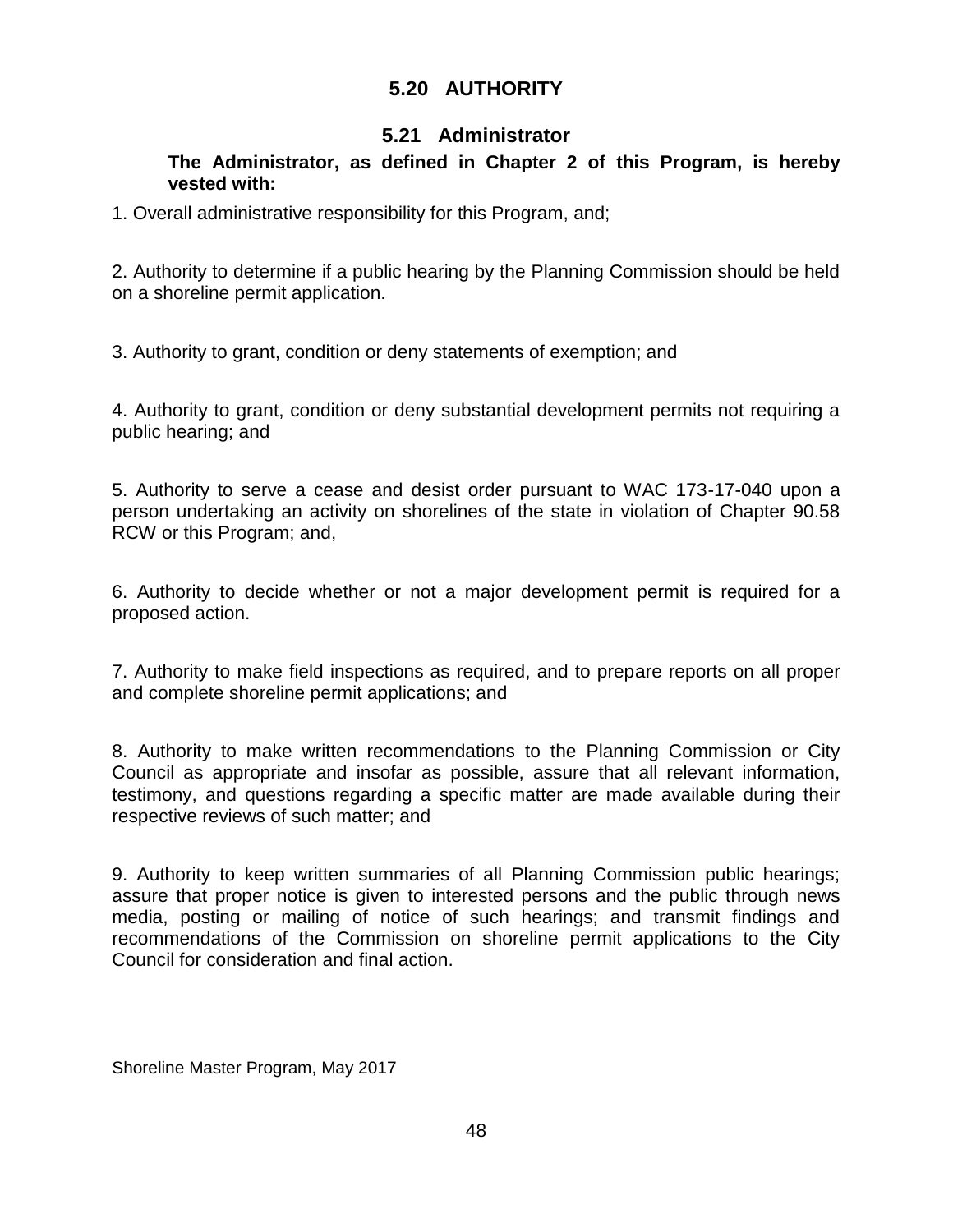## 5.20 AUTHORITY

### 5.21 Administrator

**The Administrator, as defined in Chapter 2 of this Program, is hereby vested with:**

1. Overall administrative responsibility for this Program, and;

2. Authority to determine if a public hearing by the Planning Commission should be held on a shoreline permit application.

3. Authority to grant, condition or deny statements of exemption; and

4. Authority to grant, condition or deny substantial development permits not requiring a public hearing; and

5. Authority to serve a cease and desist order pursuant to WAC 173-17-040 upon a person undertaking an activity on shorelines of the state in violation of Chapter 90.58 RCW or this Program; and,

6. Authority to decide whether or not a major development permit is required for a proposed action.

7. Authority to make field inspections as required, and to prepare reports on all proper and complete shoreline permit applications; and

8. Authority to make written recommendations to the Planning Commission or City Council as appropriate and insofar as possible, assure that all relevant information, testimony, and questions regarding a specific matter are made available during their respective reviews of such matter; and

9. Authority to keep written summaries of all Planning Commission public hearings; assure that proper notice is given to interested persons and the public through news media, posting or mailing of notice of such hearings; and transmit findings and recommendations of the Commission on shoreline permit applications to the City Council for consideration and final action.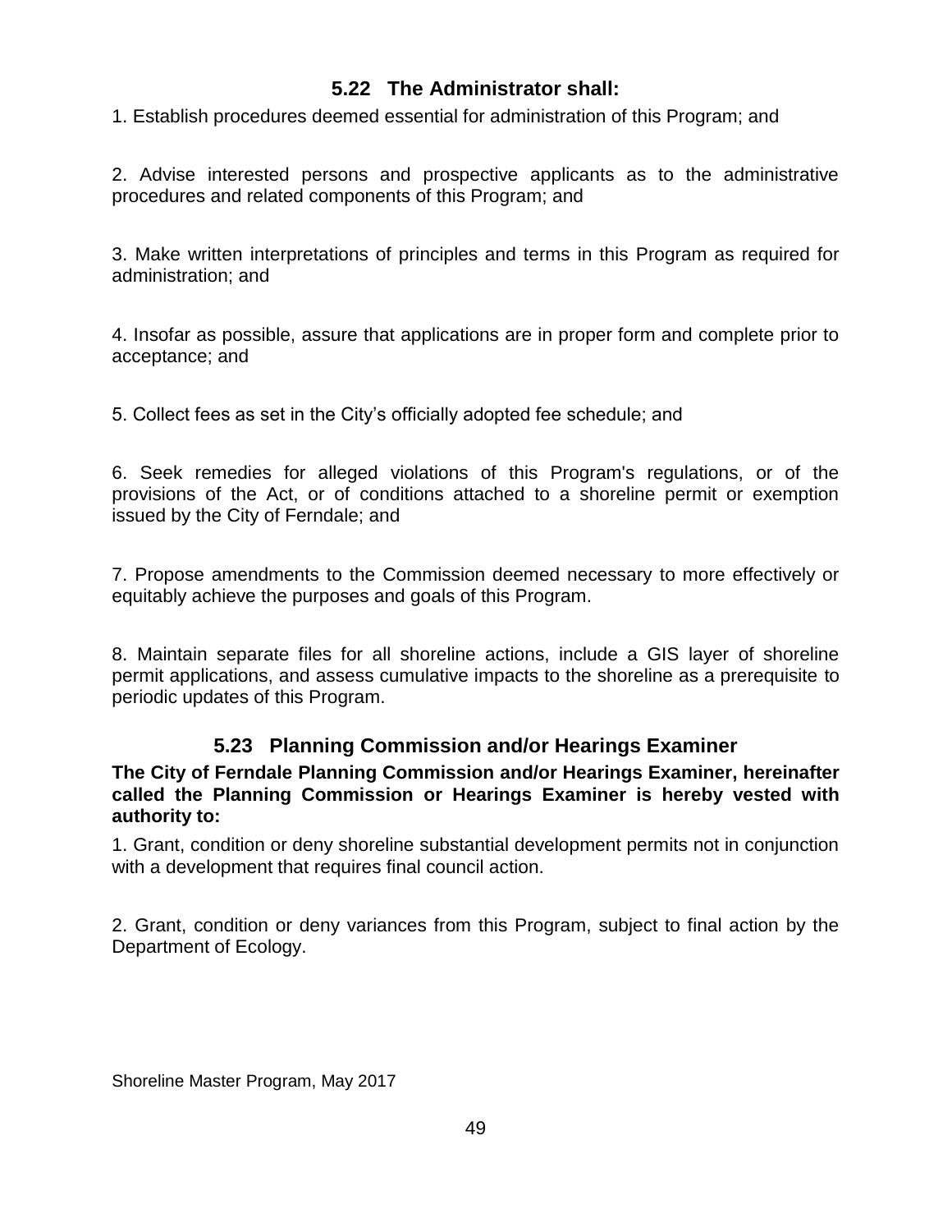### 5.22 The Administrator shall:

1. Establish procedures deemed essential for administration of this Program; and

2. Advise interested persons and prospective applicants as to the administrative procedures and related components of this Program; and

3. Make written interpretations of principles and terms in this Program as required for administration; and

4. Insofar as possible, assure that applications are in proper form and complete prior to acceptance; and

5. Collect fees as set in the City's officially adopted fee schedule; and

6. Seek remedies for alleged violations of this Program's regulations, or of the provisions of the Act, or of conditions attached to a shoreline permit or exemption issued by the City of Ferndale; and

7. Propose amendments to the Commission deemed necessary to more effectively or equitably achieve the purposes and goals of this Program.

8. Maintain separate files for all shoreline actions, include a GIS layer of shoreline permit applications, and assess cumulative impacts to the shoreline as a prerequisite to periodic updates of this Program.

### 5.23 Planning Commission and/or Hearings Examiner

**The City of Ferndale Planning Commission and/or Hearings Examiner, hereinafter called the Planning Commission or Hearings Examiner is hereby vested with authority to:**

1. Grant, condition or deny shoreline substantial development permits not in conjunction with a development that requires final council action.

2. Grant, condition or deny variances from this Program, subject to final action by the Department of Ecology.

Shoreline Master Program, May 2017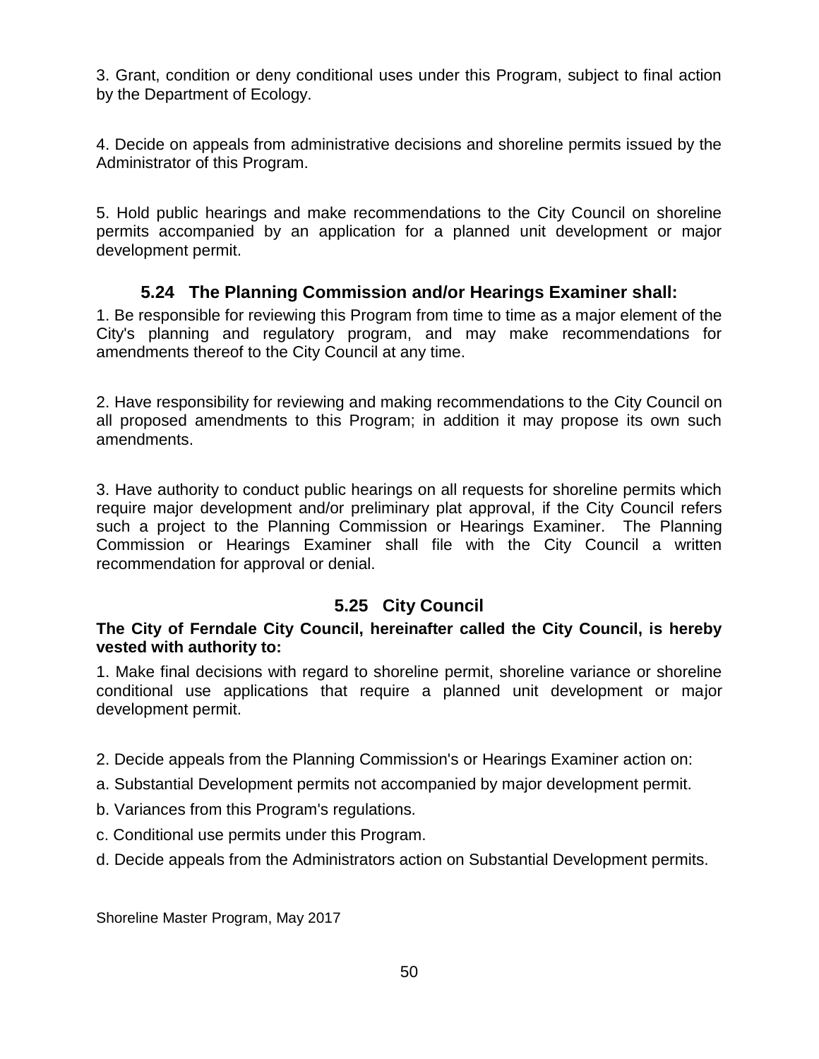3. Grant, condition or deny conditional uses under this Program, subject to final action by the Department of Ecology.

4. Decide on appeals from administrative decisions and shoreline permits issued by the Administrator of this Program.

5. Hold public hearings and make recommendations to the City Council on shoreline permits accompanied by an application for a planned unit development or major development permit.

### 5.24 The Planning Commission and/or Hearings Examiner shall:

1. Be responsible for reviewing this Program from time to time as a major element of the City's planning and regulatory program, and may make recommendations for amendments thereof to the City Council at any time.

2. Have responsibility for reviewing and making recommendations to the City Council on all proposed amendments to this Program; in addition it may propose its own such amendments.

3. Have authority to conduct public hearings on all requests for shoreline permits which require major development and/or preliminary plat approval, if the City Council refers such a project to the Planning Commission or Hearings Examiner. The Planning Commission or Hearings Examiner shall file with the City Council a written recommendation for approval or denial.

### 5.25 City Council

**The City of Ferndale City Council, hereinafter called the City Council, is hereby vested with authority to:**

1. Make final decisions with regard to shoreline permit, shoreline variance or shoreline conditional use applications that require a planned unit development or major development permit.

2. Decide appeals from the Planning Commission's or Hearings Examiner action on:

a. Substantial Development permits not accompanied by major development permit.

b. Variances from this Program's regulations.

c. Conditional use permits under this Program.

d. Decide appeals from the Administrators action on Substantial Development permits.

Shoreline Master Program, May 2017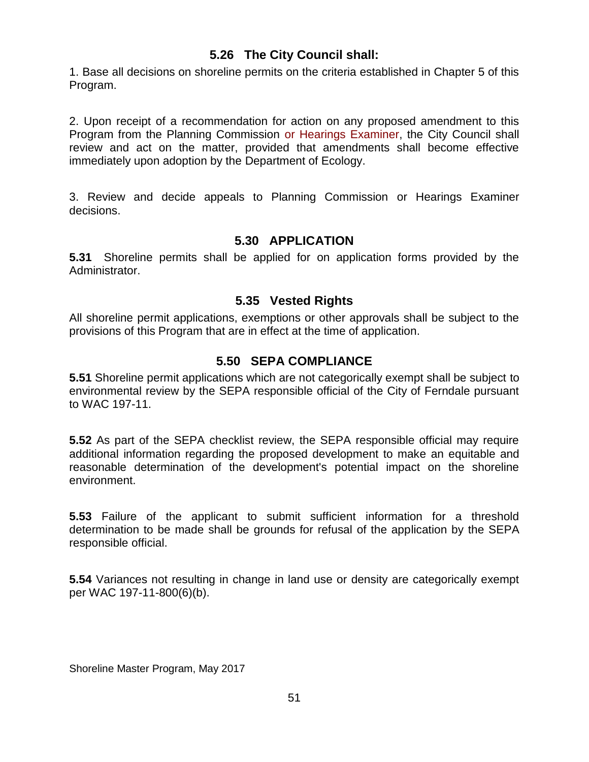### 5.26 The City Council shall:

1. Base all decisions on shoreline permits on the criteria established in Chapter 5 of this Program.

2. Upon receipt of a recommendation for action on any proposed amendment to this Program from the Planning Commission or Hearings Examiner, the City Council shall review and act on the matter, provided that amendments shall become effective immediately upon adoption by the Department of Ecology.

3. Review and decide appeals to Planning Commission or Hearings Examiner decisions.

### 5.30 APPLICATION

**5.31** Shoreline permits shall be applied for on application forms provided by the Administrator.

### 5.35 Vested Rights

All shoreline permit applications, exemptions or other approvals shall be subject to the provisions of this Program that are in effect at the time of application.

### 5.50 SEPA COMPLIANCE

**5.51** Shoreline permit applications which are not categorically exempt shall be subject to environmental review by the SEPA responsible official of the City of Ferndale pursuant to WAC 197-11.

**5.52** As part of the SEPA checklist review, the SEPA responsible official may require additional information regarding the proposed development to make an equitable and reasonable determination of the development's potential impact on the shoreline environment.

**5.53** Failure of the applicant to submit sufficient information for a threshold determination to be made shall be grounds for refusal of the application by the SEPA responsible official.

**5.54** Variances not resulting in change in land use or density are categorically exempt per WAC 197-11-800(6)(b).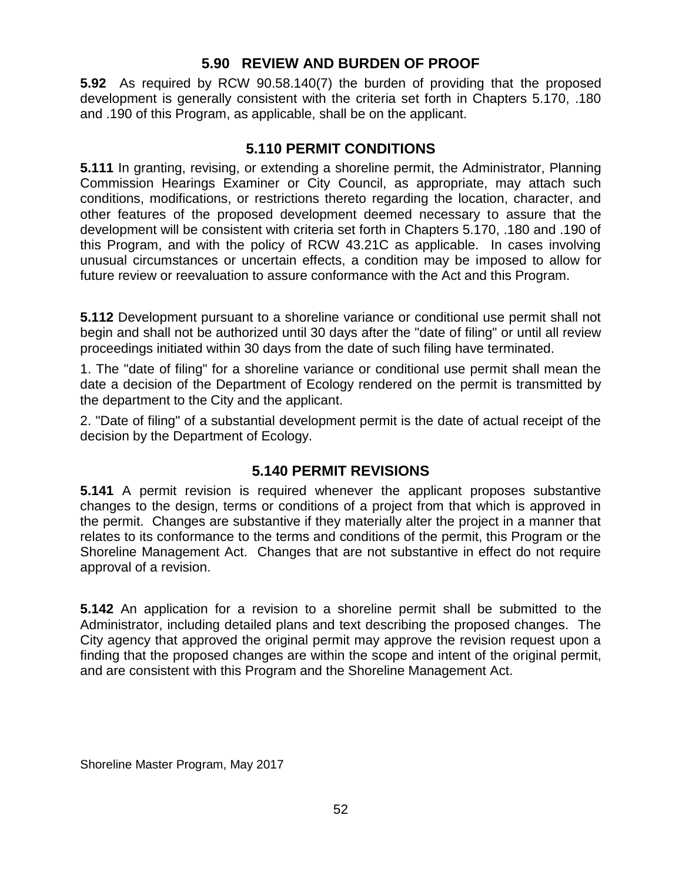## 5.90 REVIEW AND BURDEN OF PROOF

**5.92** As required by RCW 90.58.140(7) the burden of providing that the proposed development is generally consistent with the criteria set forth in Chapters 5.170, .180 and .190 of this Program, as applicable, shall be on the applicant.

## 5.110 PERMIT CONDITIONS

**5.111** In granting, revising, or extending a shoreline permit, the Administrator, Planning Commission Hearings Examiner or City Council, as appropriate, may attach such conditions, modifications, or restrictions thereto regarding the location, character, and other features of the proposed development deemed necessary to assure that the development will be consistent with criteria set forth in Chapters 5.170, .180 and .190 of this Program, and with the policy of RCW 43.21C as applicable. In cases involving unusual circumstances or uncertain effects, a condition may be imposed to allow for future review or reevaluation to assure conformance with the Act and this Program.

**5.112** Development pursuant to a shoreline variance or conditional use permit shall not begin and shall not be authorized until 30 days after the "date of filing" or until all review proceedings initiated within 30 days from the date of such filing have terminated.

1. The "date of filing" for a shoreline variance or conditional use permit shall mean the date a decision of the Department of Ecology rendered on the permit is transmitted by the department to the City and the applicant.

2. "Date of filing" of a substantial development permit is the date of actual receipt of the decision by the Department of Ecology.

## 5.140 PERMIT REVISIONS

**5.141** A permit revision is required whenever the applicant proposes substantive changes to the design, terms or conditions of a project from that which is approved in the permit. Changes are substantive if they materially alter the project in a manner that relates to its conformance to the terms and conditions of the permit, this Program or the Shoreline Management Act. Changes that are not substantive in effect do not require approval of a revision.

**5.142** An application for a revision to a shoreline permit shall be submitted to the Administrator, including detailed plans and text describing the proposed changes. The City agency that approved the original permit may approve the revision request upon a finding that the proposed changes are within the scope and intent of the original permit, and are consistent with this Program and the Shoreline Management Act.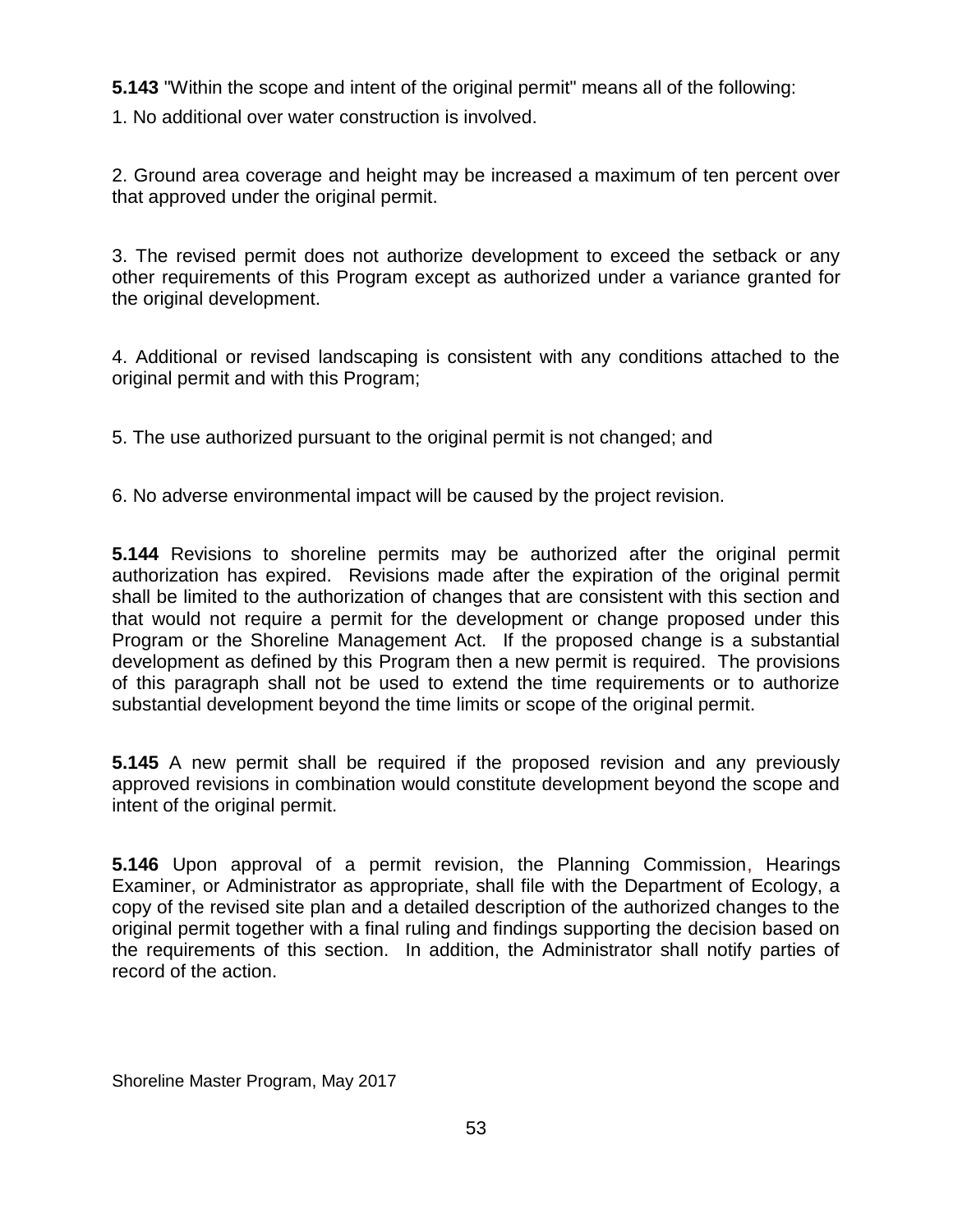**5.143** "Within the scope and intent of the original permit" means all of the following:

1. No additional over water construction is involved.

2. Ground area coverage and height may be increased a maximum of ten percent over that approved under the original permit.

3. The revised permit does not authorize development to exceed the setback or any other requirements of this Program except as authorized under a variance granted for the original development.

4. Additional or revised landscaping is consistent with any conditions attached to the original permit and with this Program;

5. The use authorized pursuant to the original permit is not changed; and

6. No adverse environmental impact will be caused by the project revision.

**5.144** Revisions to shoreline permits may be authorized after the original permit authorization has expired. Revisions made after the expiration of the original permit shall be limited to the authorization of changes that are consistent with this section and that would not require a permit for the development or change proposed under this Program or the Shoreline Management Act. If the proposed change is a substantial development as defined by this Program then a new permit is required. The provisions of this paragraph shall not be used to extend the time requirements or to authorize substantial development beyond the time limits or scope of the original permit.

**5.145** A new permit shall be required if the proposed revision and any previously approved revisions in combination would constitute development beyond the scope and intent of the original permit.

**5.146** Upon approval of a permit revision, the Planning Commission, Hearings Examiner, or Administrator as appropriate, shall file with the Department of Ecology, a copy of the revised site plan and a detailed description of the authorized changes to the original permit together with a final ruling and findings supporting the decision based on the requirements of this section. In addition, the Administrator shall notify parties of record of the action.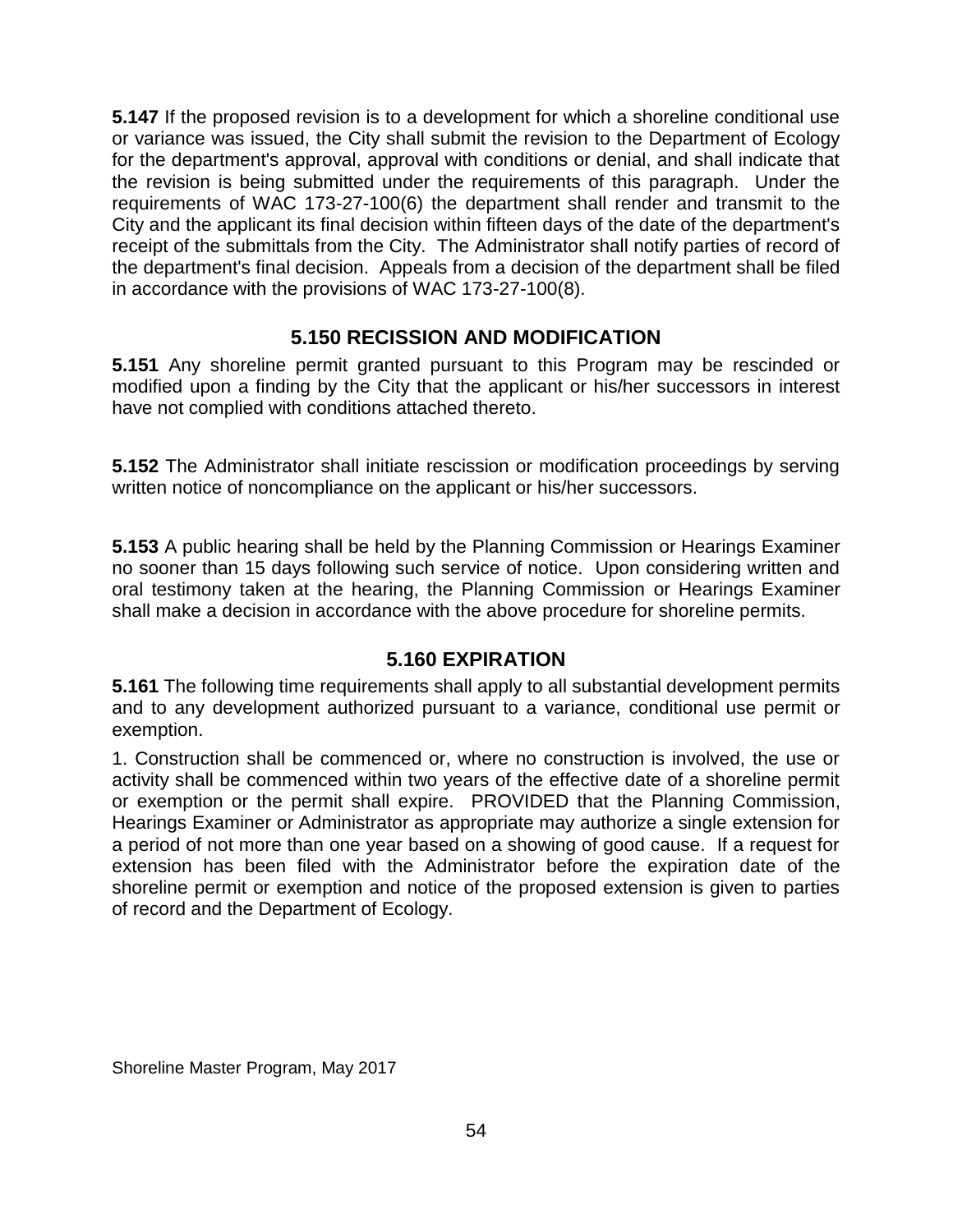**5.147** If the proposed revision is to a development for which a shoreline conditional use or variance was issued, the City shall submit the revision to the Department of Ecology for the department's approval, approval with conditions or denial, and shall indicate that the revision is being submitted under the requirements of this paragraph. Under the requirements of WAC 173-27-100(6) the department shall render and transmit to the City and the applicant its final decision within fifteen days of the date of the department's receipt of the submittals from the City. The Administrator shall notify parties of record of the department's final decision. Appeals from a decision of the department shall be filed in accordance with the provisions of WAC 173-27-100(8).

## 5.150 RECISSION AND MODIFICATION

**5.151** Any shoreline permit granted pursuant to this Program may be rescinded or modified upon a finding by the City that the applicant or his/her successors in interest have not complied with conditions attached thereto.

**5.152** The Administrator shall initiate rescission or modification proceedings by serving written notice of noncompliance on the applicant or his/her successors.

**5.153** A public hearing shall be held by the Planning Commission or Hearings Examiner no sooner than 15 days following such service of notice. Upon considering written and oral testimony taken at the hearing, the Planning Commission or Hearings Examiner shall make a decision in accordance with the above procedure for shoreline permits.

## 5.160 EXPIRATION

**5.161** The following time requirements shall apply to all substantial development permits and to any development authorized pursuant to a variance, conditional use permit or exemption.

1. Construction shall be commenced or, where no construction is involved, the use or activity shall be commenced within two years of the effective date of a shoreline permit or exemption or the permit shall expire. PROVIDED that the Planning Commission, Hearings Examiner or Administrator as appropriate may authorize a single extension for a period of not more than one year based on a showing of good cause. If a request for extension has been filed with the Administrator before the expiration date of the shoreline permit or exemption and notice of the proposed extension is given to parties of record and the Department of Ecology.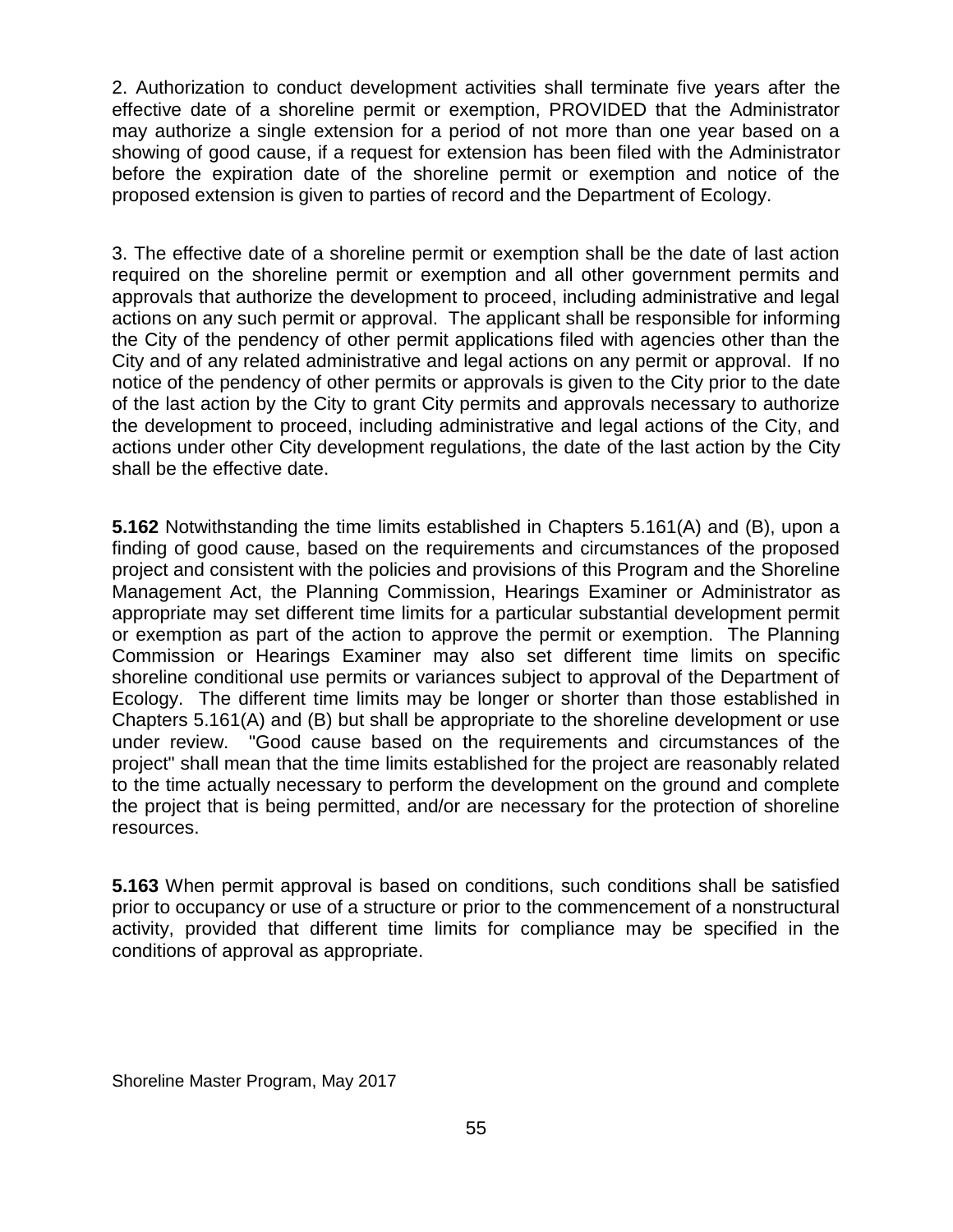2. Authorization to conduct development activities shall terminate five years after the effective date of a shoreline permit or exemption, PROVIDED that the Administrator may authorize a single extension for a period of not more than one year based on a showing of good cause, if a request for extension has been filed with the Administrator before the expiration date of the shoreline permit or exemption and notice of the proposed extension is given to parties of record and the Department of Ecology.

3. The effective date of a shoreline permit or exemption shall be the date of last action required on the shoreline permit or exemption and all other government permits and approvals that authorize the development to proceed, including administrative and legal actions on any such permit or approval. The applicant shall be responsible for informing the City of the pendency of other permit applications filed with agencies other than the City and of any related administrative and legal actions on any permit or approval. If no notice of the pendency of other permits or approvals is given to the City prior to the date of the last action by the City to grant City permits and approvals necessary to authorize the development to proceed, including administrative and legal actions of the City, and actions under other City development regulations, the date of the last action by the City shall be the effective date.

**5.162** Notwithstanding the time limits established in Chapters 5.161(A) and (B), upon a finding of good cause, based on the requirements and circumstances of the proposed project and consistent with the policies and provisions of this Program and the Shoreline Management Act, the Planning Commission, Hearings Examiner or Administrator as appropriate may set different time limits for a particular substantial development permit or exemption as part of the action to approve the permit or exemption. The Planning Commission or Hearings Examiner may also set different time limits on specific shoreline conditional use permits or variances subject to approval of the Department of Ecology. The different time limits may be longer or shorter than those established in Chapters 5.161(A) and (B) but shall be appropriate to the shoreline development or use under review. "Good cause based on the requirements and circumstances of the project" shall mean that the time limits established for the project are reasonably related to the time actually necessary to perform the development on the ground and complete the project that is being permitted, and/or are necessary for the protection of shoreline resources.

**5.163** When permit approval is based on conditions, such conditions shall be satisfied prior to occupancy or use of a structure or prior to the commencement of a nonstructural activity, provided that different time limits for compliance may be specified in the conditions of approval as appropriate.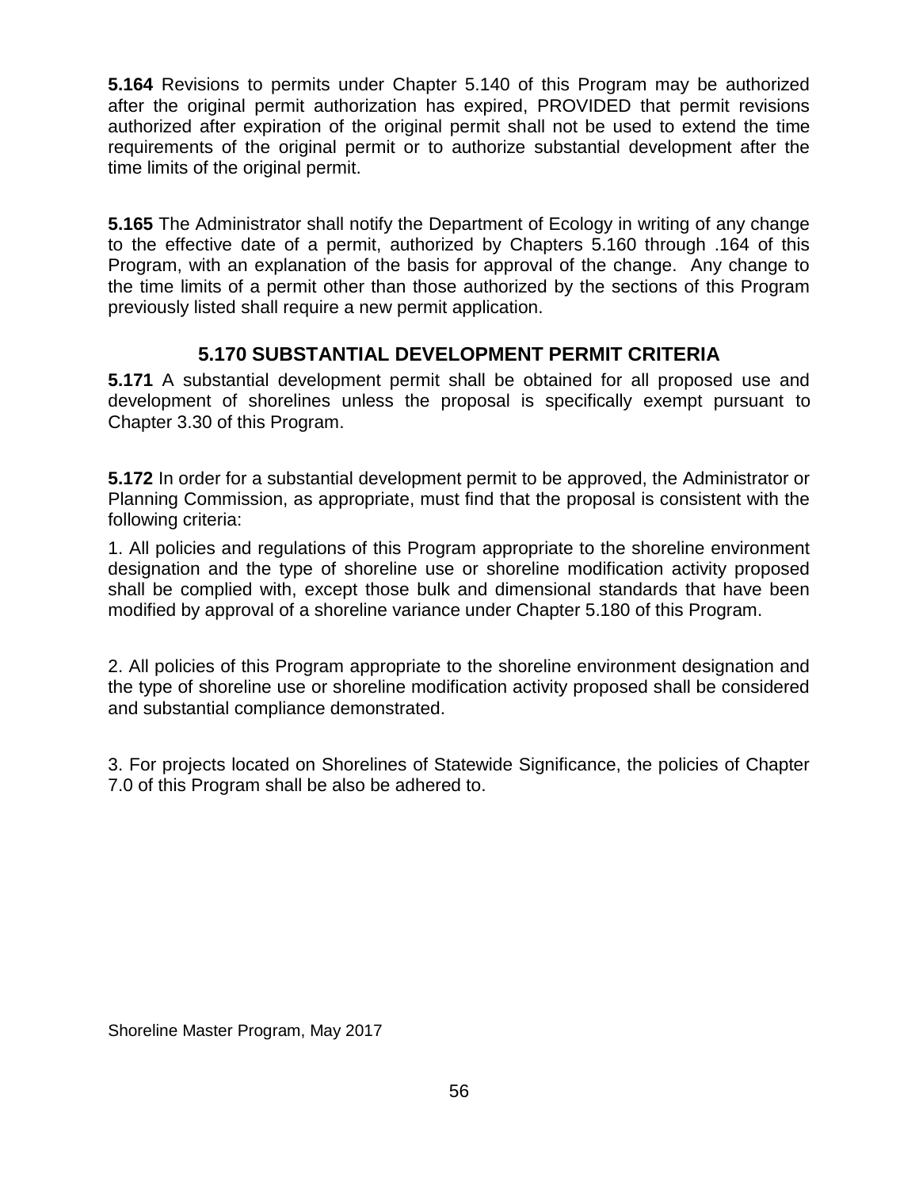**5.164** Revisions to permits under Chapter 5.140 of this Program may be authorized after the original permit authorization has expired, PROVIDED that permit revisions authorized after expiration of the original permit shall not be used to extend the time requirements of the original permit or to authorize substantial development after the time limits of the original permit.

**5.165** The Administrator shall notify the Department of Ecology in writing of any change to the effective date of a permit, authorized by Chapters 5.160 through .164 of this Program, with an explanation of the basis for approval of the change. Any change to the time limits of a permit other than those authorized by the sections of this Program previously listed shall require a new permit application.

## 5.170 SUBSTANTIAL DEVELOPMENT PERMIT CRITERIA

**5.171** A substantial development permit shall be obtained for all proposed use and development of shorelines unless the proposal is specifically exempt pursuant to Chapter 3.30 of this Program.

**5.172** In order for a substantial development permit to be approved, the Administrator or Planning Commission, as appropriate, must find that the proposal is consistent with the following criteria:

1. All policies and regulations of this Program appropriate to the shoreline environment designation and the type of shoreline use or shoreline modification activity proposed shall be complied with, except those bulk and dimensional standards that have been modified by approval of a shoreline variance under Chapter 5.180 of this Program.

2. All policies of this Program appropriate to the shoreline environment designation and the type of shoreline use or shoreline modification activity proposed shall be considered and substantial compliance demonstrated.

3. For projects located on Shorelines of Statewide Significance, the policies of Chapter 7.0 of this Program shall be also be adhered to.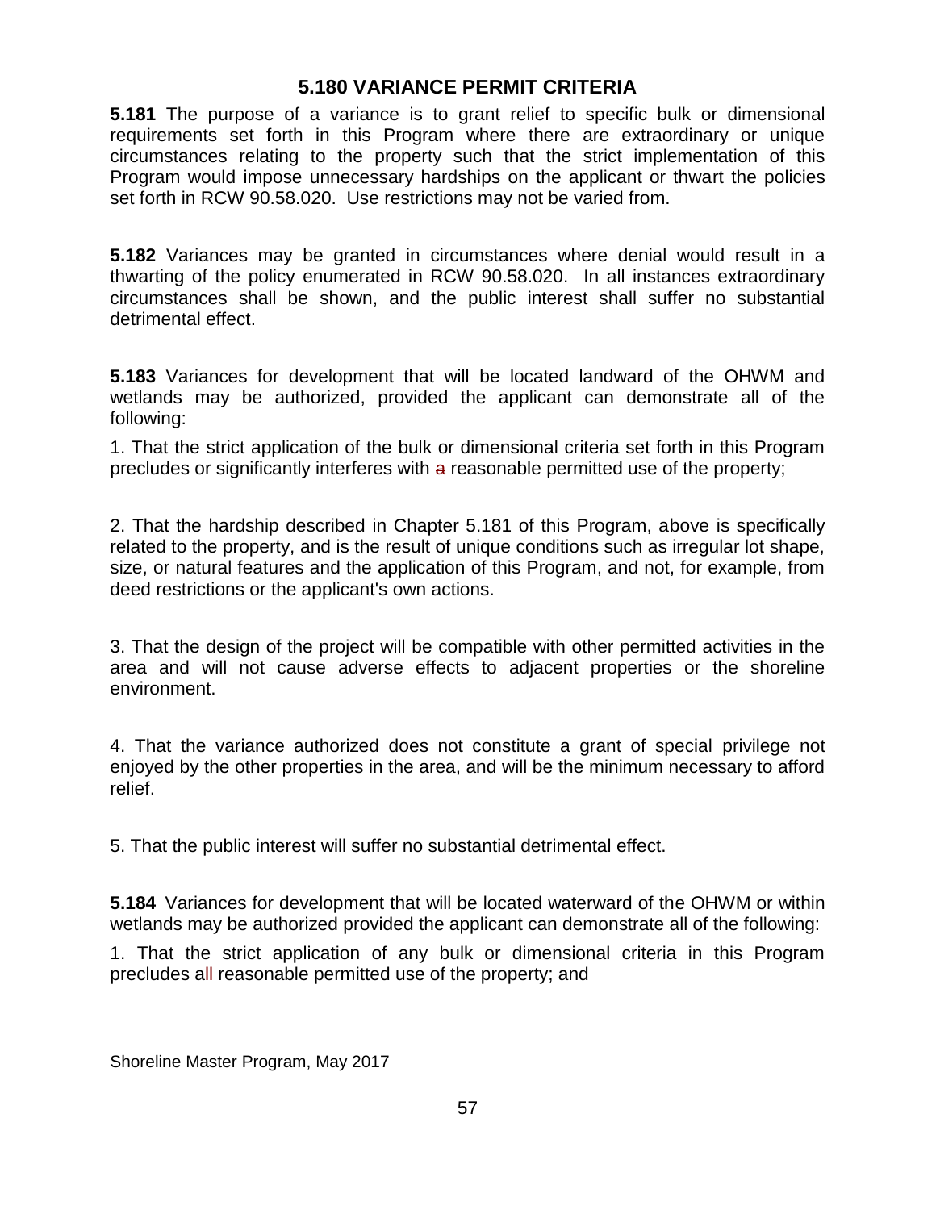## 5.180 VARIANCE PERMIT CRITERIA

**5.181** The purpose of a variance is to grant relief to specific bulk or dimensional requirements set forth in this Program where there are extraordinary or unique circumstances relating to the property such that the strict implementation of this Program would impose unnecessary hardships on the applicant or thwart the policies set forth in RCW 90.58.020. Use restrictions may not be varied from.

**5.182** Variances may be granted in circumstances where denial would result in a thwarting of the policy enumerated in RCW 90.58.020. In all instances extraordinary circumstances shall be shown, and the public interest shall suffer no substantial detrimental effect.

**5.183** Variances for development that will be located landward of the OHWM and wetlands may be authorized, provided the applicant can demonstrate all of the following:

1. That the strict application of the bulk or dimensional criteria set forth in this Program precludes or significantly interferes with ~~a~~ reasonable permitted use of the property;

2. That the hardship described in Chapter 5.181 of this Program, above is specifically related to the property, and is the result of unique conditions such as irregular lot shape, size, or natural features and the application of this Program, and not, for example, from deed restrictions or the applicant's own actions.

3. That the design of the project will be compatible with other permitted activities in the area and will not cause adverse effects to adjacent properties or the shoreline environment.

4. That the variance authorized does not constitute a grant of special privilege not enjoyed by the other properties in the area, and will be the minimum necessary to afford relief.

5. That the public interest will suffer no substantial detrimental effect.

**5.184** Variances for development that will be located waterward of the OHWM or within wetlands may be authorized provided the applicant can demonstrate all of the following:

1. That the strict application of any bulk or dimensional criteria in this Program precludes all reasonable permitted use of the property; and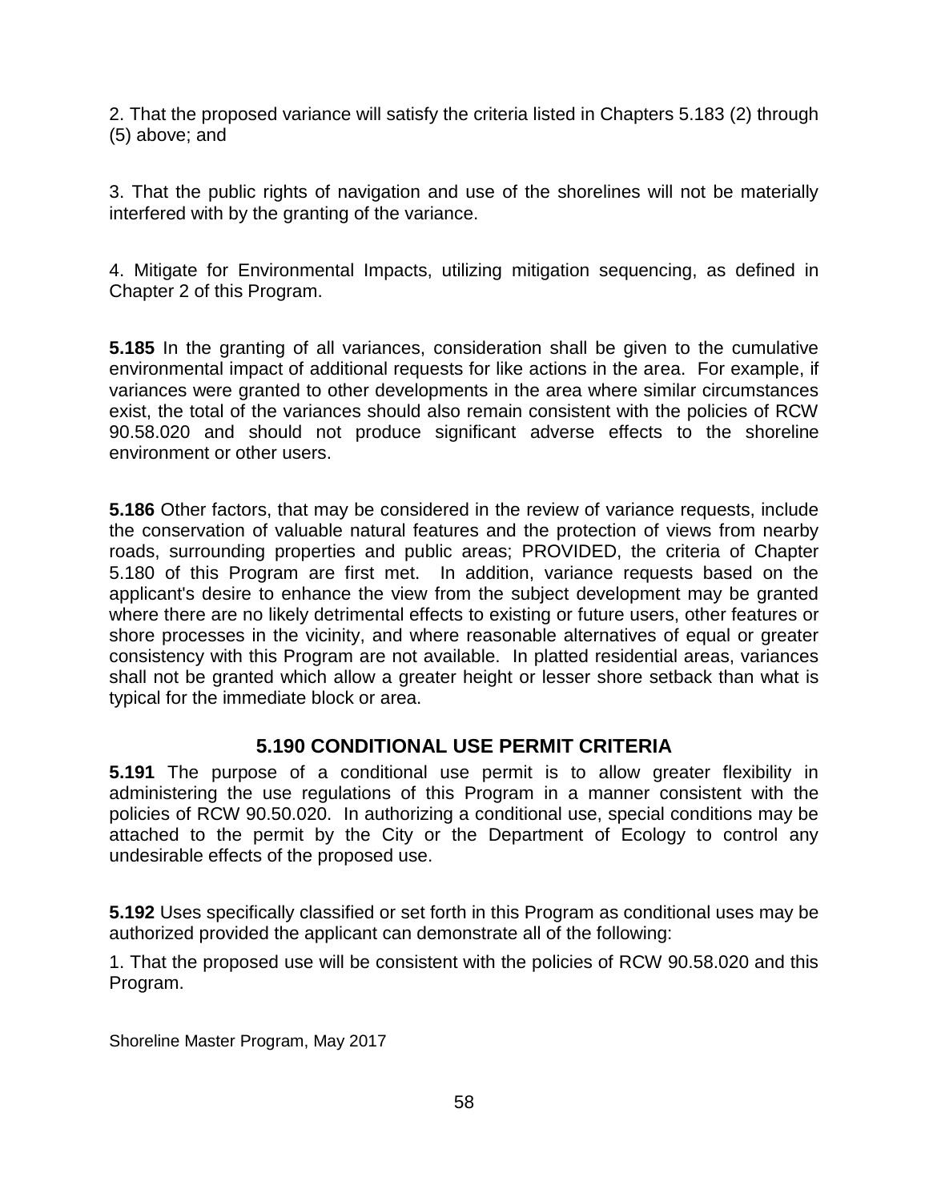2. That the proposed variance will satisfy the criteria listed in Chapters 5.183 (2) through (5) above; and

3. That the public rights of navigation and use of the shorelines will not be materially interfered with by the granting of the variance.

4. Mitigate for Environmental Impacts, utilizing mitigation sequencing, as defined in Chapter 2 of this Program.

**5.185** In the granting of all variances, consideration shall be given to the cumulative environmental impact of additional requests for like actions in the area. For example, if variances were granted to other developments in the area where similar circumstances exist, the total of the variances should also remain consistent with the policies of RCW 90.58.020 and should not produce significant adverse effects to the shoreline environment or other users.

**5.186** Other factors, that may be considered in the review of variance requests, include the conservation of valuable natural features and the protection of views from nearby roads, surrounding properties and public areas; PROVIDED, the criteria of Chapter 5.180 of this Program are first met. In addition, variance requests based on the applicant's desire to enhance the view from the subject development may be granted where there are no likely detrimental effects to existing or future users, other features or shore processes in the vicinity, and where reasonable alternatives of equal or greater consistency with this Program are not available. In platted residential areas, variances shall not be granted which allow a greater height or lesser shore setback than what is typical for the immediate block or area.

## 5.190 CONDITIONAL USE PERMIT CRITERIA

**5.191** The purpose of a conditional use permit is to allow greater flexibility in administering the use regulations of this Program in a manner consistent with the policies of RCW 90.50.020. In authorizing a conditional use, special conditions may be attached to the permit by the City or the Department of Ecology to control any undesirable effects of the proposed use.

**5.192** Uses specifically classified or set forth in this Program as conditional uses may be authorized provided the applicant can demonstrate all of the following:

1. That the proposed use will be consistent with the policies of RCW 90.58.020 and this Program.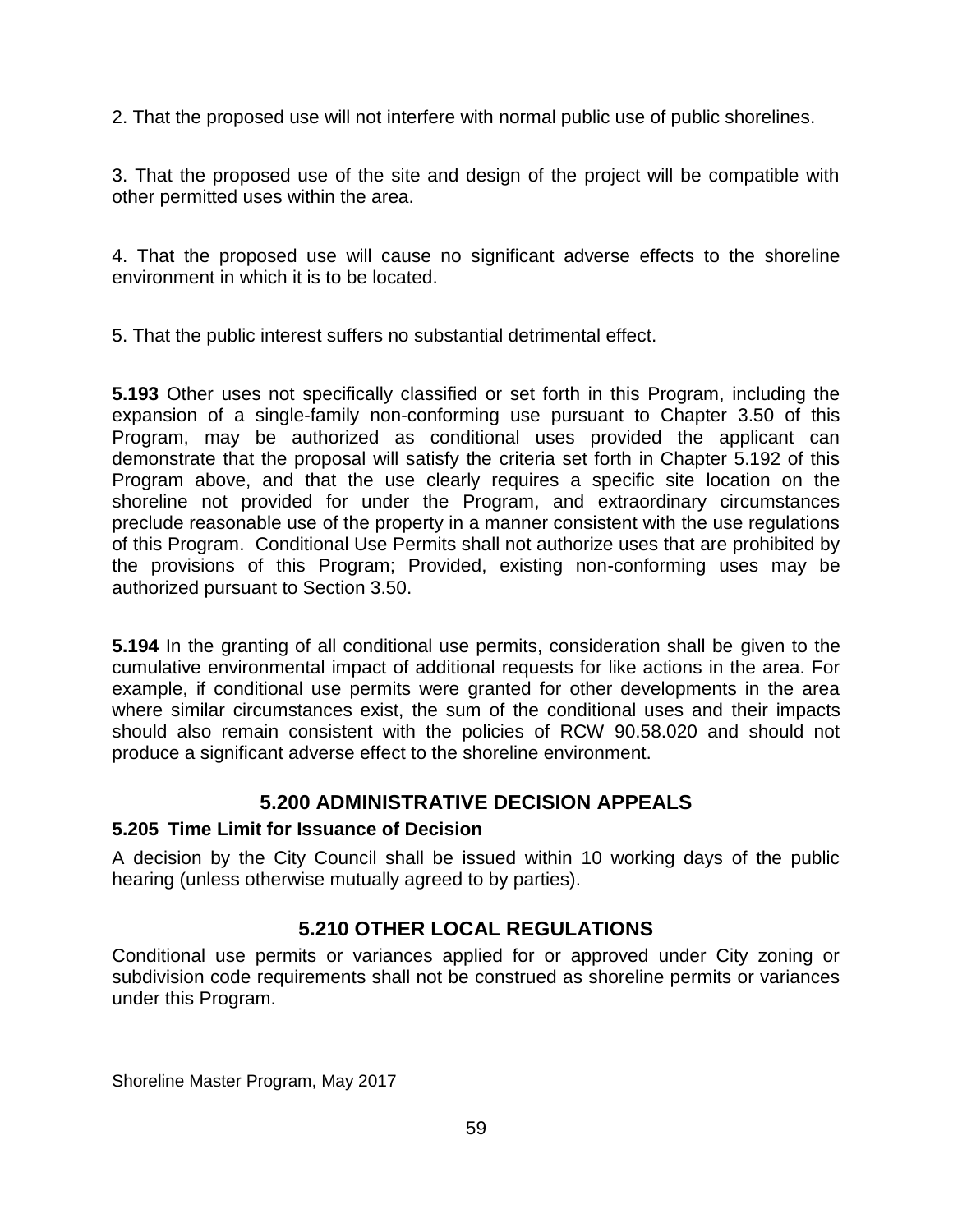2. That the proposed use will not interfere with normal public use of public shorelines.

3. That the proposed use of the site and design of the project will be compatible with other permitted uses within the area.

4. That the proposed use will cause no significant adverse effects to the shoreline environment in which it is to be located.

5. That the public interest suffers no substantial detrimental effect.

**5.193** Other uses not specifically classified or set forth in this Program, including the expansion of a single-family non-conforming use pursuant to Chapter 3.50 of this Program, may be authorized as conditional uses provided the applicant can demonstrate that the proposal will satisfy the criteria set forth in Chapter 5.192 of this Program above, and that the use clearly requires a specific site location on the shoreline not provided for under the Program, and extraordinary circumstances preclude reasonable use of the property in a manner consistent with the use regulations of this Program. Conditional Use Permits shall not authorize uses that are prohibited by the provisions of this Program; Provided, existing non-conforming uses may be authorized pursuant to Section 3.50.

**5.194** In the granting of all conditional use permits, consideration shall be given to the cumulative environmental impact of additional requests for like actions in the area. For example, if conditional use permits were granted for other developments in the area where similar circumstances exist, the sum of the conditional uses and their impacts should also remain consistent with the policies of RCW 90.58.020 and should not produce a significant adverse effect to the shoreline environment.

## 5.200 ADMINISTRATIVE DECISION APPEALS

### 5.205 Time Limit for Issuance of Decision

A decision by the City Council shall be issued within 10 working days of the public hearing (unless otherwise mutually agreed to by parties).

## 5.210 OTHER LOCAL REGULATIONS

Conditional use permits or variances applied for or approved under City zoning or subdivision code requirements shall not be construed as shoreline permits or variances under this Program.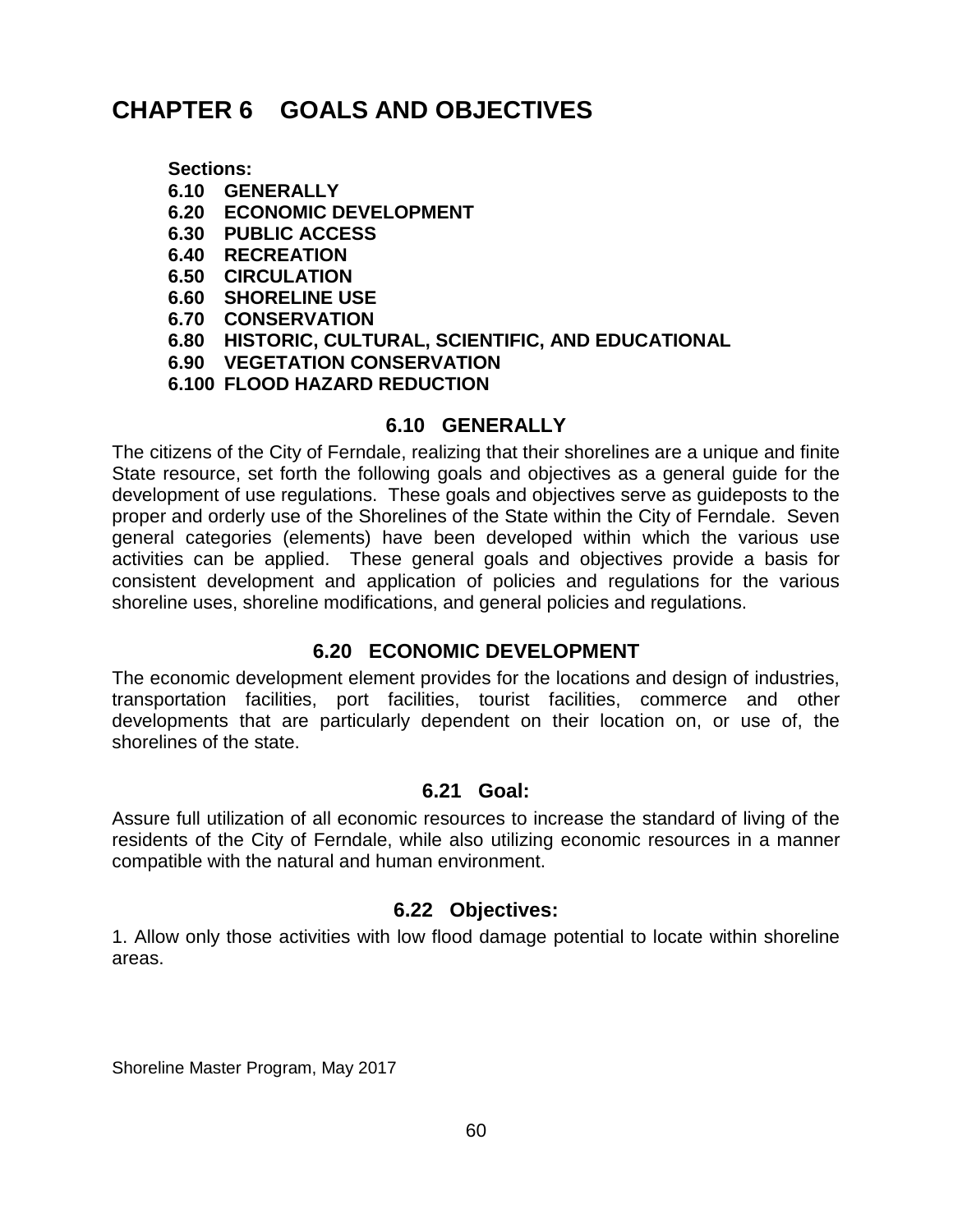# CHAPTER 6 GOALS AND OBJECTIVES

**Sections:**
**6.10 GENERALLY**
**6.20 ECONOMIC DEVELOPMENT**
**6.30 PUBLIC ACCESS**
**6.40 RECREATION**
**6.50 CIRCULATION**
**6.60 SHORELINE USE**
**6.70 CONSERVATION**
**6.80 HISTORIC, CULTURAL, SCIENTIFIC, AND EDUCATIONAL**
**6.90 VEGETATION CONSERVATION**
**6.100 FLOOD HAZARD REDUCTION**

## 6.10 GENERALLY

The citizens of the City of Ferndale, realizing that their shorelines are a unique and finite State resource, set forth the following goals and objectives as a general guide for the development of use regulations. These goals and objectives serve as guideposts to the proper and orderly use of the Shorelines of the State within the City of Ferndale. Seven general categories (elements) have been developed within which the various use activities can be applied. These general goals and objectives provide a basis for consistent development and application of policies and regulations for the various shoreline uses, shoreline modifications, and general policies and regulations.

## 6.20 ECONOMIC DEVELOPMENT

The economic development element provides for the locations and design of industries, transportation facilities, port facilities, tourist facilities, commerce and other developments that are particularly dependent on their location on, or use of, the shorelines of the state.

### 6.21 Goal:

Assure full utilization of all economic resources to increase the standard of living of the residents of the City of Ferndale, while also utilizing economic resources in a manner compatible with the natural and human environment.

### 6.22 Objectives:

1. Allow only those activities with low flood damage potential to locate within shoreline areas.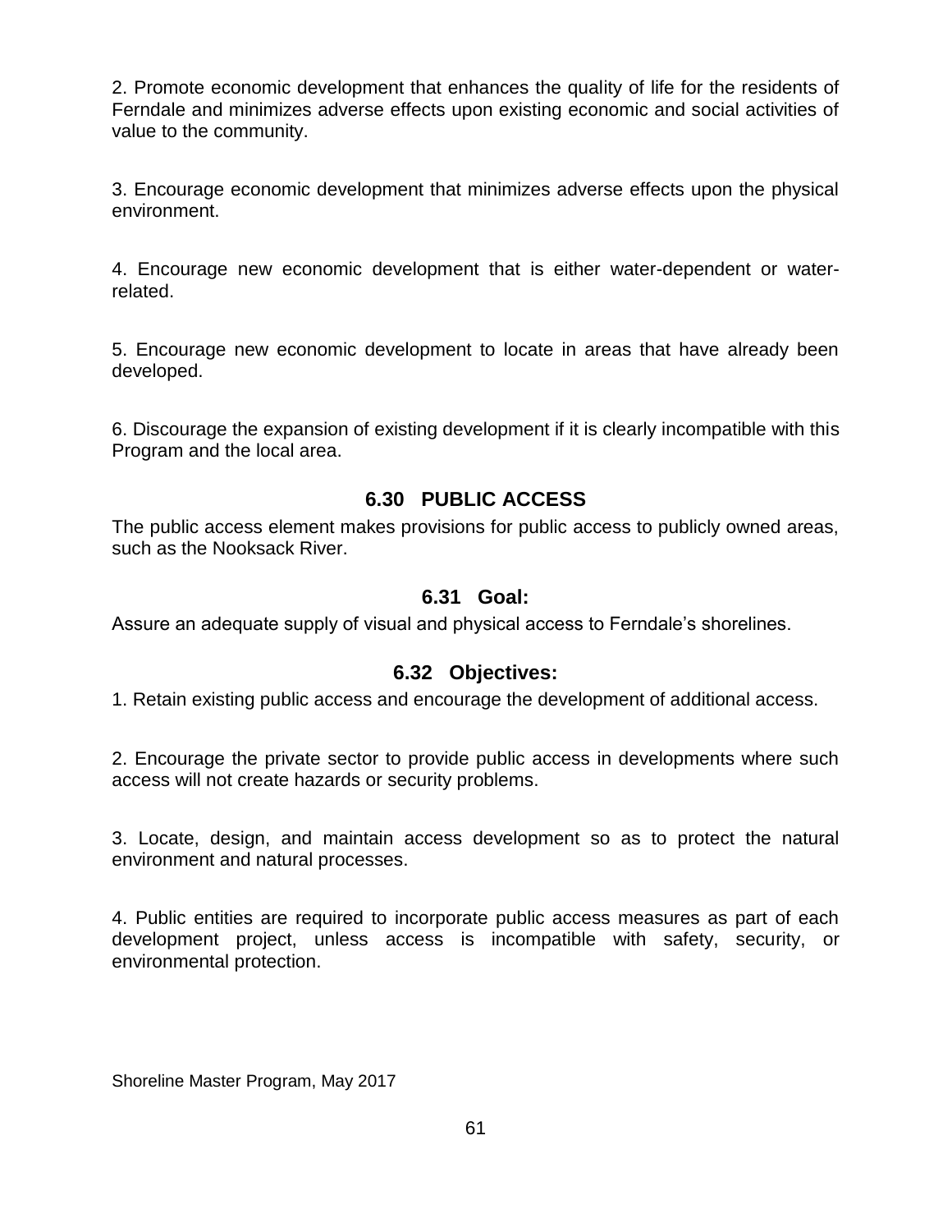2. Promote economic development that enhances the quality of life for the residents of Ferndale and minimizes adverse effects upon existing economic and social activities of value to the community.

3. Encourage economic development that minimizes adverse effects upon the physical environment.

4. Encourage new economic development that is either water-dependent or water-related.

5. Encourage new economic development to locate in areas that have already been developed.

6. Discourage the expansion of existing development if it is clearly incompatible with this Program and the local area.

## 6.30 PUBLIC ACCESS

The public access element makes provisions for public access to publicly owned areas, such as the Nooksack River.

### 6.31 Goal:

Assure an adequate supply of visual and physical access to Ferndale's shorelines.

### 6.32 Objectives:

1. Retain existing public access and encourage the development of additional access.

2. Encourage the private sector to provide public access in developments where such access will not create hazards or security problems.

3. Locate, design, and maintain access development so as to protect the natural environment and natural processes.

4. Public entities are required to incorporate public access measures as part of each development project, unless access is incompatible with safety, security, or environmental protection.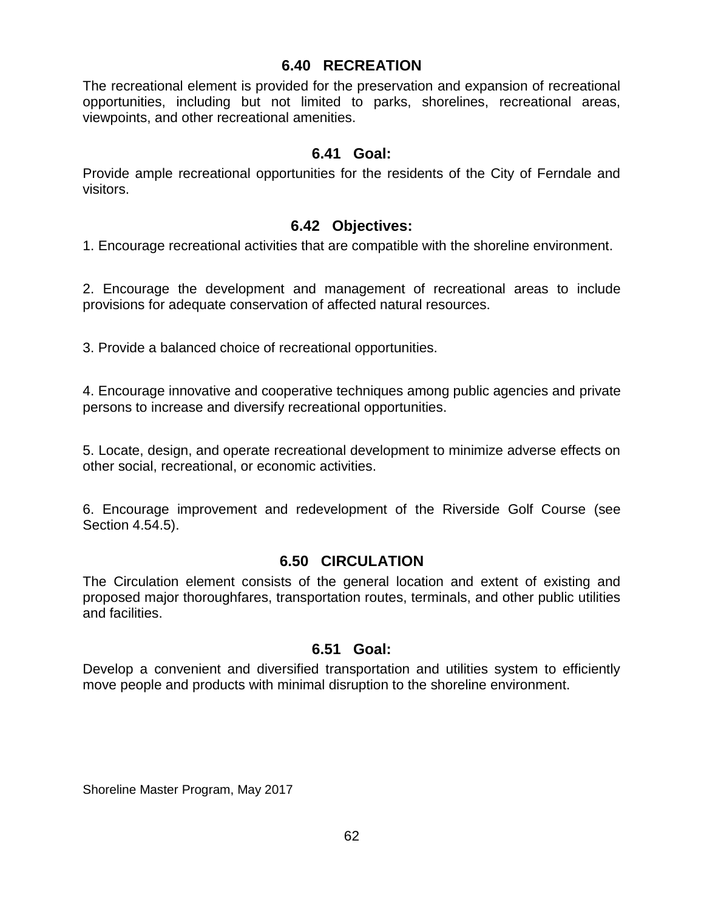## 6.40 RECREATION

The recreational element is provided for the preservation and expansion of recreational opportunities, including but not limited to parks, shorelines, recreational areas, viewpoints, and other recreational amenities.

### 6.41 Goal:

Provide ample recreational opportunities for the residents of the City of Ferndale and visitors.

### 6.42 Objectives:

1. Encourage recreational activities that are compatible with the shoreline environment.

2. Encourage the development and management of recreational areas to include provisions for adequate conservation of affected natural resources.

3. Provide a balanced choice of recreational opportunities.

4. Encourage innovative and cooperative techniques among public agencies and private persons to increase and diversify recreational opportunities.

5. Locate, design, and operate recreational development to minimize adverse effects on other social, recreational, or economic activities.

6. Encourage improvement and redevelopment of the Riverside Golf Course (see Section 4.54.5).

## 6.50 CIRCULATION

The Circulation element consists of the general location and extent of existing and proposed major thoroughfares, transportation routes, terminals, and other public utilities and facilities.

### 6.51 Goal:

Develop a convenient and diversified transportation and utilities system to efficiently move people and products with minimal disruption to the shoreline environment.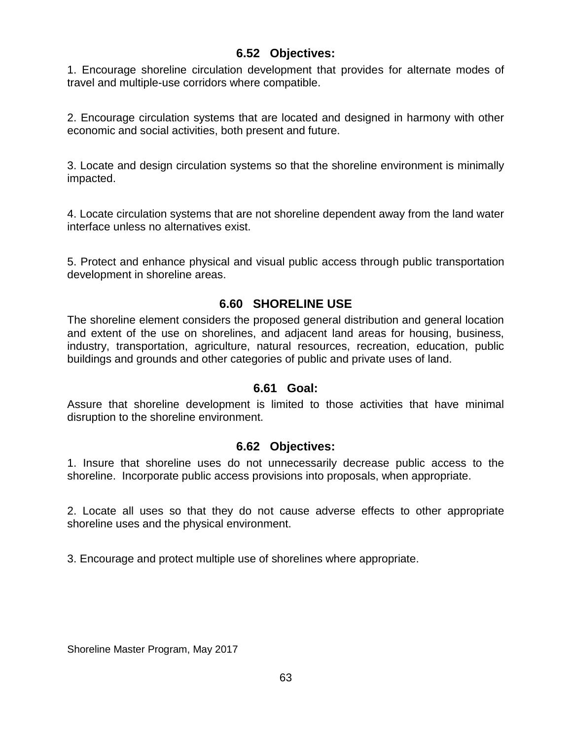### 6.52 Objectives:

1. Encourage shoreline circulation development that provides for alternate modes of travel and multiple-use corridors where compatible.

2. Encourage circulation systems that are located and designed in harmony with other economic and social activities, both present and future.

3. Locate and design circulation systems so that the shoreline environment is minimally impacted.

4. Locate circulation systems that are not shoreline dependent away from the land water interface unless no alternatives exist.

5. Protect and enhance physical and visual public access through public transportation development in shoreline areas.

## 6.60 SHORELINE USE

The shoreline element considers the proposed general distribution and general location and extent of the use on shorelines, and adjacent land areas for housing, business, industry, transportation, agriculture, natural resources, recreation, education, public buildings and grounds and other categories of public and private uses of land.

### 6.61 Goal:

Assure that shoreline development is limited to those activities that have minimal disruption to the shoreline environment.

### 6.62 Objectives:

1. Insure that shoreline uses do not unnecessarily decrease public access to the shoreline. Incorporate public access provisions into proposals, when appropriate.

2. Locate all uses so that they do not cause adverse effects to other appropriate shoreline uses and the physical environment.

3. Encourage and protect multiple use of shorelines where appropriate.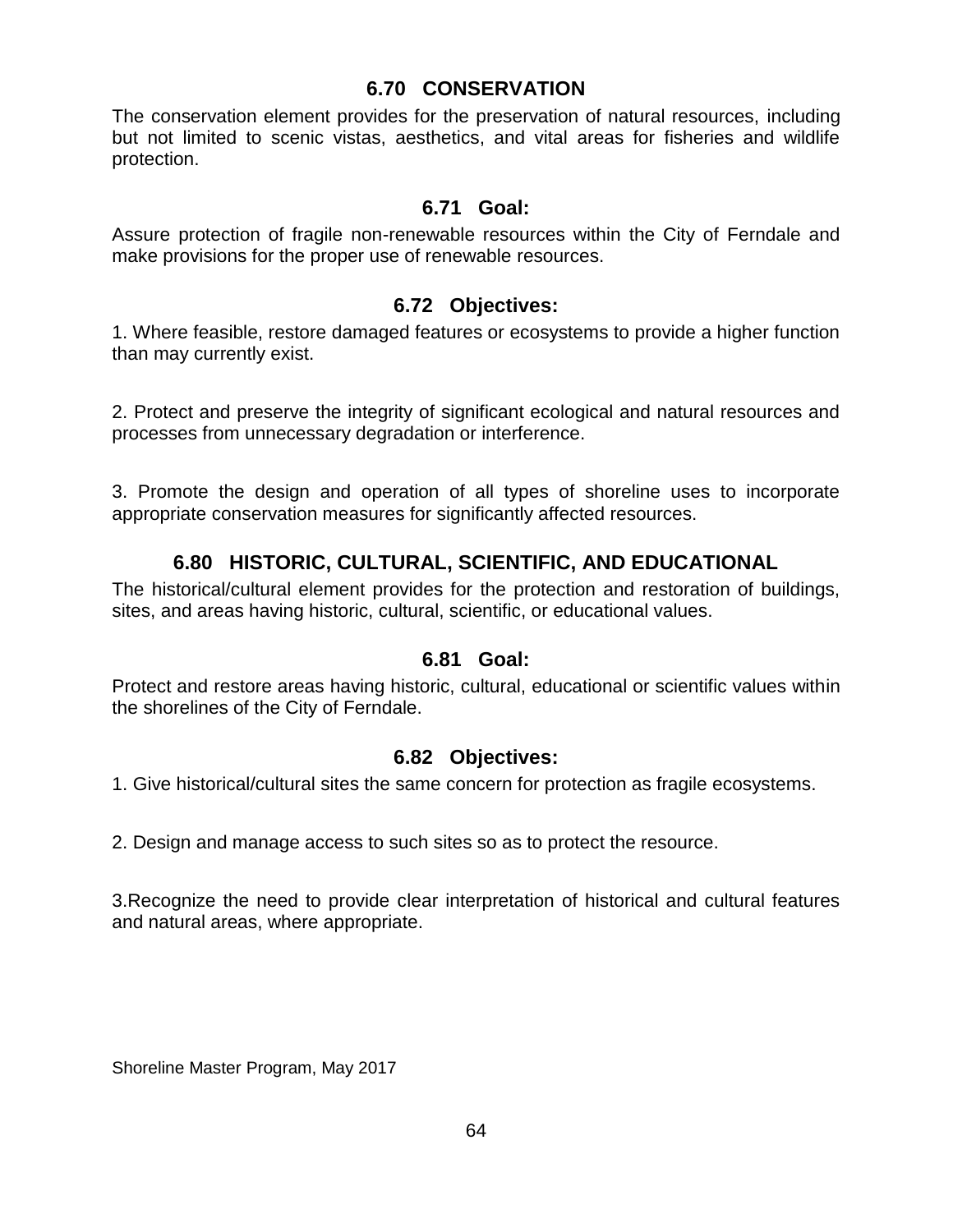## 6.70 CONSERVATION

The conservation element provides for the preservation of natural resources, including but not limited to scenic vistas, aesthetics, and vital areas for fisheries and wildlife protection.

### 6.71 Goal:

Assure protection of fragile non-renewable resources within the City of Ferndale and make provisions for the proper use of renewable resources.

### 6.72 Objectives:

1. Where feasible, restore damaged features or ecosystems to provide a higher function than may currently exist.

2. Protect and preserve the integrity of significant ecological and natural resources and processes from unnecessary degradation or interference.

3. Promote the design and operation of all types of shoreline uses to incorporate appropriate conservation measures for significantly affected resources.

## 6.80 HISTORIC, CULTURAL, SCIENTIFIC, AND EDUCATIONAL

The historical/cultural element provides for the protection and restoration of buildings, sites, and areas having historic, cultural, scientific, or educational values.

### 6.81 Goal:

Protect and restore areas having historic, cultural, educational or scientific values within the shorelines of the City of Ferndale.

### 6.82 Objectives:

1. Give historical/cultural sites the same concern for protection as fragile ecosystems.

2. Design and manage access to such sites so as to protect the resource.

3. Recognize the need to provide clear interpretation of historical and cultural features and natural areas, where appropriate.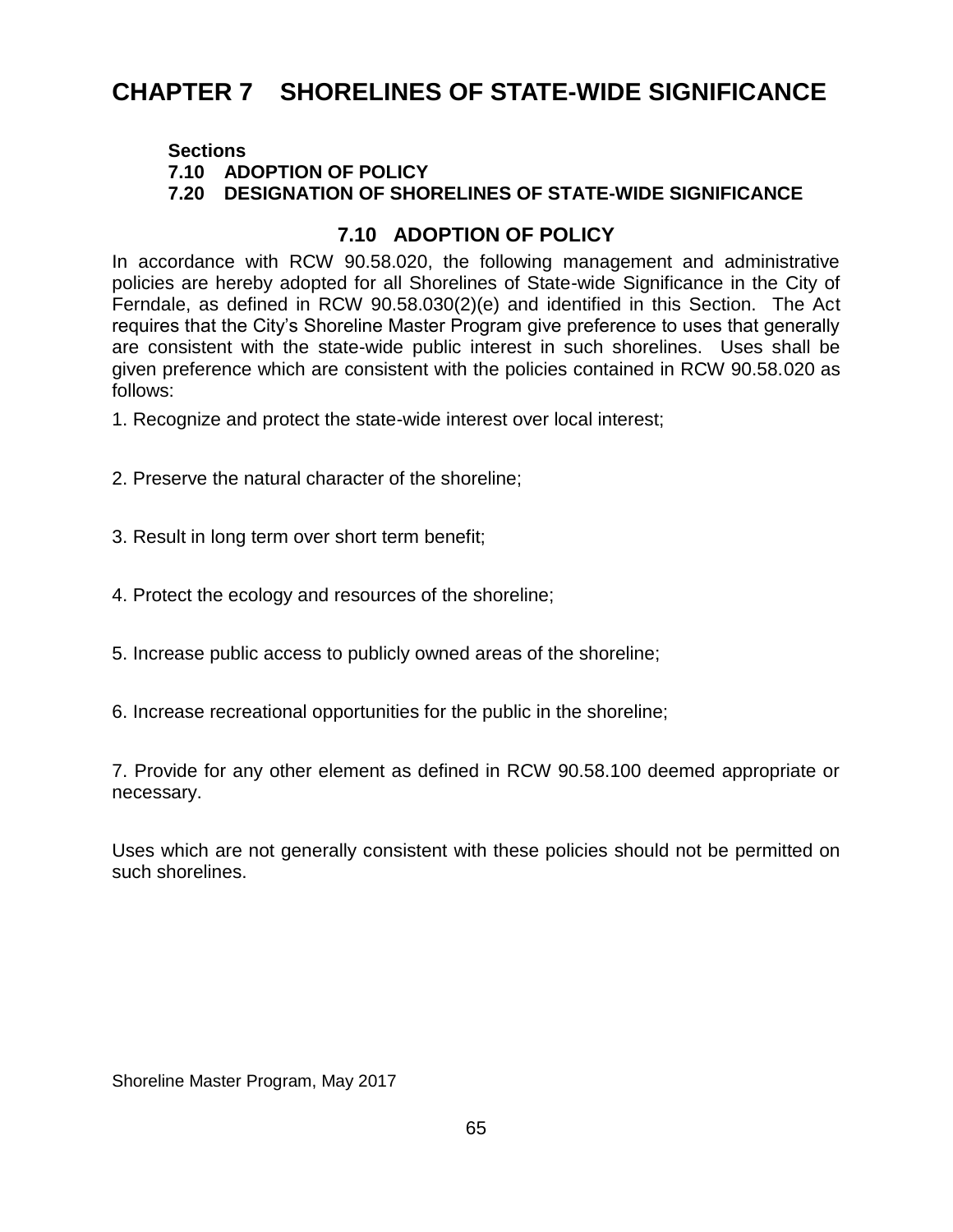# CHAPTER 7 SHORELINES OF STATE-WIDE SIGNIFICANCE

**Sections**
**7.10 ADOPTION OF POLICY**
**7.20 DESIGNATION OF SHORELINES OF STATE-WIDE SIGNIFICANCE**

## 7.10 ADOPTION OF POLICY

In accordance with RCW 90.58.020, the following management and administrative policies are hereby adopted for all Shorelines of State-wide Significance in the City of Ferndale, as defined in RCW 90.58.030(2)(e) and identified in this Section. The Act requires that the City's Shoreline Master Program give preference to uses that generally are consistent with the state-wide public interest in such shorelines. Uses shall be given preference which are consistent with the policies contained in RCW 90.58.020 as follows:

1. Recognize and protect the state-wide interest over local interest;

2. Preserve the natural character of the shoreline;

3. Result in long term over short term benefit;

4. Protect the ecology and resources of the shoreline;

5. Increase public access to publicly owned areas of the shoreline;

6. Increase recreational opportunities for the public in the shoreline;

7. Provide for any other element as defined in RCW 90.58.100 deemed appropriate or necessary.

Uses which are not generally consistent with these policies should not be permitted on such shorelines.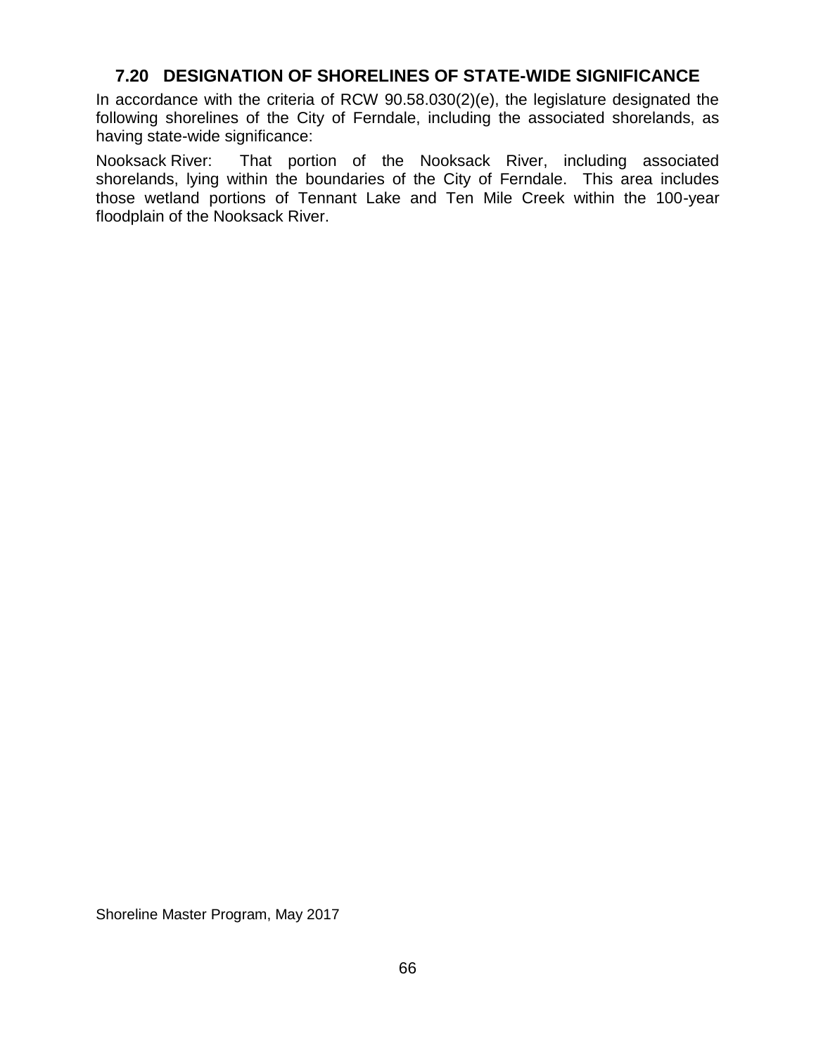## 7.20 DESIGNATION OF SHORELINES OF STATE-WIDE SIGNIFICANCE

In accordance with the criteria of RCW 90.58.030(2)(e), the legislature designated the following shorelines of the City of Ferndale, including the associated shorelands, as having state-wide significance:

Nooksack River: That portion of the Nooksack River, including associated shorelands, lying within the boundaries of the City of Ferndale. This area includes those wetland portions of Tennant Lake and Ten Mile Creek within the 100-year floodplain of the Nooksack River.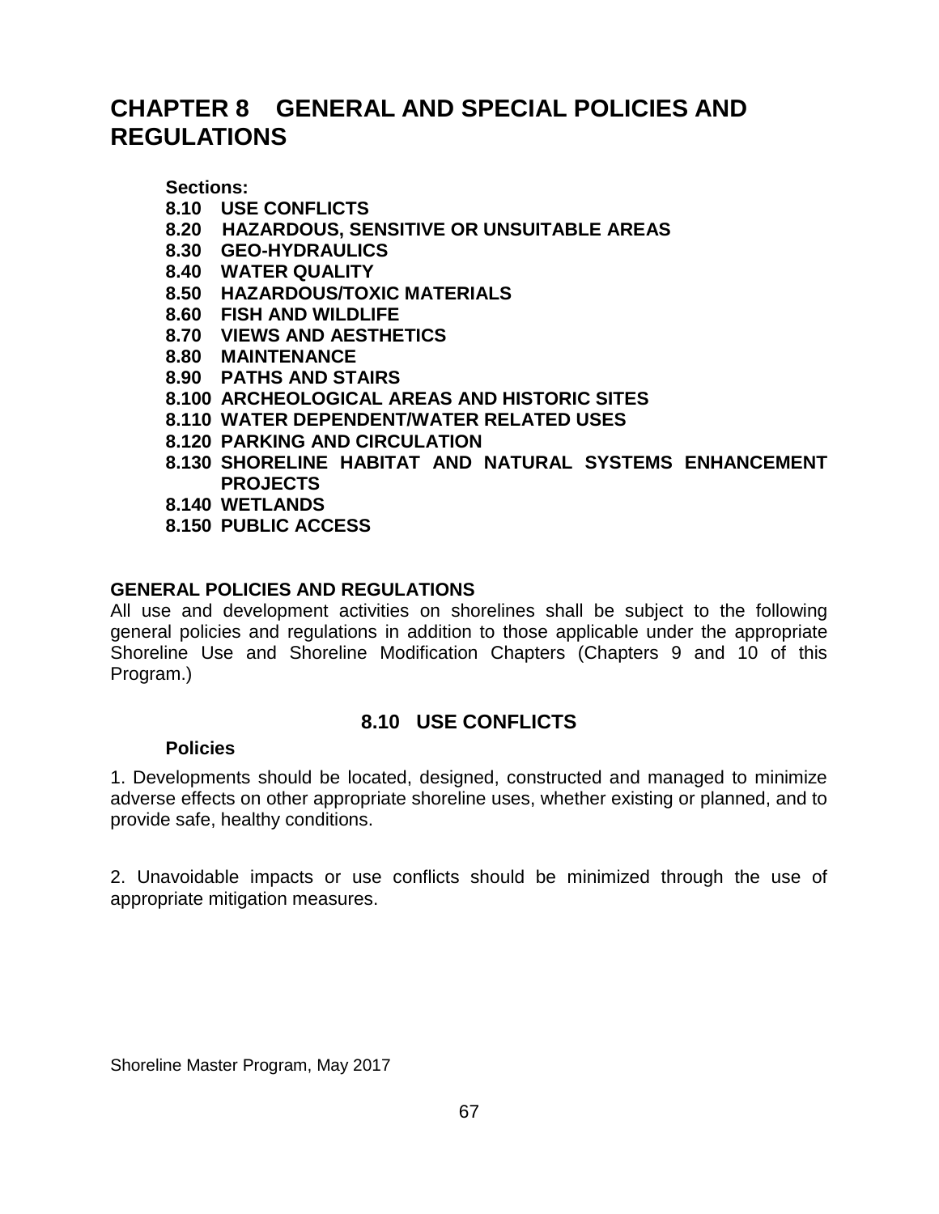# CHAPTER 8 GENERAL AND SPECIAL POLICIES AND REGULATIONS

**Sections:**

**8.10 USE CONFLICTS**
**8.20 HAZARDOUS, SENSITIVE OR UNSUITABLE AREAS**
**8.30 GEO-HYDRAULICS**
**8.40 WATER QUALITY**
**8.50 HAZARDOUS/TOXIC MATERIALS**
**8.60 FISH AND WILDLIFE**
**8.70 VIEWS AND AESTHETICS**
**8.80 MAINTENANCE**
**8.90 PATHS AND STAIRS**
**8.100 ARCHEOLOGICAL AREAS AND HISTORIC SITES**
**8.110 WATER DEPENDENT/WATER RELATED USES**
**8.120 PARKING AND CIRCULATION**
**8.130 SHORELINE HABITAT AND NATURAL SYSTEMS ENHANCEMENT PROJECTS**
**8.140 WETLANDS**
**8.150 PUBLIC ACCESS**

**GENERAL POLICIES AND REGULATIONS**

All use and development activities on shorelines shall be subject to the following general policies and regulations in addition to those applicable under the appropriate Shoreline Use and Shoreline Modification Chapters (Chapters 9 and 10 of this Program.)

## 8.10 USE CONFLICTS

**Policies**

1. Developments should be located, designed, constructed and managed to minimize adverse effects on other appropriate shoreline uses, whether existing or planned, and to provide safe, healthy conditions.

2. Unavoidable impacts or use conflicts should be minimized through the use of appropriate mitigation measures.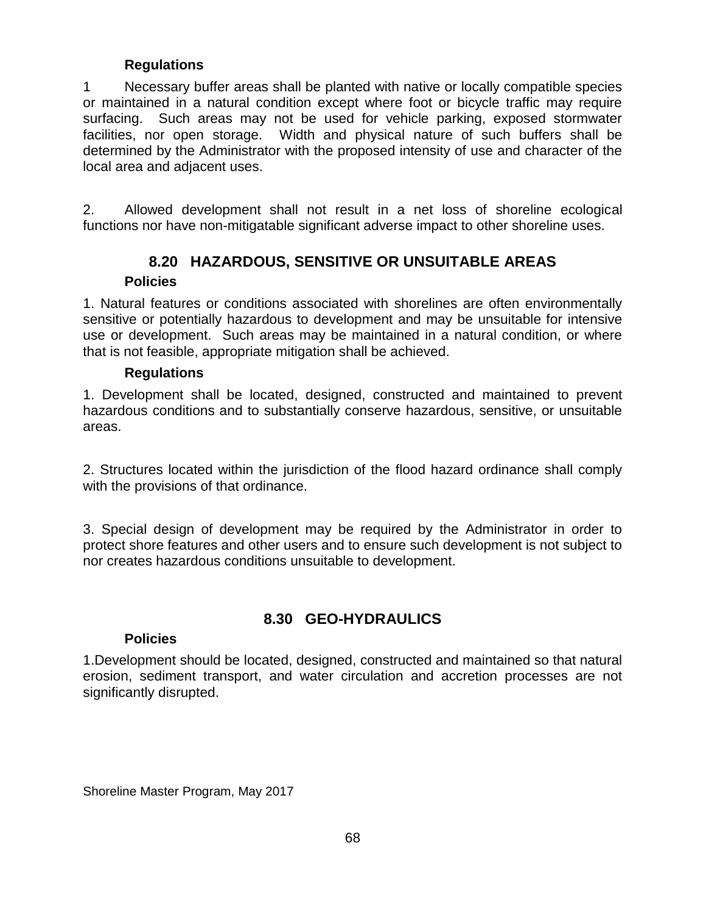### Regulations

1 Necessary buffer areas shall be planted with native or locally compatible species or maintained in a natural condition except where foot or bicycle traffic may require surfacing. Such areas may not be used for vehicle parking, exposed stormwater facilities, nor open storage. Width and physical nature of such buffers shall be determined by the Administrator with the proposed intensity of use and character of the local area and adjacent uses.

2. Allowed development shall not result in a net loss of shoreline ecological functions nor have non-mitigatable significant adverse impact to other shoreline uses.

## 8.20 HAZARDOUS, SENSITIVE OR UNSUITABLE AREAS

### Policies

1. Natural features or conditions associated with shorelines are often environmentally sensitive or potentially hazardous to development and may be unsuitable for intensive use or development. Such areas may be maintained in a natural condition, or where that is not feasible, appropriate mitigation shall be achieved.

### Regulations

1. Development shall be located, designed, constructed and maintained to prevent hazardous conditions and to substantially conserve hazardous, sensitive, or unsuitable areas.

2. Structures located within the jurisdiction of the flood hazard ordinance shall comply with the provisions of that ordinance.

3. Special design of development may be required by the Administrator in order to protect shore features and other users and to ensure such development is not subject to nor creates hazardous conditions unsuitable to development.

## 8.30 GEO-HYDRAULICS

### Policies

1.Development should be located, designed, constructed and maintained so that natural erosion, sediment transport, and water circulation and accretion processes are not significantly disrupted.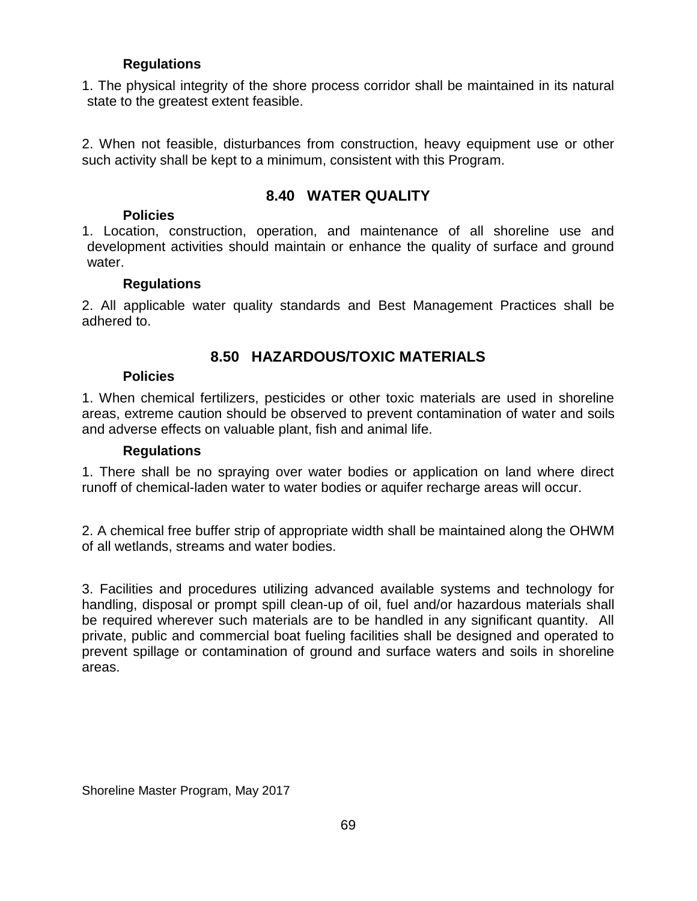**Regulations**

1. The physical integrity of the shore process corridor shall be maintained in its natural state to the greatest extent feasible.

2. When not feasible, disturbances from construction, heavy equipment use or other such activity shall be kept to a minimum, consistent with this Program.

## 8.40 WATER QUALITY

**Policies**

1. Location, construction, operation, and maintenance of all shoreline use and development activities should maintain or enhance the quality of surface and ground water.

**Regulations**

2. All applicable water quality standards and Best Management Practices shall be adhered to.

## 8.50 HAZARDOUS/TOXIC MATERIALS

**Policies**

1. When chemical fertilizers, pesticides or other toxic materials are used in shoreline areas, extreme caution should be observed to prevent contamination of water and soils and adverse effects on valuable plant, fish and animal life.

**Regulations**

1. There shall be no spraying over water bodies or application on land where direct runoff of chemical-laden water to water bodies or aquifer recharge areas will occur.

2. A chemical free buffer strip of appropriate width shall be maintained along the OHWM of all wetlands, streams and water bodies.

3. Facilities and procedures utilizing advanced available systems and technology for handling, disposal or prompt spill clean-up of oil, fuel and/or hazardous materials shall be required wherever such materials are to be handled in any significant quantity. All private, public and commercial boat fueling facilities shall be designed and operated to prevent spillage or contamination of ground and surface waters and soils in shoreline areas.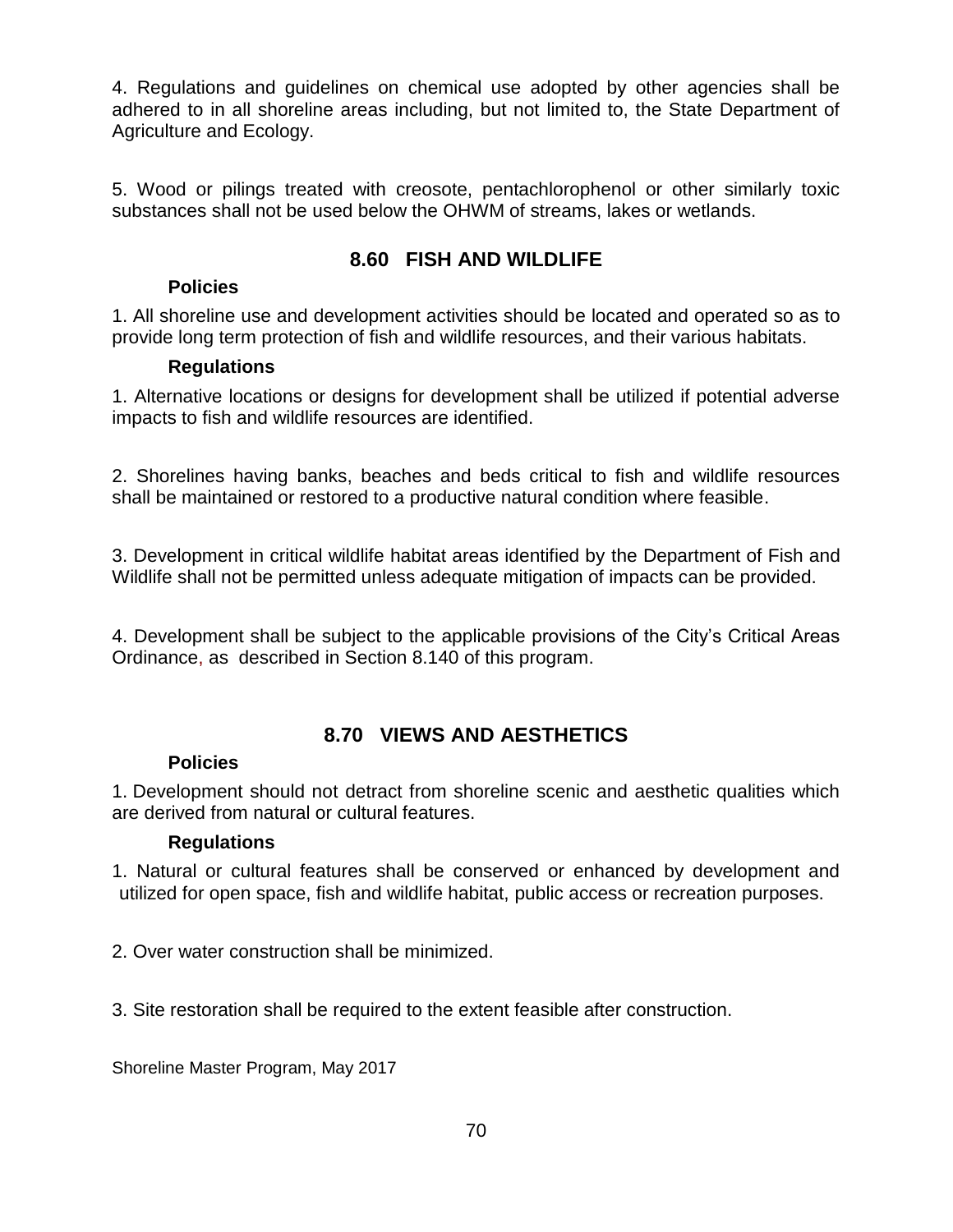4. Regulations and guidelines on chemical use adopted by other agencies shall be adhered to in all shoreline areas including, but not limited to, the State Department of Agriculture and Ecology.

5. Wood or pilings treated with creosote, pentachlorophenol or other similarly toxic substances shall not be used below the OHWM of streams, lakes or wetlands.

## 8.60 FISH AND WILDLIFE

**Policies**

1. All shoreline use and development activities should be located and operated so as to provide long term protection of fish and wildlife resources, and their various habitats.

**Regulations**

1. Alternative locations or designs for development shall be utilized if potential adverse impacts to fish and wildlife resources are identified.

2. Shorelines having banks, beaches and beds critical to fish and wildlife resources shall be maintained or restored to a productive natural condition where feasible.

3. Development in critical wildlife habitat areas identified by the Department of Fish and Wildlife shall not be permitted unless adequate mitigation of impacts can be provided.

4. Development shall be subject to the applicable provisions of the City's Critical Areas Ordinance, as described in Section 8.140 of this program.

## 8.70 VIEWS AND AESTHETICS

**Policies**

1. Development should not detract from shoreline scenic and aesthetic qualities which are derived from natural or cultural features.

**Regulations**

1. Natural or cultural features shall be conserved or enhanced by development and utilized for open space, fish and wildlife habitat, public access or recreation purposes.

2. Over water construction shall be minimized.

3. Site restoration shall be required to the extent feasible after construction.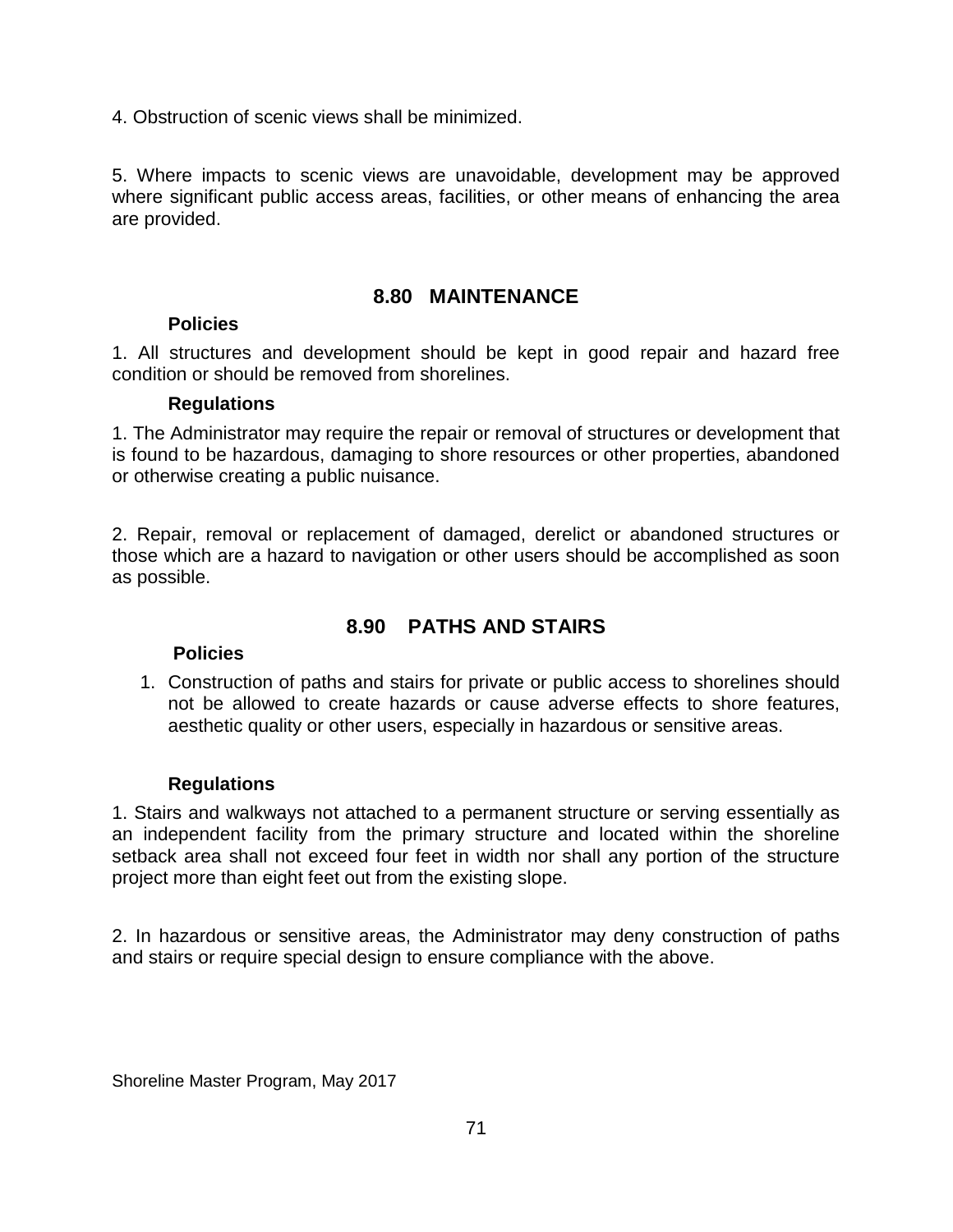4. Obstruction of scenic views shall be minimized.

5. Where impacts to scenic views are unavoidable, development may be approved where significant public access areas, facilities, or other means of enhancing the area are provided.

## 8.80 MAINTENANCE

**Policies**

1. All structures and development should be kept in good repair and hazard free condition or should be removed from shorelines.

**Regulations**

1. The Administrator may require the repair or removal of structures or development that is found to be hazardous, damaging to shore resources or other properties, abandoned or otherwise creating a public nuisance.

2. Repair, removal or replacement of damaged, derelict or abandoned structures or those which are a hazard to navigation or other users should be accomplished as soon as possible.

## 8.90 PATHS AND STAIRS

**Policies**

1. Construction of paths and stairs for private or public access to shorelines should not be allowed to create hazards or cause adverse effects to shore features, aesthetic quality or other users, especially in hazardous or sensitive areas.

**Regulations**

1. Stairs and walkways not attached to a permanent structure or serving essentially as an independent facility from the primary structure and located within the shoreline setback area shall not exceed four feet in width nor shall any portion of the structure project more than eight feet out from the existing slope.

2. In hazardous or sensitive areas, the Administrator may deny construction of paths and stairs or require special design to ensure compliance with the above.

Shoreline Master Program, May 2017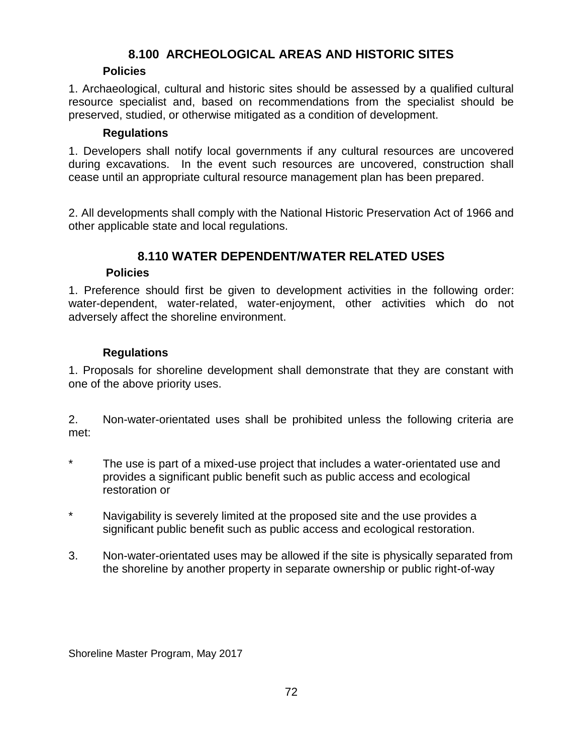## 8.100 ARCHEOLOGICAL AREAS AND HISTORIC SITES

### Policies

1. Archaeological, cultural and historic sites should be assessed by a qualified cultural resource specialist and, based on recommendations from the specialist should be preserved, studied, or otherwise mitigated as a condition of development.

### Regulations

1. Developers shall notify local governments if any cultural resources are uncovered during excavations. In the event such resources are uncovered, construction shall cease until an appropriate cultural resource management plan has been prepared.

2. All developments shall comply with the National Historic Preservation Act of 1966 and other applicable state and local regulations.

## 8.110 WATER DEPENDENT/WATER RELATED USES

### Policies

1. Preference should first be given to development activities in the following order: water-dependent, water-related, water-enjoyment, other activities which do not adversely affect the shoreline environment.

### Regulations

1. Proposals for shoreline development shall demonstrate that they are constant with one of the above priority uses.

2. Non-water-orientated uses shall be prohibited unless the following criteria are met:

- The use is part of a mixed-use project that includes a water-orientated use and provides a significant public benefit such as public access and ecological restoration or
- Navigability is severely limited at the proposed site and the use provides a significant public benefit such as public access and ecological restoration.

3. Non-water-orientated uses may be allowed if the site is physically separated from the shoreline by another property in separate ownership or public right-of-way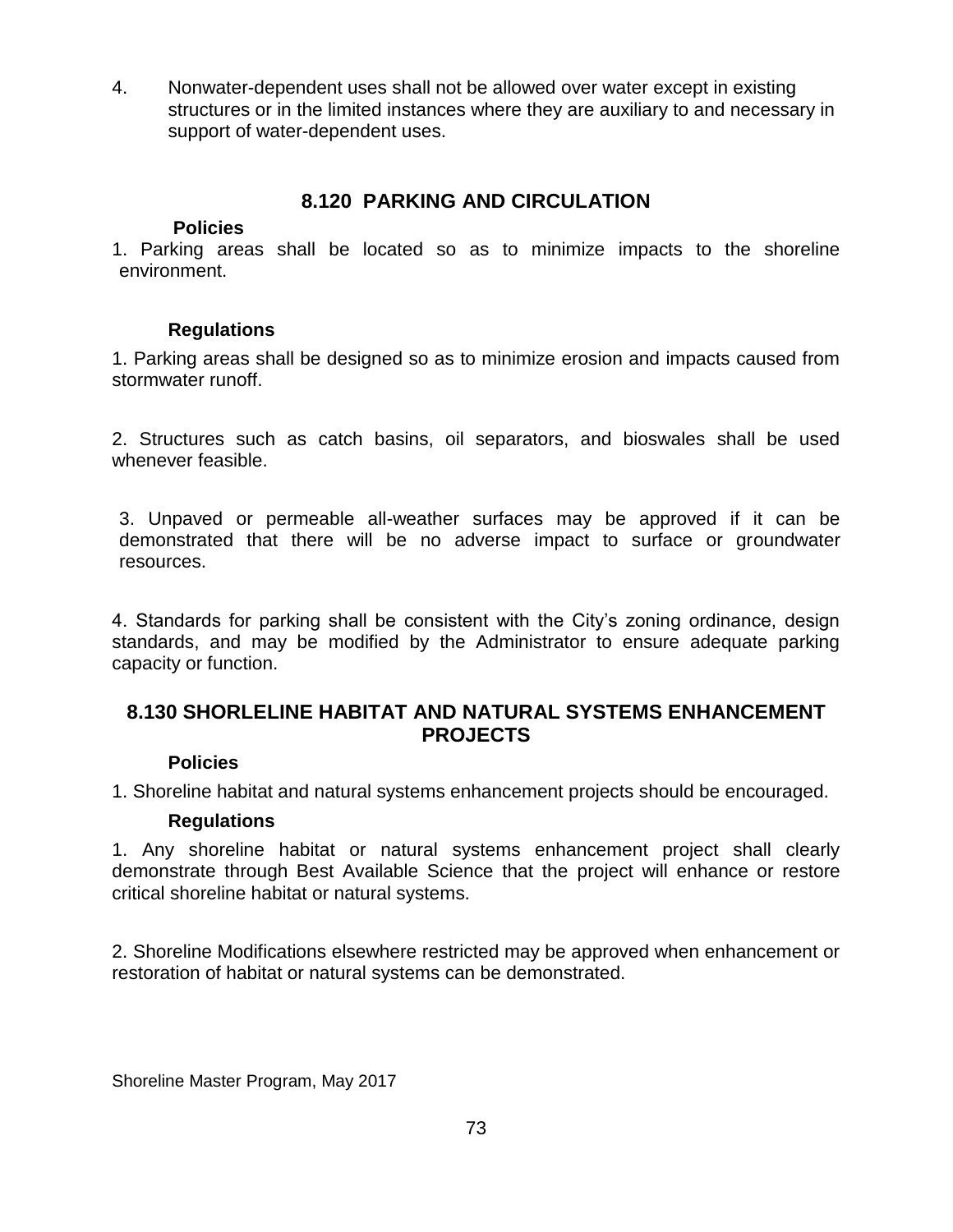4. Nonwater-dependent uses shall not be allowed over water except in existing structures or in the limited instances where they are auxiliary to and necessary in support of water-dependent uses.

## 8.120 PARKING AND CIRCULATION

**Policies**

1. Parking areas shall be located so as to minimize impacts to the shoreline environment.

**Regulations**

1. Parking areas shall be designed so as to minimize erosion and impacts caused from stormwater runoff.

2. Structures such as catch basins, oil separators, and bioswales shall be used whenever feasible.

3. Unpaved or permeable all-weather surfaces may be approved if it can be demonstrated that there will be no adverse impact to surface or groundwater resources.

4. Standards for parking shall be consistent with the City's zoning ordinance, design standards, and may be modified by the Administrator to ensure adequate parking capacity or function.

## 8.130 SHORLELINE HABITAT AND NATURAL SYSTEMS ENHANCEMENT PROJECTS

**Policies**

1. Shoreline habitat and natural systems enhancement projects should be encouraged.

**Regulations**

1. Any shoreline habitat or natural systems enhancement project shall clearly demonstrate through Best Available Science that the project will enhance or restore critical shoreline habitat or natural systems.

2. Shoreline Modifications elsewhere restricted may be approved when enhancement or restoration of habitat or natural systems can be demonstrated.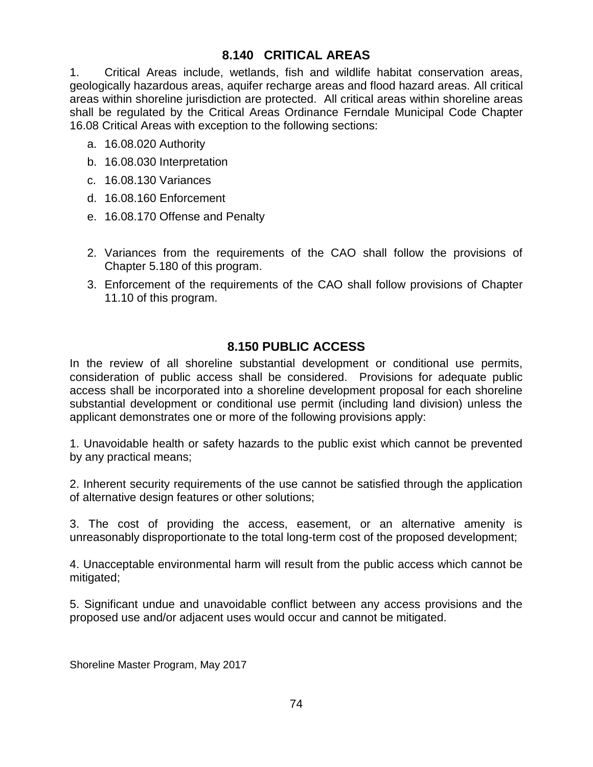## 8.140 CRITICAL AREAS

1. Critical Areas include, wetlands, fish and wildlife habitat conservation areas, geologically hazardous areas, aquifer recharge areas and flood hazard areas. All critical areas within shoreline jurisdiction are protected. All critical areas within shoreline areas shall be regulated by the Critical Areas Ordinance Ferndale Municipal Code Chapter 16.08 Critical Areas with exception to the following sections:

   a. 16.08.020 Authority
   b. 16.08.030 Interpretation
   c. 16.08.130 Variances
   d. 16.08.160 Enforcement
   e. 16.08.170 Offense and Penalty

2. Variances from the requirements of the CAO shall follow the provisions of Chapter 5.180 of this program.
3. Enforcement of the requirements of the CAO shall follow provisions of Chapter 11.10 of this program.

## 8.150 PUBLIC ACCESS

In the review of all shoreline substantial development or conditional use permits, consideration of public access shall be considered. Provisions for adequate public access shall be incorporated into a shoreline development proposal for each shoreline substantial development or conditional use permit (including land division) unless the applicant demonstrates one or more of the following provisions apply:

1. Unavoidable health or safety hazards to the public exist which cannot be prevented by any practical means;

2. Inherent security requirements of the use cannot be satisfied through the application of alternative design features or other solutions;

3. The cost of providing the access, easement, or an alternative amenity is unreasonably disproportionate to the total long-term cost of the proposed development;

4. Unacceptable environmental harm will result from the public access which cannot be mitigated;

5. Significant undue and unavoidable conflict between any access provisions and the proposed use and/or adjacent uses would occur and cannot be mitigated.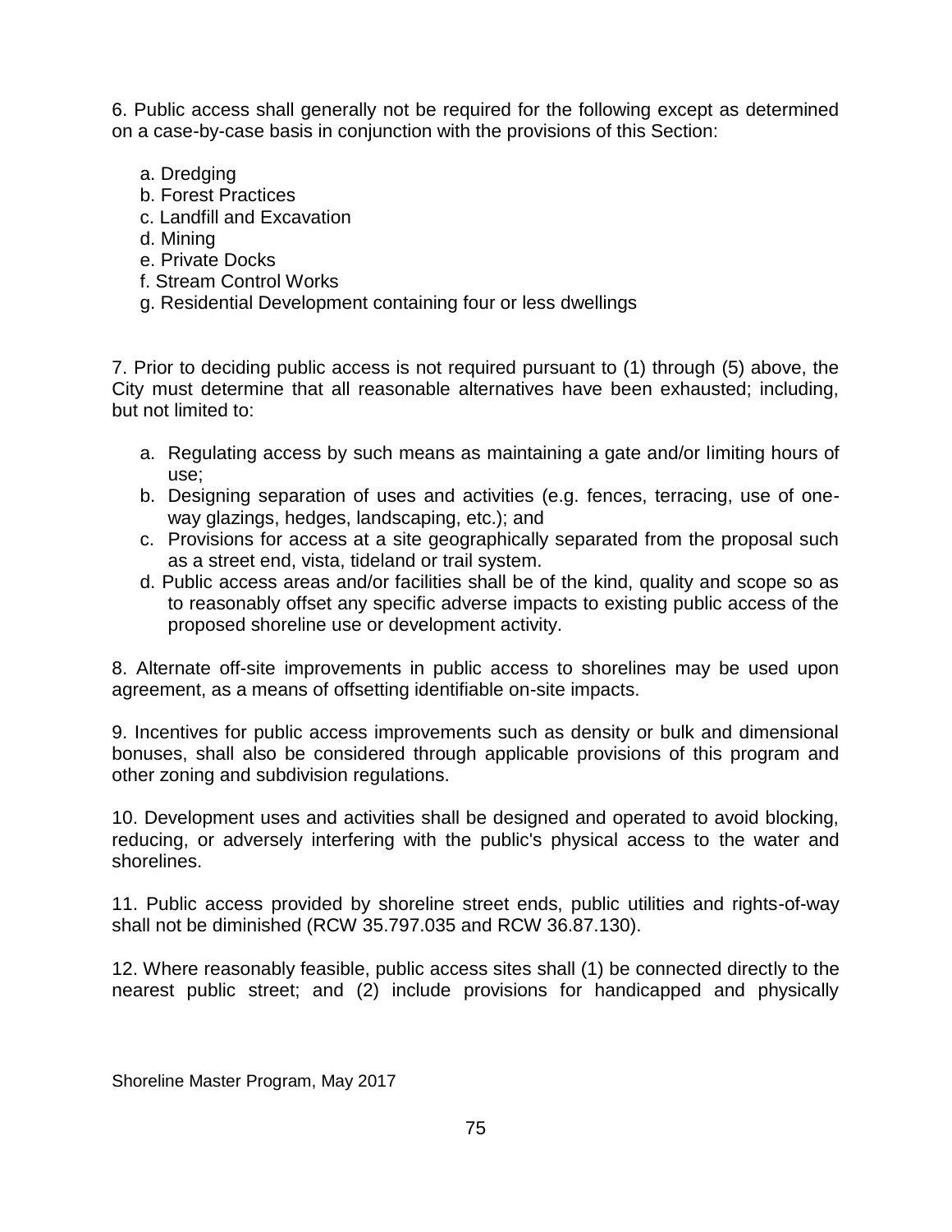6. Public access shall generally not be required for the following except as determined on a case-by-case basis in conjunction with the provisions of this Section:

   a. Dredging
   b. Forest Practices
   c. Landfill and Excavation
   d. Mining
   e. Private Docks
   f. Stream Control Works
   g. Residential Development containing four or less dwellings

7. Prior to deciding public access is not required pursuant to (1) through (5) above, the City must determine that all reasonable alternatives have been exhausted; including, but not limited to:

   a. Regulating access by such means as maintaining a gate and/or limiting hours of use;
   b. Designing separation of uses and activities (e.g. fences, terracing, use of one-way glazings, hedges, landscaping, etc.); and
   c. Provisions for access at a site geographically separated from the proposal such as a street end, vista, tideland or trail system.
   d. Public access areas and/or facilities shall be of the kind, quality and scope so as to reasonably offset any specific adverse impacts to existing public access of the proposed shoreline use or development activity.

8. Alternate off-site improvements in public access to shorelines may be used upon agreement, as a means of offsetting identifiable on-site impacts.

9. Incentives for public access improvements such as density or bulk and dimensional bonuses, shall also be considered through applicable provisions of this program and other zoning and subdivision regulations.

10. Development uses and activities shall be designed and operated to avoid blocking, reducing, or adversely interfering with the public's physical access to the water and shorelines.

11. Public access provided by shoreline street ends, public utilities and rights-of-way shall not be diminished (RCW 35.797.035 and RCW 36.87.130).

12. Where reasonably feasible, public access sites shall (1) be connected directly to the nearest public street; and (2) include provisions for handicapped and physically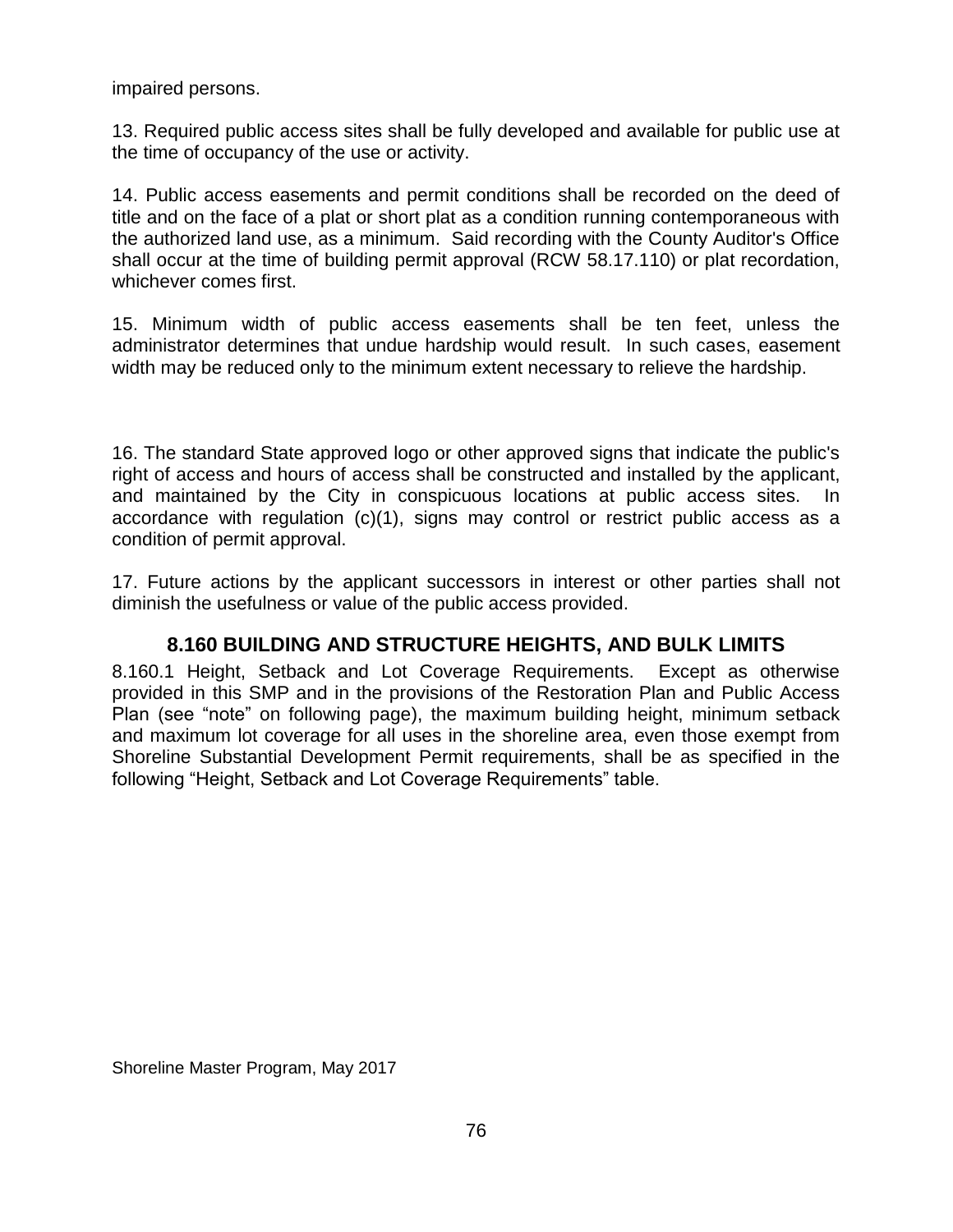impaired persons.

13. Required public access sites shall be fully developed and available for public use at the time of occupancy of the use or activity.

14. Public access easements and permit conditions shall be recorded on the deed of title and on the face of a plat or short plat as a condition running contemporaneous with the authorized land use, as a minimum. Said recording with the County Auditor's Office shall occur at the time of building permit approval (RCW 58.17.110) or plat recordation, whichever comes first.

15. Minimum width of public access easements shall be ten feet, unless the administrator determines that undue hardship would result. In such cases, easement width may be reduced only to the minimum extent necessary to relieve the hardship.

16. The standard State approved logo or other approved signs that indicate the public's right of access and hours of access shall be constructed and installed by the applicant, and maintained by the City in conspicuous locations at public access sites. In accordance with regulation (c)(1), signs may control or restrict public access as a condition of permit approval.

17. Future actions by the applicant successors in interest or other parties shall not diminish the usefulness or value of the public access provided.

## 8.160 BUILDING AND STRUCTURE HEIGHTS, AND BULK LIMITS

8.160.1 Height, Setback and Lot Coverage Requirements. Except as otherwise provided in this SMP and in the provisions of the Restoration Plan and Public Access Plan (see "note" on following page), the maximum building height, minimum setback and maximum lot coverage for all uses in the shoreline area, even those exempt from Shoreline Substantial Development Permit requirements, shall be as specified in the following "Height, Setback and Lot Coverage Requirements" table.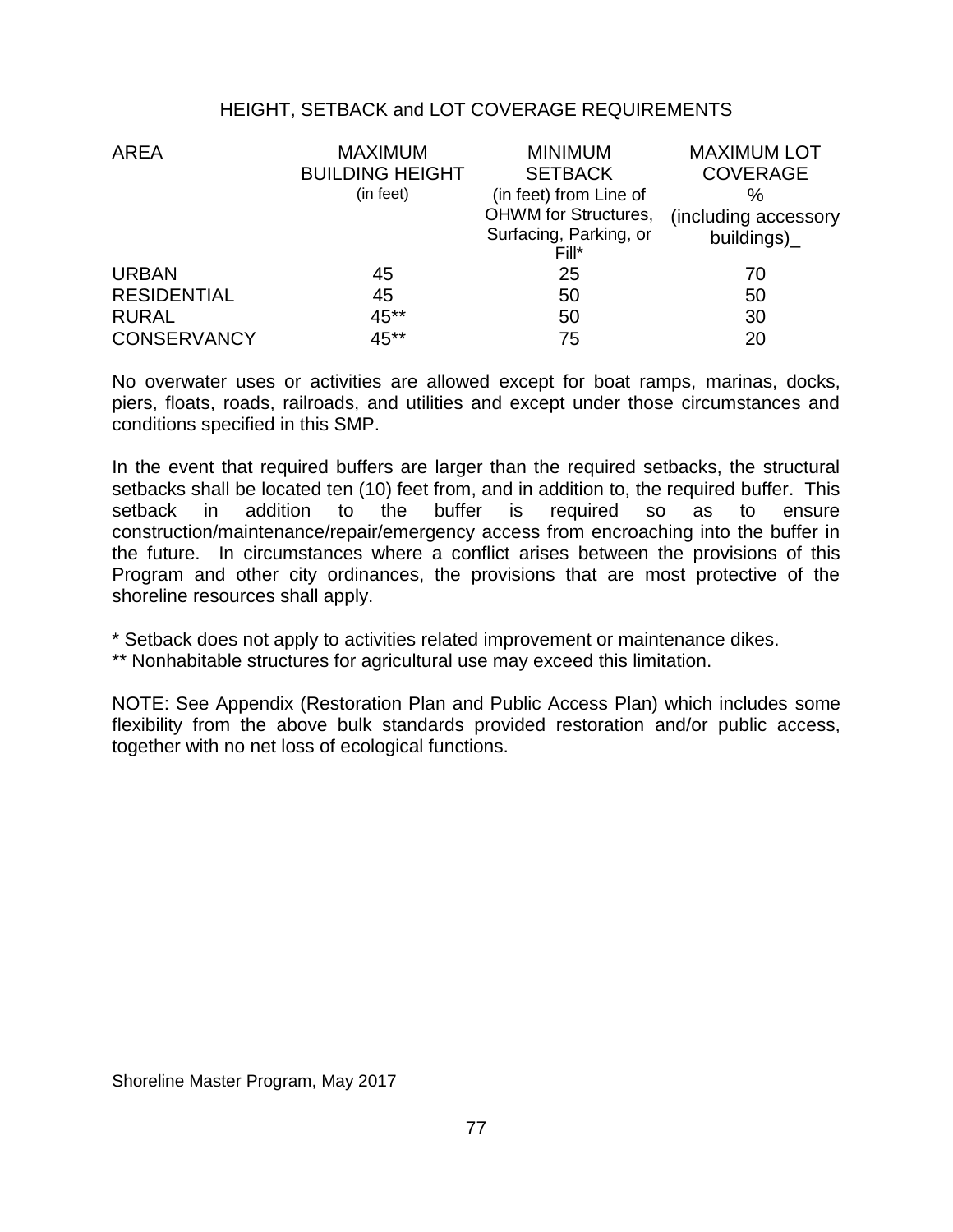## HEIGHT, SETBACK and LOT COVERAGE REQUIREMENTS

| AREA | MAXIMUM BUILDING HEIGHT (in feet) | MINIMUM SETBACK (in feet) from Line of OHWM for Structures, Surfacing, Parking, or Fill* | MAXIMUM LOT COVERAGE % (including accessory buildings)_ |
|---|---|---|---|
| URBAN | 45 | 25 | 70 |
| RESIDENTIAL | 45 | 50 | 50 |
| RURAL | 45** | 50 | 30 |
| CONSERVANCY | 45** | 75 | 20 |

No overwater uses or activities are allowed except for boat ramps, marinas, docks, piers, floats, roads, railroads, and utilities and except under those circumstances and conditions specified in this SMP.

In the event that required buffers are larger than the required setbacks, the structural setbacks shall be located ten (10) feet from, and in addition to, the required buffer. This setback in addition to the buffer is required so as to ensure construction/maintenance/repair/emergency access from encroaching into the buffer in the future. In circumstances where a conflict arises between the provisions of this Program and other city ordinances, the provisions that are most protective of the shoreline resources shall apply.

\* Setback does not apply to activities related improvement or maintenance dikes.

\** Nonhabitable structures for agricultural use may exceed this limitation.

NOTE: See Appendix (Restoration Plan and Public Access Plan) which includes some flexibility from the above bulk standards provided restoration and/or public access, together with no net loss of ecological functions.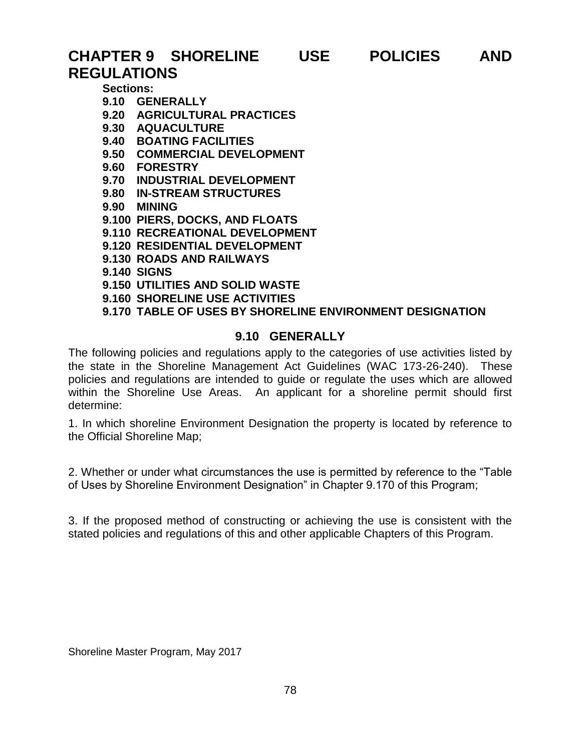# CHAPTER 9 SHORELINE USE POLICIES AND REGULATIONS

**Sections:**

**9.10 GENERALLY**
**9.20 AGRICULTURAL PRACTICES**
**9.30 AQUACULTURE**
**9.40 BOATING FACILITIES**
**9.50 COMMERCIAL DEVELOPMENT**
**9.60 FORESTRY**
**9.70 INDUSTRIAL DEVELOPMENT**
**9.80 IN-STREAM STRUCTURES**
**9.90 MINING**
**9.100 PIERS, DOCKS, AND FLOATS**
**9.110 RECREATIONAL DEVELOPMENT**
**9.120 RESIDENTIAL DEVELOPMENT**
**9.130 ROADS AND RAILWAYS**
**9.140 SIGNS**
**9.150 UTILITIES AND SOLID WASTE**
**9.160 SHORELINE USE ACTIVITIES**
**9.170 TABLE OF USES BY SHORELINE ENVIRONMENT DESIGNATION**

## 9.10 GENERALLY

The following policies and regulations apply to the categories of use activities listed by the state in the Shoreline Management Act Guidelines (WAC 173-26-240). These policies and regulations are intended to guide or regulate the uses which are allowed within the Shoreline Use Areas. An applicant for a shoreline permit should first determine:

1. In which shoreline Environment Designation the property is located by reference to the Official Shoreline Map;

2. Whether or under what circumstances the use is permitted by reference to the "Table of Uses by Shoreline Environment Designation" in Chapter 9.170 of this Program;

3. If the proposed method of constructing or achieving the use is consistent with the stated policies and regulations of this and other applicable Chapters of this Program.

Shoreline Master Program, May 2017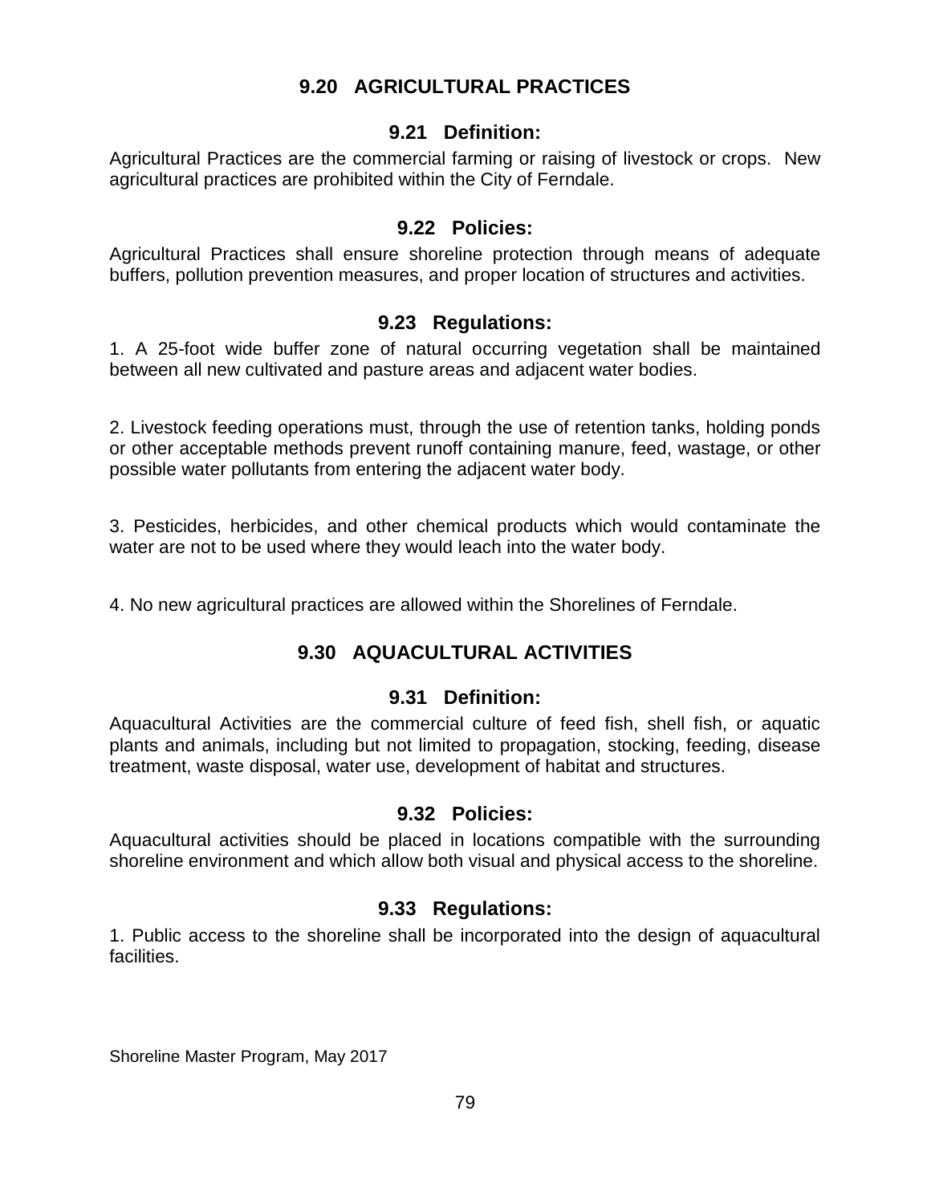## 9.20 AGRICULTURAL PRACTICES

### 9.21 Definition:

Agricultural Practices are the commercial farming or raising of livestock or crops. New agricultural practices are prohibited within the City of Ferndale.

### 9.22 Policies:

Agricultural Practices shall ensure shoreline protection through means of adequate buffers, pollution prevention measures, and proper location of structures and activities.

### 9.23 Regulations:

1. A 25-foot wide buffer zone of natural occurring vegetation shall be maintained between all new cultivated and pasture areas and adjacent water bodies.

2. Livestock feeding operations must, through the use of retention tanks, holding ponds or other acceptable methods prevent runoff containing manure, feed, wastage, or other possible water pollutants from entering the adjacent water body.

3. Pesticides, herbicides, and other chemical products which would contaminate the water are not to be used where they would leach into the water body.

4. No new agricultural practices are allowed within the Shorelines of Ferndale.

## 9.30 AQUACULTURAL ACTIVITIES

### 9.31 Definition:

Aquacultural Activities are the commercial culture of feed fish, shell fish, or aquatic plants and animals, including but not limited to propagation, stocking, feeding, disease treatment, waste disposal, water use, development of habitat and structures.

### 9.32 Policies:

Aquacultural activities should be placed in locations compatible with the surrounding shoreline environment and which allow both visual and physical access to the shoreline.

### 9.33 Regulations:

1. Public access to the shoreline shall be incorporated into the design of aquacultural facilities.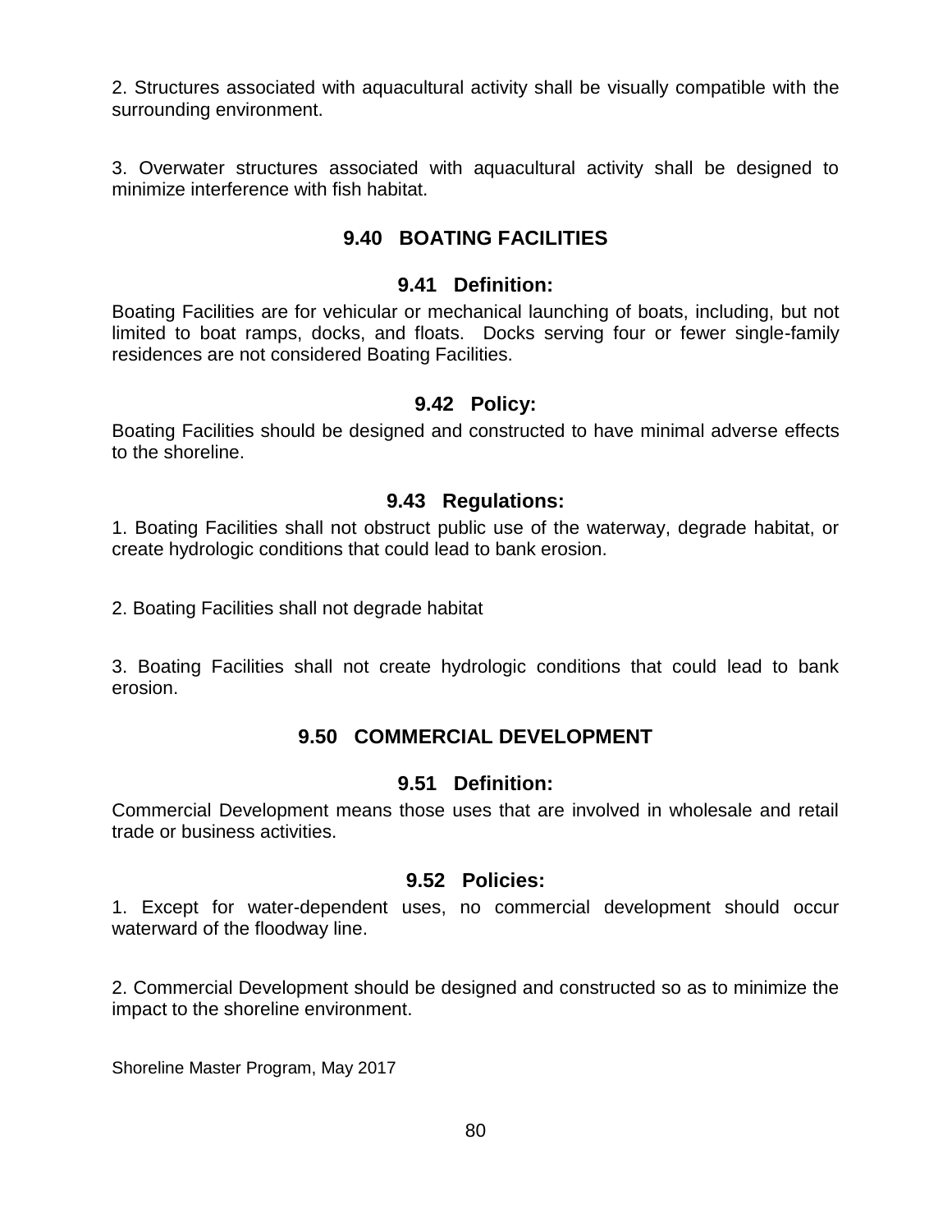2. Structures associated with aquacultural activity shall be visually compatible with the surrounding environment.

3. Overwater structures associated with aquacultural activity shall be designed to minimize interference with fish habitat.

## 9.40 BOATING FACILITIES

### 9.41 Definition:

Boating Facilities are for vehicular or mechanical launching of boats, including, but not limited to boat ramps, docks, and floats. Docks serving four or fewer single-family residences are not considered Boating Facilities.

### 9.42 Policy:

Boating Facilities should be designed and constructed to have minimal adverse effects to the shoreline.

### 9.43 Regulations:

1. Boating Facilities shall not obstruct public use of the waterway, degrade habitat, or create hydrologic conditions that could lead to bank erosion.

2. Boating Facilities shall not degrade habitat

3. Boating Facilities shall not create hydrologic conditions that could lead to bank erosion.

## 9.50 COMMERCIAL DEVELOPMENT

### 9.51 Definition:

Commercial Development means those uses that are involved in wholesale and retail trade or business activities.

### 9.52 Policies:

1. Except for water-dependent uses, no commercial development should occur waterward of the floodway line.

2. Commercial Development should be designed and constructed so as to minimize the impact to the shoreline environment.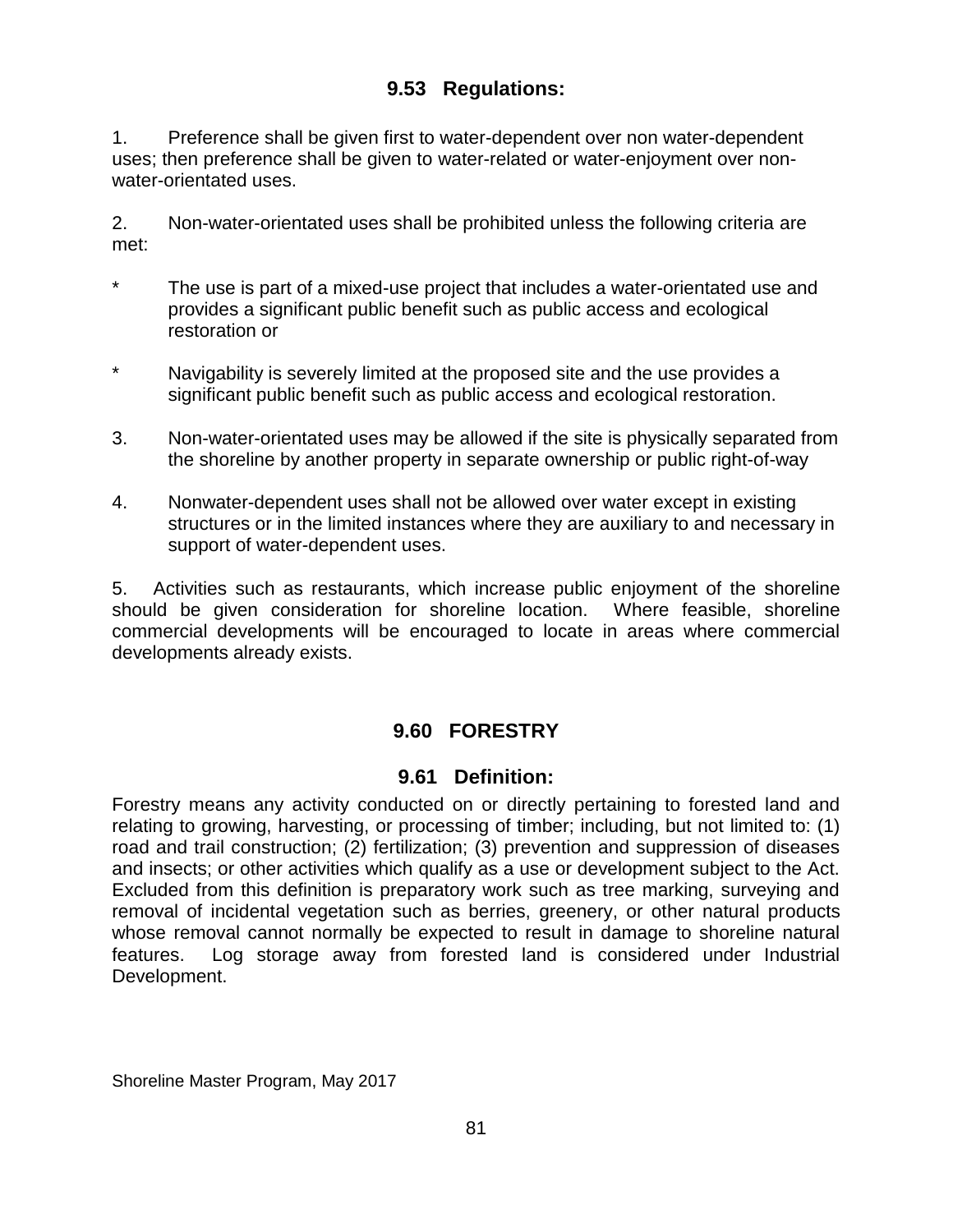### 9.53 Regulations:

1. Preference shall be given first to water-dependent over non water-dependent uses; then preference shall be given to water-related or water-enjoyment over non-water-orientated uses.

2. Non-water-orientated uses shall be prohibited unless the following criteria are met:

- The use is part of a mixed-use project that includes a water-orientated use and provides a significant public benefit such as public access and ecological restoration or
- Navigability is severely limited at the proposed site and the use provides a significant public benefit such as public access and ecological restoration.

3. Non-water-orientated uses may be allowed if the site is physically separated from the shoreline by another property in separate ownership or public right-of-way

4. Nonwater-dependent uses shall not be allowed over water except in existing structures or in the limited instances where they are auxiliary to and necessary in support of water-dependent uses.

5. Activities such as restaurants, which increase public enjoyment of the shoreline should be given consideration for shoreline location. Where feasible, shoreline commercial developments will be encouraged to locate in areas where commercial developments already exists.

## 9.60 FORESTRY

### 9.61 Definition:

Forestry means any activity conducted on or directly pertaining to forested land and relating to growing, harvesting, or processing of timber; including, but not limited to: (1) road and trail construction; (2) fertilization; (3) prevention and suppression of diseases and insects; or other activities which qualify as a use or development subject to the Act. Excluded from this definition is preparatory work such as tree marking, surveying and removal of incidental vegetation such as berries, greenery, or other natural products whose removal cannot normally be expected to result in damage to shoreline natural features. Log storage away from forested land is considered under Industrial Development.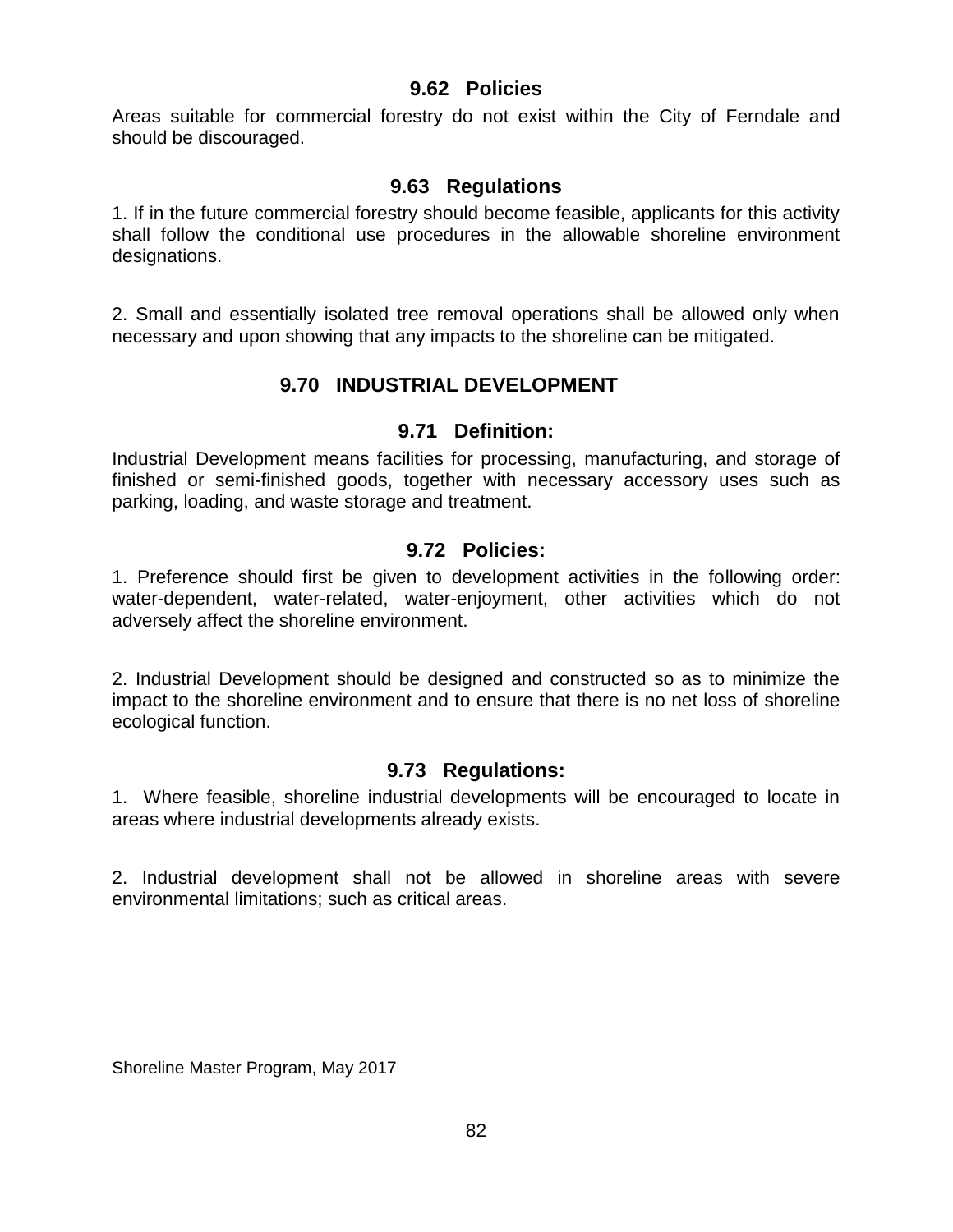### 9.62 Policies

Areas suitable for commercial forestry do not exist within the City of Ferndale and should be discouraged.

### 9.63 Regulations

1. If in the future commercial forestry should become feasible, applicants for this activity shall follow the conditional use procedures in the allowable shoreline environment designations.

2. Small and essentially isolated tree removal operations shall be allowed only when necessary and upon showing that any impacts to the shoreline can be mitigated.

## 9.70 INDUSTRIAL DEVELOPMENT

### 9.71 Definition:

Industrial Development means facilities for processing, manufacturing, and storage of finished or semi-finished goods, together with necessary accessory uses such as parking, loading, and waste storage and treatment.

### 9.72 Policies:

1. Preference should first be given to development activities in the following order: water-dependent, water-related, water-enjoyment, other activities which do not adversely affect the shoreline environment.

2. Industrial Development should be designed and constructed so as to minimize the impact to the shoreline environment and to ensure that there is no net loss of shoreline ecological function.

### 9.73 Regulations:

1. Where feasible, shoreline industrial developments will be encouraged to locate in areas where industrial developments already exists.

2. Industrial development shall not be allowed in shoreline areas with severe environmental limitations; such as critical areas.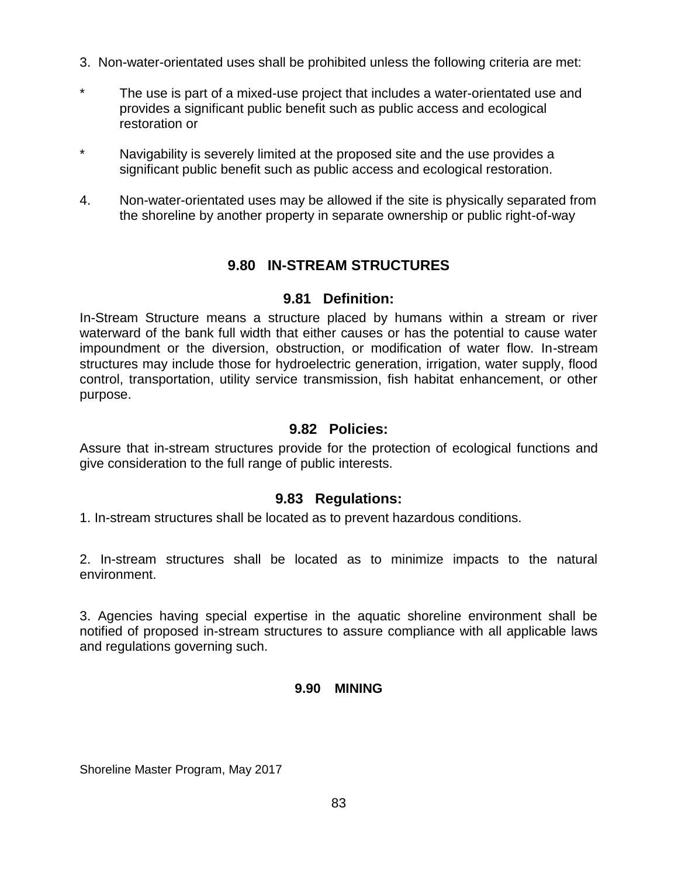3. Non-water-orientated uses shall be prohibited unless the following criteria are met:

* The use is part of a mixed-use project that includes a water-orientated use and provides a significant public benefit such as public access and ecological restoration or

* Navigability is severely limited at the proposed site and the use provides a significant public benefit such as public access and ecological restoration.

4. Non-water-orientated uses may be allowed if the site is physically separated from the shoreline by another property in separate ownership or public right-of-way

## 9.80 IN-STREAM STRUCTURES

### 9.81 Definition:

In-Stream Structure means a structure placed by humans within a stream or river waterward of the bank full width that either causes or has the potential to cause water impoundment or the diversion, obstruction, or modification of water flow. In-stream structures may include those for hydroelectric generation, irrigation, water supply, flood control, transportation, utility service transmission, fish habitat enhancement, or other purpose.

### 9.82 Policies:

Assure that in-stream structures provide for the protection of ecological functions and give consideration to the full range of public interests.

### 9.83 Regulations:

1. In-stream structures shall be located as to prevent hazardous conditions.

2. In-stream structures shall be located as to minimize impacts to the natural environment.

3. Agencies having special expertise in the aquatic shoreline environment shall be notified of proposed in-stream structures to assure compliance with all applicable laws and regulations governing such.

## 9.90 MINING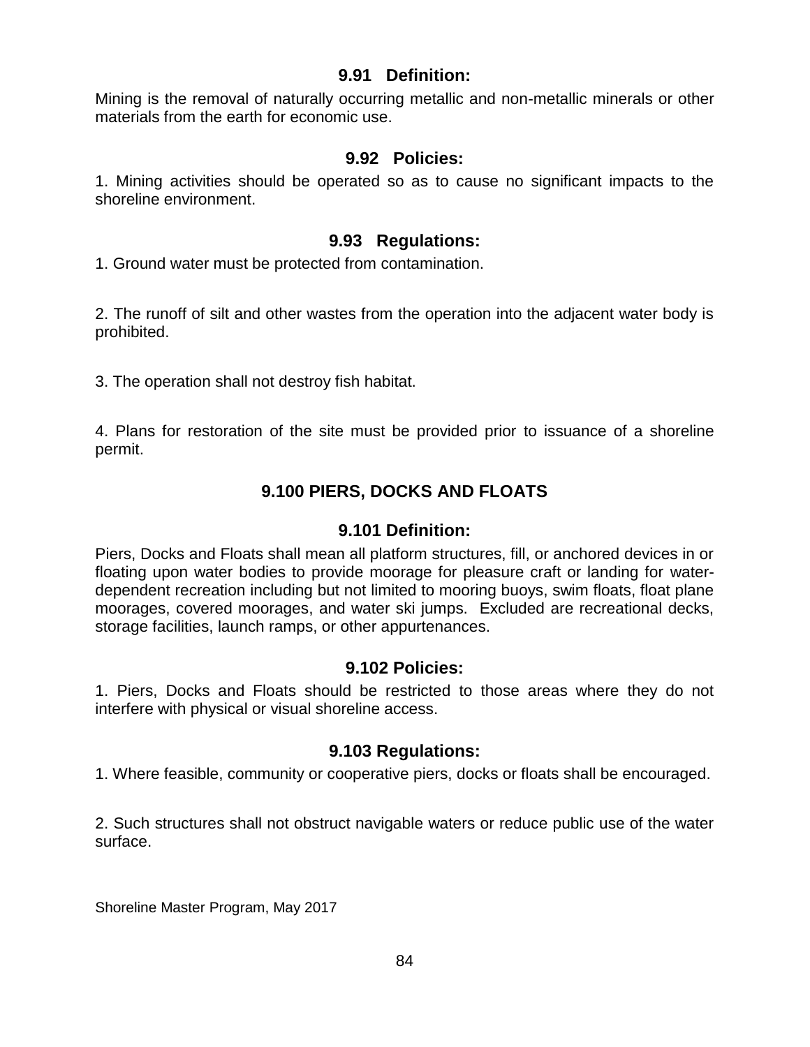### 9.91 Definition:

Mining is the removal of naturally occurring metallic and non-metallic minerals or other materials from the earth for economic use.

### 9.92 Policies:

1. Mining activities should be operated so as to cause no significant impacts to the shoreline environment.

### 9.93 Regulations:

1. Ground water must be protected from contamination.

2. The runoff of silt and other wastes from the operation into the adjacent water body is prohibited.

3. The operation shall not destroy fish habitat.

4. Plans for restoration of the site must be provided prior to issuance of a shoreline permit.

## 9.100 PIERS, DOCKS AND FLOATS

### 9.101 Definition:

Piers, Docks and Floats shall mean all platform structures, fill, or anchored devices in or floating upon water bodies to provide moorage for pleasure craft or landing for water-dependent recreation including but not limited to mooring buoys, swim floats, float plane moorages, covered moorages, and water ski jumps. Excluded are recreational decks, storage facilities, launch ramps, or other appurtenances.

### 9.102 Policies:

1. Piers, Docks and Floats should be restricted to those areas where they do not interfere with physical or visual shoreline access.

### 9.103 Regulations:

1. Where feasible, community or cooperative piers, docks or floats shall be encouraged.

2. Such structures shall not obstruct navigable waters or reduce public use of the water surface.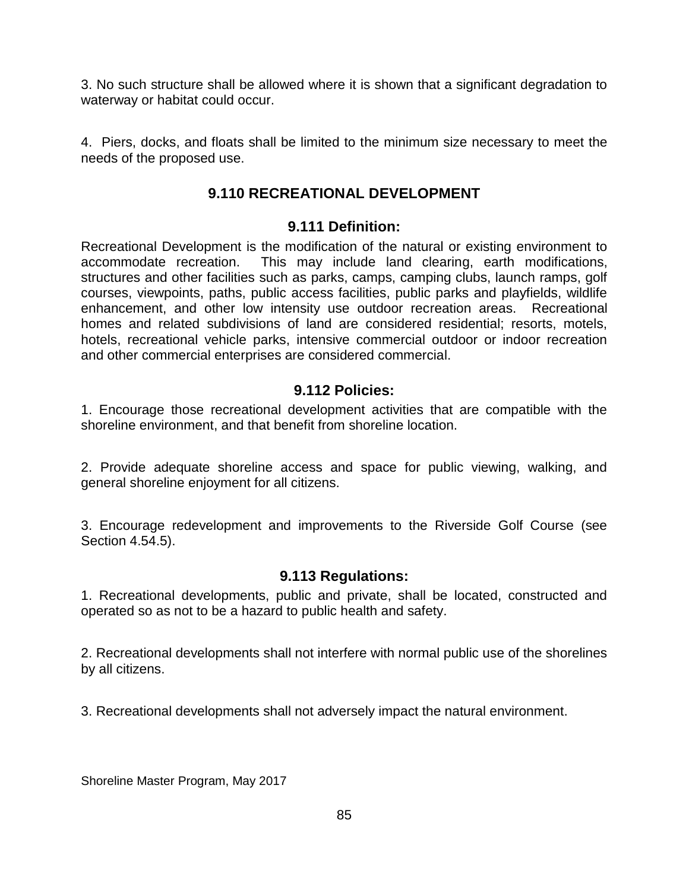3. No such structure shall be allowed where it is shown that a significant degradation to waterway or habitat could occur.

4. Piers, docks, and floats shall be limited to the minimum size necessary to meet the needs of the proposed use.

## 9.110 RECREATIONAL DEVELOPMENT

### 9.111 Definition:

Recreational Development is the modification of the natural or existing environment to accommodate recreation. This may include land clearing, earth modifications, structures and other facilities such as parks, camps, camping clubs, launch ramps, golf courses, viewpoints, paths, public access facilities, public parks and playfields, wildlife enhancement, and other low intensity use outdoor recreation areas. Recreational homes and related subdivisions of land are considered residential; resorts, motels, hotels, recreational vehicle parks, intensive commercial outdoor or indoor recreation and other commercial enterprises are considered commercial.

### 9.112 Policies:

1. Encourage those recreational development activities that are compatible with the shoreline environment, and that benefit from shoreline location.

2. Provide adequate shoreline access and space for public viewing, walking, and general shoreline enjoyment for all citizens.

3. Encourage redevelopment and improvements to the Riverside Golf Course (see Section 4.54.5).

### 9.113 Regulations:

1. Recreational developments, public and private, shall be located, constructed and operated so as not to be a hazard to public health and safety.

2. Recreational developments shall not interfere with normal public use of the shorelines by all citizens.

3. Recreational developments shall not adversely impact the natural environment.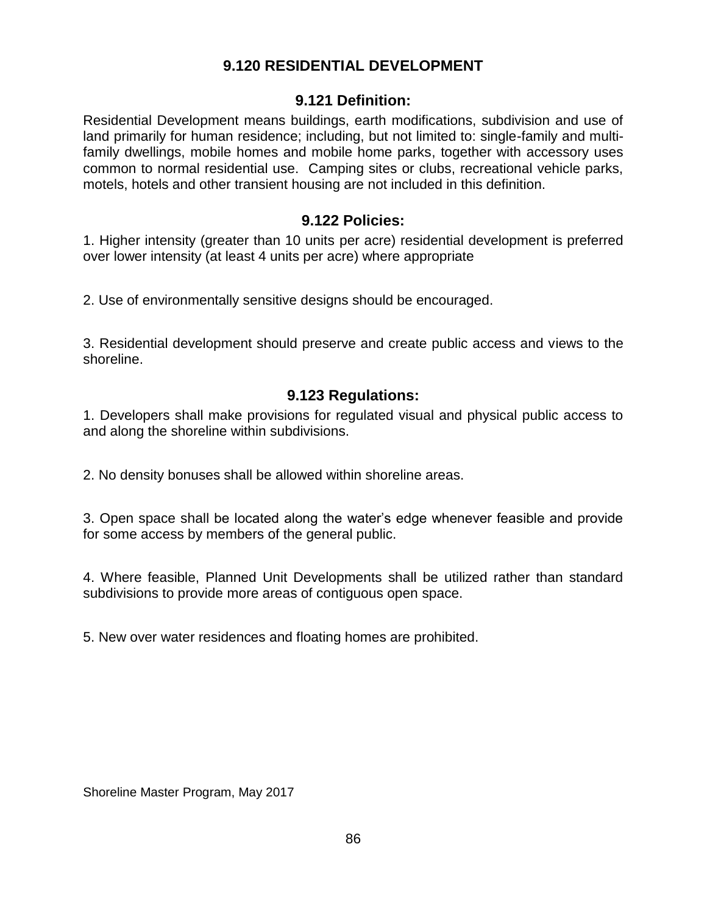## 9.120 RESIDENTIAL DEVELOPMENT

### 9.121 Definition:

Residential Development means buildings, earth modifications, subdivision and use of land primarily for human residence; including, but not limited to: single-family and multi-family dwellings, mobile homes and mobile home parks, together with accessory uses common to normal residential use. Camping sites or clubs, recreational vehicle parks, motels, hotels and other transient housing are not included in this definition.

### 9.122 Policies:

1. Higher intensity (greater than 10 units per acre) residential development is preferred over lower intensity (at least 4 units per acre) where appropriate

2. Use of environmentally sensitive designs should be encouraged.

3. Residential development should preserve and create public access and views to the shoreline.

### 9.123 Regulations:

1. Developers shall make provisions for regulated visual and physical public access to and along the shoreline within subdivisions.

2. No density bonuses shall be allowed within shoreline areas.

3. Open space shall be located along the water's edge whenever feasible and provide for some access by members of the general public.

4. Where feasible, Planned Unit Developments shall be utilized rather than standard subdivisions to provide more areas of contiguous open space.

5. New over water residences and floating homes are prohibited.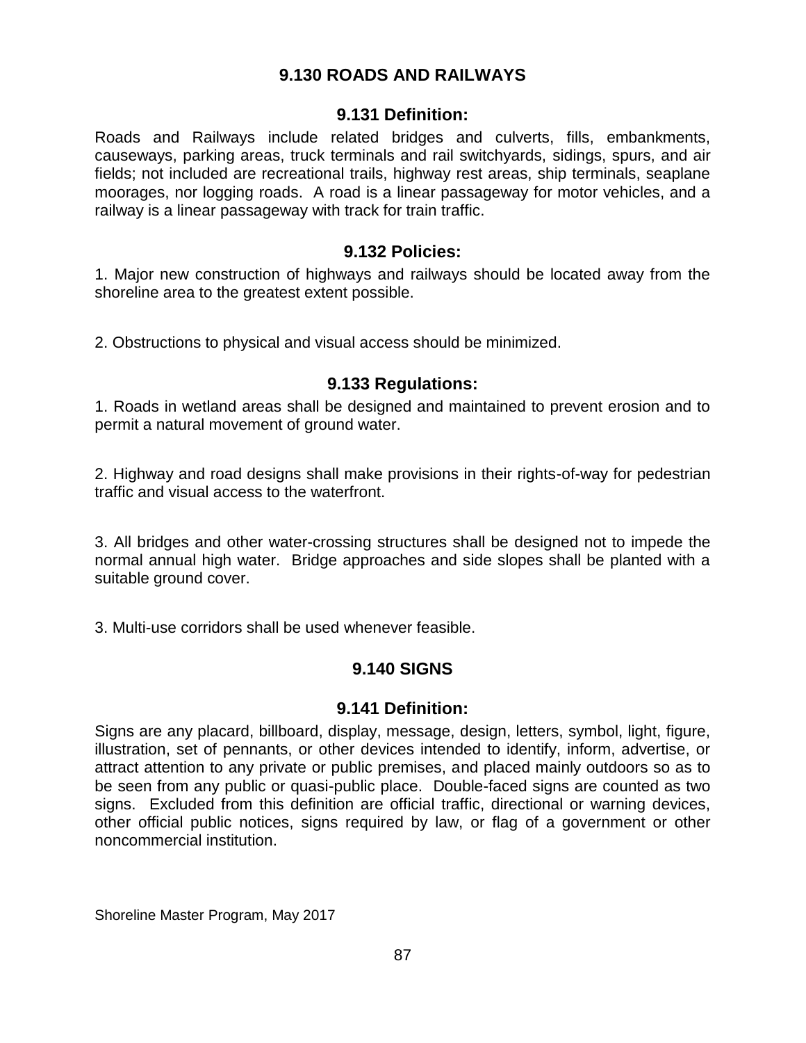## 9.130 ROADS AND RAILWAYS

### 9.131 Definition:

Roads and Railways include related bridges and culverts, fills, embankments, causeways, parking areas, truck terminals and rail switchyards, sidings, spurs, and air fields; not included are recreational trails, highway rest areas, ship terminals, seaplane moorages, nor logging roads. A road is a linear passageway for motor vehicles, and a railway is a linear passageway with track for train traffic.

### 9.132 Policies:

1. Major new construction of highways and railways should be located away from the shoreline area to the greatest extent possible.

2. Obstructions to physical and visual access should be minimized.

### 9.133 Regulations:

1. Roads in wetland areas shall be designed and maintained to prevent erosion and to permit a natural movement of ground water.

2. Highway and road designs shall make provisions in their rights-of-way for pedestrian traffic and visual access to the waterfront.

3. All bridges and other water-crossing structures shall be designed not to impede the normal annual high water. Bridge approaches and side slopes shall be planted with a suitable ground cover.

3. Multi-use corridors shall be used whenever feasible.

## 9.140 SIGNS

### 9.141 Definition:

Signs are any placard, billboard, display, message, design, letters, symbol, light, figure, illustration, set of pennants, or other devices intended to identify, inform, advertise, or attract attention to any private or public premises, and placed mainly outdoors so as to be seen from any public or quasi-public place. Double-faced signs are counted as two signs. Excluded from this definition are official traffic, directional or warning devices, other official public notices, signs required by law, or flag of a government or other noncommercial institution.

Shoreline Master Program, May 2017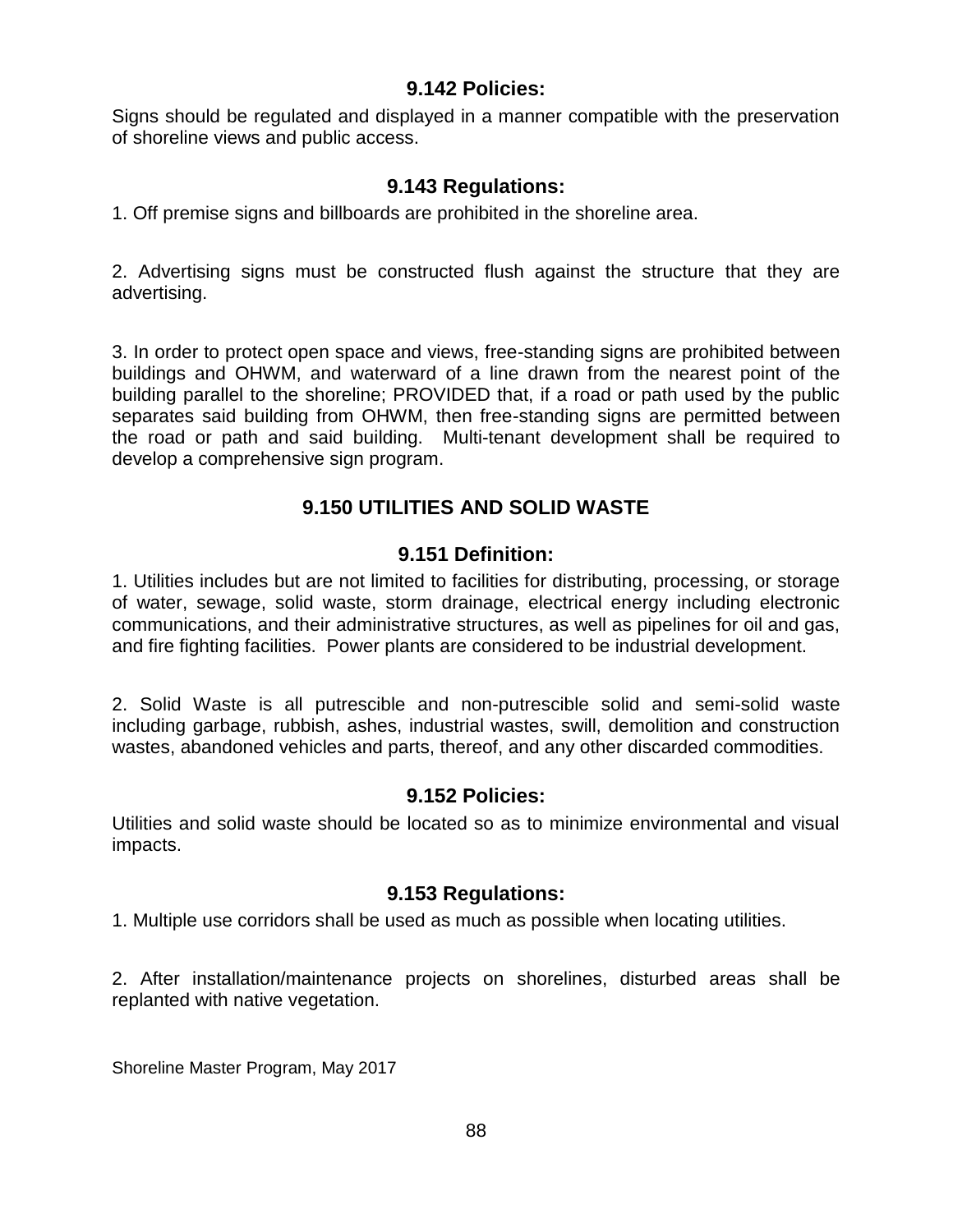### 9.142 Policies:

Signs should be regulated and displayed in a manner compatible with the preservation of shoreline views and public access.

### 9.143 Regulations:

1. Off premise signs and billboards are prohibited in the shoreline area.

2. Advertising signs must be constructed flush against the structure that they are advertising.

3. In order to protect open space and views, free-standing signs are prohibited between buildings and OHWM, and waterward of a line drawn from the nearest point of the building parallel to the shoreline; PROVIDED that, if a road or path used by the public separates said building from OHWM, then free-standing signs are permitted between the road or path and said building. Multi-tenant development shall be required to develop a comprehensive sign program.

## 9.150 UTILITIES AND SOLID WASTE

### 9.151 Definition:

1. Utilities includes but are not limited to facilities for distributing, processing, or storage of water, sewage, solid waste, storm drainage, electrical energy including electronic communications, and their administrative structures, as well as pipelines for oil and gas, and fire fighting facilities. Power plants are considered to be industrial development.

2. Solid Waste is all putrescible and non-putrescible solid and semi-solid waste including garbage, rubbish, ashes, industrial wastes, swill, demolition and construction wastes, abandoned vehicles and parts, thereof, and any other discarded commodities.

### 9.152 Policies:

Utilities and solid waste should be located so as to minimize environmental and visual impacts.

### 9.153 Regulations:

1. Multiple use corridors shall be used as much as possible when locating utilities.

2. After installation/maintenance projects on shorelines, disturbed areas shall be replanted with native vegetation.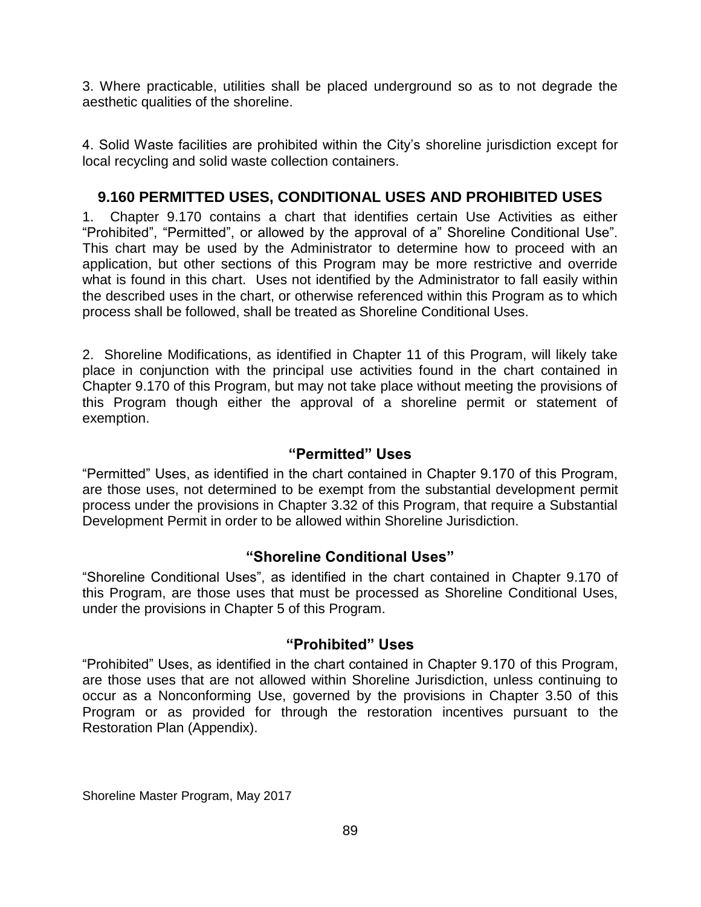3. Where practicable, utilities shall be placed underground so as to not degrade the aesthetic qualities of the shoreline.

4. Solid Waste facilities are prohibited within the City's shoreline jurisdiction except for local recycling and solid waste collection containers.

## 9.160 PERMITTED USES, CONDITIONAL USES AND PROHIBITED USES

1. Chapter 9.170 contains a chart that identifies certain Use Activities as either "Prohibited", "Permitted", or allowed by the approval of a" Shoreline Conditional Use". This chart may be used by the Administrator to determine how to proceed with an application, but other sections of this Program may be more restrictive and override what is found in this chart. Uses not identified by the Administrator to fall easily within the described uses in the chart, or otherwise referenced within this Program as to which process shall be followed, shall be treated as Shoreline Conditional Uses.

2. Shoreline Modifications, as identified in Chapter 11 of this Program, will likely take place in conjunction with the principal use activities found in the chart contained in Chapter 9.170 of this Program, but may not take place without meeting the provisions of this Program though either the approval of a shoreline permit or statement of exemption.

### "Permitted" Uses

"Permitted" Uses, as identified in the chart contained in Chapter 9.170 of this Program, are those uses, not determined to be exempt from the substantial development permit process under the provisions in Chapter 3.32 of this Program, that require a Substantial Development Permit in order to be allowed within Shoreline Jurisdiction.

### "Shoreline Conditional Uses"

"Shoreline Conditional Uses", as identified in the chart contained in Chapter 9.170 of this Program, are those uses that must be processed as Shoreline Conditional Uses, under the provisions in Chapter 5 of this Program.

### "Prohibited" Uses

"Prohibited" Uses, as identified in the chart contained in Chapter 9.170 of this Program, are those uses that are not allowed within Shoreline Jurisdiction, unless continuing to occur as a Nonconforming Use, governed by the provisions in Chapter 3.50 of this Program or as provided for through the restoration incentives pursuant to the Restoration Plan (Appendix).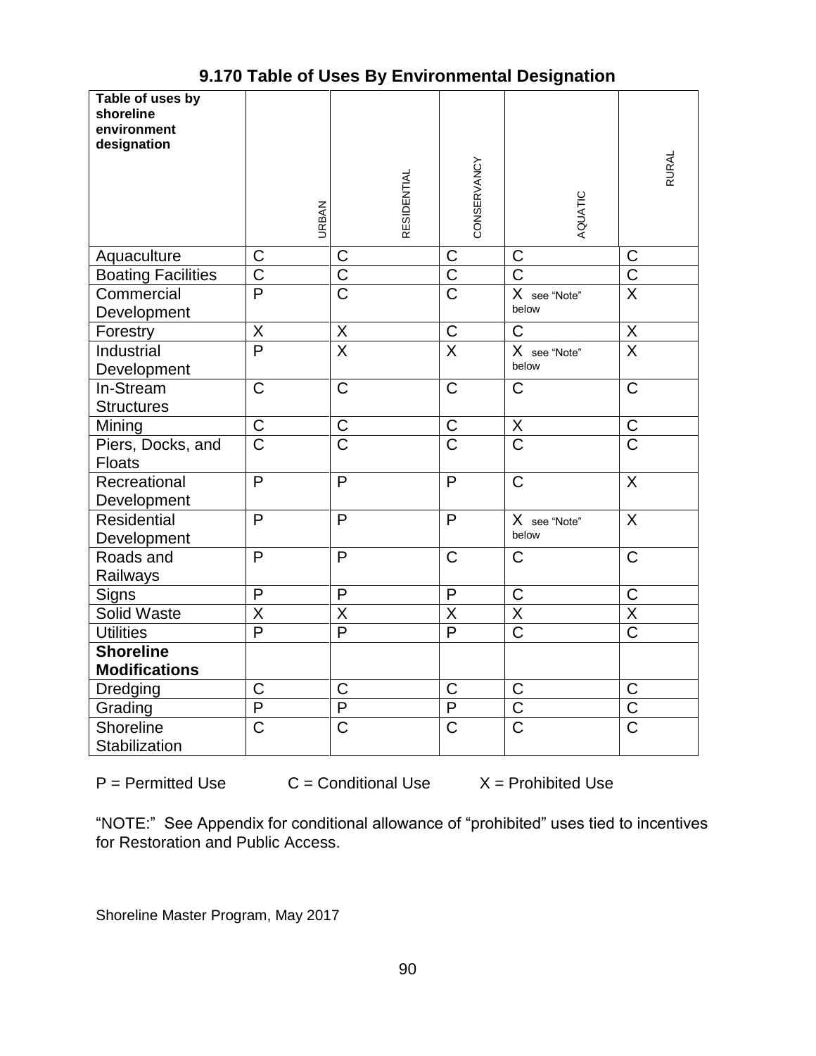# 9.170 Table of Uses By Environmental Designation

| Table of uses by shoreline environment designation | URBAN | RESIDENTIAL | CONSERVANCY | AQUATIC | RURAL |
|---|---|---|---|---|---|
| Aquaculture | C | C | C | C | C |
| Boating Facilities | C | C | C | C | C |
| Commercial Development | P | C | C | X see "Note" below | X |
| Forestry | X | X | C | C | X |
| Industrial Development | P | X | X | X see "Note" below | X |
| In-Stream Structures | C | C | C | C | C |
| Mining | C | C | C | X | C |
| Piers, Docks, and Floats | C | C | C | C | C |
| Recreational Development | P | P | P | C | X |
| Residential Development | P | P | P | X see "Note" below | X |
| Roads and Railways | P | P | C | C | C |
| Signs | P | P | P | C | C |
| Solid Waste | X | X | X | X | X |
| Utilities | P | P | P | C | C |
| **Shoreline Modifications** | | | | | |
| Dredging | C | C | C | C | C |
| Grading | P | P | P | C | C |
| Shoreline Stabilization | C | C | C | C | C |

P = Permitted Use C = Conditional Use X = Prohibited Use

"NOTE:" See Appendix for conditional allowance of "prohibited" uses tied to incentives for Restoration and Public Access.

Shoreline Master Program, May 2017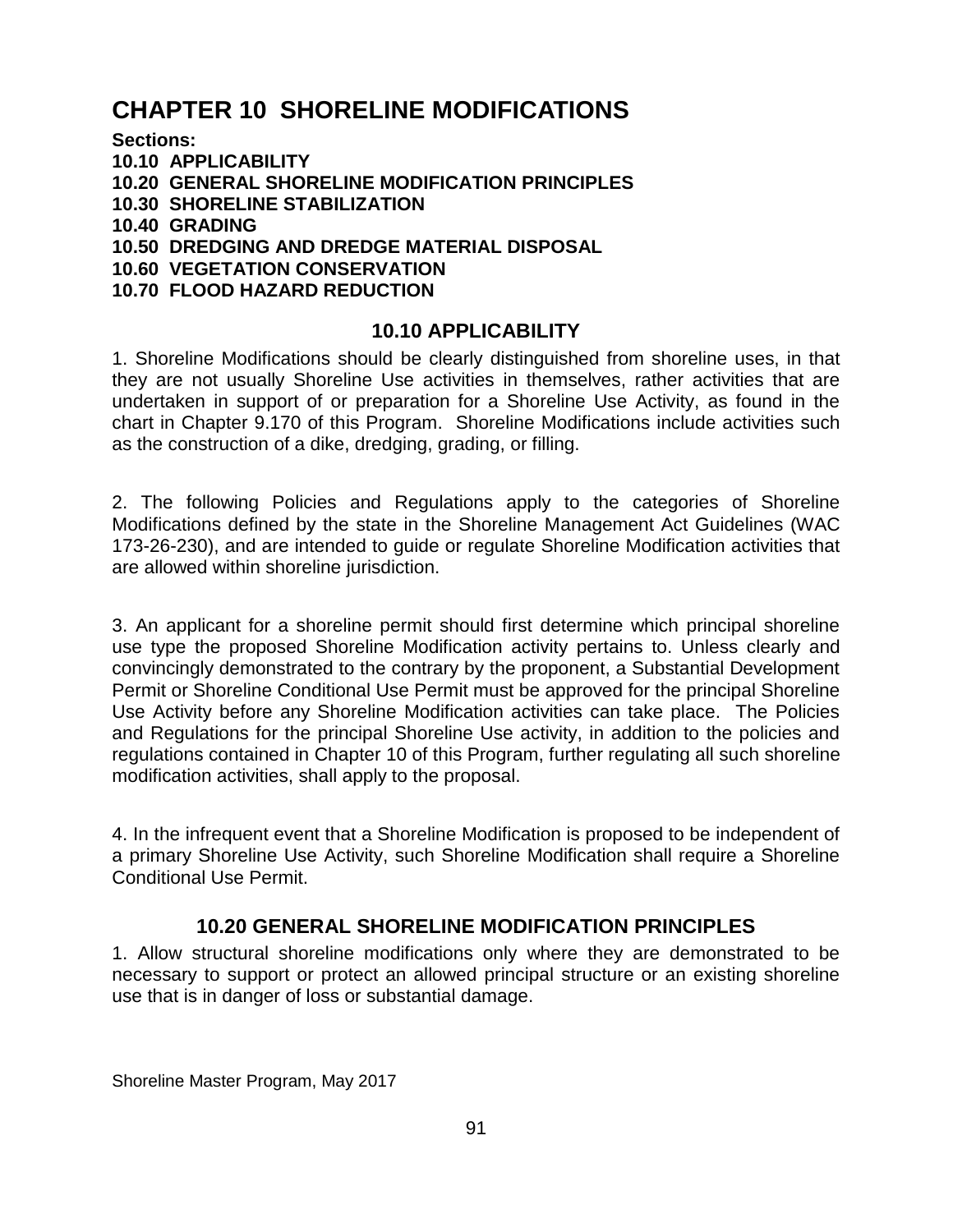# CHAPTER 10 SHORELINE MODIFICATIONS

**Sections:**
**10.10 APPLICABILITY**
**10.20 GENERAL SHORELINE MODIFICATION PRINCIPLES**
**10.30 SHORELINE STABILIZATION**
**10.40 GRADING**
**10.50 DREDGING AND DREDGE MATERIAL DISPOSAL**
**10.60 VEGETATION CONSERVATION**
**10.70 FLOOD HAZARD REDUCTION**

## 10.10 APPLICABILITY

1. Shoreline Modifications should be clearly distinguished from shoreline uses, in that they are not usually Shoreline Use activities in themselves, rather activities that are undertaken in support of or preparation for a Shoreline Use Activity, as found in the chart in Chapter 9.170 of this Program. Shoreline Modifications include activities such as the construction of a dike, dredging, grading, or filling.

2. The following Policies and Regulations apply to the categories of Shoreline Modifications defined by the state in the Shoreline Management Act Guidelines (WAC 173-26-230), and are intended to guide or regulate Shoreline Modification activities that are allowed within shoreline jurisdiction.

3. An applicant for a shoreline permit should first determine which principal shoreline use type the proposed Shoreline Modification activity pertains to. Unless clearly and convincingly demonstrated to the contrary by the proponent, a Substantial Development Permit or Shoreline Conditional Use Permit must be approved for the principal Shoreline Use Activity before any Shoreline Modification activities can take place. The Policies and Regulations for the principal Shoreline Use activity, in addition to the policies and regulations contained in Chapter 10 of this Program, further regulating all such shoreline modification activities, shall apply to the proposal.

4. In the infrequent event that a Shoreline Modification is proposed to be independent of a primary Shoreline Use Activity, such Shoreline Modification shall require a Shoreline Conditional Use Permit.

## 10.20 GENERAL SHORELINE MODIFICATION PRINCIPLES

1. Allow structural shoreline modifications only where they are demonstrated to be necessary to support or protect an allowed principal structure or an existing shoreline use that is in danger of loss or substantial damage.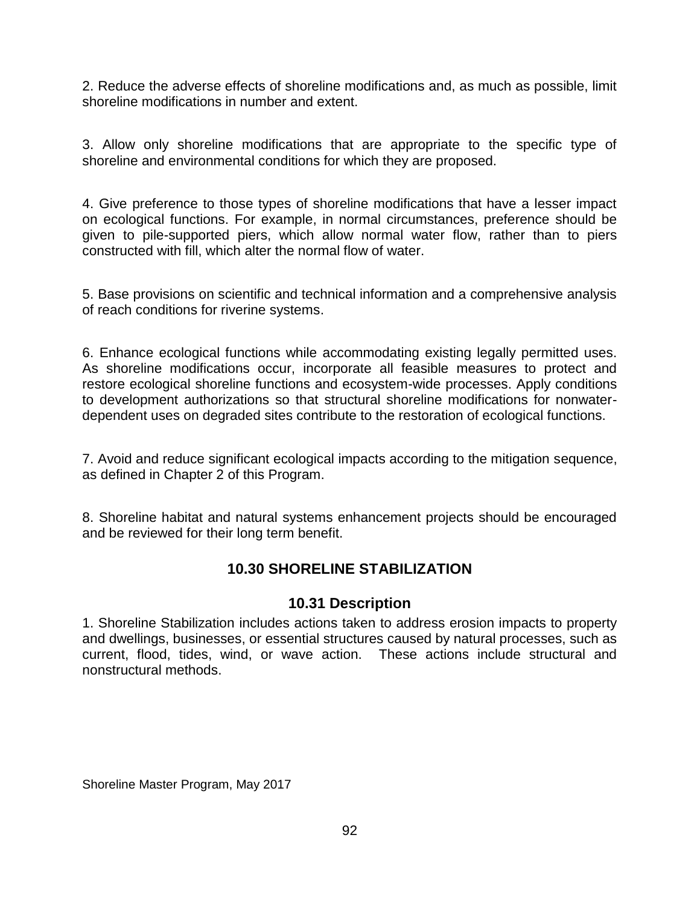2. Reduce the adverse effects of shoreline modifications and, as much as possible, limit shoreline modifications in number and extent.

3. Allow only shoreline modifications that are appropriate to the specific type of shoreline and environmental conditions for which they are proposed.

4. Give preference to those types of shoreline modifications that have a lesser impact on ecological functions. For example, in normal circumstances, preference should be given to pile-supported piers, which allow normal water flow, rather than to piers constructed with fill, which alter the normal flow of water.

5. Base provisions on scientific and technical information and a comprehensive analysis of reach conditions for riverine systems.

6. Enhance ecological functions while accommodating existing legally permitted uses. As shoreline modifications occur, incorporate all feasible measures to protect and restore ecological shoreline functions and ecosystem-wide processes. Apply conditions to development authorizations so that structural shoreline modifications for nonwater-dependent uses on degraded sites contribute to the restoration of ecological functions.

7. Avoid and reduce significant ecological impacts according to the mitigation sequence, as defined in Chapter 2 of this Program.

8. Shoreline habitat and natural systems enhancement projects should be encouraged and be reviewed for their long term benefit.

## 10.30 SHORELINE STABILIZATION

### 10.31 Description

1. Shoreline Stabilization includes actions taken to address erosion impacts to property and dwellings, businesses, or essential structures caused by natural processes, such as current, flood, tides, wind, or wave action. These actions include structural and nonstructural methods.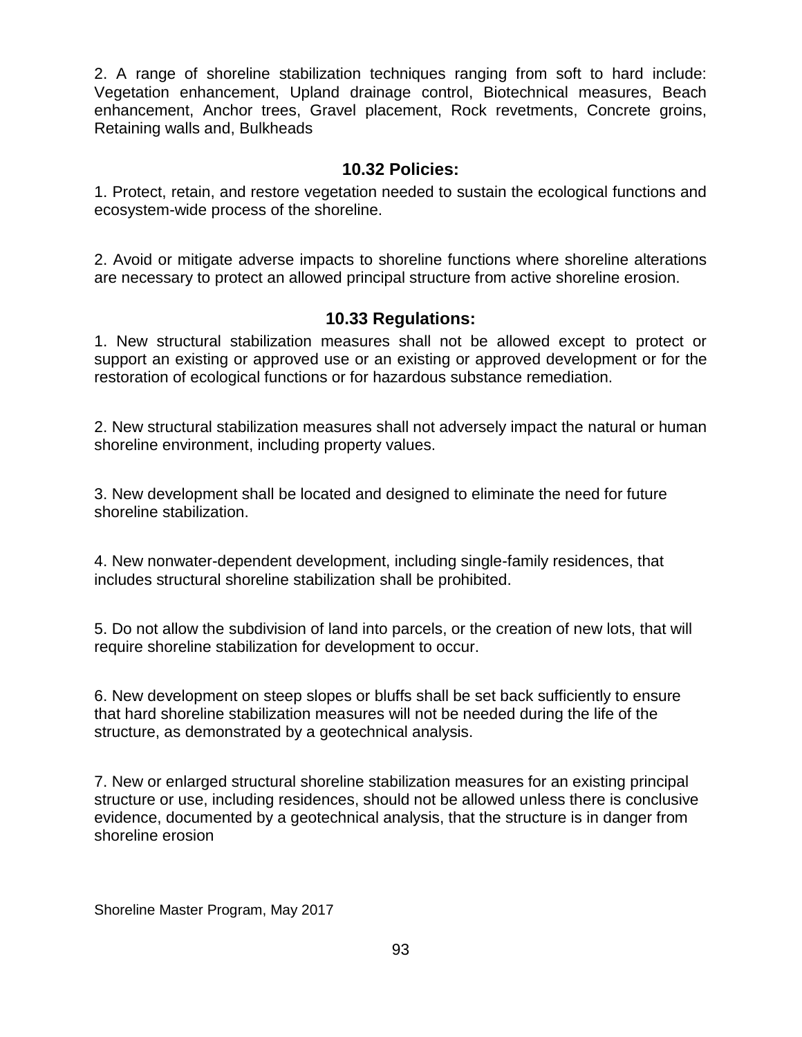2. A range of shoreline stabilization techniques ranging from soft to hard include: Vegetation enhancement, Upland drainage control, Biotechnical measures, Beach enhancement, Anchor trees, Gravel placement, Rock revetments, Concrete groins, Retaining walls and, Bulkheads

### 10.32 Policies:

1. Protect, retain, and restore vegetation needed to sustain the ecological functions and ecosystem-wide process of the shoreline.

2. Avoid or mitigate adverse impacts to shoreline functions where shoreline alterations are necessary to protect an allowed principal structure from active shoreline erosion.

### 10.33 Regulations:

1. New structural stabilization measures shall not be allowed except to protect or support an existing or approved use or an existing or approved development or for the restoration of ecological functions or for hazardous substance remediation.

2. New structural stabilization measures shall not adversely impact the natural or human shoreline environment, including property values.

3. New development shall be located and designed to eliminate the need for future shoreline stabilization.

4. New nonwater-dependent development, including single-family residences, that includes structural shoreline stabilization shall be prohibited.

5. Do not allow the subdivision of land into parcels, or the creation of new lots, that will require shoreline stabilization for development to occur.

6. New development on steep slopes or bluffs shall be set back sufficiently to ensure that hard shoreline stabilization measures will not be needed during the life of the structure, as demonstrated by a geotechnical analysis.

7. New or enlarged structural shoreline stabilization measures for an existing principal structure or use, including residences, should not be allowed unless there is conclusive evidence, documented by a geotechnical analysis, that the structure is in danger from shoreline erosion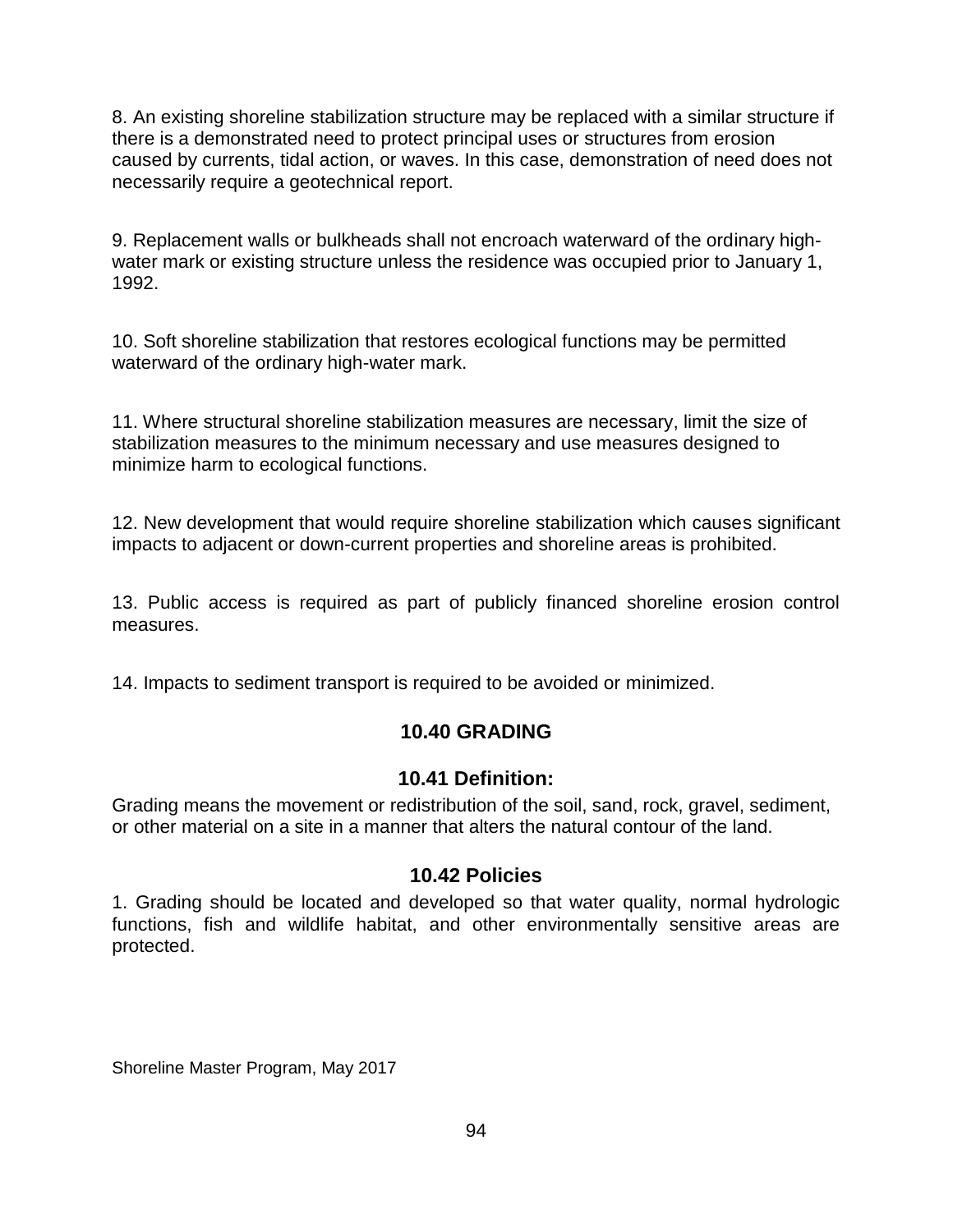8. An existing shoreline stabilization structure may be replaced with a similar structure if there is a demonstrated need to protect principal uses or structures from erosion caused by currents, tidal action, or waves. In this case, demonstration of need does not necessarily require a geotechnical report.

9. Replacement walls or bulkheads shall not encroach waterward of the ordinary high-water mark or existing structure unless the residence was occupied prior to January 1, 1992.

10. Soft shoreline stabilization that restores ecological functions may be permitted waterward of the ordinary high-water mark.

11. Where structural shoreline stabilization measures are necessary, limit the size of stabilization measures to the minimum necessary and use measures designed to minimize harm to ecological functions.

12. New development that would require shoreline stabilization which causes significant impacts to adjacent or down-current properties and shoreline areas is prohibited.

13. Public access is required as part of publicly financed shoreline erosion control measures.

14. Impacts to sediment transport is required to be avoided or minimized.

## 10.40 GRADING

### 10.41 Definition:

Grading means the movement or redistribution of the soil, sand, rock, gravel, sediment, or other material on a site in a manner that alters the natural contour of the land.

### 10.42 Policies

1. Grading should be located and developed so that water quality, normal hydrologic functions, fish and wildlife habitat, and other environmentally sensitive areas are protected.

Shoreline Master Program, May 2017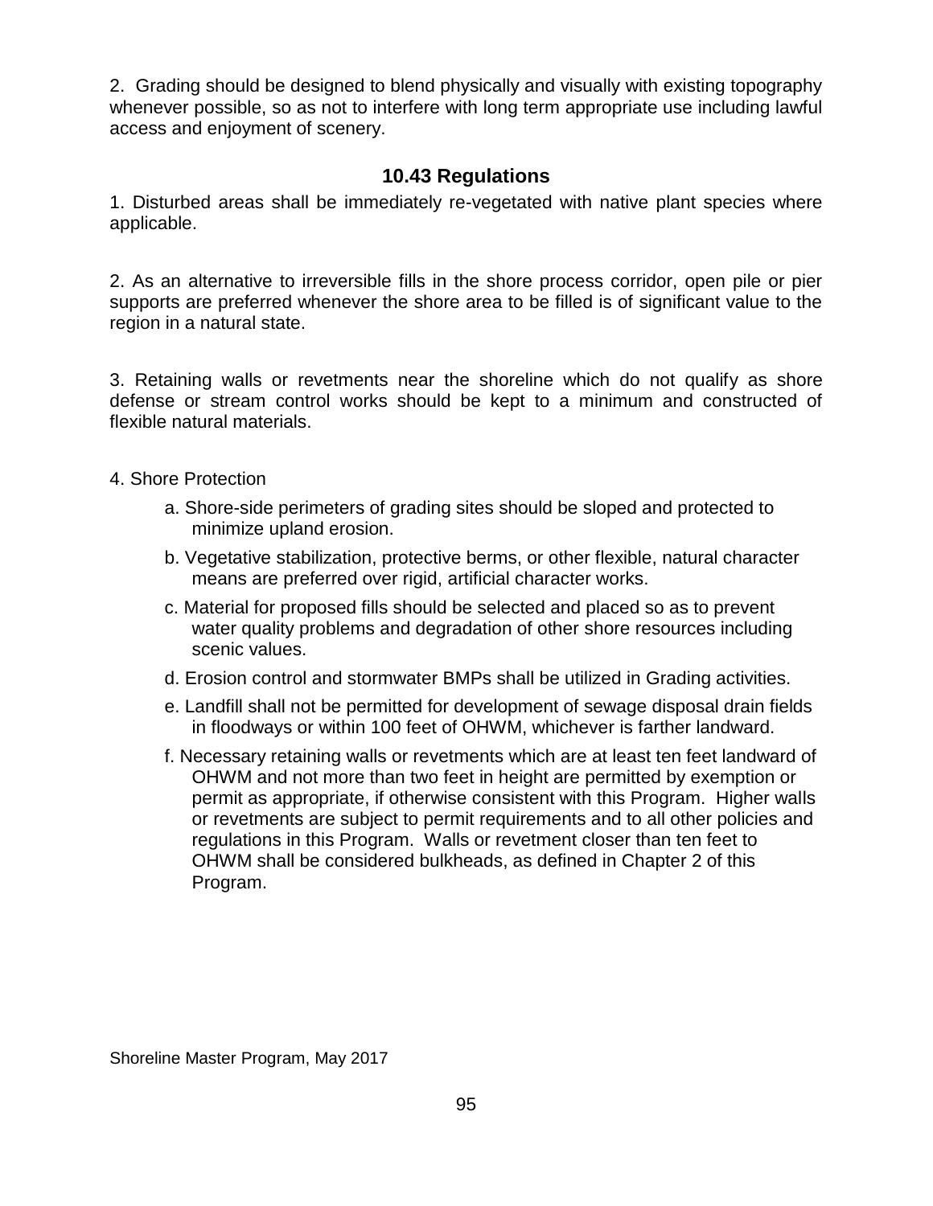2. Grading should be designed to blend physically and visually with existing topography whenever possible, so as not to interfere with long term appropriate use including lawful access and enjoyment of scenery.

### 10.43 Regulations

1. Disturbed areas shall be immediately re-vegetated with native plant species where applicable.

2. As an alternative to irreversible fills in the shore process corridor, open pile or pier supports are preferred whenever the shore area to be filled is of significant value to the region in a natural state.

3. Retaining walls or revetments near the shoreline which do not qualify as shore defense or stream control works should be kept to a minimum and constructed of flexible natural materials.

4. Shore Protection

   a. Shore-side perimeters of grading sites should be sloped and protected to minimize upland erosion.

   b. Vegetative stabilization, protective berms, or other flexible, natural character means are preferred over rigid, artificial character works.

   c. Material for proposed fills should be selected and placed so as to prevent water quality problems and degradation of other shore resources including scenic values.

   d. Erosion control and stormwater BMPs shall be utilized in Grading activities.

   e. Landfill shall not be permitted for development of sewage disposal drain fields in floodways or within 100 feet of OHWM, whichever is farther landward.

   f. Necessary retaining walls or revetments which are at least ten feet landward of OHWM and not more than two feet in height are permitted by exemption or permit as appropriate, if otherwise consistent with this Program. Higher walls or revetments are subject to permit requirements and to all other policies and regulations in this Program. Walls or revetment closer than ten feet to OHWM shall be considered bulkheads, as defined in Chapter 2 of this Program.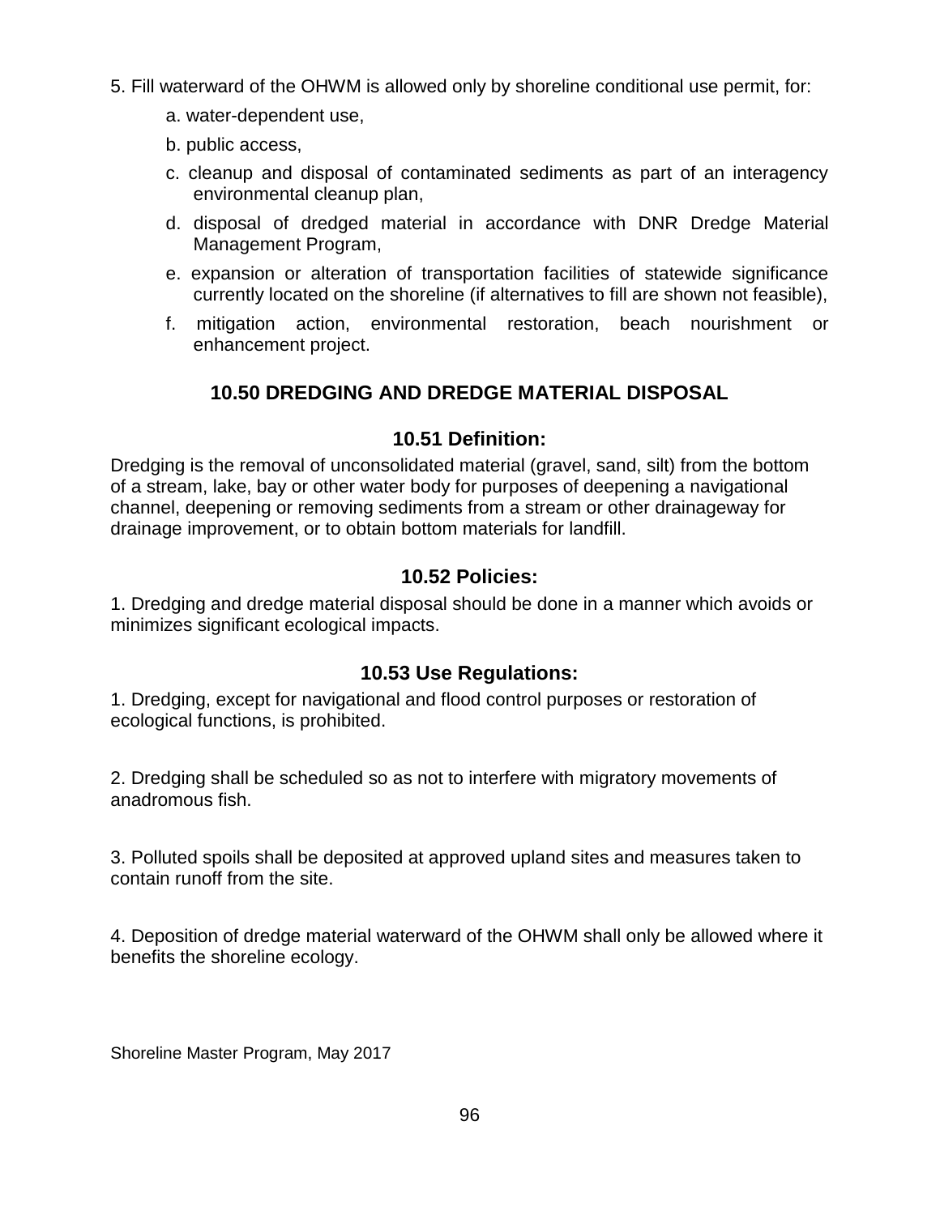5. Fill waterward of the OHWM is allowed only by shoreline conditional use permit, for:

   a. water-dependent use,

   b. public access,

   c. cleanup and disposal of contaminated sediments as part of an interagency environmental cleanup plan,

   d. disposal of dredged material in accordance with DNR Dredge Material Management Program,

   e. expansion or alteration of transportation facilities of statewide significance currently located on the shoreline (if alternatives to fill are shown not feasible),

   f. mitigation action, environmental restoration, beach nourishment or enhancement project.

## 10.50 DREDGING AND DREDGE MATERIAL DISPOSAL

### 10.51 Definition:

Dredging is the removal of unconsolidated material (gravel, sand, silt) from the bottom of a stream, lake, bay or other water body for purposes of deepening a navigational channel, deepening or removing sediments from a stream or other drainageway for drainage improvement, or to obtain bottom materials for landfill.

### 10.52 Policies:

1. Dredging and dredge material disposal should be done in a manner which avoids or minimizes significant ecological impacts.

### 10.53 Use Regulations:

1. Dredging, except for navigational and flood control purposes or restoration of ecological functions, is prohibited.

2. Dredging shall be scheduled so as not to interfere with migratory movements of anadromous fish.

3. Polluted spoils shall be deposited at approved upland sites and measures taken to contain runoff from the site.

4. Deposition of dredge material waterward of the OHWM shall only be allowed where it benefits the shoreline ecology.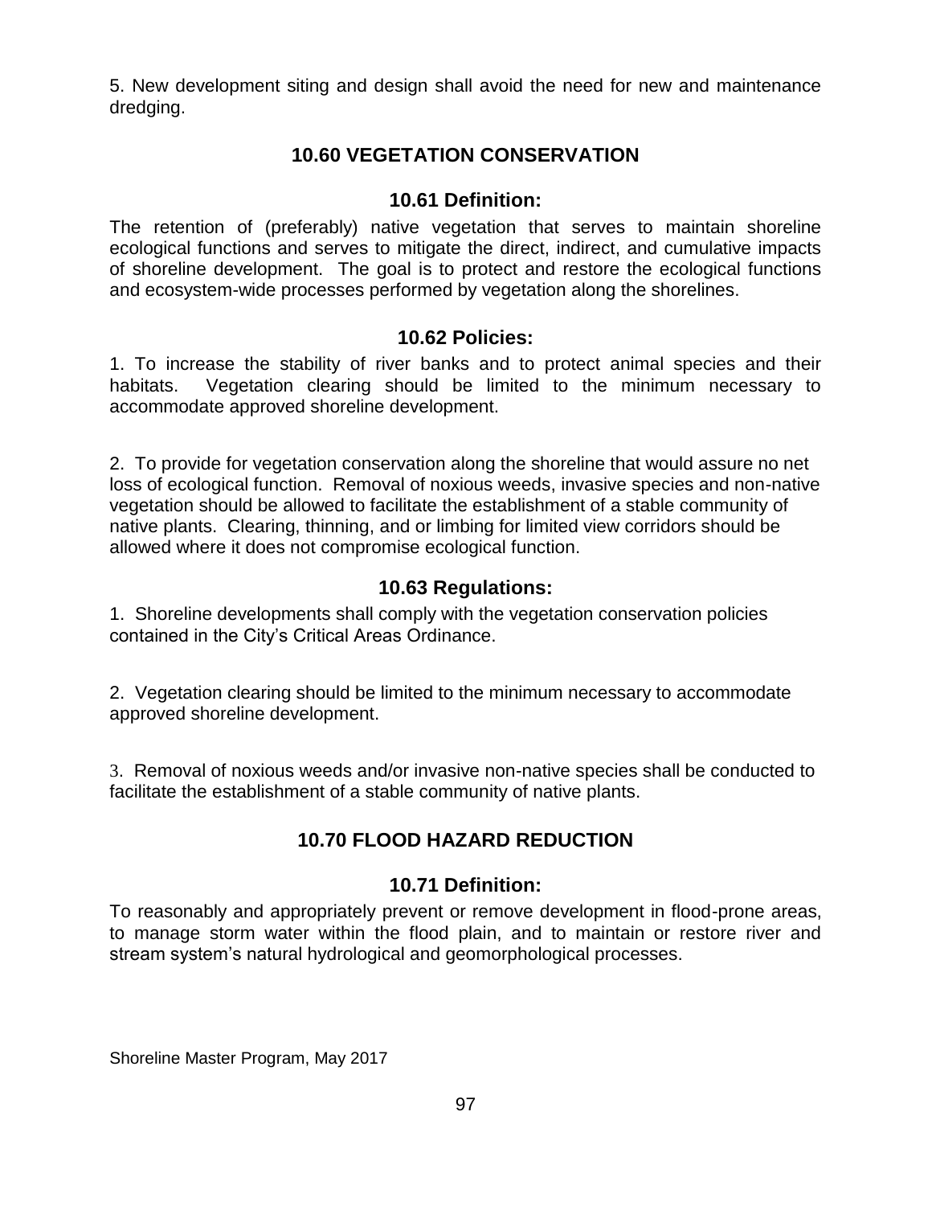5. New development siting and design shall avoid the need for new and maintenance dredging.

## 10.60 VEGETATION CONSERVATION

### 10.61 Definition:

The retention of (preferably) native vegetation that serves to maintain shoreline ecological functions and serves to mitigate the direct, indirect, and cumulative impacts of shoreline development. The goal is to protect and restore the ecological functions and ecosystem-wide processes performed by vegetation along the shorelines.

### 10.62 Policies:

1. To increase the stability of river banks and to protect animal species and their habitats. Vegetation clearing should be limited to the minimum necessary to accommodate approved shoreline development.

2. To provide for vegetation conservation along the shoreline that would assure no net loss of ecological function. Removal of noxious weeds, invasive species and non-native vegetation should be allowed to facilitate the establishment of a stable community of native plants. Clearing, thinning, and or limbing for limited view corridors should be allowed where it does not compromise ecological function.

### 10.63 Regulations:

1. Shoreline developments shall comply with the vegetation conservation policies contained in the City's Critical Areas Ordinance.

2. Vegetation clearing should be limited to the minimum necessary to accommodate approved shoreline development.

3. Removal of noxious weeds and/or invasive non-native species shall be conducted to facilitate the establishment of a stable community of native plants.

## 10.70 FLOOD HAZARD REDUCTION

### 10.71 Definition:

To reasonably and appropriately prevent or remove development in flood-prone areas, to manage storm water within the flood plain, and to maintain or restore river and stream system's natural hydrological and geomorphological processes.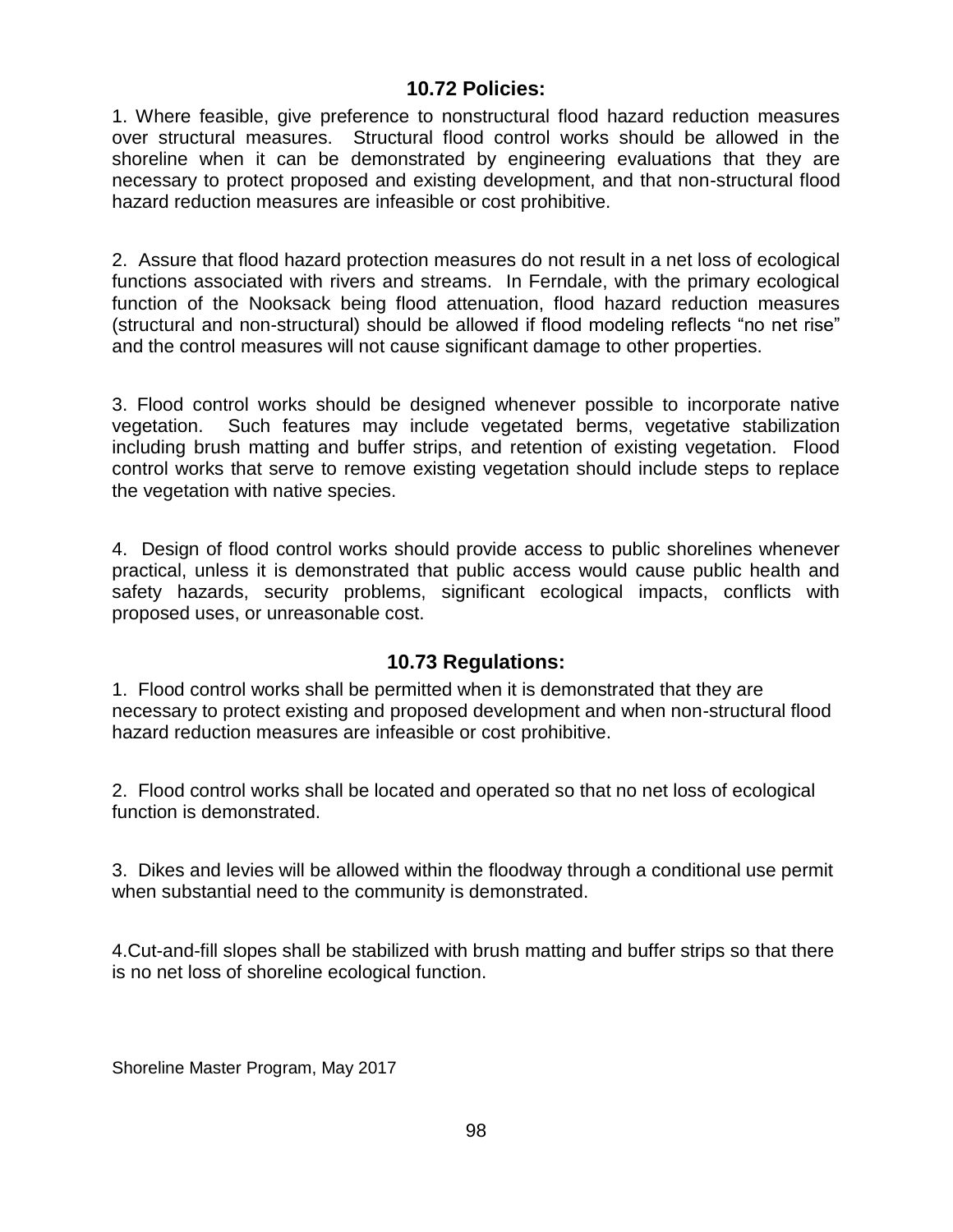### 10.72 Policies:

1. Where feasible, give preference to nonstructural flood hazard reduction measures over structural measures. Structural flood control works should be allowed in the shoreline when it can be demonstrated by engineering evaluations that they are necessary to protect proposed and existing development, and that non-structural flood hazard reduction measures are infeasible or cost prohibitive.

2. Assure that flood hazard protection measures do not result in a net loss of ecological functions associated with rivers and streams. In Ferndale, with the primary ecological function of the Nooksack being flood attenuation, flood hazard reduction measures (structural and non-structural) should be allowed if flood modeling reflects "no net rise" and the control measures will not cause significant damage to other properties.

3. Flood control works should be designed whenever possible to incorporate native vegetation. Such features may include vegetated berms, vegetative stabilization including brush matting and buffer strips, and retention of existing vegetation. Flood control works that serve to remove existing vegetation should include steps to replace the vegetation with native species.

4. Design of flood control works should provide access to public shorelines whenever practical, unless it is demonstrated that public access would cause public health and safety hazards, security problems, significant ecological impacts, conflicts with proposed uses, or unreasonable cost.

### 10.73 Regulations:

1. Flood control works shall be permitted when it is demonstrated that they are necessary to protect existing and proposed development and when non-structural flood hazard reduction measures are infeasible or cost prohibitive.

2. Flood control works shall be located and operated so that no net loss of ecological function is demonstrated.

3. Dikes and levies will be allowed within the floodway through a conditional use permit when substantial need to the community is demonstrated.

4.Cut-and-fill slopes shall be stabilized with brush matting and buffer strips so that there is no net loss of shoreline ecological function.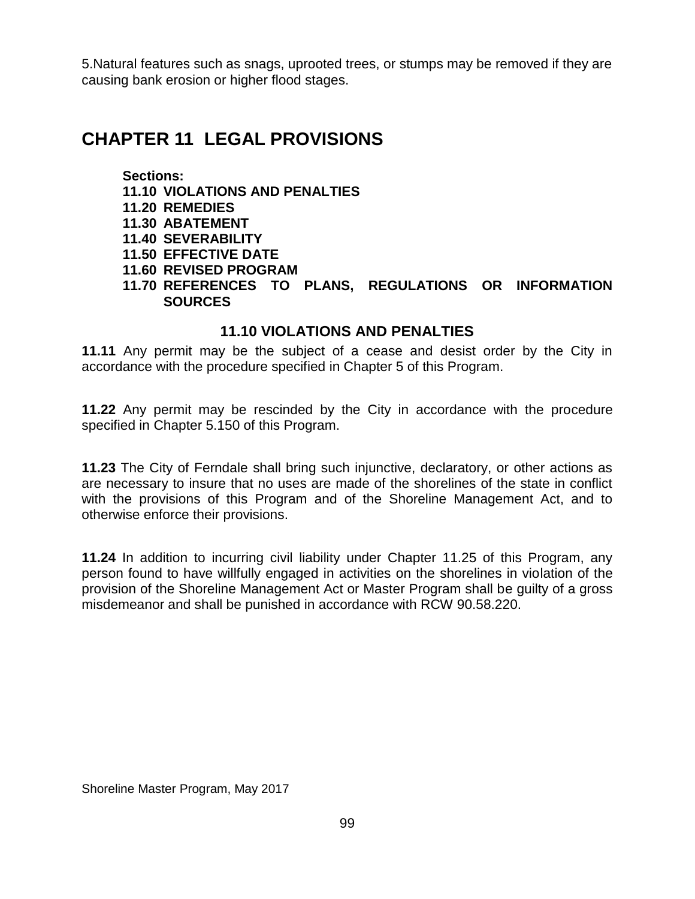5.Natural features such as snags, uprooted trees, or stumps may be removed if they are causing bank erosion or higher flood stages.

# CHAPTER 11 LEGAL PROVISIONS

**Sections:**
**11.10 VIOLATIONS AND PENALTIES**
**11.20 REMEDIES**
**11.30 ABATEMENT**
**11.40 SEVERABILITY**
**11.50 EFFECTIVE DATE**
**11.60 REVISED PROGRAM**
**11.70 REFERENCES TO PLANS, REGULATIONS OR INFORMATION SOURCES**

## 11.10 VIOLATIONS AND PENALTIES

**11.11** Any permit may be the subject of a cease and desist order by the City in accordance with the procedure specified in Chapter 5 of this Program.

**11.22** Any permit may be rescinded by the City in accordance with the procedure specified in Chapter 5.150 of this Program.

**11.23** The City of Ferndale shall bring such injunctive, declaratory, or other actions as are necessary to insure that no uses are made of the shorelines of the state in conflict with the provisions of this Program and of the Shoreline Management Act, and to otherwise enforce their provisions.

**11.24** In addition to incurring civil liability under Chapter 11.25 of this Program, any person found to have willfully engaged in activities on the shorelines in violation of the provision of the Shoreline Management Act or Master Program shall be guilty of a gross misdemeanor and shall be punished in accordance with RCW 90.58.220.

Shoreline Master Program, May 2017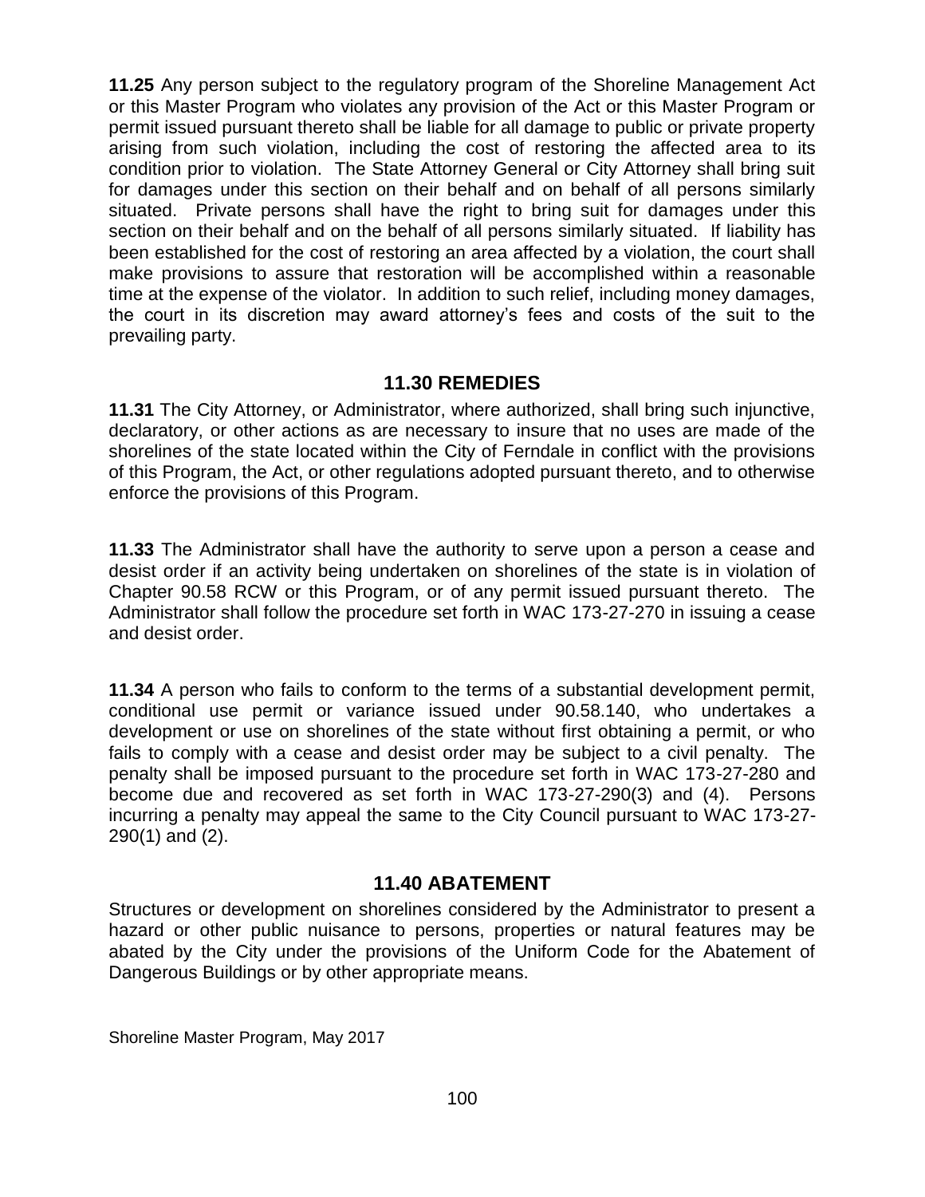**11.25** Any person subject to the regulatory program of the Shoreline Management Act or this Master Program who violates any provision of the Act or this Master Program or permit issued pursuant thereto shall be liable for all damage to public or private property arising from such violation, including the cost of restoring the affected area to its condition prior to violation. The State Attorney General or City Attorney shall bring suit for damages under this section on their behalf and on behalf of all persons similarly situated. Private persons shall have the right to bring suit for damages under this section on their behalf and on the behalf of all persons similarly situated. If liability has been established for the cost of restoring an area affected by a violation, the court shall make provisions to assure that restoration will be accomplished within a reasonable time at the expense of the violator. In addition to such relief, including money damages, the court in its discretion may award attorney's fees and costs of the suit to the prevailing party.

## 11.30 REMEDIES

**11.31** The City Attorney, or Administrator, where authorized, shall bring such injunctive, declaratory, or other actions as are necessary to insure that no uses are made of the shorelines of the state located within the City of Ferndale in conflict with the provisions of this Program, the Act, or other regulations adopted pursuant thereto, and to otherwise enforce the provisions of this Program.

**11.33** The Administrator shall have the authority to serve upon a person a cease and desist order if an activity being undertaken on shorelines of the state is in violation of Chapter 90.58 RCW or this Program, or of any permit issued pursuant thereto. The Administrator shall follow the procedure set forth in WAC 173-27-270 in issuing a cease and desist order.

**11.34** A person who fails to conform to the terms of a substantial development permit, conditional use permit or variance issued under 90.58.140, who undertakes a development or use on shorelines of the state without first obtaining a permit, or who fails to comply with a cease and desist order may be subject to a civil penalty. The penalty shall be imposed pursuant to the procedure set forth in WAC 173-27-280 and become due and recovered as set forth in WAC 173-27-290(3) and (4). Persons incurring a penalty may appeal the same to the City Council pursuant to WAC 173-27-290(1) and (2).

## 11.40 ABATEMENT

Structures or development on shorelines considered by the Administrator to present a hazard or other public nuisance to persons, properties or natural features may be abated by the City under the provisions of the Uniform Code for the Abatement of Dangerous Buildings or by other appropriate means.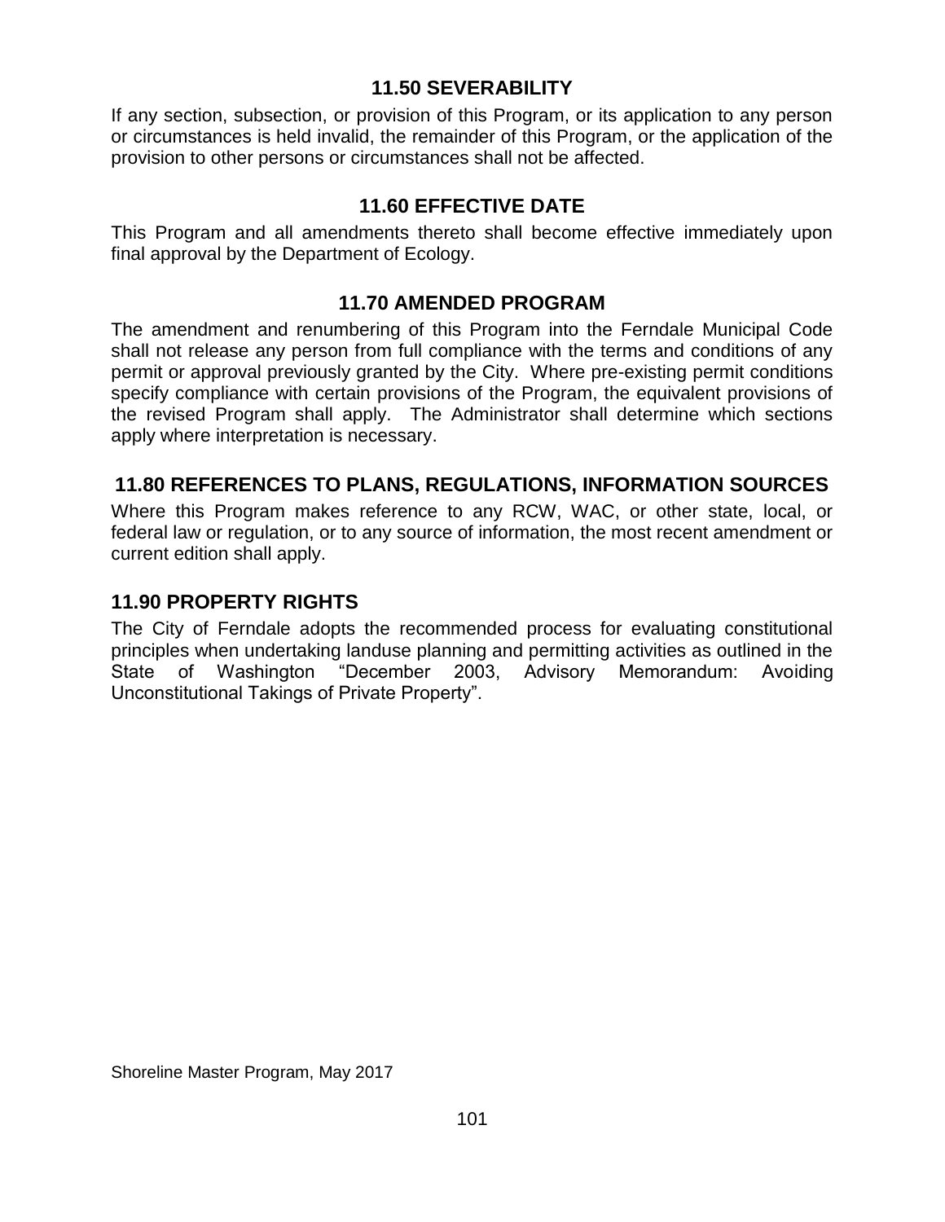## 11.50 SEVERABILITY

If any section, subsection, or provision of this Program, or its application to any person or circumstances is held invalid, the remainder of this Program, or the application of the provision to other persons or circumstances shall not be affected.

## 11.60 EFFECTIVE DATE

This Program and all amendments thereto shall become effective immediately upon final approval by the Department of Ecology.

## 11.70 AMENDED PROGRAM

The amendment and renumbering of this Program into the Ferndale Municipal Code shall not release any person from full compliance with the terms and conditions of any permit or approval previously granted by the City. Where pre-existing permit conditions specify compliance with certain provisions of the Program, the equivalent provisions of the revised Program shall apply. The Administrator shall determine which sections apply where interpretation is necessary.

## 11.80 REFERENCES TO PLANS, REGULATIONS, INFORMATION SOURCES

Where this Program makes reference to any RCW, WAC, or other state, local, or federal law or regulation, or to any source of information, the most recent amendment or current edition shall apply.

## 11.90 PROPERTY RIGHTS

The City of Ferndale adopts the recommended process for evaluating constitutional principles when undertaking landuse planning and permitting activities as outlined in the State of Washington "December 2003, Advisory Memorandum: Avoiding Unconstitutional Takings of Private Property".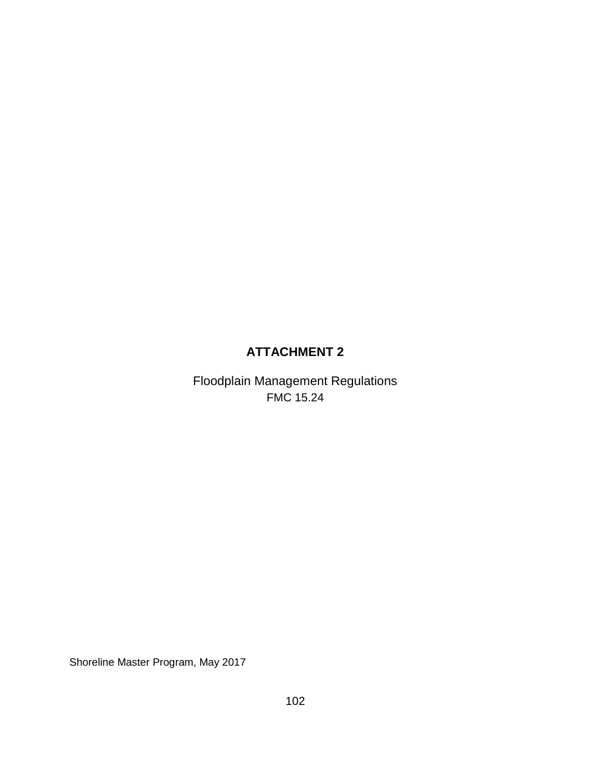# ATTACHMENT 2

Floodplain Management Regulations
FMC 15.24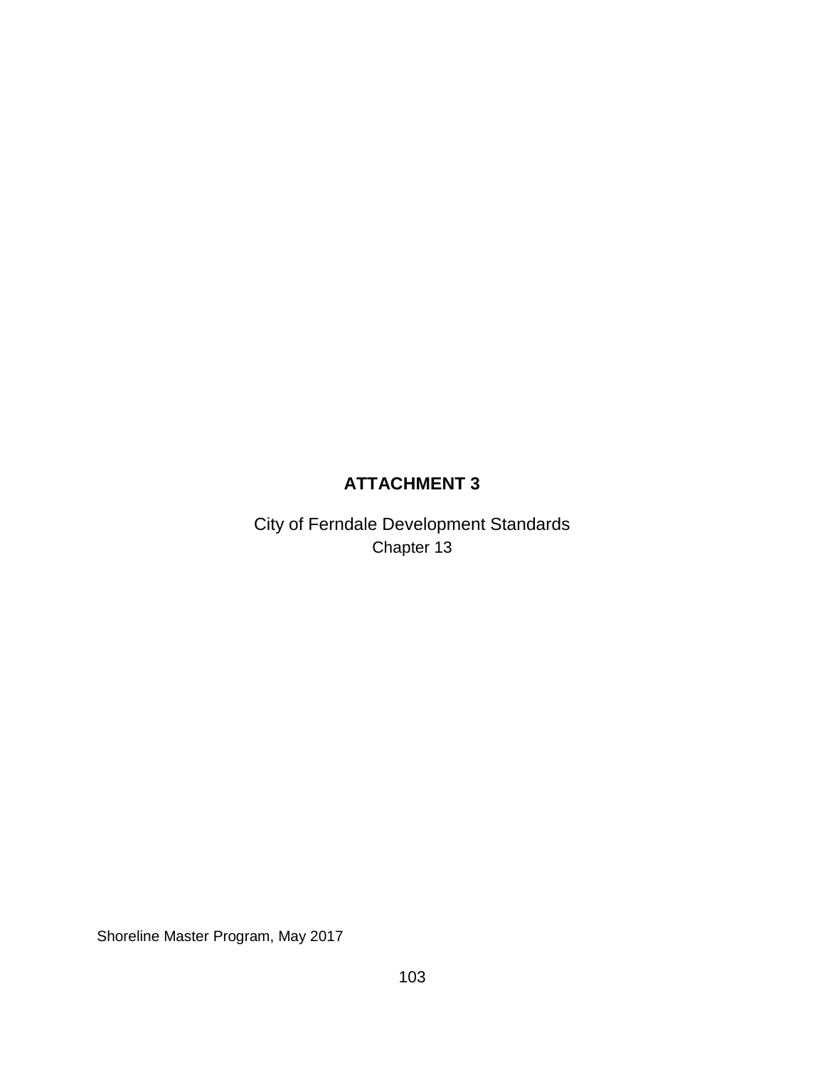**ATTACHMENT 3**

City of Ferndale Development Standards

Chapter 13